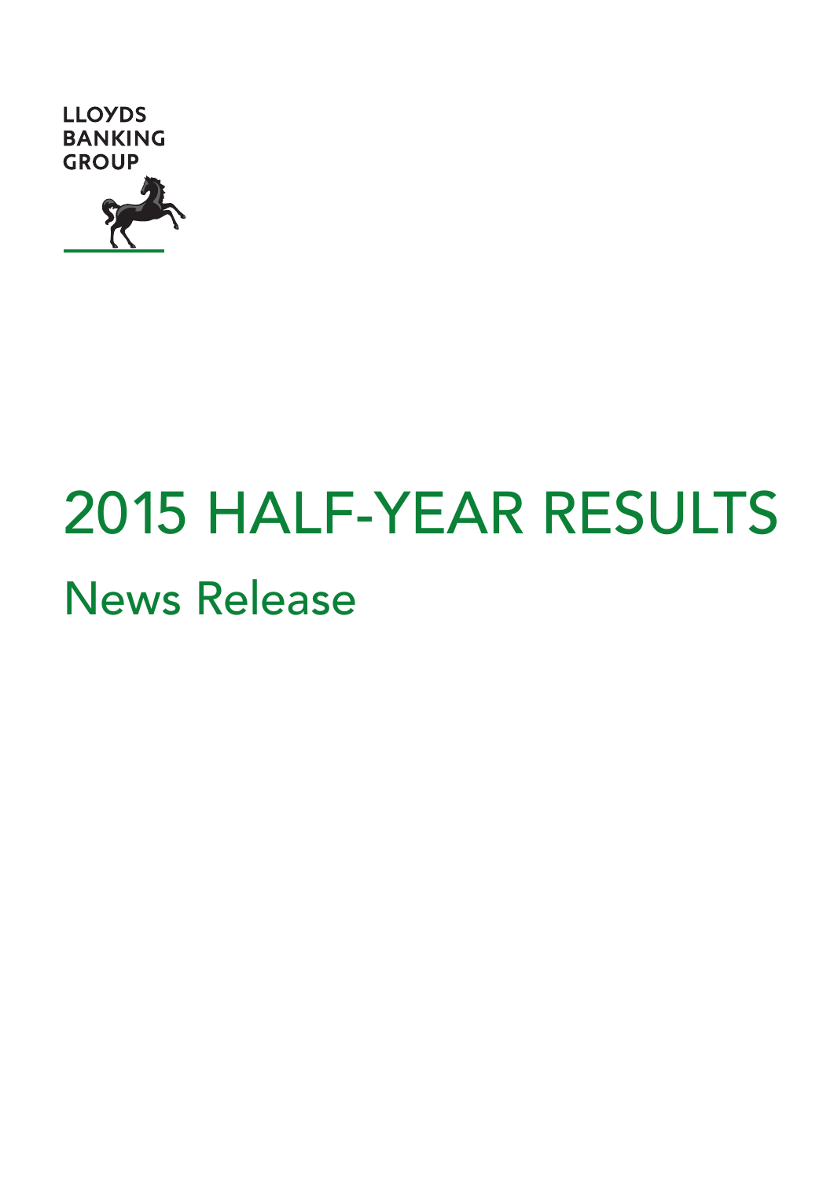LLOYDS
BANKING
GROUP

# 2015 HALF-YEAR RESULTS

## News Release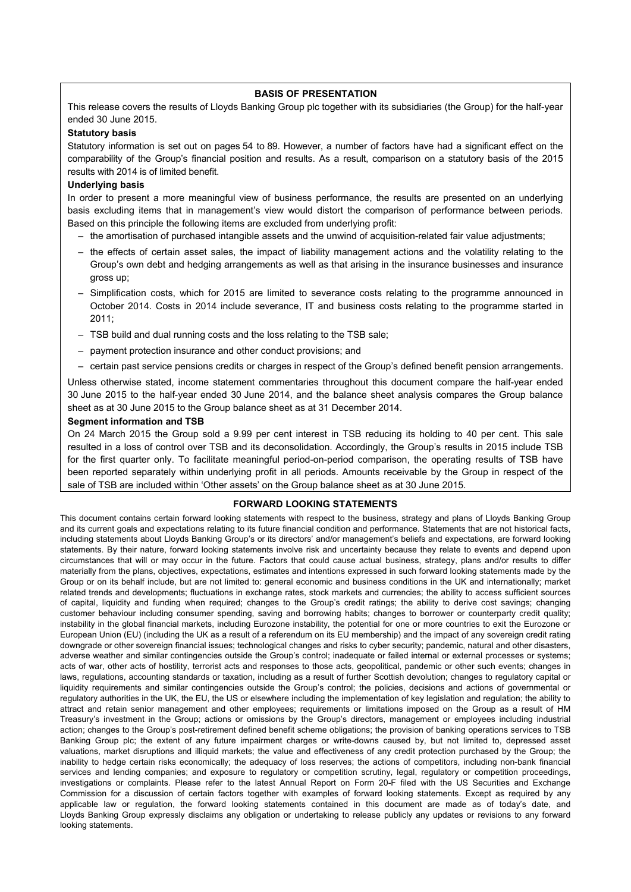## BASIS OF PRESENTATION

This release covers the results of Lloyds Banking Group plc together with its subsidiaries (the Group) for the half-year ended 30 June 2015.

**Statutory basis**

Statutory information is set out on pages 54 to 89. However, a number of factors have had a significant effect on the comparability of the Group's financial position and results. As a result, comparison on a statutory basis of the 2015 results with 2014 is of limited benefit.

**Underlying basis**

In order to present a more meaningful view of business performance, the results are presented on an underlying basis excluding items that in management's view would distort the comparison of performance between periods. Based on this principle the following items are excluded from underlying profit:

- the amortisation of purchased intangible assets and the unwind of acquisition-related fair value adjustments;
- the effects of certain asset sales, the impact of liability management actions and the volatility relating to the Group's own debt and hedging arrangements as well as that arising in the insurance businesses and insurance gross up;
- Simplification costs, which for 2015 are limited to severance costs relating to the programme announced in October 2014. Costs in 2014 include severance, IT and business costs relating to the programme started in 2011;
- TSB build and dual running costs and the loss relating to the TSB sale;
- payment protection insurance and other conduct provisions; and
- certain past service pensions credits or charges in respect of the Group's defined benefit pension arrangements.

Unless otherwise stated, income statement commentaries throughout this document compare the half-year ended 30 June 2015 to the half-year ended 30 June 2014, and the balance sheet analysis compares the Group balance sheet as at 30 June 2015 to the Group balance sheet as at 31 December 2014.

**Segment information and TSB**

On 24 March 2015 the Group sold a 9.99 per cent interest in TSB reducing its holding to 40 per cent. This sale resulted in a loss of control over TSB and its deconsolidation. Accordingly, the Group's results in 2015 include TSB for the first quarter only. To facilitate meaningful period-on-period comparison, the operating results of TSB have been reported separately within underlying profit in all periods. Amounts receivable by the Group in respect of the sale of TSB are included within 'Other assets' on the Group balance sheet as at 30 June 2015.

## FORWARD LOOKING STATEMENTS

This document contains certain forward looking statements with respect to the business, strategy and plans of Lloyds Banking Group and its current goals and expectations relating to its future financial condition and performance. Statements that are not historical facts, including statements about Lloyds Banking Group's or its directors' and/or management's beliefs and expectations, are forward looking statements. By their nature, forward looking statements involve risk and uncertainty because they relate to events and depend upon circumstances that will or may occur in the future. Factors that could cause actual business, strategy, plans and/or results to differ materially from the plans, objectives, expectations, estimates and intentions expressed in such forward looking statements made by the Group or on its behalf include, but are not limited to: general economic and business conditions in the UK and internationally; market related trends and developments; fluctuations in exchange rates, stock markets and currencies; the ability to access sufficient sources of capital, liquidity and funding when required; changes to the Group's credit ratings; the ability to derive cost savings; changing customer behaviour including consumer spending, saving and borrowing habits; changes to borrower or counterparty credit quality; instability in the global financial markets, including Eurozone instability, the potential for one or more countries to exit the Eurozone or European Union (EU) (including the UK as a result of a referendum on its EU membership) and the impact of any sovereign credit rating downgrade or other sovereign financial issues; technological changes and risks to cyber security; pandemic, natural and other disasters, adverse weather and similar contingencies outside the Group's control; inadequate or failed internal or external processes or systems; acts of war, other acts of hostility, terrorist acts and responses to those acts, geopolitical, pandemic or other such events; changes in laws, regulations, accounting standards or taxation, including as a result of further Scottish devolution; changes to regulatory capital or liquidity requirements and similar contingencies outside the Group's control; the policies, decisions and actions of governmental or regulatory authorities in the UK, the EU, the US or elsewhere including the implementation of key legislation and regulation; the ability to attract and retain senior management and other employees; requirements or limitations imposed on the Group as a result of HM Treasury's investment in the Group; actions or omissions by the Group's directors, management or employees including industrial action; changes to the Group's post-retirement defined benefit scheme obligations; the provision of banking operations services to TSB Banking Group plc; the extent of any future impairment charges or write-downs caused by, but not limited to, depressed asset valuations, market disruptions and illiquid markets; the value and effectiveness of any credit protection purchased by the Group; the inability to hedge certain risks economically; the adequacy of loss reserves; the actions of competitors, including non-bank financial services and lending companies; and exposure to regulatory or competition scrutiny, legal, regulatory or competition proceedings, investigations or complaints. Please refer to the latest Annual Report on Form 20-F filed with the US Securities and Exchange Commission for a discussion of certain factors together with examples of forward looking statements. Except as required by any applicable law or regulation, the forward looking statements contained in this document are made as of today's date, and Lloyds Banking Group expressly disclaims any obligation or undertaking to release publicly any updates or revisions to any forward looking statements.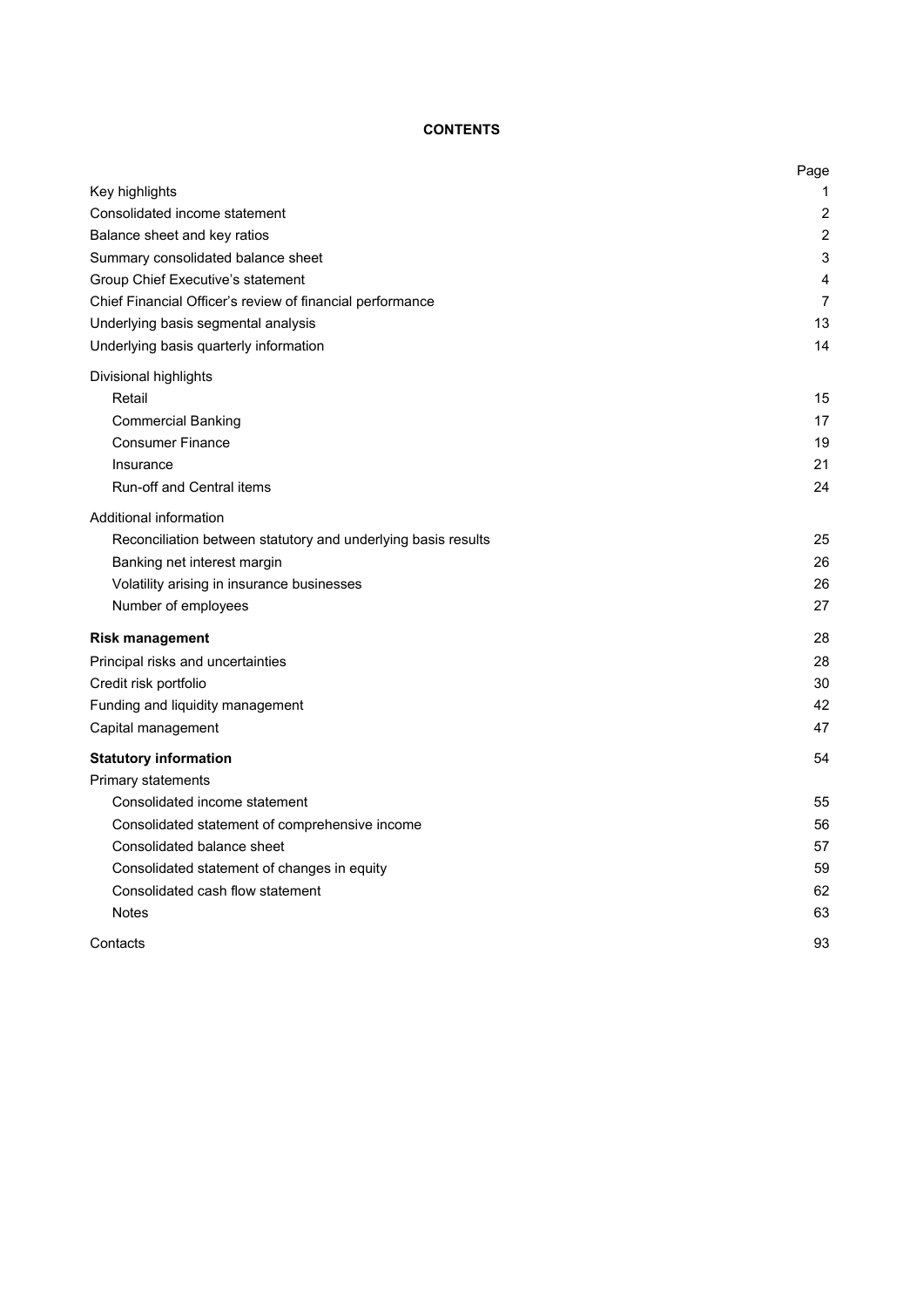# CONTENTS

| | Page |
|---|---|
| Key highlights | 1 |
| Consolidated income statement | 2 |
| Balance sheet and key ratios | 2 |
| Summary consolidated balance sheet | 3 |
| Group Chief Executive's statement | 4 |
| Chief Financial Officer's review of financial performance | 7 |
| Underlying basis segmental analysis | 13 |
| Underlying basis quarterly information | 14 |
| Divisional highlights | |
| Retail | 15 |
| Commercial Banking | 17 |
| Consumer Finance | 19 |
| Insurance | 21 |
| Run-off and Central items | 24 |
| Additional information | |
| Reconciliation between statutory and underlying basis results | 25 |
| Banking net interest margin | 26 |
| Volatility arising in insurance businesses | 26 |
| Number of employees | 27 |
| **Risk management** | 28 |
| Principal risks and uncertainties | 28 |
| Credit risk portfolio | 30 |
| Funding and liquidity management | 42 |
| Capital management | 47 |
| **Statutory information** | 54 |
| Primary statements | |
| Consolidated income statement | 55 |
| Consolidated statement of comprehensive income | 56 |
| Consolidated balance sheet | 57 |
| Consolidated statement of changes in equity | 59 |
| Consolidated cash flow statement | 62 |
| Notes | 63 |
| Contacts | 93 |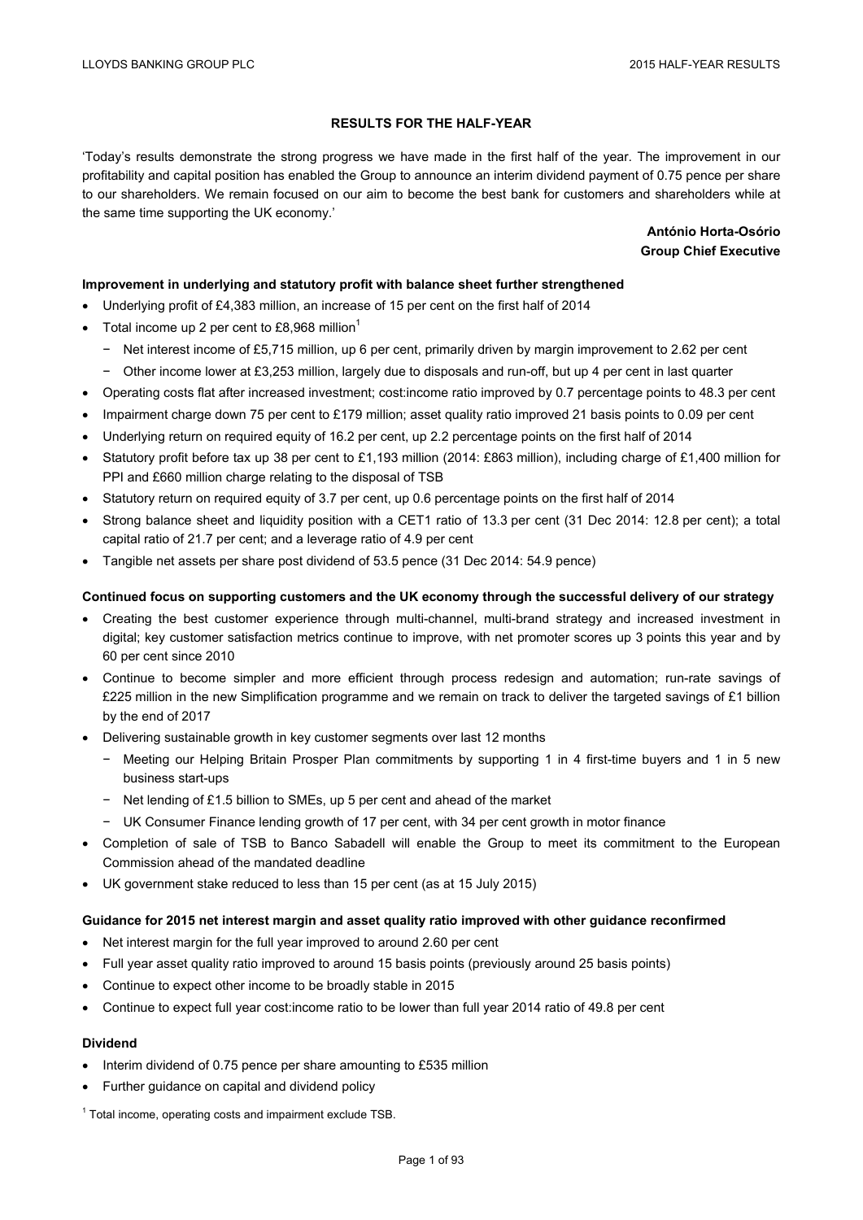## RESULTS FOR THE HALF-YEAR

'Today's results demonstrate the strong progress we have made in the first half of the year. The improvement in our profitability and capital position has enabled the Group to announce an interim dividend payment of 0.75 pence per share to our shareholders. We remain focused on our aim to become the best bank for customers and shareholders while at the same time supporting the UK economy.'

**António Horta-Osório**
**Group Chief Executive**

### Improvement in underlying and statutory profit with balance sheet further strengthened

- Underlying profit of £4,383 million, an increase of 15 per cent on the first half of 2014
- Total income up 2 per cent to £8,968 million[1]
  - Net interest income of £5,715 million, up 6 per cent, primarily driven by margin improvement to 2.62 per cent
  - Other income lower at £3,253 million, largely due to disposals and run-off, but up 4 per cent in last quarter
- Operating costs flat after increased investment; cost:income ratio improved by 0.7 percentage points to 48.3 per cent
- Impairment charge down 75 per cent to £179 million; asset quality ratio improved 21 basis points to 0.09 per cent
- Underlying return on required equity of 16.2 per cent, up 2.2 percentage points on the first half of 2014
- Statutory profit before tax up 38 per cent to £1,193 million (2014: £863 million), including charge of £1,400 million for PPI and £660 million charge relating to the disposal of TSB
- Statutory return on required equity of 3.7 per cent, up 0.6 percentage points on the first half of 2014
- Strong balance sheet and liquidity position with a CET1 ratio of 13.3 per cent (31 Dec 2014: 12.8 per cent); a total capital ratio of 21.7 per cent; and a leverage ratio of 4.9 per cent
- Tangible net assets per share post dividend of 53.5 pence (31 Dec 2014: 54.9 pence)

### Continued focus on supporting customers and the UK economy through the successful delivery of our strategy

- Creating the best customer experience through multi-channel, multi-brand strategy and increased investment in digital; key customer satisfaction metrics continue to improve, with net promoter scores up 3 points this year and by 60 per cent since 2010
- Continue to become simpler and more efficient through process redesign and automation; run-rate savings of £225 million in the new Simplification programme and we remain on track to deliver the targeted savings of £1 billion by the end of 2017
- Delivering sustainable growth in key customer segments over last 12 months
  - Meeting our Helping Britain Prosper Plan commitments by supporting 1 in 4 first-time buyers and 1 in 5 new business start-ups
  - Net lending of £1.5 billion to SMEs, up 5 per cent and ahead of the market
  - UK Consumer Finance lending growth of 17 per cent, with 34 per cent growth in motor finance
- Completion of sale of TSB to Banco Sabadell will enable the Group to meet its commitment to the European Commission ahead of the mandated deadline
- UK government stake reduced to less than 15 per cent (as at 15 July 2015)

### Guidance for 2015 net interest margin and asset quality ratio improved with other guidance reconfirmed

- Net interest margin for the full year improved to around 2.60 per cent
- Full year asset quality ratio improved to around 15 basis points (previously around 25 basis points)
- Continue to expect other income to be broadly stable in 2015
- Continue to expect full year cost:income ratio to be lower than full year 2014 ratio of 49.8 per cent

### Dividend

- Interim dividend of 0.75 pence per share amounting to £535 million
- Further guidance on capital and dividend policy

[1] Total income, operating costs and impairment exclude TSB.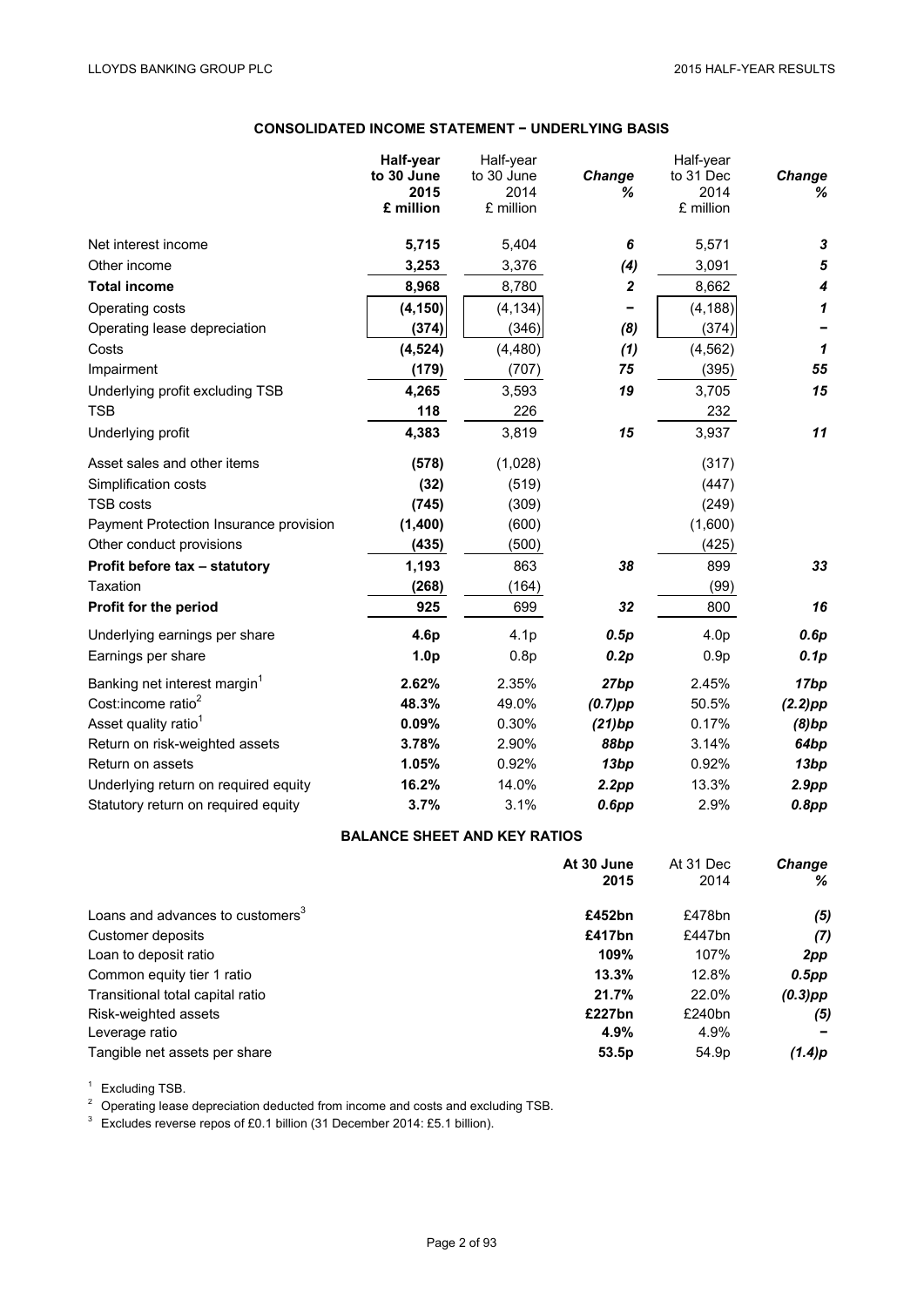## CONSOLIDATED INCOME STATEMENT − UNDERLYING BASIS

| | Half-year to 30 June 2015 £ million | Half-year to 30 June 2014 £ million | *Change %* | Half-year to 31 Dec 2014 £ million | *Change %* |
|---|---|---|---|---|---|
| Net interest income | **5,715** | 5,404 | *6* | 5,571 | *3* |
| Other income | **3,253** | 3,376 | *(4)* | 3,091 | *5* |
| **Total income** | **8,968** | 8,780 | *2* | 8,662 | *4* |
| Operating costs | **(4,150)** | (4,134) | *−* | (4,188) | *1* |
| Operating lease depreciation | **(374)** | (346) | *(8)* | (374) | *−* |
| Costs | **(4,524)** | (4,480) | *(1)* | (4,562) | *1* |
| Impairment | **(179)** | (707) | *75* | (395) | *55* |
| Underlying profit excluding TSB | **4,265** | 3,593 | *19* | 3,705 | *15* |
| TSB | **118** | 226 | | 232 | |
| Underlying profit | **4,383** | 3,819 | *15* | 3,937 | *11* |
| Asset sales and other items | **(578)** | (1,028) | | (317) | |
| Simplification costs | **(32)** | (519) | | (447) | |
| TSB costs | **(745)** | (309) | | (249) | |
| Payment Protection Insurance provision | **(1,400)** | (600) | | (1,600) | |
| Other conduct provisions | **(435)** | (500) | | (425) | |
| **Profit before tax – statutory** | **1,193** | 863 | *38* | 899 | *33* |
| Taxation | **(268)** | (164) | | (99) | |
| **Profit for the period** | **925** | 699 | *32* | 800 | *16* |
| Underlying earnings per share | **4.6p** | 4.1p | *0.5p* | 4.0p | *0.6p* |
| Earnings per share | **1.0p** | 0.8p | *0.2p* | 0.9p | *0.1p* |
| Banking net interest margin[1] | **2.62%** | 2.35% | *27bp* | 2.45% | *17bp* |
| Cost:income ratio[2] | **48.3%** | 49.0% | *(0.7)pp* | 50.5% | *(2.2)pp* |
| Asset quality ratio[1] | **0.09%** | 0.30% | *(21)bp* | 0.17% | *(8)bp* |
| Return on risk-weighted assets | **3.78%** | 2.90% | *88bp* | 3.14% | *64bp* |
| Return on assets | **1.05%** | 0.92% | *13bp* | 0.92% | *13bp* |
| Underlying return on required equity | **16.2%** | 14.0% | *2.2pp* | 13.3% | *2.9pp* |
| Statutory return on required equity | **3.7%** | 3.1% | *0.6pp* | 2.9% | *0.8pp* |

## BALANCE SHEET AND KEY RATIOS

| | At 30 June 2015 | At 31 Dec 2014 | *Change %* |
|---|---|---|---|
| Loans and advances to customers[3] | **£452bn** | £478bn | *(5)* |
| Customer deposits | **£417bn** | £447bn | *(7)* |
| Loan to deposit ratio | **109%** | 107% | *2pp* |
| Common equity tier 1 ratio | **13.3%** | 12.8% | *0.5pp* |
| Transitional total capital ratio | **21.7%** | 22.0% | *(0.3)pp* |
| Risk-weighted assets | **£227bn** | £240bn | *(5)* |
| Leverage ratio | **4.9%** | 4.9% | *−* |
| Tangible net assets per share | **53.5p** | 54.9p | *(1.4)p* |

[1] Excluding TSB.

[2] Operating lease depreciation deducted from income and costs and excluding TSB.

[3] Excludes reverse repos of £0.1 billion (31 December 2014: £5.1 billion).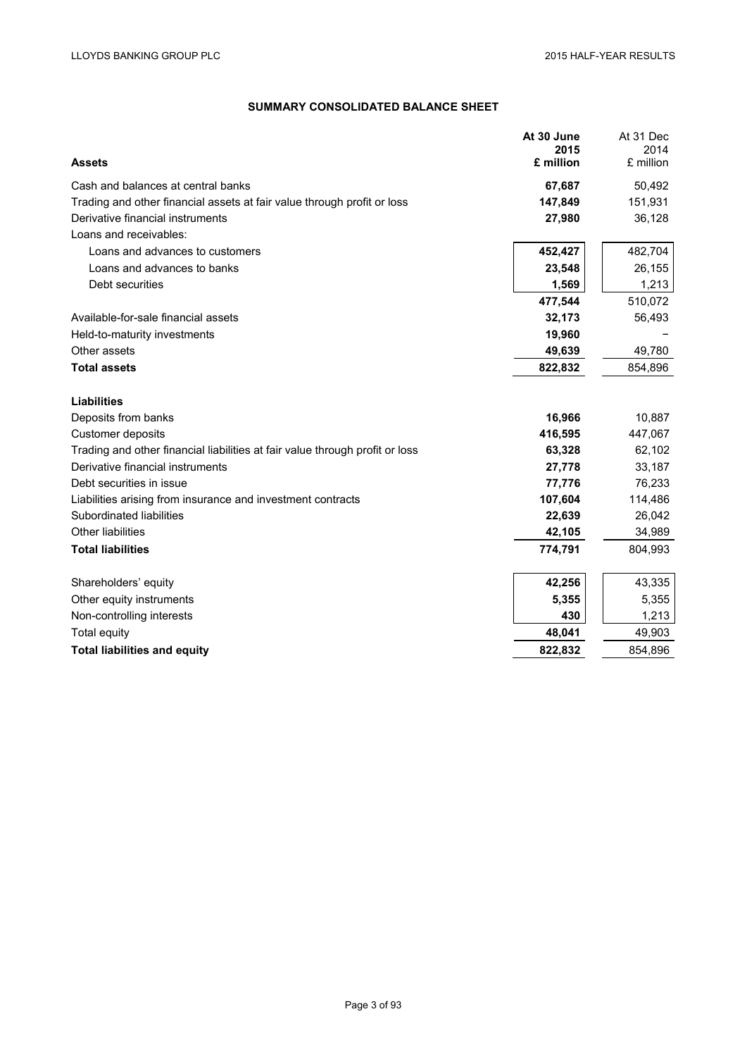## SUMMARY CONSOLIDATED BALANCE SHEET

| Assets | At 30 June 2015 £ million | At 31 Dec 2014 £ million |
|---|---|---|
| Cash and balances at central banks | **67,687** | 50,492 |
| Trading and other financial assets at fair value through profit or loss | **147,849** | 151,931 |
| Derivative financial instruments | **27,980** | 36,128 |
| Loans and receivables: | | |
| Loans and advances to customers | **452,427** | 482,704 |
| Loans and advances to banks | **23,548** | 26,155 |
| Debt securities | **1,569** | 1,213 |
| | **477,544** | 510,072 |
| Available-for-sale financial assets | **32,173** | 56,493 |
| Held-to-maturity investments | **19,960** | – |
| Other assets | **49,639** | 49,780 |
| **Total assets** | **822,832** | 854,896 |
| | | |
| **Liabilities** | | |
| Deposits from banks | **16,966** | 10,887 |
| Customer deposits | **416,595** | 447,067 |
| Trading and other financial liabilities at fair value through profit or loss | **63,328** | 62,102 |
| Derivative financial instruments | **27,778** | 33,187 |
| Debt securities in issue | **77,776** | 76,233 |
| Liabilities arising from insurance and investment contracts | **107,604** | 114,486 |
| Subordinated liabilities | **22,639** | 26,042 |
| Other liabilities | **42,105** | 34,989 |
| **Total liabilities** | **774,791** | 804,993 |
| | | |
| Shareholders' equity | **42,256** | 43,335 |
| Other equity instruments | **5,355** | 5,355 |
| Non-controlling interests | **430** | 1,213 |
| Total equity | **48,041** | 49,903 |
| **Total liabilities and equity** | **822,832** | 854,896 |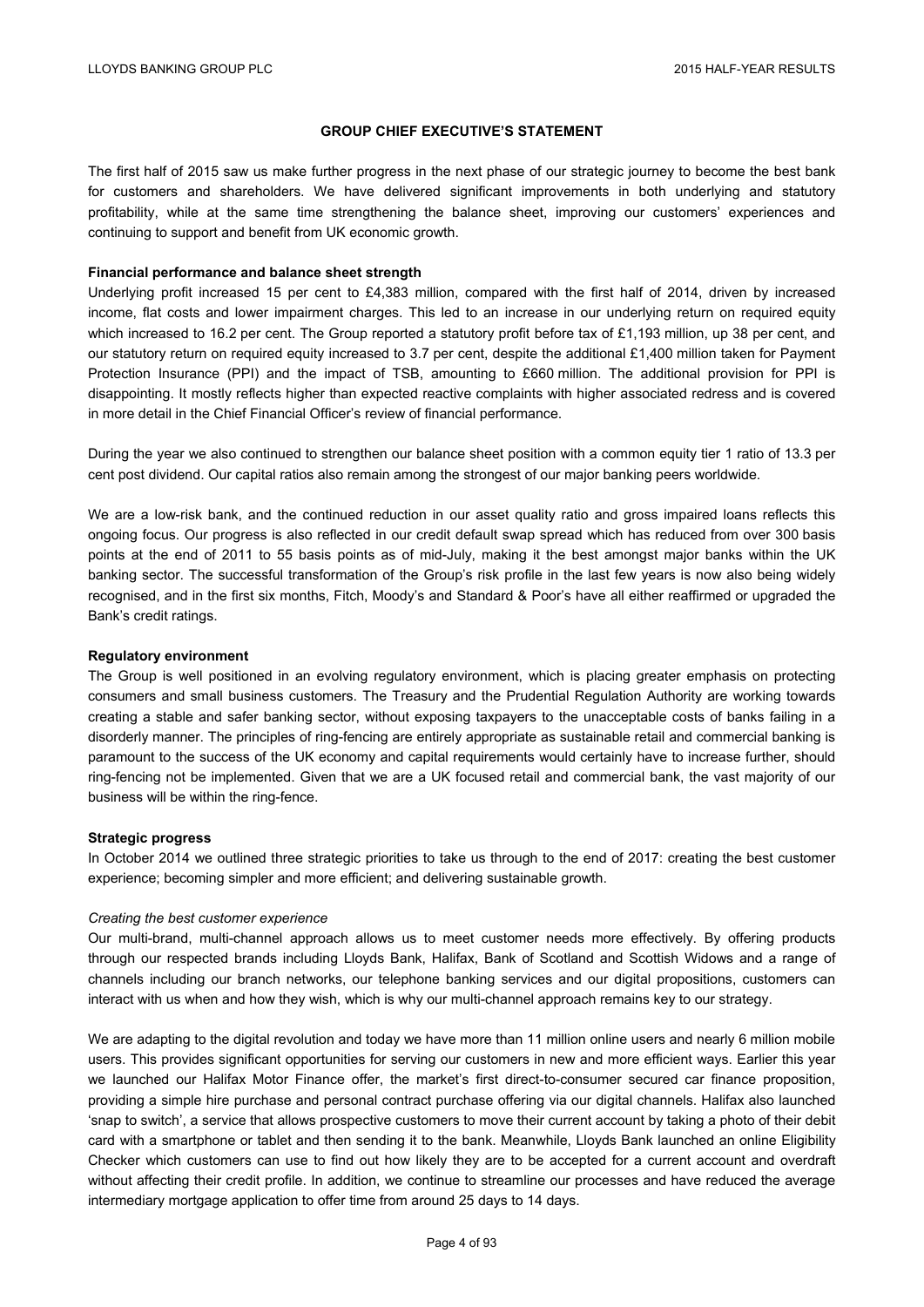## GROUP CHIEF EXECUTIVE'S STATEMENT

The first half of 2015 saw us make further progress in the next phase of our strategic journey to become the best bank for customers and shareholders. We have delivered significant improvements in both underlying and statutory profitability, while at the same time strengthening the balance sheet, improving our customers' experiences and continuing to support and benefit from UK economic growth.

**Financial performance and balance sheet strength**

Underlying profit increased 15 per cent to £4,383 million, compared with the first half of 2014, driven by increased income, flat costs and lower impairment charges. This led to an increase in our underlying return on required equity which increased to 16.2 per cent. The Group reported a statutory profit before tax of £1,193 million, up 38 per cent, and our statutory return on required equity increased to 3.7 per cent, despite the additional £1,400 million taken for Payment Protection Insurance (PPI) and the impact of TSB, amounting to £660 million. The additional provision for PPI is disappointing. It mostly reflects higher than expected reactive complaints with higher associated redress and is covered in more detail in the Chief Financial Officer's review of financial performance.

During the year we also continued to strengthen our balance sheet position with a common equity tier 1 ratio of 13.3 per cent post dividend. Our capital ratios also remain among the strongest of our major banking peers worldwide.

We are a low-risk bank, and the continued reduction in our asset quality ratio and gross impaired loans reflects this ongoing focus. Our progress is also reflected in our credit default swap spread which has reduced from over 300 basis points at the end of 2011 to 55 basis points as of mid-July, making it the best amongst major banks within the UK banking sector. The successful transformation of the Group's risk profile in the last few years is now also being widely recognised, and in the first six months, Fitch, Moody's and Standard & Poor's have all either reaffirmed or upgraded the Bank's credit ratings.

**Regulatory environment**

The Group is well positioned in an evolving regulatory environment, which is placing greater emphasis on protecting consumers and small business customers. The Treasury and the Prudential Regulation Authority are working towards creating a stable and safer banking sector, without exposing taxpayers to the unacceptable costs of banks failing in a disorderly manner. The principles of ring-fencing are entirely appropriate as sustainable retail and commercial banking is paramount to the success of the UK economy and capital requirements would certainly have to increase further, should ring-fencing not be implemented. Given that we are a UK focused retail and commercial bank, the vast majority of our business will be within the ring-fence.

**Strategic progress**

In October 2014 we outlined three strategic priorities to take us through to the end of 2017: creating the best customer experience; becoming simpler and more efficient; and delivering sustainable growth.

*Creating the best customer experience*

Our multi-brand, multi-channel approach allows us to meet customer needs more effectively. By offering products through our respected brands including Lloyds Bank, Halifax, Bank of Scotland and Scottish Widows and a range of channels including our branch networks, our telephone banking services and our digital propositions, customers can interact with us when and how they wish, which is why our multi-channel approach remains key to our strategy.

We are adapting to the digital revolution and today we have more than 11 million online users and nearly 6 million mobile users. This provides significant opportunities for serving our customers in new and more efficient ways. Earlier this year we launched our Halifax Motor Finance offer, the market's first direct-to-consumer secured car finance proposition, providing a simple hire purchase and personal contract purchase offering via our digital channels. Halifax also launched 'snap to switch', a service that allows prospective customers to move their current account by taking a photo of their debit card with a smartphone or tablet and then sending it to the bank. Meanwhile, Lloyds Bank launched an online Eligibility Checker which customers can use to find out how likely they are to be accepted for a current account and overdraft without affecting their credit profile. In addition, we continue to streamline our processes and have reduced the average intermediary mortgage application to offer time from around 25 days to 14 days.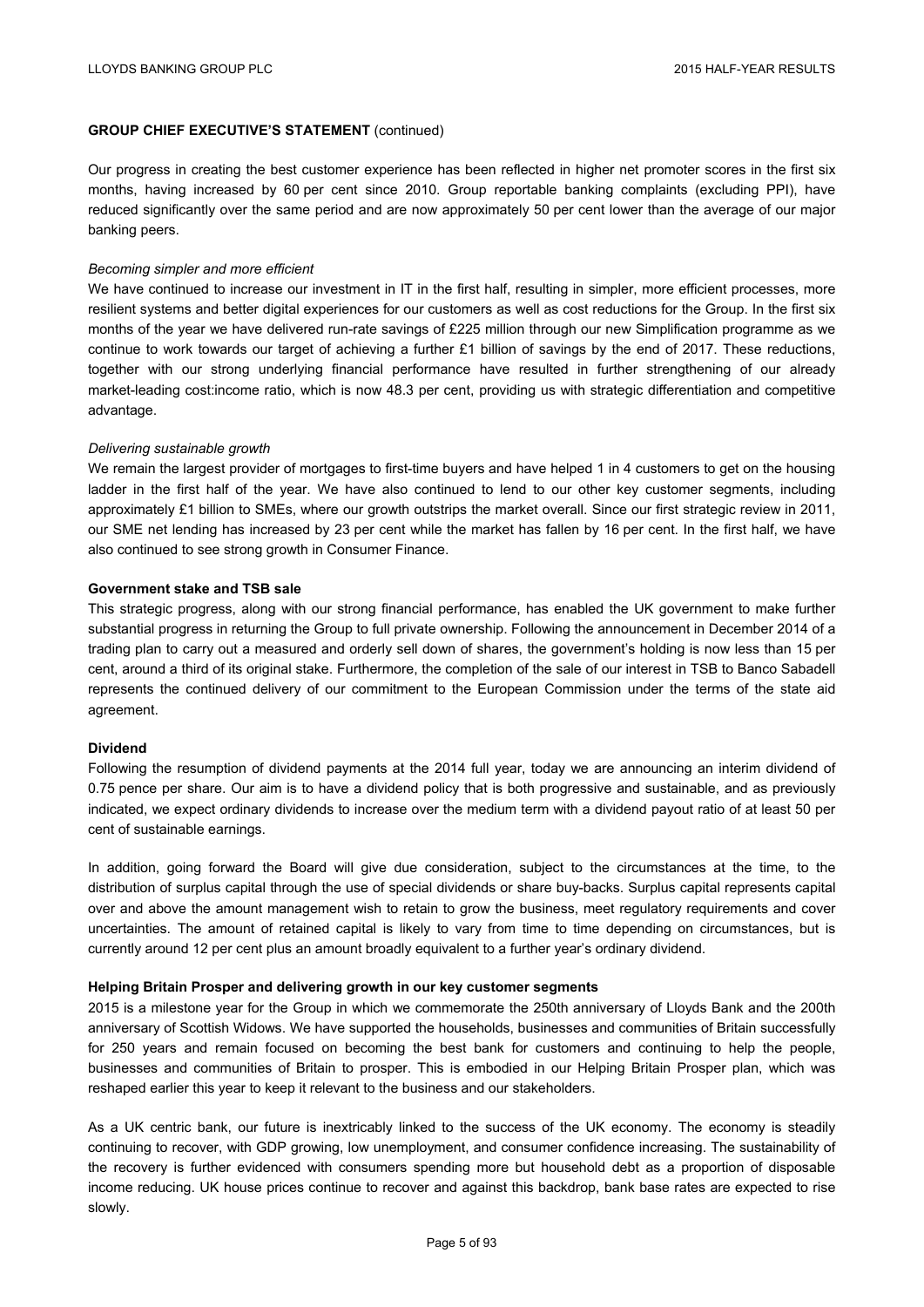## GROUP CHIEF EXECUTIVE'S STATEMENT (continued)

Our progress in creating the best customer experience has been reflected in higher net promoter scores in the first six months, having increased by 60 per cent since 2010. Group reportable banking complaints (excluding PPI), have reduced significantly over the same period and are now approximately 50 per cent lower than the average of our major banking peers.

*Becoming simpler and more efficient*

We have continued to increase our investment in IT in the first half, resulting in simpler, more efficient processes, more resilient systems and better digital experiences for our customers as well as cost reductions for the Group. In the first six months of the year we have delivered run-rate savings of £225 million through our new Simplification programme as we continue to work towards our target of achieving a further £1 billion of savings by the end of 2017. These reductions, together with our strong underlying financial performance have resulted in further strengthening of our already market-leading cost:income ratio, which is now 48.3 per cent, providing us with strategic differentiation and competitive advantage.

*Delivering sustainable growth*

We remain the largest provider of mortgages to first-time buyers and have helped 1 in 4 customers to get on the housing ladder in the first half of the year. We have also continued to lend to our other key customer segments, including approximately £1 billion to SMEs, where our growth outstrips the market overall. Since our first strategic review in 2011, our SME net lending has increased by 23 per cent while the market has fallen by 16 per cent. In the first half, we have also continued to see strong growth in Consumer Finance.

**Government stake and TSB sale**

This strategic progress, along with our strong financial performance, has enabled the UK government to make further substantial progress in returning the Group to full private ownership. Following the announcement in December 2014 of a trading plan to carry out a measured and orderly sell down of shares, the government's holding is now less than 15 per cent, around a third of its original stake. Furthermore, the completion of the sale of our interest in TSB to Banco Sabadell represents the continued delivery of our commitment to the European Commission under the terms of the state aid agreement.

**Dividend**

Following the resumption of dividend payments at the 2014 full year, today we are announcing an interim dividend of 0.75 pence per share. Our aim is to have a dividend policy that is both progressive and sustainable, and as previously indicated, we expect ordinary dividends to increase over the medium term with a dividend payout ratio of at least 50 per cent of sustainable earnings.

In addition, going forward the Board will give due consideration, subject to the circumstances at the time, to the distribution of surplus capital through the use of special dividends or share buy-backs. Surplus capital represents capital over and above the amount management wish to retain to grow the business, meet regulatory requirements and cover uncertainties. The amount of retained capital is likely to vary from time to time depending on circumstances, but is currently around 12 per cent plus an amount broadly equivalent to a further year's ordinary dividend.

**Helping Britain Prosper and delivering growth in our key customer segments**

2015 is a milestone year for the Group in which we commemorate the 250th anniversary of Lloyds Bank and the 200th anniversary of Scottish Widows. We have supported the households, businesses and communities of Britain successfully for 250 years and remain focused on becoming the best bank for customers and continuing to help the people, businesses and communities of Britain to prosper. This is embodied in our Helping Britain Prosper plan, which was reshaped earlier this year to keep it relevant to the business and our stakeholders.

As a UK centric bank, our future is inextricably linked to the success of the UK economy. The economy is steadily continuing to recover, with GDP growing, low unemployment, and consumer confidence increasing. The sustainability of the recovery is further evidenced with consumers spending more but household debt as a proportion of disposable income reducing. UK house prices continue to recover and against this backdrop, bank base rates are expected to rise slowly.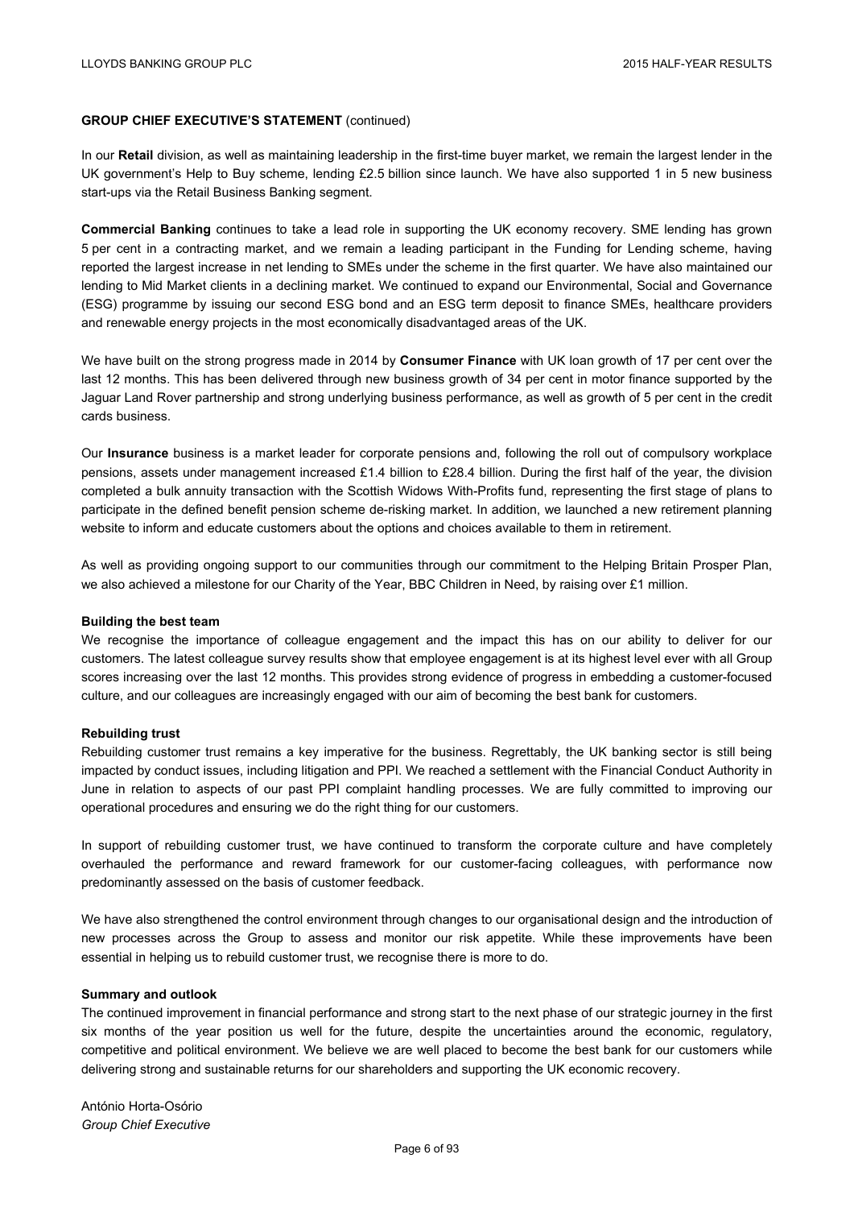**GROUP CHIEF EXECUTIVE'S STATEMENT** (continued)

In our **Retail** division, as well as maintaining leadership in the first-time buyer market, we remain the largest lender in the UK government's Help to Buy scheme, lending £2.5 billion since launch. We have also supported 1 in 5 new business start-ups via the Retail Business Banking segment.

**Commercial Banking** continues to take a lead role in supporting the UK economy recovery. SME lending has grown 5 per cent in a contracting market, and we remain a leading participant in the Funding for Lending scheme, having reported the largest increase in net lending to SMEs under the scheme in the first quarter. We have also maintained our lending to Mid Market clients in a declining market. We continued to expand our Environmental, Social and Governance (ESG) programme by issuing our second ESG bond and an ESG term deposit to finance SMEs, healthcare providers and renewable energy projects in the most economically disadvantaged areas of the UK.

We have built on the strong progress made in 2014 by **Consumer Finance** with UK loan growth of 17 per cent over the last 12 months. This has been delivered through new business growth of 34 per cent in motor finance supported by the Jaguar Land Rover partnership and strong underlying business performance, as well as growth of 5 per cent in the credit cards business.

Our **Insurance** business is a market leader for corporate pensions and, following the roll out of compulsory workplace pensions, assets under management increased £1.4 billion to £28.4 billion. During the first half of the year, the division completed a bulk annuity transaction with the Scottish Widows With-Profits fund, representing the first stage of plans to participate in the defined benefit pension scheme de-risking market. In addition, we launched a new retirement planning website to inform and educate customers about the options and choices available to them in retirement.

As well as providing ongoing support to our communities through our commitment to the Helping Britain Prosper Plan, we also achieved a milestone for our Charity of the Year, BBC Children in Need, by raising over £1 million.

**Building the best team**

We recognise the importance of colleague engagement and the impact this has on our ability to deliver for our customers. The latest colleague survey results show that employee engagement is at its highest level ever with all Group scores increasing over the last 12 months. This provides strong evidence of progress in embedding a customer-focused culture, and our colleagues are increasingly engaged with our aim of becoming the best bank for customers.

**Rebuilding trust**

Rebuilding customer trust remains a key imperative for the business. Regrettably, the UK banking sector is still being impacted by conduct issues, including litigation and PPI. We reached a settlement with the Financial Conduct Authority in June in relation to aspects of our past PPI complaint handling processes. We are fully committed to improving our operational procedures and ensuring we do the right thing for our customers.

In support of rebuilding customer trust, we have continued to transform the corporate culture and have completely overhauled the performance and reward framework for our customer-facing colleagues, with performance now predominantly assessed on the basis of customer feedback.

We have also strengthened the control environment through changes to our organisational design and the introduction of new processes across the Group to assess and monitor our risk appetite. While these improvements have been essential in helping us to rebuild customer trust, we recognise there is more to do.

**Summary and outlook**

The continued improvement in financial performance and strong start to the next phase of our strategic journey in the first six months of the year position us well for the future, despite the uncertainties around the economic, regulatory, competitive and political environment. We believe we are well placed to become the best bank for our customers while delivering strong and sustainable returns for our shareholders and supporting the UK economic recovery.

António Horta-Osório
*Group Chief Executive*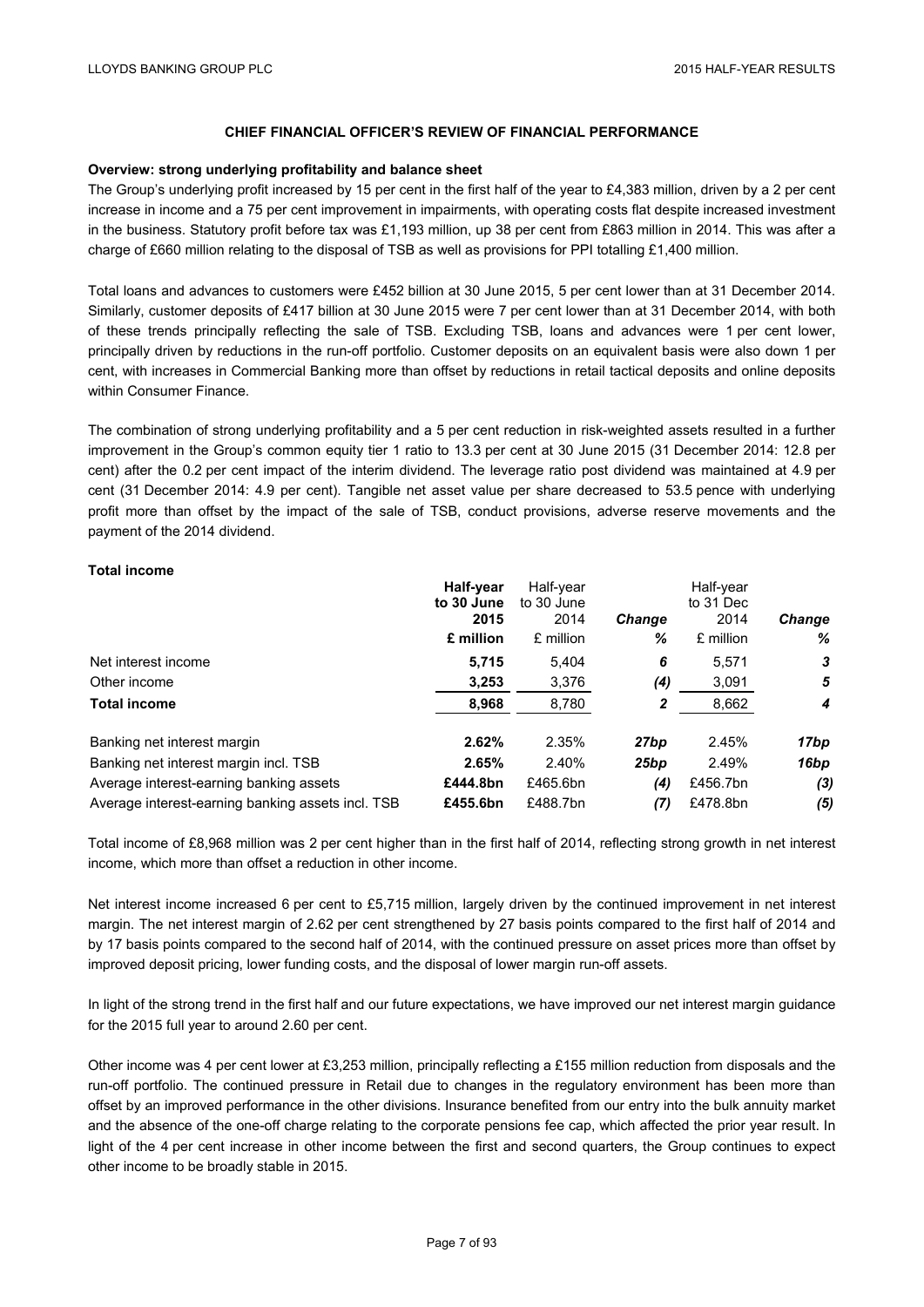## CHIEF FINANCIAL OFFICER'S REVIEW OF FINANCIAL PERFORMANCE

**Overview: strong underlying profitability and balance sheet**

The Group's underlying profit increased by 15 per cent in the first half of the year to £4,383 million, driven by a 2 per cent increase in income and a 75 per cent improvement in impairments, with operating costs flat despite increased investment in the business. Statutory profit before tax was £1,193 million, up 38 per cent from £863 million in 2014. This was after a charge of £660 million relating to the disposal of TSB as well as provisions for PPI totalling £1,400 million.

Total loans and advances to customers were £452 billion at 30 June 2015, 5 per cent lower than at 31 December 2014. Similarly, customer deposits of £417 billion at 30 June 2015 were 7 per cent lower than at 31 December 2014, with both of these trends principally reflecting the sale of TSB. Excluding TSB, loans and advances were 1 per cent lower, principally driven by reductions in the run-off portfolio. Customer deposits on an equivalent basis were also down 1 per cent, with increases in Commercial Banking more than offset by reductions in retail tactical deposits and online deposits within Consumer Finance.

The combination of strong underlying profitability and a 5 per cent reduction in risk-weighted assets resulted in a further improvement in the Group's common equity tier 1 ratio to 13.3 per cent at 30 June 2015 (31 December 2014: 12.8 per cent) after the 0.2 per cent impact of the interim dividend. The leverage ratio post dividend was maintained at 4.9 per cent (31 December 2014: 4.9 per cent). Tangible net asset value per share decreased to 53.5 pence with underlying profit more than offset by the impact of the sale of TSB, conduct provisions, adverse reserve movements and the payment of the 2014 dividend.

**Total income**

| | **Half-year to 30 June 2015** | Half-year to 30 June 2014 | *Change* | Half-year to 31 Dec 2014 | *Change* |
|---|---|---|---|---|---|
| | **£ million** | £ million | *%* | £ million | *%* |
| Net interest income | **5,715** | 5,404 | *6* | 5,571 | *3* |
| Other income | **3,253** | 3,376 | *(4)* | 3,091 | *5* |
| **Total income** | **8,968** | 8,780 | *2* | 8,662 | *4* |
| | | | | | |
| Banking net interest margin | **2.62%** | 2.35% | *27bp* | 2.45% | *17bp* |
| Banking net interest margin incl. TSB | **2.65%** | 2.40% | *25bp* | 2.49% | *16bp* |
| Average interest-earning banking assets | **£444.8bn** | £465.6bn | *(4)* | £456.7bn | *(3)* |
| Average interest-earning banking assets incl. TSB | **£455.6bn** | £488.7bn | *(7)* | £478.8bn | *(5)* |

Total income of £8,968 million was 2 per cent higher than in the first half of 2014, reflecting strong growth in net interest income, which more than offset a reduction in other income.

Net interest income increased 6 per cent to £5,715 million, largely driven by the continued improvement in net interest margin. The net interest margin of 2.62 per cent strengthened by 27 basis points compared to the first half of 2014 and by 17 basis points compared to the second half of 2014, with the continued pressure on asset prices more than offset by improved deposit pricing, lower funding costs, and the disposal of lower margin run-off assets.

In light of the strong trend in the first half and our future expectations, we have improved our net interest margin guidance for the 2015 full year to around 2.60 per cent.

Other income was 4 per cent lower at £3,253 million, principally reflecting a £155 million reduction from disposals and the run-off portfolio. The continued pressure in Retail due to changes in the regulatory environment has been more than offset by an improved performance in the other divisions. Insurance benefited from our entry into the bulk annuity market and the absence of the one-off charge relating to the corporate pensions fee cap, which affected the prior year result. In light of the 4 per cent increase in other income between the first and second quarters, the Group continues to expect other income to be broadly stable in 2015.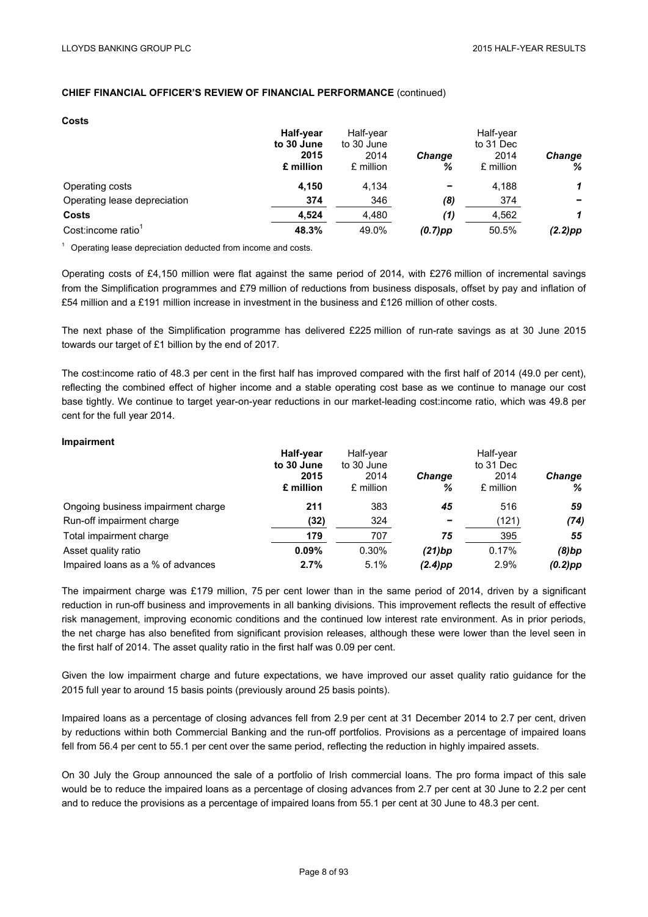## CHIEF FINANCIAL OFFICER'S REVIEW OF FINANCIAL PERFORMANCE (continued)

### Costs

| | **Half-year to 30 June 2015 £ million** | Half-year to 30 June 2014 £ million | ***Change %*** | Half-year to 31 Dec 2014 £ million | ***Change %*** |
|---|---|---|---|---|---|
| Operating costs | **4,150** | 4,134 | – | 4,188 | ***1*** |
| Operating lease depreciation | **374** | 346 | ***(8)*** | 374 | – |
| **Costs** | **4,524** | 4,480 | ***(1)*** | 4,562 | ***1*** |
| Cost:income ratio[1] | **48.3%** | 49.0% | ***(0.7)pp*** | 50.5% | ***(2.2)pp*** |

[1] Operating lease depreciation deducted from income and costs.

Operating costs of £4,150 million were flat against the same period of 2014, with £276 million of incremental savings from the Simplification programmes and £79 million of reductions from business disposals, offset by pay and inflation of £54 million and a £191 million increase in investment in the business and £126 million of other costs.

The next phase of the Simplification programme has delivered £225 million of run-rate savings as at 30 June 2015 towards our target of £1 billion by the end of 2017.

The cost:income ratio of 48.3 per cent in the first half has improved compared with the first half of 2014 (49.0 per cent), reflecting the combined effect of higher income and a stable operating cost base as we continue to manage our cost base tightly. We continue to target year-on-year reductions in our market-leading cost:income ratio, which was 49.8 per cent for the full year 2014.

### Impairment

| | **Half-year to 30 June 2015 £ million** | Half-year to 30 June 2014 £ million | ***Change %*** | Half-year to 31 Dec 2014 £ million | ***Change %*** |
|---|---|---|---|---|---|
| Ongoing business impairment charge | **211** | 383 | ***45*** | 516 | ***59*** |
| Run-off impairment charge | **(32)** | 324 | – | (121) | ***(74)*** |
| Total impairment charge | **179** | 707 | ***75*** | 395 | ***55*** |
| Asset quality ratio | **0.09%** | 0.30% | ***(21)bp*** | 0.17% | ***(8)bp*** |
| Impaired loans as a % of advances | **2.7%** | 5.1% | ***(2.4)pp*** | 2.9% | ***(0.2)pp*** |

The impairment charge was £179 million, 75 per cent lower than in the same period of 2014, driven by a significant reduction in run-off business and improvements in all banking divisions. This improvement reflects the result of effective risk management, improving economic conditions and the continued low interest rate environment. As in prior periods, the net charge has also benefited from significant provision releases, although these were lower than the level seen in the first half of 2014. The asset quality ratio in the first half was 0.09 per cent.

Given the low impairment charge and future expectations, we have improved our asset quality ratio guidance for the 2015 full year to around 15 basis points (previously around 25 basis points).

Impaired loans as a percentage of closing advances fell from 2.9 per cent at 31 December 2014 to 2.7 per cent, driven by reductions within both Commercial Banking and the run-off portfolios. Provisions as a percentage of impaired loans fell from 56.4 per cent to 55.1 per cent over the same period, reflecting the reduction in highly impaired assets.

On 30 July the Group announced the sale of a portfolio of Irish commercial loans. The pro forma impact of this sale would be to reduce the impaired loans as a percentage of closing advances from 2.7 per cent at 30 June to 2.2 per cent and to reduce the provisions as a percentage of impaired loans from 55.1 per cent at 30 June to 48.3 per cent.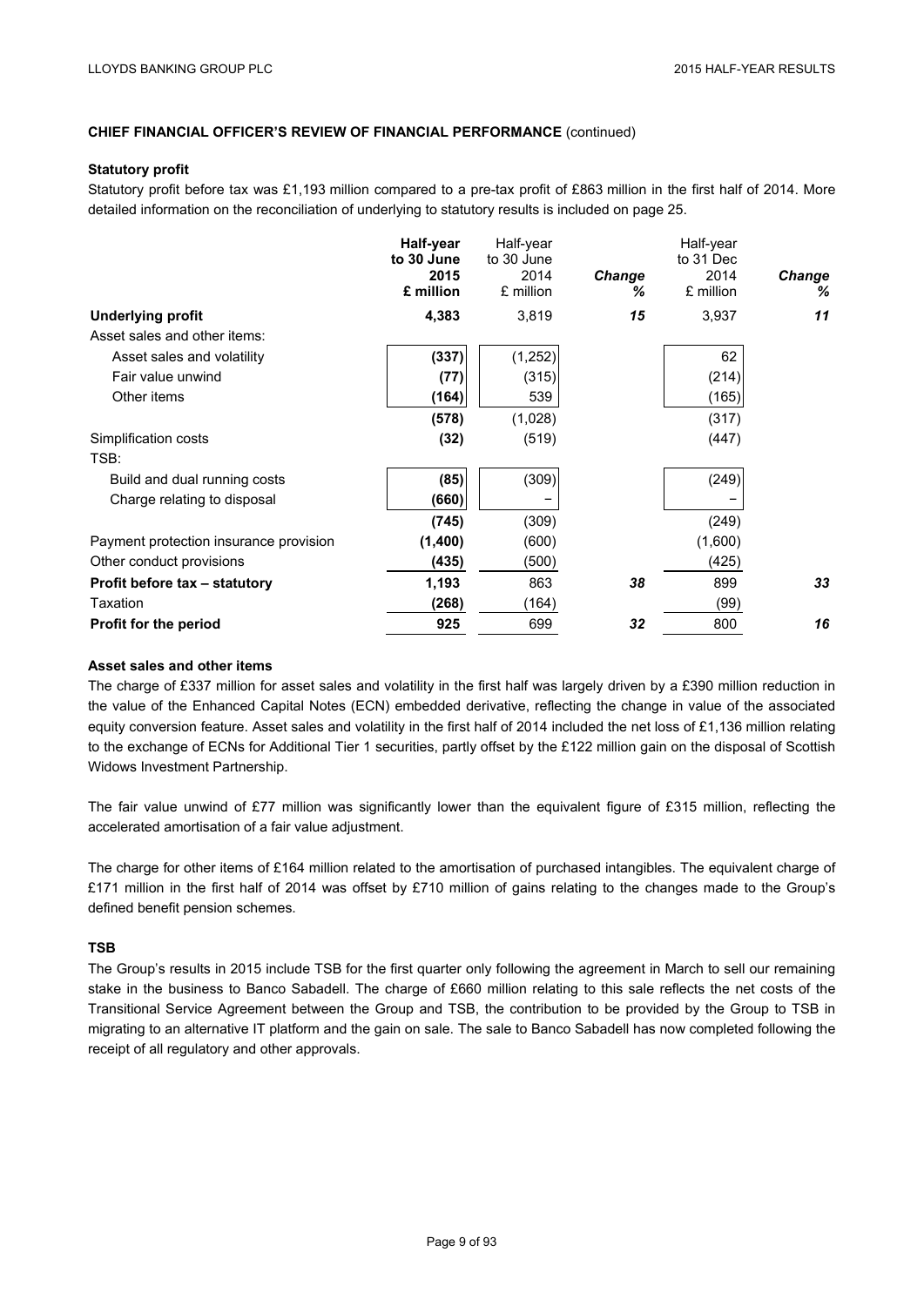**CHIEF FINANCIAL OFFICER'S REVIEW OF FINANCIAL PERFORMANCE** (continued)

**Statutory profit**

Statutory profit before tax was £1,193 million compared to a pre-tax profit of £863 million in the first half of 2014. More detailed information on the reconciliation of underlying to statutory results is included on page 25.

| | **Half-year to 30 June 2015 £ million** | Half-year to 30 June 2014 £ million | ***Change %*** | Half-year to 31 Dec 2014 £ million | ***Change %*** |
|---|---|---|---|---|---|
| **Underlying profit** | **4,383** | 3,819 | ***15*** | 3,937 | ***11*** |
| Asset sales and other items: | | | | | |
| Asset sales and volatility | **(337)** | (1,252) | | 62 | |
| Fair value unwind | **(77)** | (315) | | (214) | |
| Other items | **(164)** | 539 | | (165) | |
| | **(578)** | (1,028) | | (317) | |
| Simplification costs | **(32)** | (519) | | (447) | |
| TSB: | | | | | |
| Build and dual running costs | **(85)** | (309) | | (249) | |
| Charge relating to disposal | **(660)** | – | | – | |
| | **(745)** | (309) | | (249) | |
| Payment protection insurance provision | **(1,400)** | (600) | | (1,600) | |
| Other conduct provisions | **(435)** | (500) | | (425) | |
| **Profit before tax – statutory** | **1,193** | 863 | ***38*** | 899 | ***33*** |
| Taxation | **(268)** | (164) | | (99) | |
| **Profit for the period** | **925** | 699 | ***32*** | 800 | ***16*** |

**Asset sales and other items**

The charge of £337 million for asset sales and volatility in the first half was largely driven by a £390 million reduction in the value of the Enhanced Capital Notes (ECN) embedded derivative, reflecting the change in value of the associated equity conversion feature. Asset sales and volatility in the first half of 2014 included the net loss of £1,136 million relating to the exchange of ECNs for Additional Tier 1 securities, partly offset by the £122 million gain on the disposal of Scottish Widows Investment Partnership.

The fair value unwind of £77 million was significantly lower than the equivalent figure of £315 million, reflecting the accelerated amortisation of a fair value adjustment.

The charge for other items of £164 million related to the amortisation of purchased intangibles. The equivalent charge of £171 million in the first half of 2014 was offset by £710 million of gains relating to the changes made to the Group's defined benefit pension schemes.

**TSB**

The Group's results in 2015 include TSB for the first quarter only following the agreement in March to sell our remaining stake in the business to Banco Sabadell. The charge of £660 million relating to this sale reflects the net costs of the Transitional Service Agreement between the Group and TSB, the contribution to be provided by the Group to TSB in migrating to an alternative IT platform and the gain on sale. The sale to Banco Sabadell has now completed following the receipt of all regulatory and other approvals.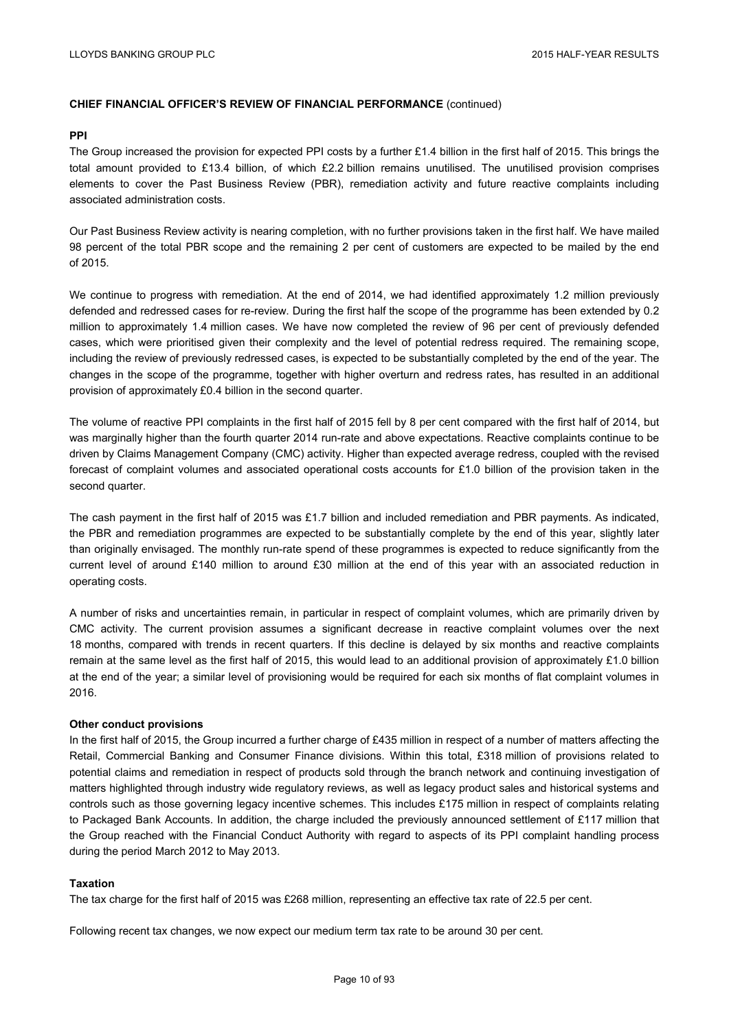## CHIEF FINANCIAL OFFICER'S REVIEW OF FINANCIAL PERFORMANCE (continued)

### PPI

The Group increased the provision for expected PPI costs by a further £1.4 billion in the first half of 2015. This brings the total amount provided to £13.4 billion, of which £2.2 billion remains unutilised. The unutilised provision comprises elements to cover the Past Business Review (PBR), remediation activity and future reactive complaints including associated administration costs.

Our Past Business Review activity is nearing completion, with no further provisions taken in the first half. We have mailed 98 percent of the total PBR scope and the remaining 2 per cent of customers are expected to be mailed by the end of 2015.

We continue to progress with remediation. At the end of 2014, we had identified approximately 1.2 million previously defended and redressed cases for re-review. During the first half the scope of the programme has been extended by 0.2 million to approximately 1.4 million cases. We have now completed the review of 96 per cent of previously defended cases, which were prioritised given their complexity and the level of potential redress required. The remaining scope, including the review of previously redressed cases, is expected to be substantially completed by the end of the year. The changes in the scope of the programme, together with higher overturn and redress rates, has resulted in an additional provision of approximately £0.4 billion in the second quarter.

The volume of reactive PPI complaints in the first half of 2015 fell by 8 per cent compared with the first half of 2014, but was marginally higher than the fourth quarter 2014 run-rate and above expectations. Reactive complaints continue to be driven by Claims Management Company (CMC) activity. Higher than expected average redress, coupled with the revised forecast of complaint volumes and associated operational costs accounts for £1.0 billion of the provision taken in the second quarter.

The cash payment in the first half of 2015 was £1.7 billion and included remediation and PBR payments. As indicated, the PBR and remediation programmes are expected to be substantially complete by the end of this year, slightly later than originally envisaged. The monthly run-rate spend of these programmes is expected to reduce significantly from the current level of around £140 million to around £30 million at the end of this year with an associated reduction in operating costs.

A number of risks and uncertainties remain, in particular in respect of complaint volumes, which are primarily driven by CMC activity. The current provision assumes a significant decrease in reactive complaint volumes over the next 18 months, compared with trends in recent quarters. If this decline is delayed by six months and reactive complaints remain at the same level as the first half of 2015, this would lead to an additional provision of approximately £1.0 billion at the end of the year; a similar level of provisioning would be required for each six months of flat complaint volumes in 2016.

### Other conduct provisions

In the first half of 2015, the Group incurred a further charge of £435 million in respect of a number of matters affecting the Retail, Commercial Banking and Consumer Finance divisions. Within this total, £318 million of provisions related to potential claims and remediation in respect of products sold through the branch network and continuing investigation of matters highlighted through industry wide regulatory reviews, as well as legacy product sales and historical systems and controls such as those governing legacy incentive schemes. This includes £175 million in respect of complaints relating to Packaged Bank Accounts. In addition, the charge included the previously announced settlement of £117 million that the Group reached with the Financial Conduct Authority with regard to aspects of its PPI complaint handling process during the period March 2012 to May 2013.

### Taxation

The tax charge for the first half of 2015 was £268 million, representing an effective tax rate of 22.5 per cent.

Following recent tax changes, we now expect our medium term tax rate to be around 30 per cent.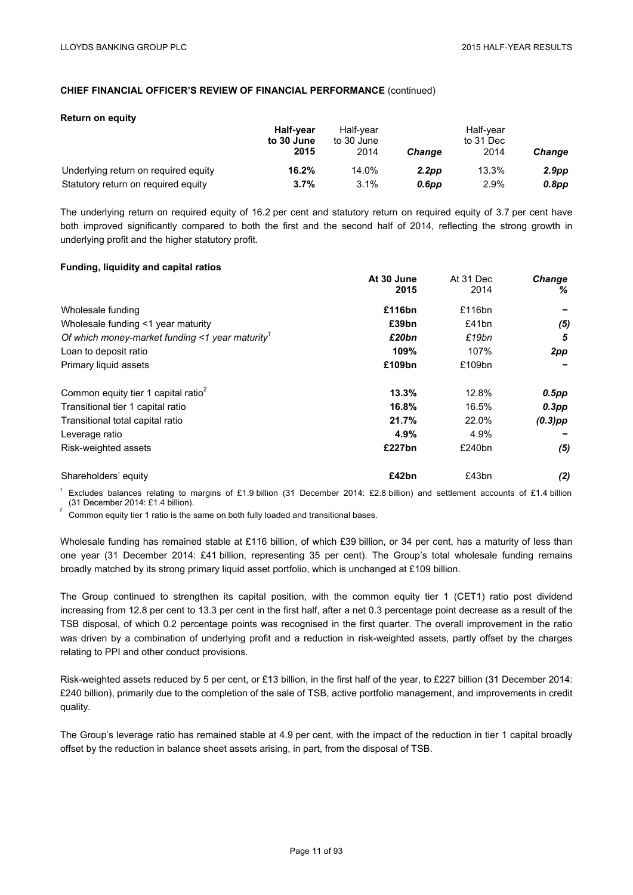**CHIEF FINANCIAL OFFICER'S REVIEW OF FINANCIAL PERFORMANCE** (continued)

**Return on equity**

| | **Half-year to 30 June 2015** | Half-year to 30 June 2014 | *Change* | Half-year to 31 Dec 2014 | *Change* |
|---|---|---|---|---|---|
| Underlying return on required equity | **16.2%** | 14.0% | ***2.2pp*** | 13.3% | ***2.9pp*** |
| Statutory return on required equity | **3.7%** | 3.1% | ***0.6pp*** | 2.9% | ***0.8pp*** |

The underlying return on required equity of 16.2 per cent and statutory return on required equity of 3.7 per cent have both improved significantly compared to both the first and the second half of 2014, reflecting the strong growth in underlying profit and the higher statutory profit.

**Funding, liquidity and capital ratios**

| | **At 30 June 2015** | At 31 Dec 2014 | ***Change %*** |
|---|---|---|---|
| Wholesale funding | **£116bn** | £116bn | **–** |
| Wholesale funding <1 year maturity | **£39bn** | £41bn | ***(5)*** |
| *Of which money-market funding <1 year maturity*[1] | ***£20bn*** | *£19bn* | ***5*** |
| Loan to deposit ratio | **109%** | 107% | ***2pp*** |
| Primary liquid assets | **£109bn** | £109bn | **–** |
| | | | |
| Common equity tier 1 capital ratio[2] | **13.3%** | 12.8% | ***0.5pp*** |
| Transitional tier 1 capital ratio | **16.8%** | 16.5% | ***0.3pp*** |
| Transitional total capital ratio | **21.7%** | 22.0% | ***(0.3)pp*** |
| Leverage ratio | **4.9%** | 4.9% | **–** |
| Risk-weighted assets | **£227bn** | £240bn | ***(5)*** |
| | | | |
| Shareholders' equity | **£42bn** | £43bn | ***(2)*** |

[1] Excludes balances relating to margins of £1.9 billion (31 December 2014: £2.8 billion) and settlement accounts of £1.4 billion (31 December 2014: £1.4 billion).

[2] Common equity tier 1 ratio is the same on both fully loaded and transitional bases.

Wholesale funding has remained stable at £116 billion, of which £39 billion, or 34 per cent, has a maturity of less than one year (31 December 2014: £41 billion, representing 35 per cent). The Group's total wholesale funding remains broadly matched by its strong primary liquid asset portfolio, which is unchanged at £109 billion.

The Group continued to strengthen its capital position, with the common equity tier 1 (CET1) ratio post dividend increasing from 12.8 per cent to 13.3 per cent in the first half, after a net 0.3 percentage point decrease as a result of the TSB disposal, of which 0.2 percentage points was recognised in the first quarter. The overall improvement in the ratio was driven by a combination of underlying profit and a reduction in risk-weighted assets, partly offset by the charges relating to PPI and other conduct provisions.

Risk-weighted assets reduced by 5 per cent, or £13 billion, in the first half of the year, to £227 billion (31 December 2014: £240 billion), primarily due to the completion of the sale of TSB, active portfolio management, and improvements in credit quality.

The Group's leverage ratio has remained stable at 4.9 per cent, with the impact of the reduction in tier 1 capital broadly offset by the reduction in balance sheet assets arising, in part, from the disposal of TSB.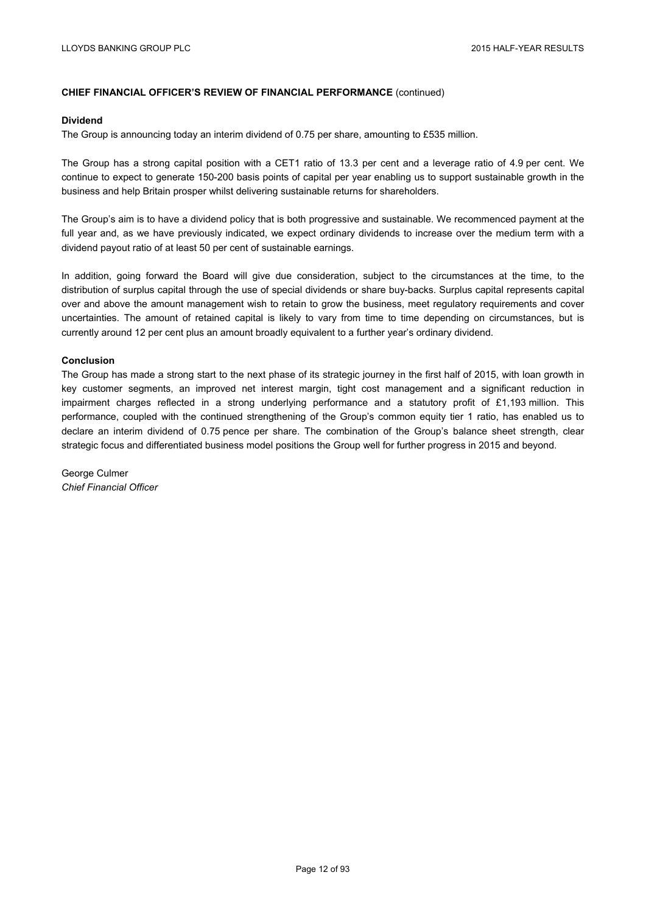## CHIEF FINANCIAL OFFICER'S REVIEW OF FINANCIAL PERFORMANCE (continued)

### Dividend

The Group is announcing today an interim dividend of 0.75 per share, amounting to £535 million.

The Group has a strong capital position with a CET1 ratio of 13.3 per cent and a leverage ratio of 4.9 per cent. We continue to expect to generate 150-200 basis points of capital per year enabling us to support sustainable growth in the business and help Britain prosper whilst delivering sustainable returns for shareholders.

The Group's aim is to have a dividend policy that is both progressive and sustainable. We recommenced payment at the full year and, as we have previously indicated, we expect ordinary dividends to increase over the medium term with a dividend payout ratio of at least 50 per cent of sustainable earnings.

In addition, going forward the Board will give due consideration, subject to the circumstances at the time, to the distribution of surplus capital through the use of special dividends or share buy-backs. Surplus capital represents capital over and above the amount management wish to retain to grow the business, meet regulatory requirements and cover uncertainties. The amount of retained capital is likely to vary from time to time depending on circumstances, but is currently around 12 per cent plus an amount broadly equivalent to a further year's ordinary dividend.

### Conclusion

The Group has made a strong start to the next phase of its strategic journey in the first half of 2015, with loan growth in key customer segments, an improved net interest margin, tight cost management and a significant reduction in impairment charges reflected in a strong underlying performance and a statutory profit of £1,193 million. This performance, coupled with the continued strengthening of the Group's common equity tier 1 ratio, has enabled us to declare an interim dividend of 0.75 pence per share. The combination of the Group's balance sheet strength, clear strategic focus and differentiated business model positions the Group well for further progress in 2015 and beyond.

George Culmer
*Chief Financial Officer*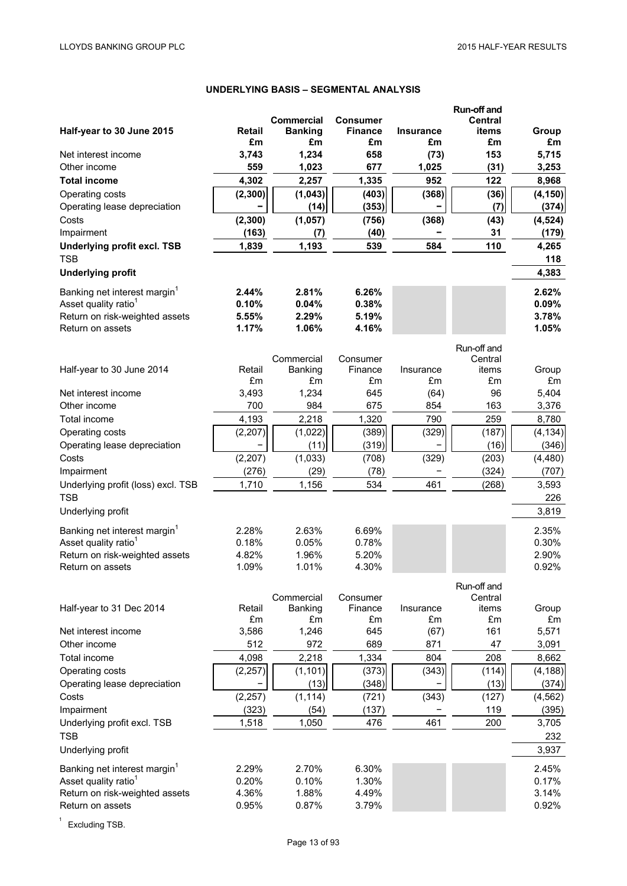## UNDERLYING BASIS – SEGMENTAL ANALYSIS

| **Half-year to 30 June 2015** | **Retail** | **Commercial Banking** | **Consumer Finance** | **Insurance** | **Run-off and Central items** | **Group** |
|---|---|---|---|---|---|---|
| | **£m** | **£m** | **£m** | **£m** | **£m** | **£m** |
| Net interest income | **3,743** | **1,234** | **658** | **(73)** | **153** | **5,715** |
| Other income | **559** | **1,023** | **677** | **1,025** | **(31)** | **3,253** |
| **Total income** | **4,302** | **2,257** | **1,335** | **952** | **122** | **8,968** |
| Operating costs | **(2,300)** | **(1,043)** | **(403)** | **(368)** | **(36)** | **(4,150)** |
| Operating lease depreciation | **–** | **(14)** | **(353)** | **–** | **(7)** | **(374)** |
| Costs | **(2,300)** | **(1,057)** | **(756)** | **(368)** | **(43)** | **(4,524)** |
| Impairment | **(163)** | **(7)** | **(40)** | **–** | **31** | **(179)** |
| **Underlying profit excl. TSB** | **1,839** | **1,193** | **539** | **584** | **110** | **4,265** |
| TSB | | | | | | **118** |
| **Underlying profit** | | | | | | **4,383** |
| Banking net interest margin[1] | **2.44%** | **2.81%** | **6.26%** | | | **2.62%** |
| Asset quality ratio[1] | **0.10%** | **0.04%** | **0.38%** | | | **0.09%** |
| Return on risk-weighted assets | **5.55%** | **2.29%** | **5.19%** | | | **3.78%** |
| Return on assets | **1.17%** | **1.06%** | **4.16%** | | | **1.05%** |

| Half-year to 30 June 2014 | Retail | Commercial Banking | Consumer Finance | Insurance | Run-off and Central items | Group |
|---|---|---|---|---|---|---|
| | £m | £m | £m | £m | £m | £m |
| Net interest income | 3,493 | 1,234 | 645 | (64) | 96 | 5,404 |
| Other income | 700 | 984 | 675 | 854 | 163 | 3,376 |
| Total income | 4,193 | 2,218 | 1,320 | 790 | 259 | 8,780 |
| Operating costs | (2,207) | (1,022) | (389) | (329) | (187) | (4,134) |
| Operating lease depreciation | – | (11) | (319) | – | (16) | (346) |
| Costs | (2,207) | (1,033) | (708) | (329) | (203) | (4,480) |
| Impairment | (276) | (29) | (78) | – | (324) | (707) |
| Underlying profit (loss) excl. TSB | 1,710 | 1,156 | 534 | 461 | (268) | 3,593 |
| TSB | | | | | | 226 |
| Underlying profit | | | | | | 3,819 |
| Banking net interest margin[1] | 2.28% | 2.63% | 6.69% | | | 2.35% |
| Asset quality ratio[1] | 0.18% | 0.05% | 0.78% | | | 0.30% |
| Return on risk-weighted assets | 4.82% | 1.96% | 5.20% | | | 2.90% |
| Return on assets | 1.09% | 1.01% | 4.30% | | | 0.92% |

| Half-year to 31 Dec 2014 | Retail | Commercial Banking | Consumer Finance | Insurance | Run-off and Central items | Group |
|---|---|---|---|---|---|---|
| | £m | £m | £m | £m | £m | £m |
| Net interest income | 3,586 | 1,246 | 645 | (67) | 161 | 5,571 |
| Other income | 512 | 972 | 689 | 871 | 47 | 3,091 |
| Total income | 4,098 | 2,218 | 1,334 | 804 | 208 | 8,662 |
| Operating costs | (2,257) | (1,101) | (373) | (343) | (114) | (4,188) |
| Operating lease depreciation | – | (13) | (348) | – | (13) | (374) |
| Costs | (2,257) | (1,114) | (721) | (343) | (127) | (4,562) |
| Impairment | (323) | (54) | (137) | – | 119 | (395) |
| Underlying profit excl. TSB | 1,518 | 1,050 | 476 | 461 | 200 | 3,705 |
| TSB | | | | | | 232 |
| Underlying profit | | | | | | 3,937 |
| Banking net interest margin[1] | 2.29% | 2.70% | 6.30% | | | 2.45% |
| Asset quality ratio[1] | 0.20% | 0.10% | 1.30% | | | 0.17% |
| Return on risk-weighted assets | 4.36% | 1.88% | 4.49% | | | 3.14% |
| Return on assets | 0.95% | 0.87% | 3.79% | | | 0.92% |

[1] Excluding TSB.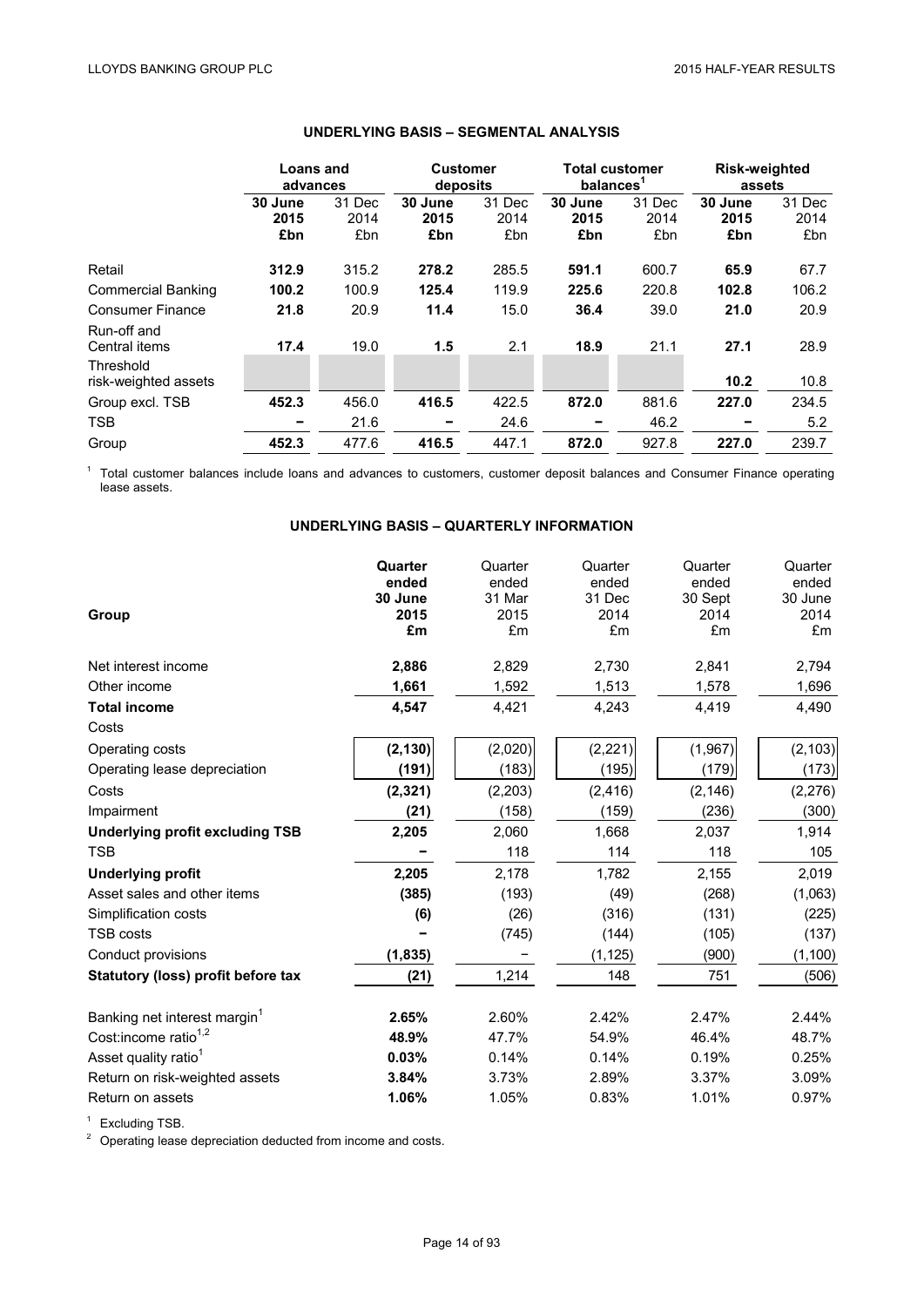## UNDERLYING BASIS – SEGMENTAL ANALYSIS

| | Loans and advances | | Customer deposits | | Total customer balances[1] | | Risk-weighted assets | |
|---|---|---|---|---|---|---|---|---|
| | **30 June 2015 £bn** | 31 Dec 2014 £bn | **30 June 2015 £bn** | 31 Dec 2014 £bn | **30 June 2015 £bn** | 31 Dec 2014 £bn | **30 June 2015 £bn** | 31 Dec 2014 £bn |
| Retail | **312.9** | 315.2 | **278.2** | 285.5 | **591.1** | 600.7 | **65.9** | 67.7 |
| Commercial Banking | **100.2** | 100.9 | **125.4** | 119.9 | **225.6** | 220.8 | **102.8** | 106.2 |
| Consumer Finance | **21.8** | 20.9 | **11.4** | 15.0 | **36.4** | 39.0 | **21.0** | 20.9 |
| Run-off and Central items | **17.4** | 19.0 | **1.5** | 2.1 | **18.9** | 21.1 | **27.1** | 28.9 |
| Threshold risk-weighted assets | | | | | | | **10.2** | 10.8 |
| Group excl. TSB | **452.3** | 456.0 | **416.5** | 422.5 | **872.0** | 881.6 | **227.0** | 234.5 |
| TSB | **–** | 21.6 | **–** | 24.6 | **–** | 46.2 | **–** | 5.2 |
| Group | **452.3** | 477.6 | **416.5** | 447.1 | **872.0** | 927.8 | **227.0** | 239.7 |

[1] Total customer balances include loans and advances to customers, customer deposit balances and Consumer Finance operating lease assets.

## UNDERLYING BASIS – QUARTERLY INFORMATION

| Group | **Quarter ended 30 June 2015 £m** | Quarter ended 31 Mar 2015 £m | Quarter ended 31 Dec 2014 £m | Quarter ended 30 Sept 2014 £m | Quarter ended 30 June 2014 £m |
|---|---|---|---|---|---|
| Net interest income | **2,886** | 2,829 | 2,730 | 2,841 | 2,794 |
| Other income | **1,661** | 1,592 | 1,513 | 1,578 | 1,696 |
| **Total income** | **4,547** | 4,421 | 4,243 | 4,419 | 4,490 |
| Costs | | | | | |
| Operating costs | **(2,130)** | (2,020) | (2,221) | (1,967) | (2,103) |
| Operating lease depreciation | **(191)** | (183) | (195) | (179) | (173) |
| Costs | **(2,321)** | (2,203) | (2,416) | (2,146) | (2,276) |
| Impairment | **(21)** | (158) | (159) | (236) | (300) |
| **Underlying profit excluding TSB** | **2,205** | 2,060 | 1,668 | 2,037 | 1,914 |
| TSB | **–** | 118 | 114 | 118 | 105 |
| **Underlying profit** | **2,205** | 2,178 | 1,782 | 2,155 | 2,019 |
| Asset sales and other items | **(385)** | (193) | (49) | (268) | (1,063) |
| Simplification costs | **(6)** | (26) | (316) | (131) | (225) |
| TSB costs | **–** | (745) | (144) | (105) | (137) |
| Conduct provisions | **(1,835)** | – | (1,125) | (900) | (1,100) |
| **Statutory (loss) profit before tax** | **(21)** | 1,214 | 148 | 751 | (506) |
| | | | | | |
| Banking net interest margin[1] | **2.65%** | 2.60% | 2.42% | 2.47% | 2.44% |
| Cost:income ratio[1,2] | **48.9%** | 47.7% | 54.9% | 46.4% | 48.7% |
| Asset quality ratio[1] | **0.03%** | 0.14% | 0.14% | 0.19% | 0.25% |
| Return on risk-weighted assets | **3.84%** | 3.73% | 2.89% | 3.37% | 3.09% |
| Return on assets | **1.06%** | 1.05% | 0.83% | 1.01% | 0.97% |

[1] Excluding TSB.

[2] Operating lease depreciation deducted from income and costs.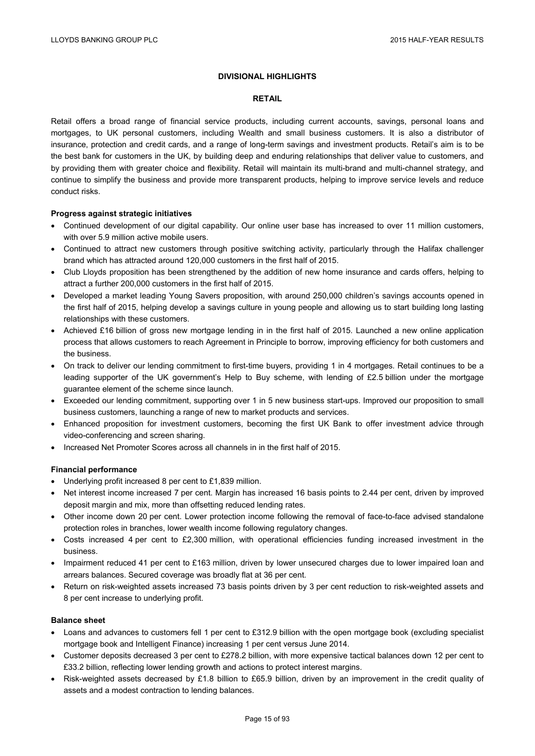## DIVISIONAL HIGHLIGHTS

### RETAIL

Retail offers a broad range of financial service products, including current accounts, savings, personal loans and mortgages, to UK personal customers, including Wealth and small business customers. It is also a distributor of insurance, protection and credit cards, and a range of long-term savings and investment products. Retail's aim is to be the best bank for customers in the UK, by building deep and enduring relationships that deliver value to customers, and by providing them with greater choice and flexibility. Retail will maintain its multi-brand and multi-channel strategy, and continue to simplify the business and provide more transparent products, helping to improve service levels and reduce conduct risks.

**Progress against strategic initiatives**

- Continued development of our digital capability. Our online user base has increased to over 11 million customers, with over 5.9 million active mobile users.
- Continued to attract new customers through positive switching activity, particularly through the Halifax challenger brand which has attracted around 120,000 customers in the first half of 2015.
- Club Lloyds proposition has been strengthened by the addition of new home insurance and cards offers, helping to attract a further 200,000 customers in the first half of 2015.
- Developed a market leading Young Savers proposition, with around 250,000 children's savings accounts opened in the first half of 2015, helping develop a savings culture in young people and allowing us to start building long lasting relationships with these customers.
- Achieved £16 billion of gross new mortgage lending in in the first half of 2015. Launched a new online application process that allows customers to reach Agreement in Principle to borrow, improving efficiency for both customers and the business.
- On track to deliver our lending commitment to first-time buyers, providing 1 in 4 mortgages. Retail continues to be a leading supporter of the UK government's Help to Buy scheme, with lending of £2.5 billion under the mortgage guarantee element of the scheme since launch.
- Exceeded our lending commitment, supporting over 1 in 5 new business start-ups. Improved our proposition to small business customers, launching a range of new to market products and services.
- Enhanced proposition for investment customers, becoming the first UK Bank to offer investment advice through video-conferencing and screen sharing.
- Increased Net Promoter Scores across all channels in in the first half of 2015.

**Financial performance**

- Underlying profit increased 8 per cent to £1,839 million.
- Net interest income increased 7 per cent. Margin has increased 16 basis points to 2.44 per cent, driven by improved deposit margin and mix, more than offsetting reduced lending rates.
- Other income down 20 per cent. Lower protection income following the removal of face-to-face advised standalone protection roles in branches, lower wealth income following regulatory changes.
- Costs increased 4 per cent to £2,300 million, with operational efficiencies funding increased investment in the business.
- Impairment reduced 41 per cent to £163 million, driven by lower unsecured charges due to lower impaired loan and arrears balances. Secured coverage was broadly flat at 36 per cent.
- Return on risk-weighted assets increased 73 basis points driven by 3 per cent reduction to risk-weighted assets and 8 per cent increase to underlying profit.

**Balance sheet**

- Loans and advances to customers fell 1 per cent to £312.9 billion with the open mortgage book (excluding specialist mortgage book and Intelligent Finance) increasing 1 per cent versus June 2014.
- Customer deposits decreased 3 per cent to £278.2 billion, with more expensive tactical balances down 12 per cent to £33.2 billion, reflecting lower lending growth and actions to protect interest margins.
- Risk-weighted assets decreased by £1.8 billion to £65.9 billion, driven by an improvement in the credit quality of assets and a modest contraction to lending balances.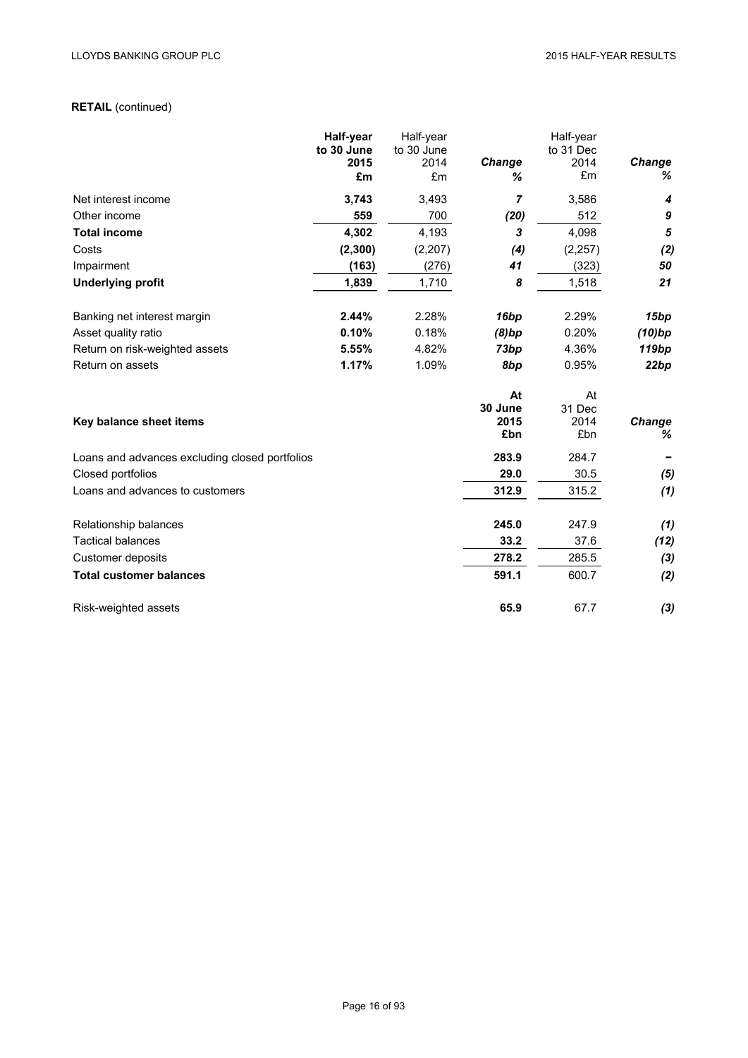**RETAIL** (continued)

| | Half-year to 30 June 2015 £m | Half-year to 30 June 2014 £m | *Change %* | Half-year to 31 Dec 2014 £m | *Change %* |
|---|---|---|---|---|---|
| Net interest income | **3,743** | 3,493 | *7* | 3,586 | *4* |
| Other income | **559** | 700 | *(20)* | 512 | *9* |
| **Total income** | **4,302** | 4,193 | *3* | 4,098 | *5* |
| Costs | **(2,300)** | (2,207) | *(4)* | (2,257) | *(2)* |
| Impairment | **(163)** | (276) | *41* | (323) | *50* |
| **Underlying profit** | **1,839** | 1,710 | *8* | 1,518 | *21* |
| | | | | | |
| Banking net interest margin | **2.44%** | 2.28% | *16bp* | 2.29% | *15bp* |
| Asset quality ratio | **0.10%** | 0.18% | *(8)bp* | 0.20% | *(10)bp* |
| Return on risk-weighted assets | **5.55%** | 4.82% | *73bp* | 4.36% | *119bp* |
| Return on assets | **1.17%** | 1.09% | *8bp* | 0.95% | *22bp* |

| **Key balance sheet items** | At 30 June 2015 £bn | At 31 Dec 2014 £bn | *Change %* |
|---|---|---|---|
| Loans and advances excluding closed portfolios | **283.9** | 284.7 | – |
| Closed portfolios | **29.0** | 30.5 | *(5)* |
| Loans and advances to customers | **312.9** | 315.2 | *(1)* |
| | | | |
| Relationship balances | **245.0** | 247.9 | *(1)* |
| Tactical balances | **33.2** | 37.6 | *(12)* |
| Customer deposits | **278.2** | 285.5 | *(3)* |
| **Total customer balances** | **591.1** | 600.7 | *(2)* |
| | | | |
| Risk-weighted assets | **65.9** | 67.7 | *(3)* |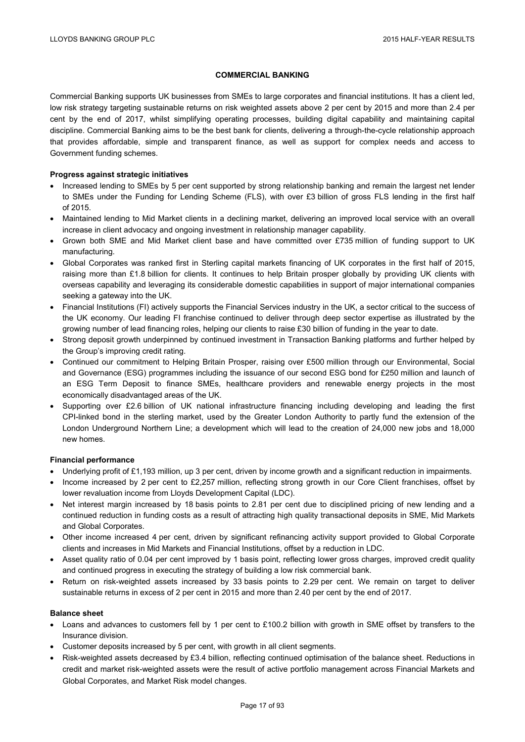## COMMERCIAL BANKING

Commercial Banking supports UK businesses from SMEs to large corporates and financial institutions. It has a client led, low risk strategy targeting sustainable returns on risk weighted assets above 2 per cent by 2015 and more than 2.4 per cent by the end of 2017, whilst simplifying operating processes, building digital capability and maintaining capital discipline. Commercial Banking aims to be the best bank for clients, delivering a through-the-cycle relationship approach that provides affordable, simple and transparent finance, as well as support for complex needs and access to Government funding schemes.

**Progress against strategic initiatives**

- Increased lending to SMEs by 5 per cent supported by strong relationship banking and remain the largest net lender to SMEs under the Funding for Lending Scheme (FLS), with over £3 billion of gross FLS lending in the first half of 2015.
- Maintained lending to Mid Market clients in a declining market, delivering an improved local service with an overall increase in client advocacy and ongoing investment in relationship manager capability.
- Grown both SME and Mid Market client base and have committed over £735 million of funding support to UK manufacturing.
- Global Corporates was ranked first in Sterling capital markets financing of UK corporates in the first half of 2015, raising more than £1.8 billion for clients. It continues to help Britain prosper globally by providing UK clients with overseas capability and leveraging its considerable domestic capabilities in support of major international companies seeking a gateway into the UK.
- Financial Institutions (FI) actively supports the Financial Services industry in the UK, a sector critical to the success of the UK economy. Our leading FI franchise continued to deliver through deep sector expertise as illustrated by the growing number of lead financing roles, helping our clients to raise £30 billion of funding in the year to date.
- Strong deposit growth underpinned by continued investment in Transaction Banking platforms and further helped by the Group's improving credit rating.
- Continued our commitment to Helping Britain Prosper, raising over £500 million through our Environmental, Social and Governance (ESG) programmes including the issuance of our second ESG bond for £250 million and launch of an ESG Term Deposit to finance SMEs, healthcare providers and renewable energy projects in the most economically disadvantaged areas of the UK.
- Supporting over £2.6 billion of UK national infrastructure financing including developing and leading the first CPI-linked bond in the sterling market, used by the Greater London Authority to partly fund the extension of the London Underground Northern Line; a development which will lead to the creation of 24,000 new jobs and 18,000 new homes.

**Financial performance**

- Underlying profit of £1,193 million, up 3 per cent, driven by income growth and a significant reduction in impairments.
- Income increased by 2 per cent to £2,257 million, reflecting strong growth in our Core Client franchises, offset by lower revaluation income from Lloyds Development Capital (LDC).
- Net interest margin increased by 18 basis points to 2.81 per cent due to disciplined pricing of new lending and a continued reduction in funding costs as a result of attracting high quality transactional deposits in SME, Mid Markets and Global Corporates.
- Other income increased 4 per cent, driven by significant refinancing activity support provided to Global Corporate clients and increases in Mid Markets and Financial Institutions, offset by a reduction in LDC.
- Asset quality ratio of 0.04 per cent improved by 1 basis point, reflecting lower gross charges, improved credit quality and continued progress in executing the strategy of building a low risk commercial bank.
- Return on risk-weighted assets increased by 33 basis points to 2.29 per cent. We remain on target to deliver sustainable returns in excess of 2 per cent in 2015 and more than 2.40 per cent by the end of 2017.

**Balance sheet**

- Loans and advances to customers fell by 1 per cent to £100.2 billion with growth in SME offset by transfers to the Insurance division.
- Customer deposits increased by 5 per cent, with growth in all client segments.
- Risk-weighted assets decreased by £3.4 billion, reflecting continued optimisation of the balance sheet. Reductions in credit and market risk-weighted assets were the result of active portfolio management across Financial Markets and Global Corporates, and Market Risk model changes.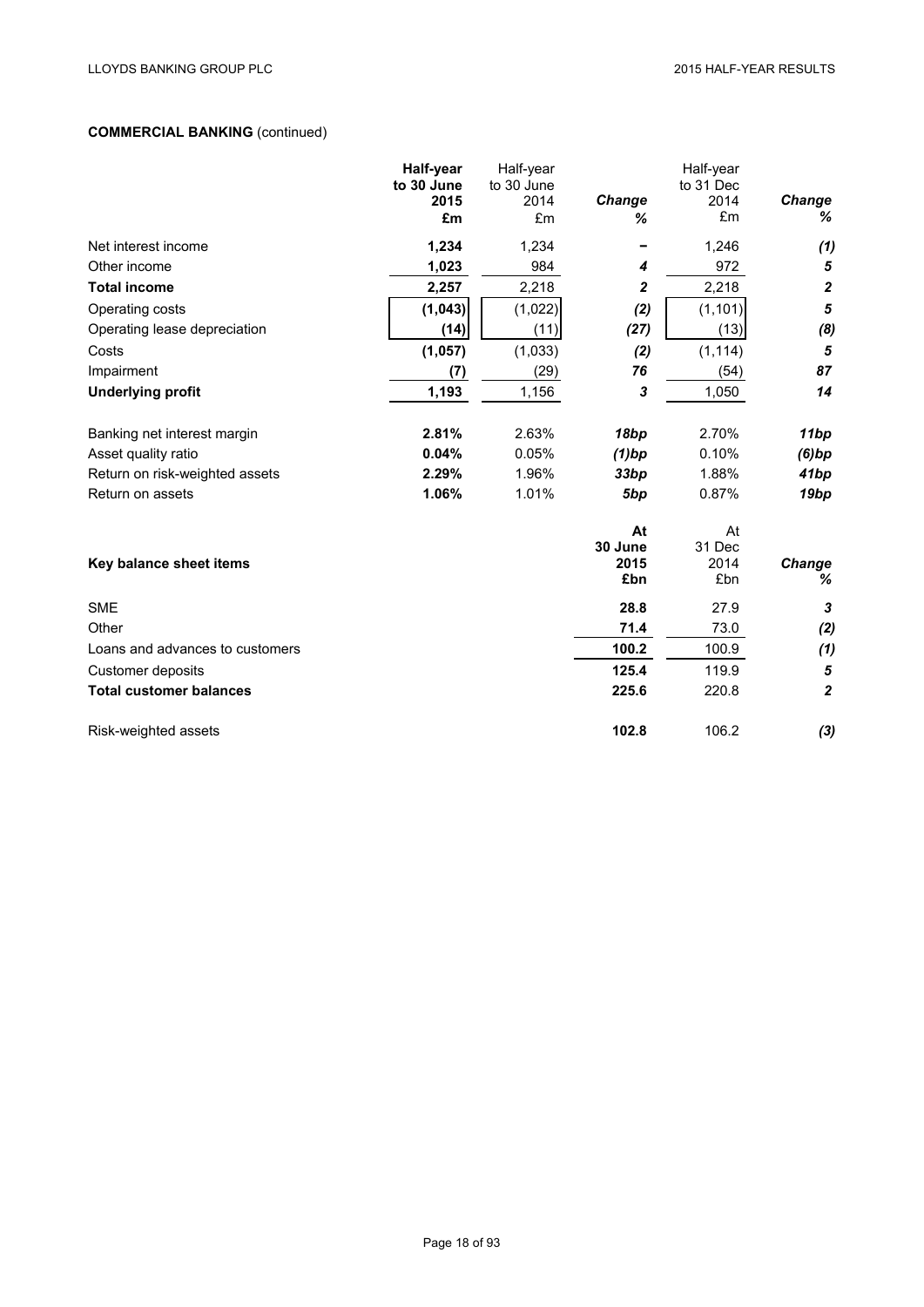**COMMERCIAL BANKING** (continued)

| | Half-year to 30 June 2015 £m | Half-year to 30 June 2014 £m | *Change %* | Half-year to 31 Dec 2014 £m | *Change %* |
|---|---|---|---|---|---|
| Net interest income | **1,234** | 1,234 | – | 1,246 | *(1)* |
| Other income | **1,023** | 984 | *4* | 972 | *5* |
| **Total income** | **2,257** | 2,218 | *2* | 2,218 | *2* |
| Operating costs | **(1,043)** | (1,022) | *(2)* | (1,101) | *5* |
| Operating lease depreciation | **(14)** | (11) | *(27)* | (13) | *(8)* |
| Costs | **(1,057)** | (1,033) | *(2)* | (1,114) | *5* |
| Impairment | **(7)** | (29) | *76* | (54) | *87* |
| **Underlying profit** | **1,193** | 1,156 | *3* | 1,050 | *14* |
| | | | | | |
| Banking net interest margin | **2.81%** | 2.63% | *18bp* | 2.70% | *11bp* |
| Asset quality ratio | **0.04%** | 0.05% | *(1)bp* | 0.10% | *(6)bp* |
| Return on risk-weighted assets | **2.29%** | 1.96% | *33bp* | 1.88% | *41bp* |
| Return on assets | **1.06%** | 1.01% | *5bp* | 0.87% | *19bp* |

| **Key balance sheet items** | At 30 June 2015 £bn | At 31 Dec 2014 £bn | *Change %* |
|---|---|---|---|
| SME | **28.8** | 27.9 | *3* |
| Other | **71.4** | 73.0 | *(2)* |
| Loans and advances to customers | **100.2** | 100.9 | *(1)* |
| Customer deposits | **125.4** | 119.9 | *5* |
| **Total customer balances** | **225.6** | 220.8 | *2* |
| | | | |
| Risk-weighted assets | **102.8** | 106.2 | *(3)* |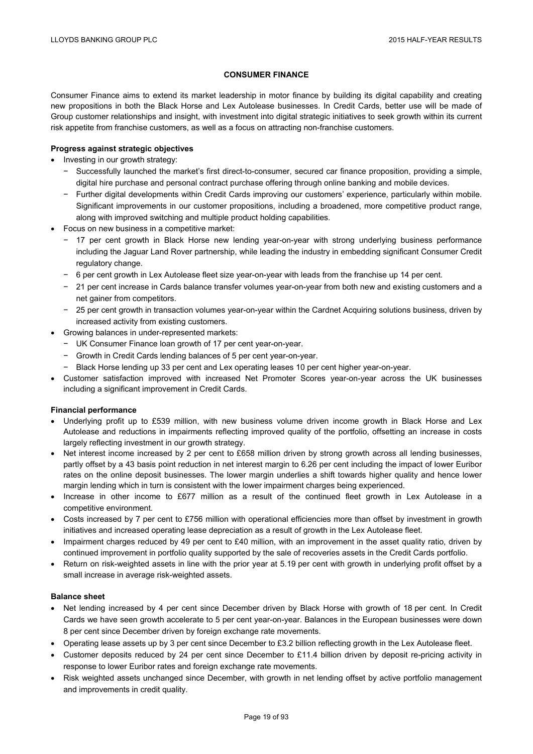## CONSUMER FINANCE

Consumer Finance aims to extend its market leadership in motor finance by building its digital capability and creating new propositions in both the Black Horse and Lex Autolease businesses. In Credit Cards, better use will be made of Group customer relationships and insight, with investment into digital strategic initiatives to seek growth within its current risk appetite from franchise customers, as well as a focus on attracting non-franchise customers.

**Progress against strategic objectives**

- Investing in our growth strategy:
  - Successfully launched the market's first direct-to-consumer, secured car finance proposition, providing a simple, digital hire purchase and personal contract purchase offering through online banking and mobile devices.
  - Further digital developments within Credit Cards improving our customers' experience, particularly within mobile. Significant improvements in our customer propositions, including a broadened, more competitive product range, along with improved switching and multiple product holding capabilities.
- Focus on new business in a competitive market:
  - 17 per cent growth in Black Horse new lending year-on-year with strong underlying business performance including the Jaguar Land Rover partnership, while leading the industry in embedding significant Consumer Credit regulatory change.
  - 6 per cent growth in Lex Autolease fleet size year-on-year with leads from the franchise up 14 per cent.
  - 21 per cent increase in Cards balance transfer volumes year-on-year from both new and existing customers and a net gainer from competitors.
  - 25 per cent growth in transaction volumes year-on-year within the Cardnet Acquiring solutions business, driven by increased activity from existing customers.
- Growing balances in under-represented markets:
  - UK Consumer Finance loan growth of 17 per cent year-on-year.
  - Growth in Credit Cards lending balances of 5 per cent year-on-year.
  - Black Horse lending up 33 per cent and Lex operating leases 10 per cent higher year-on-year.
- Customer satisfaction improved with increased Net Promoter Scores year-on-year across the UK businesses including a significant improvement in Credit Cards.

**Financial performance**

- Underlying profit up to £539 million, with new business volume driven income growth in Black Horse and Lex Autolease and reductions in impairments reflecting improved quality of the portfolio, offsetting an increase in costs largely reflecting investment in our growth strategy.
- Net interest income increased by 2 per cent to £658 million driven by strong growth across all lending businesses, partly offset by a 43 basis point reduction in net interest margin to 6.26 per cent including the impact of lower Euribor rates on the online deposit businesses. The lower margin underlies a shift towards higher quality and hence lower margin lending which in turn is consistent with the lower impairment charges being experienced.
- Increase in other income to £677 million as a result of the continued fleet growth in Lex Autolease in a competitive environment.
- Costs increased by 7 per cent to £756 million with operational efficiencies more than offset by investment in growth initiatives and increased operating lease depreciation as a result of growth in the Lex Autolease fleet.
- Impairment charges reduced by 49 per cent to £40 million, with an improvement in the asset quality ratio, driven by continued improvement in portfolio quality supported by the sale of recoveries assets in the Credit Cards portfolio.
- Return on risk-weighted assets in line with the prior year at 5.19 per cent with growth in underlying profit offset by a small increase in average risk-weighted assets.

**Balance sheet**

- Net lending increased by 4 per cent since December driven by Black Horse with growth of 18 per cent. In Credit Cards we have seen growth accelerate to 5 per cent year-on-year. Balances in the European businesses were down 8 per cent since December driven by foreign exchange rate movements.
- Operating lease assets up by 3 per cent since December to £3.2 billion reflecting growth in the Lex Autolease fleet.
- Customer deposits reduced by 24 per cent since December to £11.4 billion driven by deposit re-pricing activity in response to lower Euribor rates and foreign exchange rate movements.
- Risk weighted assets unchanged since December, with growth in net lending offset by active portfolio management and improvements in credit quality.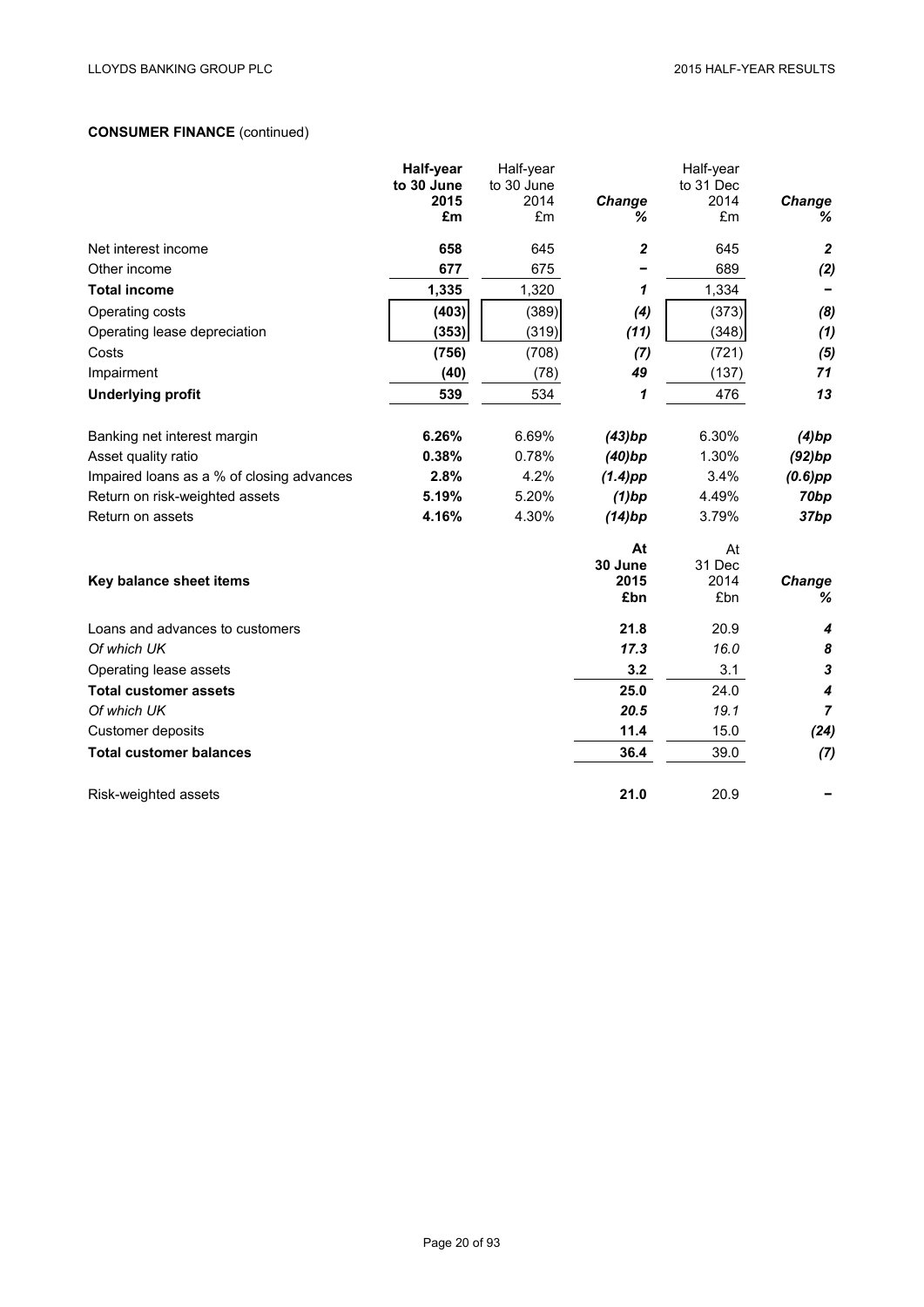**CONSUMER FINANCE** (continued)

| | Half-year to 30 June 2015 £m | Half-year to 30 June 2014 £m | Change % | Half-year to 31 Dec 2014 £m | Change % |
|---|---|---|---|---|---|
| Net interest income | **658** | 645 | ***2*** | 645 | ***2*** |
| Other income | **677** | 675 | **–** | 689 | ***(2)*** |
| **Total income** | **1,335** | 1,320 | ***1*** | 1,334 | **–** |
| Operating costs | **(403)** | (389) | ***(4)*** | (373) | ***(8)*** |
| Operating lease depreciation | **(353)** | (319) | ***(11)*** | (348) | ***(1)*** |
| Costs | **(756)** | (708) | ***(7)*** | (721) | ***(5)*** |
| Impairment | **(40)** | (78) | ***49*** | (137) | ***71*** |
| **Underlying profit** | **539** | 534 | ***1*** | 476 | ***13*** |
| | | | | | |
| Banking net interest margin | **6.26%** | 6.69% | ***(43)bp*** | 6.30% | ***(4)bp*** |
| Asset quality ratio | **0.38%** | 0.78% | ***(40)bp*** | 1.30% | ***(92)bp*** |
| Impaired loans as a % of closing advances | **2.8%** | 4.2% | ***(1.4)pp*** | 3.4% | ***(0.6)pp*** |
| Return on risk-weighted assets | **5.19%** | 5.20% | ***(1)bp*** | 4.49% | ***70bp*** |
| Return on assets | **4.16%** | 4.30% | ***(14)bp*** | 3.79% | ***37bp*** |

| **Key balance sheet items** | At 30 June 2015 £bn | At 31 Dec 2014 £bn | Change % |
|---|---|---|---|
| Loans and advances to customers | **21.8** | 20.9 | ***4*** |
| *Of which UK* | ***17.3*** | *16.0* | ***8*** |
| Operating lease assets | **3.2** | 3.1 | ***3*** |
| **Total customer assets** | **25.0** | 24.0 | ***4*** |
| *Of which UK* | ***20.5*** | *19.1* | ***7*** |
| Customer deposits | **11.4** | 15.0 | ***(24)*** |
| **Total customer balances** | **36.4** | 39.0 | ***(7)*** |
| | | | |
| Risk-weighted assets | **21.0** | 20.9 | **–** |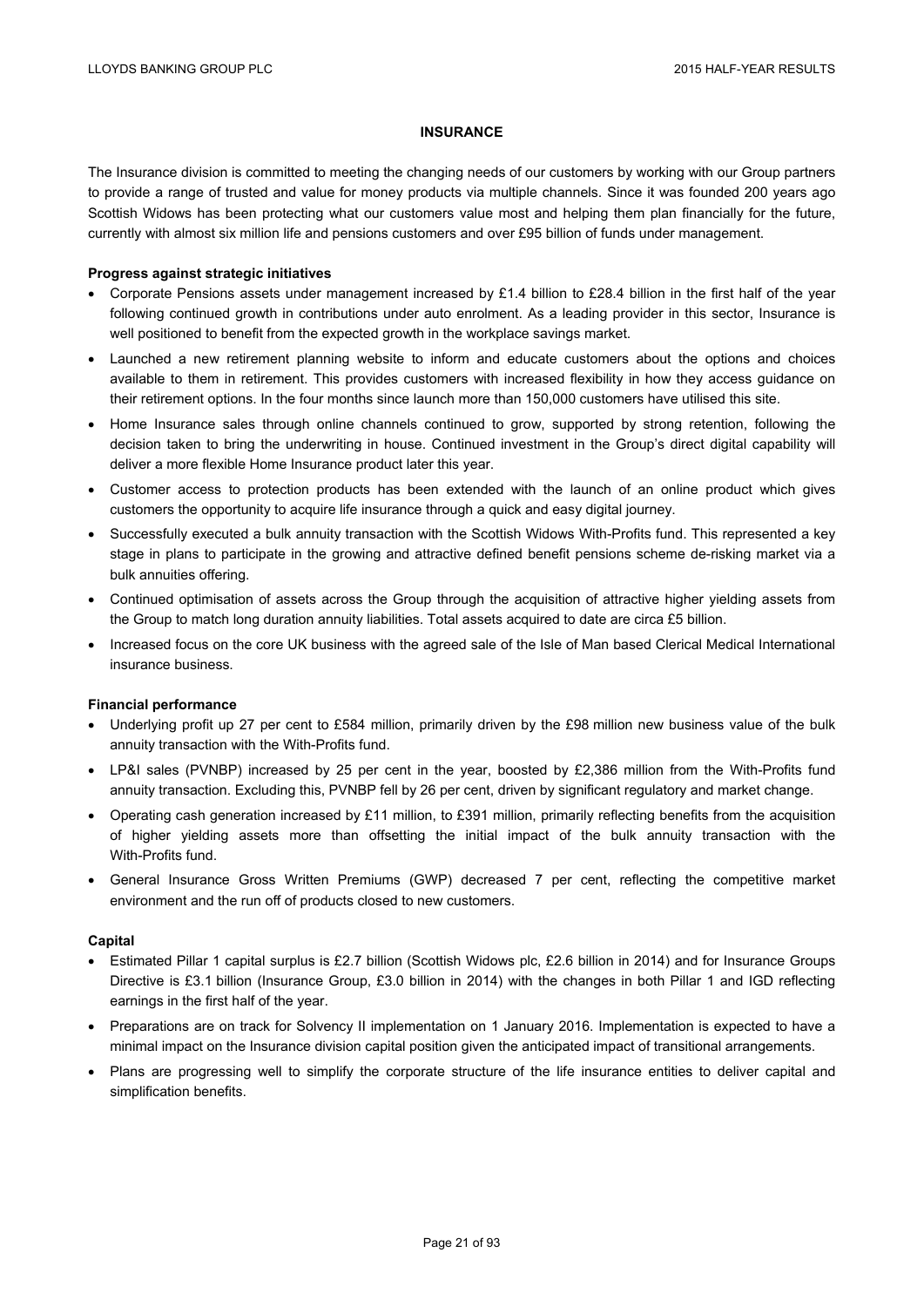## INSURANCE

The Insurance division is committed to meeting the changing needs of our customers by working with our Group partners to provide a range of trusted and value for money products via multiple channels. Since it was founded 200 years ago Scottish Widows has been protecting what our customers value most and helping them plan financially for the future, currently with almost six million life and pensions customers and over £95 billion of funds under management.

**Progress against strategic initiatives**

- Corporate Pensions assets under management increased by £1.4 billion to £28.4 billion in the first half of the year following continued growth in contributions under auto enrolment. As a leading provider in this sector, Insurance is well positioned to benefit from the expected growth in the workplace savings market.
- Launched a new retirement planning website to inform and educate customers about the options and choices available to them in retirement. This provides customers with increased flexibility in how they access guidance on their retirement options. In the four months since launch more than 150,000 customers have utilised this site.
- Home Insurance sales through online channels continued to grow, supported by strong retention, following the decision taken to bring the underwriting in house. Continued investment in the Group's direct digital capability will deliver a more flexible Home Insurance product later this year.
- Customer access to protection products has been extended with the launch of an online product which gives customers the opportunity to acquire life insurance through a quick and easy digital journey.
- Successfully executed a bulk annuity transaction with the Scottish Widows With-Profits fund. This represented a key stage in plans to participate in the growing and attractive defined benefit pensions scheme de-risking market via a bulk annuities offering.
- Continued optimisation of assets across the Group through the acquisition of attractive higher yielding assets from the Group to match long duration annuity liabilities. Total assets acquired to date are circa £5 billion.
- Increased focus on the core UK business with the agreed sale of the Isle of Man based Clerical Medical International insurance business.

**Financial performance**

- Underlying profit up 27 per cent to £584 million, primarily driven by the £98 million new business value of the bulk annuity transaction with the With-Profits fund.
- LP&I sales (PVNBP) increased by 25 per cent in the year, boosted by £2,386 million from the With-Profits fund annuity transaction. Excluding this, PVNBP fell by 26 per cent, driven by significant regulatory and market change.
- Operating cash generation increased by £11 million, to £391 million, primarily reflecting benefits from the acquisition of higher yielding assets more than offsetting the initial impact of the bulk annuity transaction with the With-Profits fund.
- General Insurance Gross Written Premiums (GWP) decreased 7 per cent, reflecting the competitive market environment and the run off of products closed to new customers.

**Capital**

- Estimated Pillar 1 capital surplus is £2.7 billion (Scottish Widows plc, £2.6 billion in 2014) and for Insurance Groups Directive is £3.1 billion (Insurance Group, £3.0 billion in 2014) with the changes in both Pillar 1 and IGD reflecting earnings in the first half of the year.
- Preparations are on track for Solvency II implementation on 1 January 2016. Implementation is expected to have a minimal impact on the Insurance division capital position given the anticipated impact of transitional arrangements.
- Plans are progressing well to simplify the corporate structure of the life insurance entities to deliver capital and simplification benefits.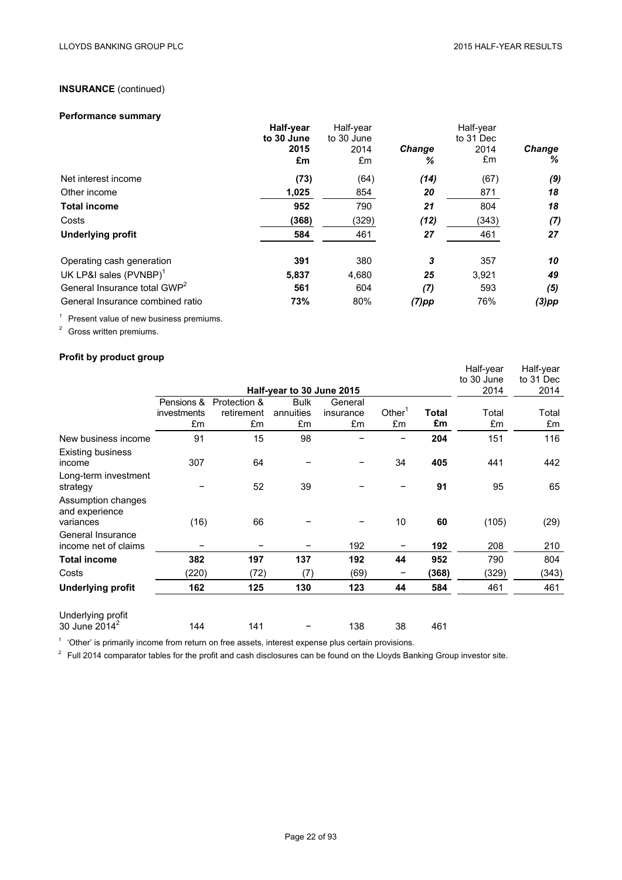**INSURANCE** (continued)

**Performance summary**

| | **Half-year to 30 June 2015 £m** | Half-year to 30 June 2014 £m | ***Change %*** | Half-year to 31 Dec 2014 £m | ***Change %*** |
|---|---|---|---|---|---|
| Net interest income | **(73)** | (64) | ***(14)*** | (67) | ***(9)*** |
| Other income | **1,025** | 854 | ***20*** | 871 | ***18*** |
| **Total income** | **952** | 790 | ***21*** | 804 | ***18*** |
| Costs | **(368)** | (329) | ***(12)*** | (343) | ***(7)*** |
| **Underlying profit** | **584** | 461 | ***27*** | 461 | ***27*** |
| | | | | | |
| Operating cash generation | **391** | 380 | ***3*** | 357 | ***10*** |
| UK LP&I sales (PVNBP)[1] | **5,837** | 4,680 | ***25*** | 3,921 | ***49*** |
| General Insurance total GWP[2] | **561** | 604 | ***(7)*** | 593 | ***(5)*** |
| General Insurance combined ratio | **73%** | 80% | ***(7)pp*** | 76% | ***(3)pp*** |

[1] Present value of new business premiums.

[2] Gross written premiums.

**Profit by product group**

| | Half-year to 30 June 2015 | | | | | | Half-year to 30 June 2014 | Half-year to 31 Dec 2014 |
|---|---|---|---|---|---|---|---|---|
| | Pensions & investments £m | Protection & retirement £m | Bulk annuities £m | General insurance £m | Other[1] £m | **Total £m** | Total £m | Total £m |
| New business income | 91 | 15 | 98 | – | – | **204** | 151 | 116 |
| Existing business income | 307 | 64 | – | – | 34 | **405** | 441 | 442 |
| Long-term investment strategy | – | 52 | 39 | – | – | **91** | 95 | 65 |
| Assumption changes and experience variances | (16) | 66 | – | – | 10 | **60** | (105) | (29) |
| General Insurance income net of claims | – | – | – | 192 | – | **192** | 208 | 210 |
| **Total income** | **382** | **197** | **137** | **192** | **44** | **952** | 790 | 804 |
| Costs | (220) | (72) | (7) | (69) | – | **(368)** | (329) | (343) |
| **Underlying profit** | **162** | **125** | **130** | **123** | **44** | **584** | 461 | 461 |
| | | | | | | | | |
| Underlying profit 30 June 2014[2] | 144 | 141 | – | 138 | 38 | 461 | | |

[1] 'Other' is primarily income from return on free assets, interest expense plus certain provisions.

[2] Full 2014 comparator tables for the profit and cash disclosures can be found on the Lloyds Banking Group investor site.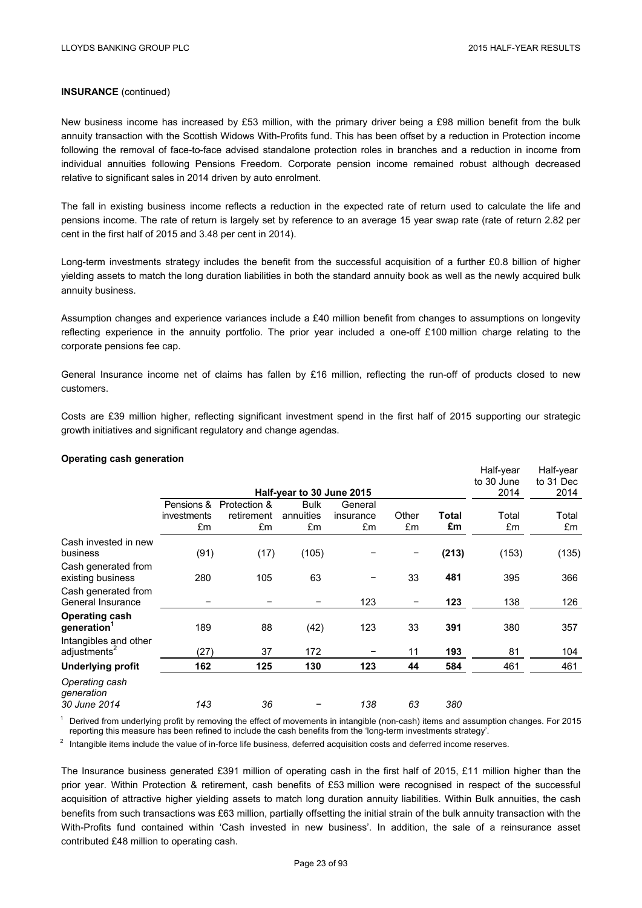**INSURANCE** (continued)

New business income has increased by £53 million, with the primary driver being a £98 million benefit from the bulk annuity transaction with the Scottish Widows With-Profits fund. This has been offset by a reduction in Protection income following the removal of face-to-face advised standalone protection roles in branches and a reduction in income from individual annuities following Pensions Freedom. Corporate pension income remained robust although decreased relative to significant sales in 2014 driven by auto enrolment.

The fall in existing business income reflects a reduction in the expected rate of return used to calculate the life and pensions income. The rate of return is largely set by reference to an average 15 year swap rate (rate of return 2.82 per cent in the first half of 2015 and 3.48 per cent in 2014).

Long-term investments strategy includes the benefit from the successful acquisition of a further £0.8 billion of higher yielding assets to match the long duration liabilities in both the standard annuity book as well as the newly acquired bulk annuity business.

Assumption changes and experience variances include a £40 million benefit from changes to assumptions on longevity reflecting experience in the annuity portfolio. The prior year included a one-off £100 million charge relating to the corporate pensions fee cap.

General Insurance income net of claims has fallen by £16 million, reflecting the run-off of products closed to new customers.

Costs are £39 million higher, reflecting significant investment spend in the first half of 2015 supporting our strategic growth initiatives and significant regulatory and change agendas.

**Operating cash generation**

| | Half-year to 30 June 2015 | | | | | | Half-year to 30 June 2014 | Half-year to 31 Dec 2014 |
|---|---|---|---|---|---|---|---|---|
| | Pensions & investments £m | Protection & retirement £m | Bulk annuities £m | General insurance £m | Other £m | **Total £m** | Total £m | Total £m |
| Cash invested in new business | (91) | (17) | (105) | – | – | **(213)** | (153) | (135) |
| Cash generated from existing business | 280 | 105 | 63 | – | 33 | **481** | 395 | 366 |
| Cash generated from General Insurance | – | – | – | 123 | – | **123** | 138 | 126 |
| **Operating cash generation[1]** | 189 | 88 | (42) | 123 | 33 | **391** | 380 | 357 |
| Intangibles and other adjustments[2] | (27) | 37 | 172 | – | 11 | **193** | 81 | 104 |
| **Underlying profit** | **162** | **125** | **130** | **123** | **44** | **584** | 461 | 461 |
| *Operating cash generation 30 June 2014* | *143* | *36* | *–* | *138* | *63* | *380* | | |

[1] Derived from underlying profit by removing the effect of movements in intangible (non-cash) items and assumption changes. For 2015 reporting this measure has been refined to include the cash benefits from the 'long-term investments strategy'.

[2] Intangible items include the value of in-force life business, deferred acquisition costs and deferred income reserves.

The Insurance business generated £391 million of operating cash in the first half of 2015, £11 million higher than the prior year. Within Protection & retirement, cash benefits of £53 million were recognised in respect of the successful acquisition of attractive higher yielding assets to match long duration annuity liabilities. Within Bulk annuities, the cash benefits from such transactions was £63 million, partially offsetting the initial strain of the bulk annuity transaction with the With-Profits fund contained within 'Cash invested in new business'. In addition, the sale of a reinsurance asset contributed £48 million to operating cash.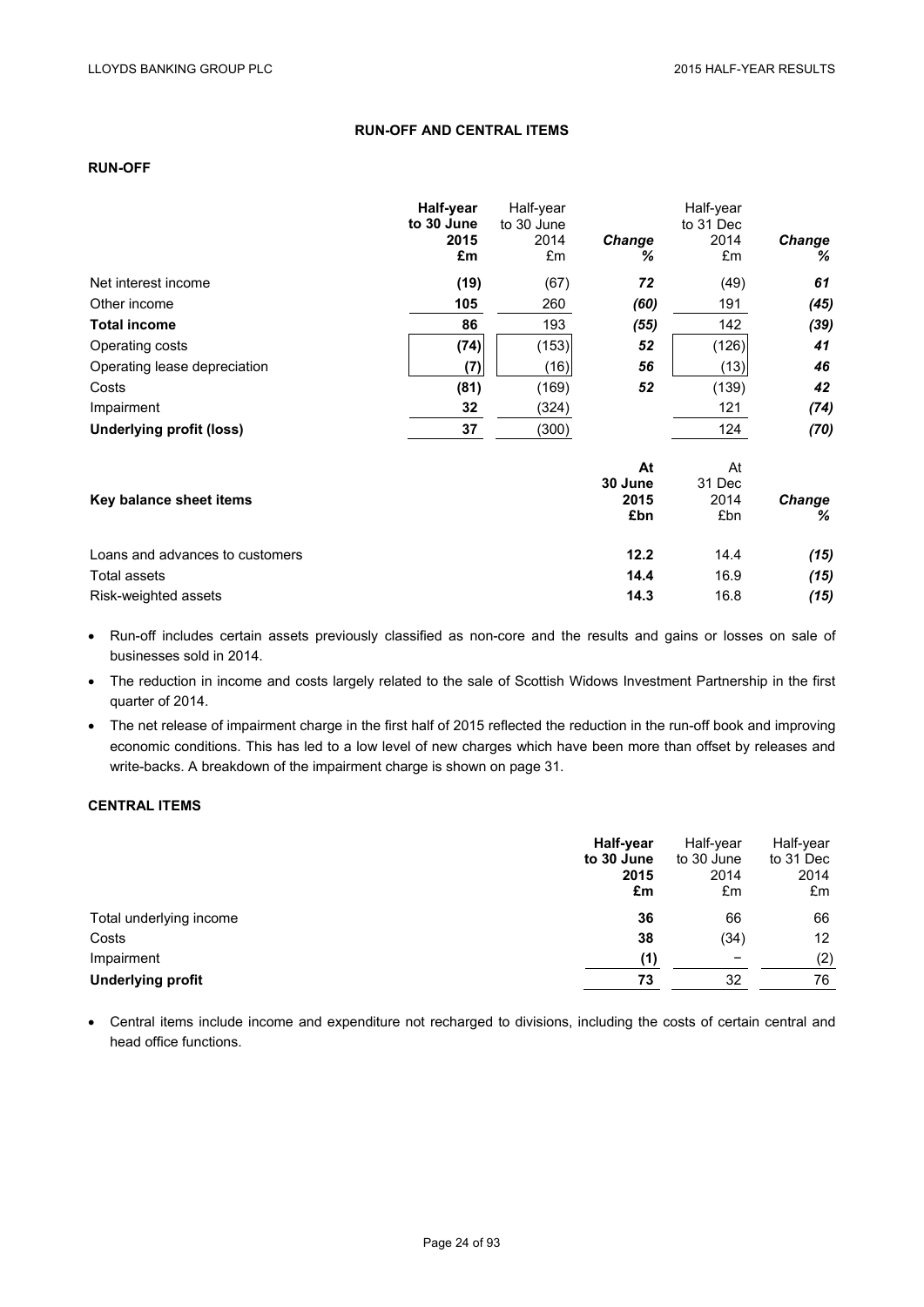## RUN-OFF AND CENTRAL ITEMS

### RUN-OFF

| | Half-year to 30 June 2015 £m | Half-year to 30 June 2014 £m | Change % | Half-year to 31 Dec 2014 £m | Change % |
|---|---|---|---|---|---|
| Net interest income | **(19)** | (67) | ***72*** | (49) | ***61*** |
| Other income | **105** | 260 | ***(60)*** | 191 | ***(45)*** |
| **Total income** | **86** | 193 | ***(55)*** | 142 | ***(39)*** |
| Operating costs | **(74)** | (153) | ***52*** | (126) | ***41*** |
| Operating lease depreciation | **(7)** | (16) | ***56*** | (13) | ***46*** |
| Costs | **(81)** | (169) | ***52*** | (139) | ***42*** |
| Impairment | **32** | (324) | | 121 | ***(74)*** |
| **Underlying profit (loss)** | **37** | (300) | | 124 | ***(70)*** |

| **Key balance sheet items** | At 30 June 2015 £bn | At 31 Dec 2014 £bn | Change % |
|---|---|---|---|
| Loans and advances to customers | **12.2** | 14.4 | ***(15)*** |
| Total assets | **14.4** | 16.9 | ***(15)*** |
| Risk-weighted assets | **14.3** | 16.8 | ***(15)*** |

- Run-off includes certain assets previously classified as non-core and the results and gains or losses on sale of businesses sold in 2014.
- The reduction in income and costs largely related to the sale of Scottish Widows Investment Partnership in the first quarter of 2014.
- The net release of impairment charge in the first half of 2015 reflected the reduction in the run-off book and improving economic conditions. This has led to a low level of new charges which have been more than offset by releases and write-backs. A breakdown of the impairment charge is shown on page 31.

### CENTRAL ITEMS

| | Half-year to 30 June 2015 £m | Half-year to 30 June 2014 £m | Half-year to 31 Dec 2014 £m |
|---|---|---|---|
| Total underlying income | **36** | 66 | 66 |
| Costs | **38** | (34) | 12 |
| Impairment | **(1)** | – | (2) |
| **Underlying profit** | **73** | 32 | 76 |

- Central items include income and expenditure not recharged to divisions, including the costs of certain central and head office functions.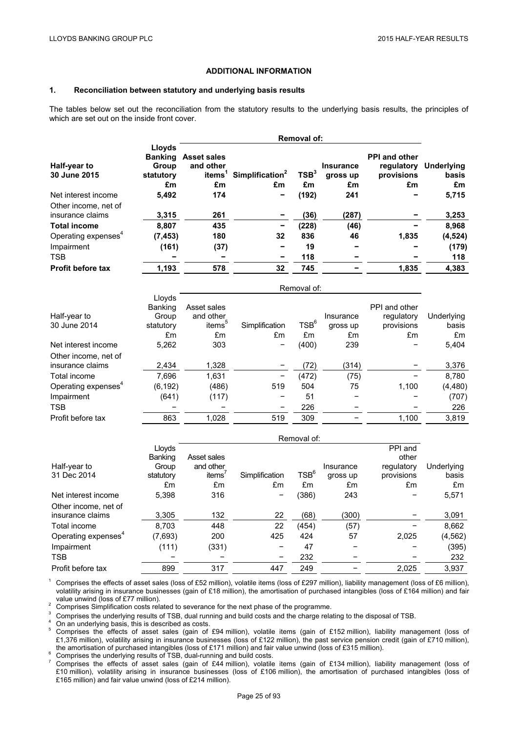## ADDITIONAL INFORMATION

### 1. Reconciliation between statutory and underlying basis results

The tables below set out the reconciliation from the statutory results to the underlying basis results, the principles of which are set out on the inside front cover.

| Half-year to 30 June 2015 | Lloyds Banking Group statutory £m | Removal of: Asset sales and other items[1] £m | Simplification[2] £m | TSB[3] £m | Insurance gross up £m | PPI and other regulatory provisions £m | Underlying basis £m |
|---|---|---|---|---|---|---|---|
| Net interest income | 5,492 | 174 | – | (192) | 241 | – | 5,715 |
| Other income, net of insurance claims | 3,315 | 261 | – | (36) | (287) | – | 3,253 |
| **Total income** | **8,807** | **435** | **–** | **(228)** | **(46)** | **–** | **8,968** |
| Operating expenses[4] | (7,453) | 180 | 32 | 836 | 46 | 1,835 | (4,524) |
| Impairment | (161) | (37) | – | 19 | – | – | (179) |
| TSB | – | – | – | 118 | – | – | 118 |
| **Profit before tax** | **1,193** | **578** | **32** | **745** | **–** | **1,835** | **4,383** |

| Half-year to 30 June 2014 | Lloyds Banking Group statutory £m | Removal of: Asset sales and other items[5] £m | Simplification £m | TSB[6] £m | Insurance gross up £m | PPI and other regulatory provisions £m | Underlying basis £m |
|---|---|---|---|---|---|---|---|
| Net interest income | 5,262 | 303 | – | (400) | 239 | – | 5,404 |
| Other income, net of insurance claims | 2,434 | 1,328 | – | (72) | (314) | – | 3,376 |
| Total income | 7,696 | 1,631 | – | (472) | (75) | – | 8,780 |
| Operating expenses[4] | (6,192) | (486) | 519 | 504 | 75 | 1,100 | (4,480) |
| Impairment | (641) | (117) | – | 51 | – | – | (707) |
| TSB | – | – | – | 226 | – | – | 226 |
| Profit before tax | 863 | 1,028 | 519 | 309 | – | 1,100 | 3,819 |

| Half-year to 31 Dec 2014 | Lloyds Banking Group statutory £m | Removal of: Asset sales and other items[7] £m | Simplification £m | TSB[6] £m | Insurance gross up £m | PPI and other regulatory provisions £m | Underlying basis £m |
|---|---|---|---|---|---|---|---|
| Net interest income | 5,398 | 316 | – | (386) | 243 | – | 5,571 |
| Other income, net of insurance claims | 3,305 | 132 | 22 | (68) | (300) | – | 3,091 |
| Total income | 8,703 | 448 | 22 | (454) | (57) | – | 8,662 |
| Operating expenses[4] | (7,693) | 200 | 425 | 424 | 57 | 2,025 | (4,562) |
| Impairment | (111) | (331) | – | 47 | – | – | (395) |
| TSB | – | – | – | 232 | – | – | 232 |
| Profit before tax | 899 | 317 | 447 | 249 | – | 2,025 | 3,937 |

[1] Comprises the effects of asset sales (loss of £52 million), volatile items (loss of £297 million), liability management (loss of £6 million), volatility arising in insurance businesses (gain of £18 million), the amortisation of purchased intangibles (loss of £164 million) and fair value unwind (loss of £77 million).

[2] Comprises Simplification costs related to severance for the next phase of the programme.

[3] Comprises the underlying results of TSB, dual running and build costs and the charge relating to the disposal of TSB.

[4] On an underlying basis, this is described as costs.

[5] Comprises the effects of asset sales (gain of £94 million), volatile items (gain of £152 million), liability management (loss of £1,376 million), volatility arising in insurance businesses (loss of £122 million), the past service pension credit (gain of £710 million), the amortisation of purchased intangibles (loss of £171 million) and fair value unwind (loss of £315 million).

[6] Comprises the underlying results of TSB, dual-running and build costs.

[7] Comprises the effects of asset sales (gain of £44 million), volatile items (gain of £134 million), liability management (loss of £10 million), volatility arising in insurance businesses (loss of £106 million), the amortisation of purchased intangibles (loss of £165 million) and fair value unwind (loss of £214 million).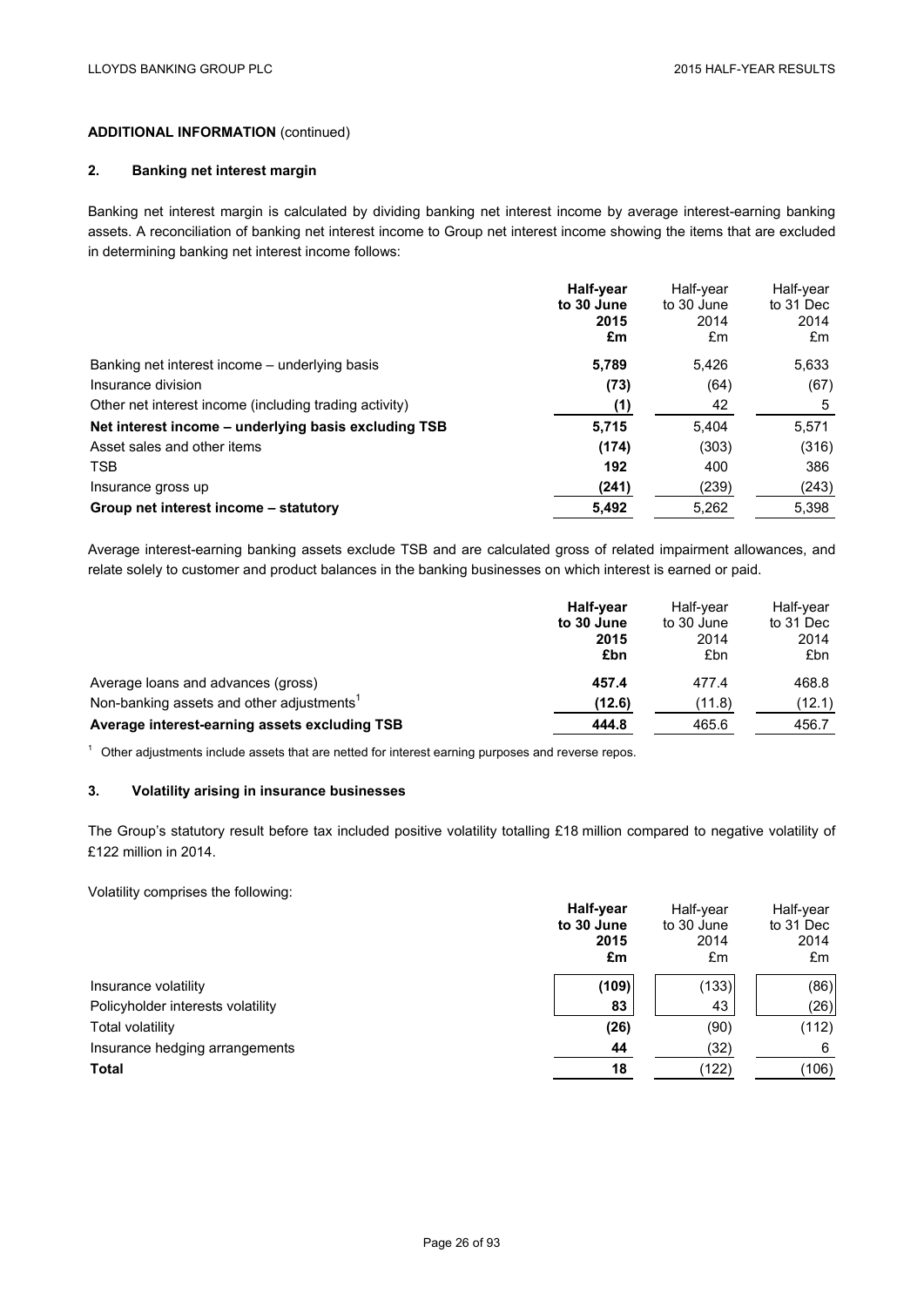**ADDITIONAL INFORMATION** (continued)

## 2. Banking net interest margin

Banking net interest margin is calculated by dividing banking net interest income by average interest-earning banking assets. A reconciliation of banking net interest income to Group net interest income showing the items that are excluded in determining banking net interest income follows:

| | **Half-year to 30 June 2015 £m** | Half-year to 30 June 2014 £m | Half-year to 31 Dec 2014 £m |
|---|---|---|---|
| Banking net interest income – underlying basis | **5,789** | 5,426 | 5,633 |
| Insurance division | **(73)** | (64) | (67) |
| Other net interest income (including trading activity) | **(1)** | 42 | 5 |
| **Net interest income – underlying basis excluding TSB** | **5,715** | 5,404 | 5,571 |
| Asset sales and other items | **(174)** | (303) | (316) |
| TSB | **192** | 400 | 386 |
| Insurance gross up | **(241)** | (239) | (243) |
| **Group net interest income – statutory** | **5,492** | 5,262 | 5,398 |

Average interest-earning banking assets exclude TSB and are calculated gross of related impairment allowances, and relate solely to customer and product balances in the banking businesses on which interest is earned or paid.

| | **Half-year to 30 June 2015 £bn** | Half-year to 30 June 2014 £bn | Half-year to 31 Dec 2014 £bn |
|---|---|---|---|
| Average loans and advances (gross) | **457.4** | 477.4 | 468.8 |
| Non-banking assets and other adjustments[1] | **(12.6)** | (11.8) | (12.1) |
| **Average interest-earning assets excluding TSB** | **444.8** | 465.6 | 456.7 |

[1] Other adjustments include assets that are netted for interest earning purposes and reverse repos.

## 3. Volatility arising in insurance businesses

The Group's statutory result before tax included positive volatility totalling £18 million compared to negative volatility of £122 million in 2014.

Volatility comprises the following:

| | **Half-year to 30 June 2015 £m** | Half-year to 30 June 2014 £m | Half-year to 31 Dec 2014 £m |
|---|---|---|---|
| Insurance volatility | **(109)** | (133) | (86) |
| Policyholder interests volatility | **83** | 43 | (26) |
| Total volatility | **(26)** | (90) | (112) |
| Insurance hedging arrangements | **44** | (32) | 6 |
| **Total** | **18** | (122) | (106) |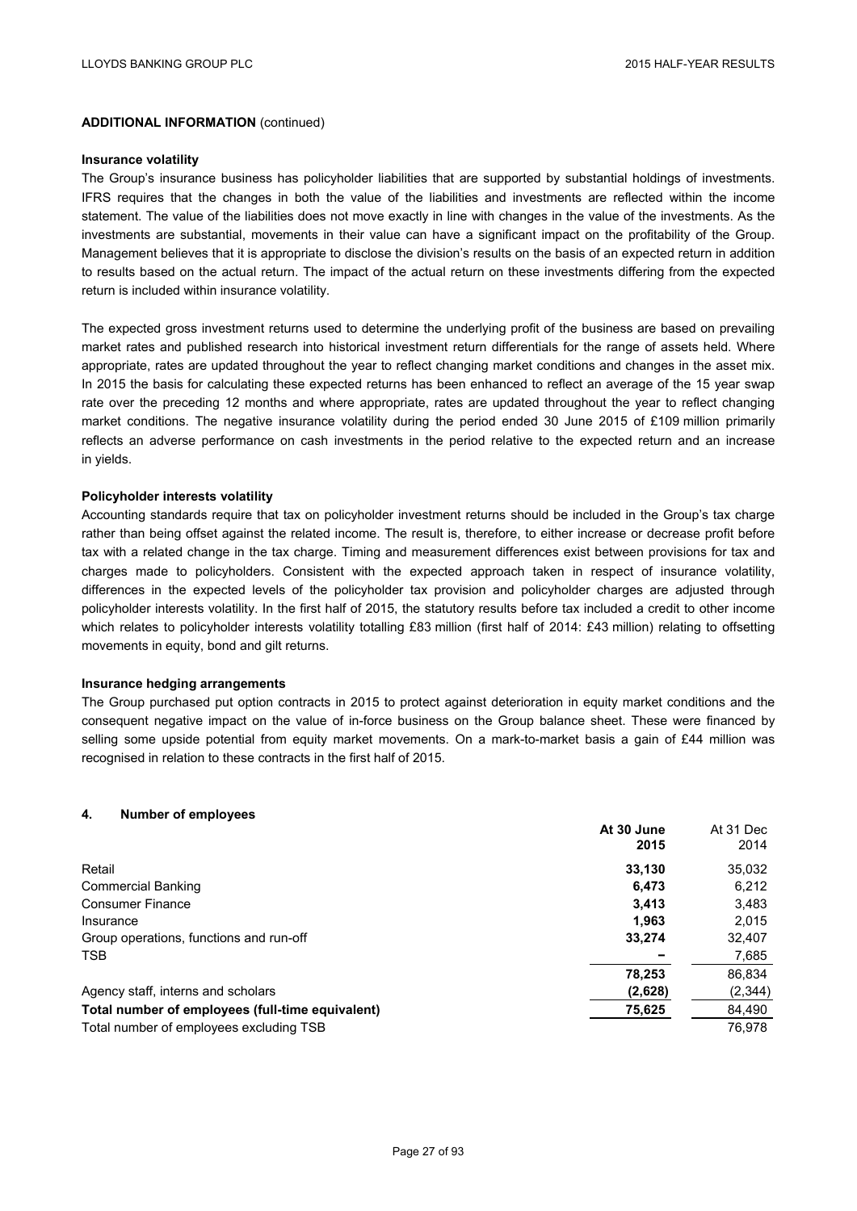## ADDITIONAL INFORMATION (continued)

### Insurance volatility

The Group's insurance business has policyholder liabilities that are supported by substantial holdings of investments. IFRS requires that the changes in both the value of the liabilities and investments are reflected within the income statement. The value of the liabilities does not move exactly in line with changes in the value of the investments. As the investments are substantial, movements in their value can have a significant impact on the profitability of the Group. Management believes that it is appropriate to disclose the division's results on the basis of an expected return in addition to results based on the actual return. The impact of the actual return on these investments differing from the expected return is included within insurance volatility.

The expected gross investment returns used to determine the underlying profit of the business are based on prevailing market rates and published research into historical investment return differentials for the range of assets held. Where appropriate, rates are updated throughout the year to reflect changing market conditions and changes in the asset mix. In 2015 the basis for calculating these expected returns has been enhanced to reflect an average of the 15 year swap rate over the preceding 12 months and where appropriate, rates are updated throughout the year to reflect changing market conditions. The negative insurance volatility during the period ended 30 June 2015 of £109 million primarily reflects an adverse performance on cash investments in the period relative to the expected return and an increase in yields.

### Policyholder interests volatility

Accounting standards require that tax on policyholder investment returns should be included in the Group's tax charge rather than being offset against the related income. The result is, therefore, to either increase or decrease profit before tax with a related change in the tax charge. Timing and measurement differences exist between provisions for tax and charges made to policyholders. Consistent with the expected approach taken in respect of insurance volatility, differences in the expected levels of the policyholder tax provision and policyholder charges are adjusted through policyholder interests volatility. In the first half of 2015, the statutory results before tax included a credit to other income which relates to policyholder interests volatility totalling £83 million (first half of 2014: £43 million) relating to offsetting movements in equity, bond and gilt returns.

### Insurance hedging arrangements

The Group purchased put option contracts in 2015 to protect against deterioration in equity market conditions and the consequent negative impact on the value of in-force business on the Group balance sheet. These were financed by selling some upside potential from equity market movements. On a mark-to-market basis a gain of £44 million was recognised in relation to these contracts in the first half of 2015.

## 4. Number of employees

| | At 30 June 2015 | At 31 Dec 2014 |
|---|---|---|
| Retail | **33,130** | 35,032 |
| Commercial Banking | **6,473** | 6,212 |
| Consumer Finance | **3,413** | 3,483 |
| Insurance | **1,963** | 2,015 |
| Group operations, functions and run-off | **33,274** | 32,407 |
| TSB | **–** | 7,685 |
| | **78,253** | 86,834 |
| Agency staff, interns and scholars | **(2,628)** | (2,344) |
| **Total number of employees (full-time equivalent)** | **75,625** | 84,490 |
| Total number of employees excluding TSB | | 76,978 |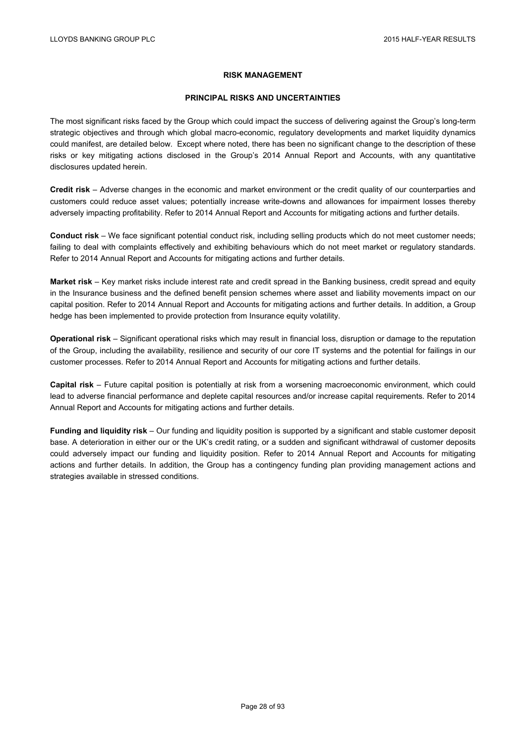# RISK MANAGEMENT

## PRINCIPAL RISKS AND UNCERTAINTIES

The most significant risks faced by the Group which could impact the success of delivering against the Group's long-term strategic objectives and through which global macro-economic, regulatory developments and market liquidity dynamics could manifest, are detailed below. Except where noted, there has been no significant change to the description of these risks or key mitigating actions disclosed in the Group's 2014 Annual Report and Accounts, with any quantitative disclosures updated herein.

**Credit risk** – Adverse changes in the economic and market environment or the credit quality of our counterparties and customers could reduce asset values; potentially increase write-downs and allowances for impairment losses thereby adversely impacting profitability. Refer to 2014 Annual Report and Accounts for mitigating actions and further details.

**Conduct risk** – We face significant potential conduct risk, including selling products which do not meet customer needs; failing to deal with complaints effectively and exhibiting behaviours which do not meet market or regulatory standards. Refer to 2014 Annual Report and Accounts for mitigating actions and further details.

**Market risk** – Key market risks include interest rate and credit spread in the Banking business, credit spread and equity in the Insurance business and the defined benefit pension schemes where asset and liability movements impact on our capital position. Refer to 2014 Annual Report and Accounts for mitigating actions and further details. In addition, a Group hedge has been implemented to provide protection from Insurance equity volatility.

**Operational risk** – Significant operational risks which may result in financial loss, disruption or damage to the reputation of the Group, including the availability, resilience and security of our core IT systems and the potential for failings in our customer processes. Refer to 2014 Annual Report and Accounts for mitigating actions and further details.

**Capital risk** – Future capital position is potentially at risk from a worsening macroeconomic environment, which could lead to adverse financial performance and deplete capital resources and/or increase capital requirements. Refer to 2014 Annual Report and Accounts for mitigating actions and further details.

**Funding and liquidity risk** – Our funding and liquidity position is supported by a significant and stable customer deposit base. A deterioration in either our or the UK's credit rating, or a sudden and significant withdrawal of customer deposits could adversely impact our funding and liquidity position. Refer to 2014 Annual Report and Accounts for mitigating actions and further details. In addition, the Group has a contingency funding plan providing management actions and strategies available in stressed conditions.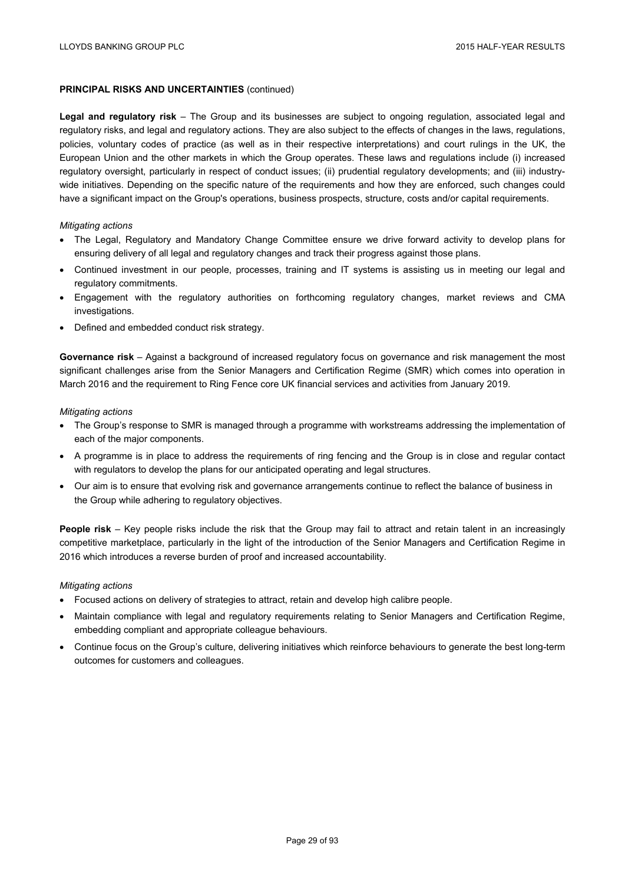**PRINCIPAL RISKS AND UNCERTAINTIES** (continued)

**Legal and regulatory risk** – The Group and its businesses are subject to ongoing regulation, associated legal and regulatory risks, and legal and regulatory actions. They are also subject to the effects of changes in the laws, regulations, policies, voluntary codes of practice (as well as in their respective interpretations) and court rulings in the UK, the European Union and the other markets in which the Group operates. These laws and regulations include (i) increased regulatory oversight, particularly in respect of conduct issues; (ii) prudential regulatory developments; and (iii) industry-wide initiatives. Depending on the specific nature of the requirements and how they are enforced, such changes could have a significant impact on the Group's operations, business prospects, structure, costs and/or capital requirements.

*Mitigating actions*

- The Legal, Regulatory and Mandatory Change Committee ensure we drive forward activity to develop plans for ensuring delivery of all legal and regulatory changes and track their progress against those plans.
- Continued investment in our people, processes, training and IT systems is assisting us in meeting our legal and regulatory commitments.
- Engagement with the regulatory authorities on forthcoming regulatory changes, market reviews and CMA investigations.
- Defined and embedded conduct risk strategy.

**Governance risk** – Against a background of increased regulatory focus on governance and risk management the most significant challenges arise from the Senior Managers and Certification Regime (SMR) which comes into operation in March 2016 and the requirement to Ring Fence core UK financial services and activities from January 2019.

*Mitigating actions*

- The Group's response to SMR is managed through a programme with workstreams addressing the implementation of each of the major components.
- A programme is in place to address the requirements of ring fencing and the Group is in close and regular contact with regulators to develop the plans for our anticipated operating and legal structures.
- Our aim is to ensure that evolving risk and governance arrangements continue to reflect the balance of business in the Group while adhering to regulatory objectives.

**People risk** – Key people risks include the risk that the Group may fail to attract and retain talent in an increasingly competitive marketplace, particularly in the light of the introduction of the Senior Managers and Certification Regime in 2016 which introduces a reverse burden of proof and increased accountability.

*Mitigating actions*

- Focused actions on delivery of strategies to attract, retain and develop high calibre people.
- Maintain compliance with legal and regulatory requirements relating to Senior Managers and Certification Regime, embedding compliant and appropriate colleague behaviours.
- Continue focus on the Group's culture, delivering initiatives which reinforce behaviours to generate the best long-term outcomes for customers and colleagues.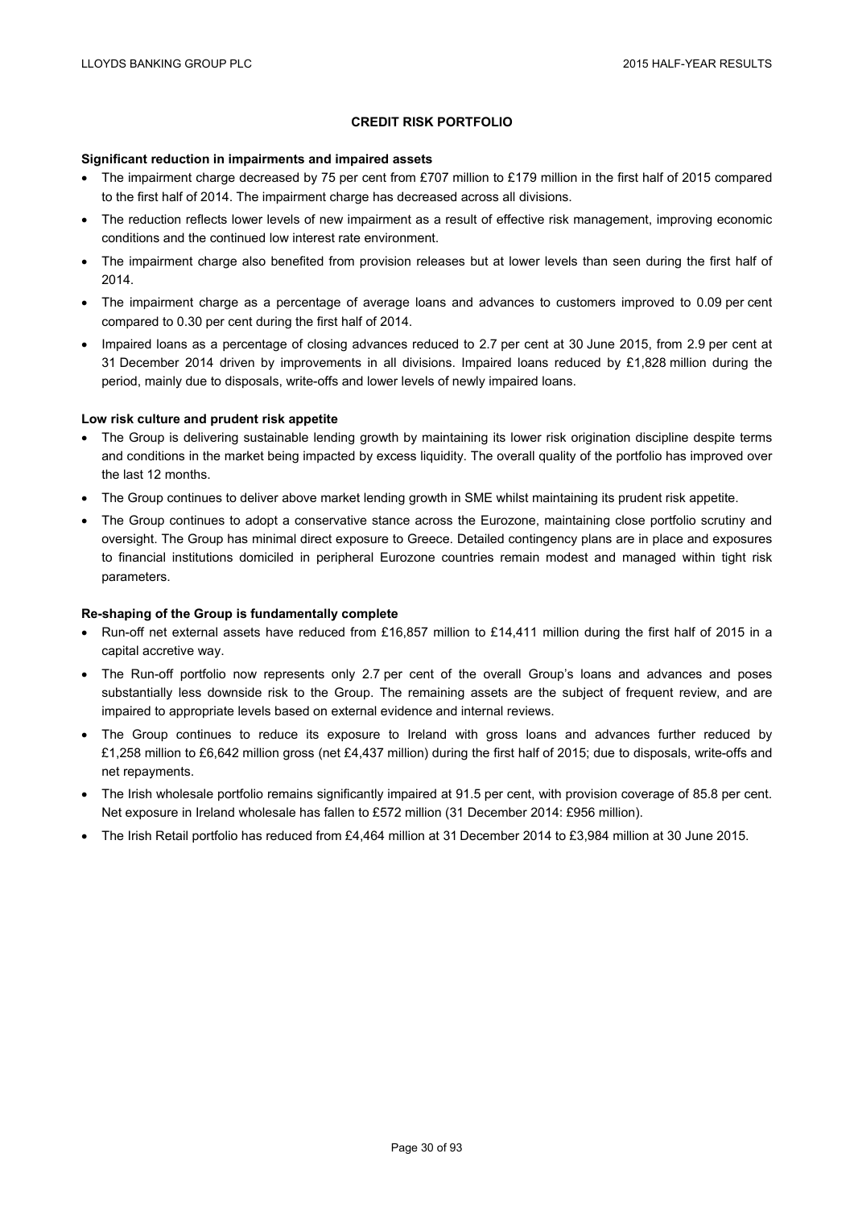# CREDIT RISK PORTFOLIO

**Significant reduction in impairments and impaired assets**

- The impairment charge decreased by 75 per cent from £707 million to £179 million in the first half of 2015 compared to the first half of 2014. The impairment charge has decreased across all divisions.
- The reduction reflects lower levels of new impairment as a result of effective risk management, improving economic conditions and the continued low interest rate environment.
- The impairment charge also benefited from provision releases but at lower levels than seen during the first half of 2014.
- The impairment charge as a percentage of average loans and advances to customers improved to 0.09 per cent compared to 0.30 per cent during the first half of 2014.
- Impaired loans as a percentage of closing advances reduced to 2.7 per cent at 30 June 2015, from 2.9 per cent at 31 December 2014 driven by improvements in all divisions. Impaired loans reduced by £1,828 million during the period, mainly due to disposals, write-offs and lower levels of newly impaired loans.

**Low risk culture and prudent risk appetite**

- The Group is delivering sustainable lending growth by maintaining its lower risk origination discipline despite terms and conditions in the market being impacted by excess liquidity. The overall quality of the portfolio has improved over the last 12 months.
- The Group continues to deliver above market lending growth in SME whilst maintaining its prudent risk appetite.
- The Group continues to adopt a conservative stance across the Eurozone, maintaining close portfolio scrutiny and oversight. The Group has minimal direct exposure to Greece. Detailed contingency plans are in place and exposures to financial institutions domiciled in peripheral Eurozone countries remain modest and managed within tight risk parameters.

**Re-shaping of the Group is fundamentally complete**

- Run-off net external assets have reduced from £16,857 million to £14,411 million during the first half of 2015 in a capital accretive way.
- The Run-off portfolio now represents only 2.7 per cent of the overall Group's loans and advances and poses substantially less downside risk to the Group. The remaining assets are the subject of frequent review, and are impaired to appropriate levels based on external evidence and internal reviews.
- The Group continues to reduce its exposure to Ireland with gross loans and advances further reduced by £1,258 million to £6,642 million gross (net £4,437 million) during the first half of 2015; due to disposals, write-offs and net repayments.
- The Irish wholesale portfolio remains significantly impaired at 91.5 per cent, with provision coverage of 85.8 per cent. Net exposure in Ireland wholesale has fallen to £572 million (31 December 2014: £956 million).
- The Irish Retail portfolio has reduced from £4,464 million at 31 December 2014 to £3,984 million at 30 June 2015.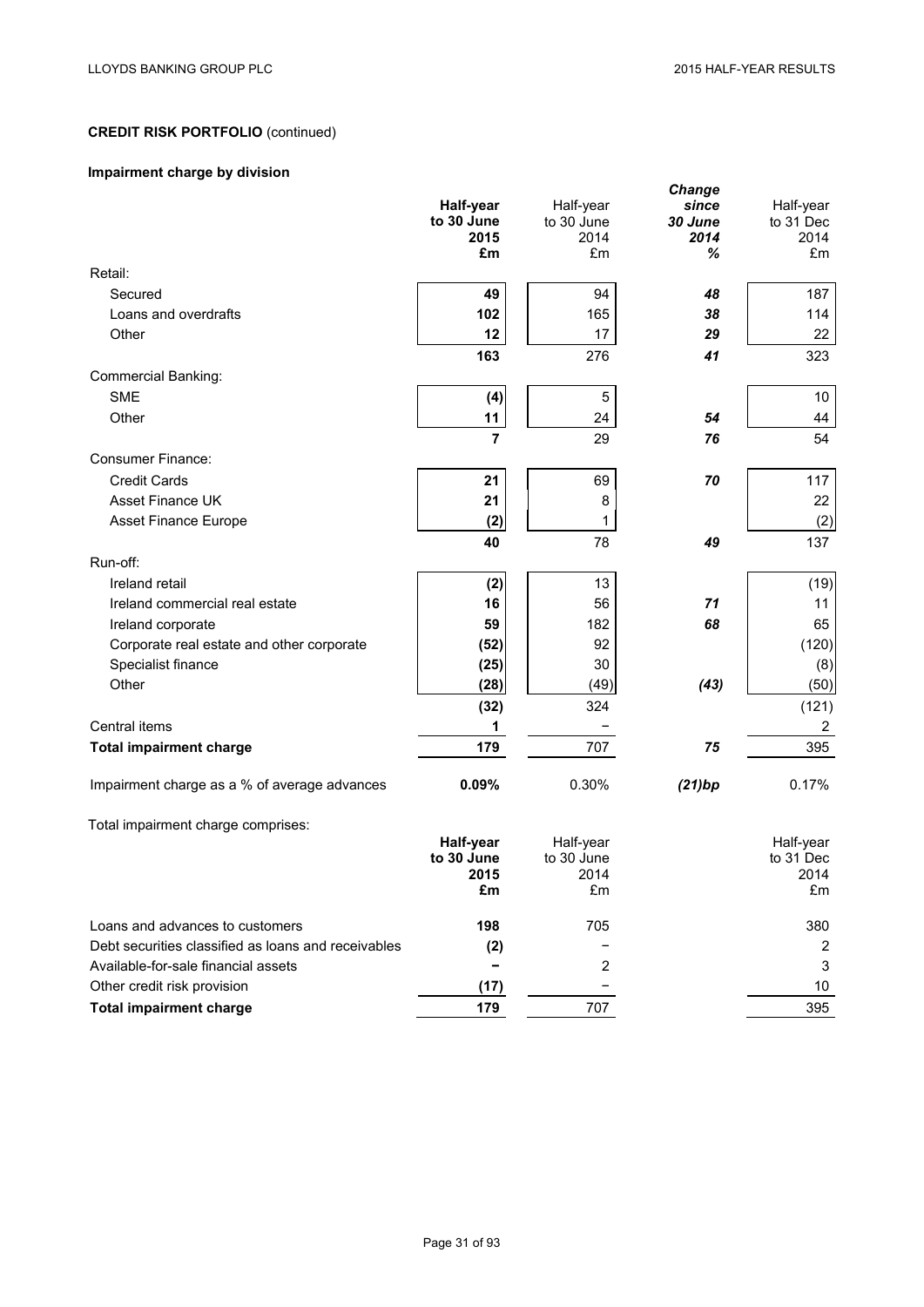## CREDIT RISK PORTFOLIO (continued)

### Impairment charge by division

| | **Half-year to 30 June 2015 £m** | Half-year to 30 June 2014 £m | ***Change since 30 June 2014 %*** | Half-year to 31 Dec 2014 £m |
|---|---|---|---|---|
| Retail: | | | | |
| Secured | **49** | 94 | ***48*** | 187 |
| Loans and overdrafts | **102** | 165 | ***38*** | 114 |
| Other | **12** | 17 | ***29*** | 22 |
| | **163** | 276 | ***41*** | 323 |
| Commercial Banking: | | | | |
| SME | **(4)** | 5 | | 10 |
| Other | **11** | 24 | ***54*** | 44 |
| | **7** | 29 | ***76*** | 54 |
| Consumer Finance: | | | | |
| Credit Cards | **21** | 69 | ***70*** | 117 |
| Asset Finance UK | **21** | 8 | | 22 |
| Asset Finance Europe | **(2)** | 1 | | (2) |
| | **40** | 78 | ***49*** | 137 |
| Run-off: | | | | |
| Ireland retail | **(2)** | 13 | | (19) |
| Ireland commercial real estate | **16** | 56 | ***71*** | 11 |
| Ireland corporate | **59** | 182 | ***68*** | 65 |
| Corporate real estate and other corporate | **(52)** | 92 | | (120) |
| Specialist finance | **(25)** | 30 | | (8) |
| Other | **(28)** | (49) | ***(43)*** | (50) |
| | **(32)** | 324 | | (121) |
| Central items | **1** | − | | 2 |
| **Total impairment charge** | **179** | 707 | ***75*** | 395 |
| Impairment charge as a % of average advances | **0.09%** | 0.30% | ***(21)bp*** | 0.17% |

Total impairment charge comprises:

| | **Half-year to 30 June 2015 £m** | Half-year to 30 June 2014 £m | Half-year to 31 Dec 2014 £m |
|---|---|---|---|
| Loans and advances to customers | **198** | 705 | 380 |
| Debt securities classified as loans and receivables | **(2)** | − | 2 |
| Available-for-sale financial assets | **−** | 2 | 3 |
| Other credit risk provision | **(17)** | − | 10 |
| **Total impairment charge** | **179** | 707 | 395 |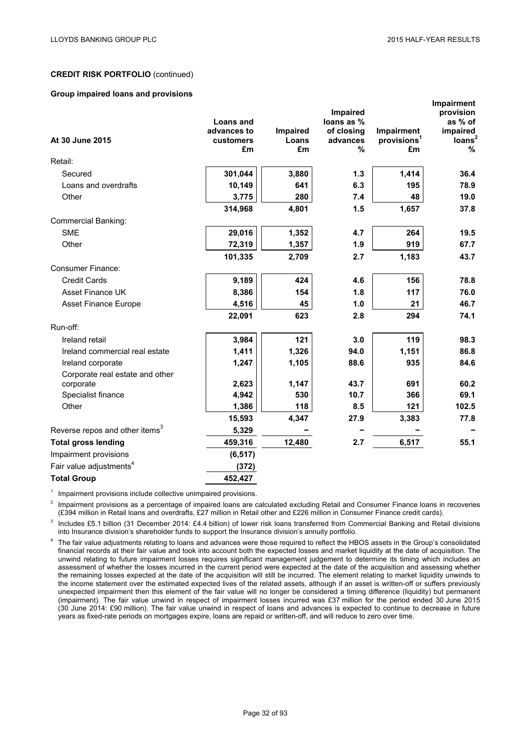**CREDIT RISK PORTFOLIO** (continued)

**Group impaired loans and provisions**

| At 30 June 2015 | Loans and advances to customers £m | Impaired Loans £m | Impaired loans as % of closing advances % | Impairment provisions[1] £m | Impairment provision as % of impaired loans[2] % |
|---|---|---|---|---|---|
| Retail: | | | | | |
| Secured | 301,044 | 3,880 | 1.3 | 1,414 | 36.4 |
| Loans and overdrafts | 10,149 | 641 | 6.3 | 195 | 78.9 |
| Other | 3,775 | 280 | 7.4 | 48 | 19.0 |
| | 314,968 | 4,801 | 1.5 | 1,657 | 37.8 |
| Commercial Banking: | | | | | |
| SME | 29,016 | 1,352 | 4.7 | 264 | 19.5 |
| Other | 72,319 | 1,357 | 1.9 | 919 | 67.7 |
| | 101,335 | 2,709 | 2.7 | 1,183 | 43.7 |
| Consumer Finance: | | | | | |
| Credit Cards | 9,189 | 424 | 4.6 | 156 | 78.8 |
| Asset Finance UK | 8,386 | 154 | 1.8 | 117 | 76.0 |
| Asset Finance Europe | 4,516 | 45 | 1.0 | 21 | 46.7 |
| | 22,091 | 623 | 2.8 | 294 | 74.1 |
| Run-off: | | | | | |
| Ireland retail | 3,984 | 121 | 3.0 | 119 | 98.3 |
| Ireland commercial real estate | 1,411 | 1,326 | 94.0 | 1,151 | 86.8 |
| Ireland corporate | 1,247 | 1,105 | 88.6 | 935 | 84.6 |
| Corporate real estate and other corporate | 2,623 | 1,147 | 43.7 | 691 | 60.2 |
| Specialist finance | 4,942 | 530 | 10.7 | 366 | 69.1 |
| Other | 1,386 | 118 | 8.5 | 121 | 102.5 |
| | 15,593 | 4,347 | 27.9 | 3,383 | 77.8 |
| Reverse repos and other items[3] | 5,329 | – | – | – | – |
| **Total gross lending** | **459,316** | **12,480** | **2.7** | **6,517** | **55.1** |
| Impairment provisions | (6,517) | | | | |
| Fair value adjustments[4] | (372) | | | | |
| **Total Group** | **452,427** | | | | |

[1] Impairment provisions include collective unimpaired provisions.

[2] Impairment provisions as a percentage of impaired loans are calculated excluding Retail and Consumer Finance loans in recoveries (£394 million in Retail loans and overdrafts, £27 million in Retail other and £226 million in Consumer Finance credit cards).

[3] Includes £5.1 billion (31 December 2014: £4.4 billion) of lower risk loans transferred from Commercial Banking and Retail divisions into Insurance division's shareholder funds to support the Insurance division's annuity portfolio.

[4] The fair value adjustments relating to loans and advances were those required to reflect the HBOS assets in the Group's consolidated financial records at their fair value and took into account both the expected losses and market liquidity at the date of acquisition. The unwind relating to future impairment losses requires significant management judgement to determine its timing which includes an assessment of whether the losses incurred in the current period were expected at the date of the acquisition and assessing whether the remaining losses expected at the date of the acquisition will still be incurred. The element relating to market liquidity unwinds to the income statement over the estimated expected lives of the related assets, although if an asset is written-off or suffers previously unexpected impairment then this element of the fair value will no longer be considered a timing difference (liquidity) but permanent (impairment). The fair value unwind in respect of impairment losses incurred was £37 million for the period ended 30 June 2015 (30 June 2014: £90 million). The fair value unwind in respect of loans and advances is expected to continue to decrease in future years as fixed-rate periods on mortgages expire, loans are repaid or written-off, and will reduce to zero over time.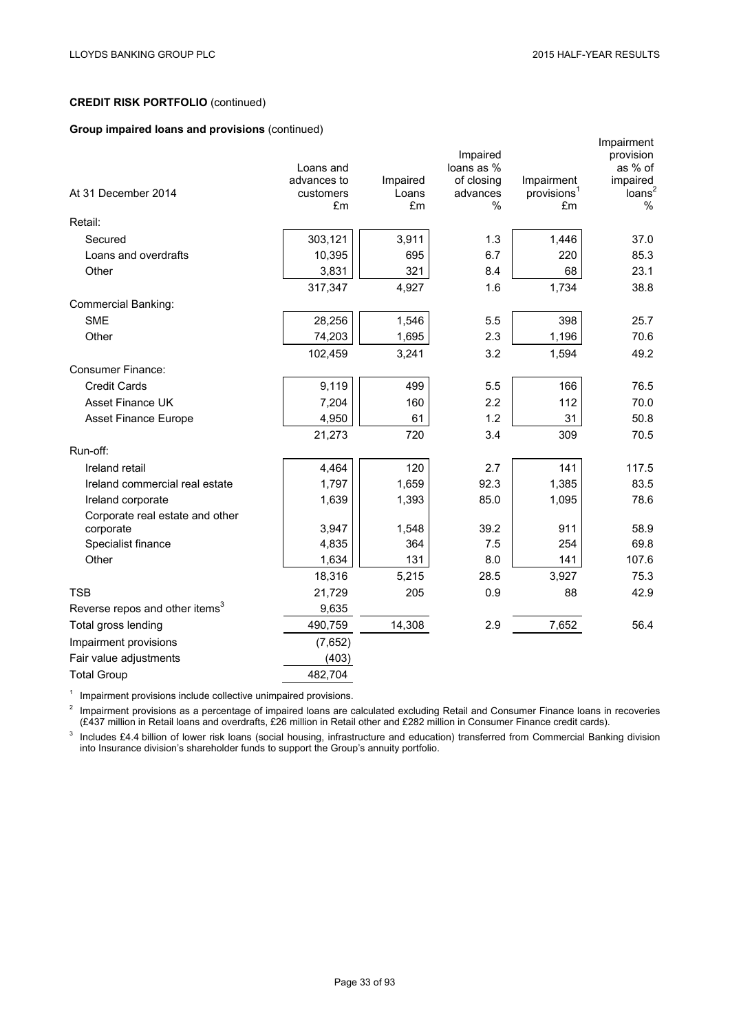**CREDIT RISK PORTFOLIO** (continued)

**Group impaired loans and provisions** (continued)

| At 31 December 2014 | Loans and advances to customers £m | Impaired Loans £m | Impaired loans as % of closing advances % | Impairment provisions[1] £m | Impairment provision as % of impaired loans[2] % |
|---|---|---|---|---|---|
| Retail: | | | | | |
| Secured | 303,121 | 3,911 | 1.3 | 1,446 | 37.0 |
| Loans and overdrafts | 10,395 | 695 | 6.7 | 220 | 85.3 |
| Other | 3,831 | 321 | 8.4 | 68 | 23.1 |
| | 317,347 | 4,927 | 1.6 | 1,734 | 38.8 |
| Commercial Banking: | | | | | |
| SME | 28,256 | 1,546 | 5.5 | 398 | 25.7 |
| Other | 74,203 | 1,695 | 2.3 | 1,196 | 70.6 |
| | 102,459 | 3,241 | 3.2 | 1,594 | 49.2 |
| Consumer Finance: | | | | | |
| Credit Cards | 9,119 | 499 | 5.5 | 166 | 76.5 |
| Asset Finance UK | 7,204 | 160 | 2.2 | 112 | 70.0 |
| Asset Finance Europe | 4,950 | 61 | 1.2 | 31 | 50.8 |
| | 21,273 | 720 | 3.4 | 309 | 70.5 |
| Run-off: | | | | | |
| Ireland retail | 4,464 | 120 | 2.7 | 141 | 117.5 |
| Ireland commercial real estate | 1,797 | 1,659 | 92.3 | 1,385 | 83.5 |
| Ireland corporate | 1,639 | 1,393 | 85.0 | 1,095 | 78.6 |
| Corporate real estate and other corporate | 3,947 | 1,548 | 39.2 | 911 | 58.9 |
| Specialist finance | 4,835 | 364 | 7.5 | 254 | 69.8 |
| Other | 1,634 | 131 | 8.0 | 141 | 107.6 |
| | 18,316 | 5,215 | 28.5 | 3,927 | 75.3 |
| TSB | 21,729 | 205 | 0.9 | 88 | 42.9 |
| Reverse repos and other items[3] | 9,635 | | | | |
| Total gross lending | 490,759 | 14,308 | 2.9 | 7,652 | 56.4 |
| Impairment provisions | (7,652) | | | | |
| Fair value adjustments | (403) | | | | |
| Total Group | 482,704 | | | | |

[1] Impairment provisions include collective unimpaired provisions.

[2] Impairment provisions as a percentage of impaired loans are calculated excluding Retail and Consumer Finance loans in recoveries (£437 million in Retail loans and overdrafts, £26 million in Retail other and £282 million in Consumer Finance credit cards).

[3] Includes £4.4 billion of lower risk loans (social housing, infrastructure and education) transferred from Commercial Banking division into Insurance division's shareholder funds to support the Group's annuity portfolio.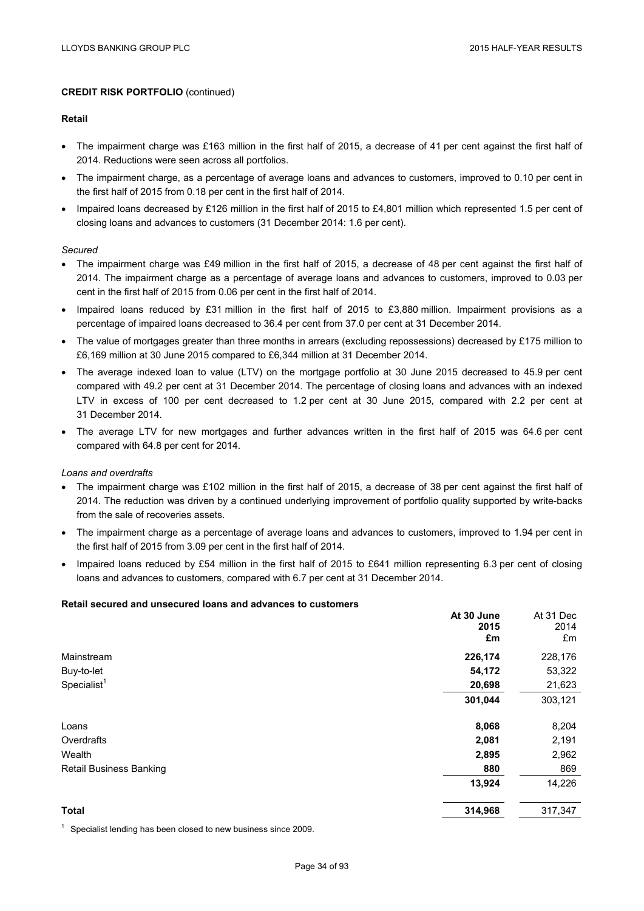**CREDIT RISK PORTFOLIO** (continued)

**Retail**

- The impairment charge was £163 million in the first half of 2015, a decrease of 41 per cent against the first half of 2014. Reductions were seen across all portfolios.
- The impairment charge, as a percentage of average loans and advances to customers, improved to 0.10 per cent in the first half of 2015 from 0.18 per cent in the first half of 2014.
- Impaired loans decreased by £126 million in the first half of 2015 to £4,801 million which represented 1.5 per cent of closing loans and advances to customers (31 December 2014: 1.6 per cent).

*Secured*

- The impairment charge was £49 million in the first half of 2015, a decrease of 48 per cent against the first half of 2014. The impairment charge as a percentage of average loans and advances to customers, improved to 0.03 per cent in the first half of 2015 from 0.06 per cent in the first half of 2014.
- Impaired loans reduced by £31 million in the first half of 2015 to £3,880 million. Impairment provisions as a percentage of impaired loans decreased to 36.4 per cent from 37.0 per cent at 31 December 2014.
- The value of mortgages greater than three months in arrears (excluding repossessions) decreased by £175 million to £6,169 million at 30 June 2015 compared to £6,344 million at 31 December 2014.
- The average indexed loan to value (LTV) on the mortgage portfolio at 30 June 2015 decreased to 45.9 per cent compared with 49.2 per cent at 31 December 2014. The percentage of closing loans and advances with an indexed LTV in excess of 100 per cent decreased to 1.2 per cent at 30 June 2015, compared with 2.2 per cent at 31 December 2014.
- The average LTV for new mortgages and further advances written in the first half of 2015 was 64.6 per cent compared with 64.8 per cent for 2014.

*Loans and overdrafts*

- The impairment charge was £102 million in the first half of 2015, a decrease of 38 per cent against the first half of 2014. The reduction was driven by a continued underlying improvement of portfolio quality supported by write-backs from the sale of recoveries assets.
- The impairment charge as a percentage of average loans and advances to customers, improved to 1.94 per cent in the first half of 2015 from 3.09 per cent in the first half of 2014.
- Impaired loans reduced by £54 million in the first half of 2015 to £641 million representing 6.3 per cent of closing loans and advances to customers, compared with 6.7 per cent at 31 December 2014.

**Retail secured and unsecured loans and advances to customers**

| | **At 30 June 2015 £m** | At 31 Dec 2014 £m |
|---|---|---|
| Mainstream | **226,174** | 228,176 |
| Buy-to-let | **54,172** | 53,322 |
| Specialist[1] | **20,698** | 21,623 |
| | **301,044** | 303,121 |
| | | |
| Loans | **8,068** | 8,204 |
| Overdrafts | **2,081** | 2,191 |
| Wealth | **2,895** | 2,962 |
| Retail Business Banking | **880** | 869 |
| | **13,924** | 14,226 |
| | | |
| **Total** | **314,968** | 317,347 |

[1] Specialist lending has been closed to new business since 2009.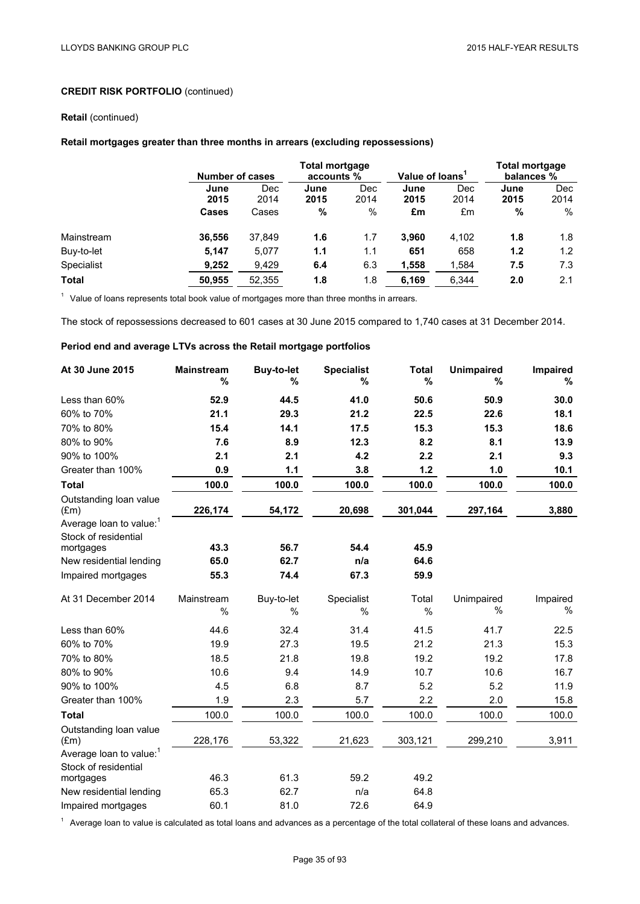**CREDIT RISK PORTFOLIO** (continued)

**Retail** (continued)

**Retail mortgages greater than three months in arrears (excluding repossessions)**

| | Number of cases | | Total mortgage accounts % | | Value of loans[1] | | Total mortgage balances % | |
|---|---|---|---|---|---|---|---|---|
| | **June 2015** | Dec 2014 | **June 2015** | Dec 2014 | **June 2015** | Dec 2014 | **June 2015** | Dec 2014 |
| | **Cases** | Cases | **%** | % | **£m** | £m | **%** | % |
| Mainstream | **36,556** | 37,849 | **1.6** | 1.7 | **3,960** | 4,102 | **1.8** | 1.8 |
| Buy-to-let | **5,147** | 5,077 | **1.1** | 1.1 | **651** | 658 | **1.2** | 1.2 |
| Specialist | **9,252** | 9,429 | **6.4** | 6.3 | **1,558** | 1,584 | **7.5** | 7.3 |
| **Total** | **50,955** | 52,355 | **1.8** | 1.8 | **6,169** | 6,344 | **2.0** | 2.1 |

[1] Value of loans represents total book value of mortgages more than three months in arrears.

The stock of repossessions decreased to 601 cases at 30 June 2015 compared to 1,740 cases at 31 December 2014.

**Period end and average LTVs across the Retail mortgage portfolios**

| **At 30 June 2015** | **Mainstream %** | **Buy-to-let %** | **Specialist %** | **Total %** | **Unimpaired %** | **Impaired %** |
|---|---|---|---|---|---|---|
| Less than 60% | **52.9** | **44.5** | **41.0** | **50.6** | **50.9** | **30.0** |
| 60% to 70% | **21.1** | **29.3** | **21.2** | **22.5** | **22.6** | **18.1** |
| 70% to 80% | **15.4** | **14.1** | **17.5** | **15.3** | **15.3** | **18.6** |
| 80% to 90% | **7.6** | **8.9** | **12.3** | **8.2** | **8.1** | **13.9** |
| 90% to 100% | **2.1** | **2.1** | **4.2** | **2.2** | **2.1** | **9.3** |
| Greater than 100% | **0.9** | **1.1** | **3.8** | **1.2** | **1.0** | **10.1** |
| **Total** | **100.0** | **100.0** | **100.0** | **100.0** | **100.0** | **100.0** |
| Outstanding loan value (£m) | **226,174** | **54,172** | **20,698** | **301,044** | **297,164** | **3,880** |
| Average loan to value:[1] | | | | | | |
| Stock of residential mortgages | **43.3** | **56.7** | **54.4** | **45.9** | | |
| New residential lending | **65.0** | **62.7** | **n/a** | **64.6** | | |
| Impaired mortgages | **55.3** | **74.4** | **67.3** | **59.9** | | |

| At 31 December 2014 | Mainstream % | Buy-to-let % | Specialist % | Total % | Unimpaired % | Impaired % |
|---|---|---|---|---|---|---|
| Less than 60% | 44.6 | 32.4 | 31.4 | 41.5 | 41.7 | 22.5 |
| 60% to 70% | 19.9 | 27.3 | 19.5 | 21.2 | 21.3 | 15.3 |
| 70% to 80% | 18.5 | 21.8 | 19.8 | 19.2 | 19.2 | 17.8 |
| 80% to 90% | 10.6 | 9.4 | 14.9 | 10.7 | 10.6 | 16.7 |
| 90% to 100% | 4.5 | 6.8 | 8.7 | 5.2 | 5.2 | 11.9 |
| Greater than 100% | 1.9 | 2.3 | 5.7 | 2.2 | 2.0 | 15.8 |
| **Total** | 100.0 | 100.0 | 100.0 | 100.0 | 100.0 | 100.0 |
| Outstanding loan value (£m) | 228,176 | 53,322 | 21,623 | 303,121 | 299,210 | 3,911 |
| Average loan to value:[1] | | | | | | |
| Stock of residential mortgages | 46.3 | 61.3 | 59.2 | 49.2 | | |
| New residential lending | 65.3 | 62.7 | n/a | 64.8 | | |
| Impaired mortgages | 60.1 | 81.0 | 72.6 | 64.9 | | |

[1] Average loan to value is calculated as total loans and advances as a percentage of the total collateral of these loans and advances.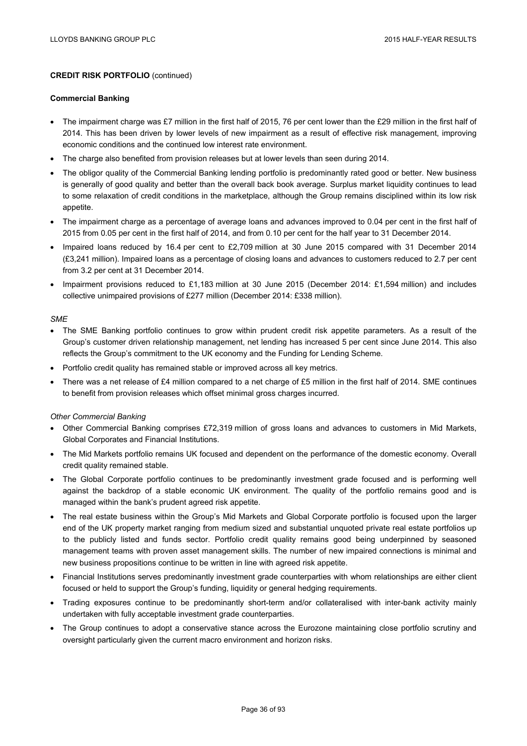## CREDIT RISK PORTFOLIO (continued)

### Commercial Banking

- The impairment charge was £7 million in the first half of 2015, 76 per cent lower than the £29 million in the first half of 2014. This has been driven by lower levels of new impairment as a result of effective risk management, improving economic conditions and the continued low interest rate environment.
- The charge also benefited from provision releases but at lower levels than seen during 2014.
- The obligor quality of the Commercial Banking lending portfolio is predominantly rated good or better. New business is generally of good quality and better than the overall back book average. Surplus market liquidity continues to lead to some relaxation of credit conditions in the marketplace, although the Group remains disciplined within its low risk appetite.
- The impairment charge as a percentage of average loans and advances improved to 0.04 per cent in the first half of 2015 from 0.05 per cent in the first half of 2014, and from 0.10 per cent for the half year to 31 December 2014.
- Impaired loans reduced by 16.4 per cent to £2,709 million at 30 June 2015 compared with 31 December 2014 (£3,241 million). Impaired loans as a percentage of closing loans and advances to customers reduced to 2.7 per cent from 3.2 per cent at 31 December 2014.
- Impairment provisions reduced to £1,183 million at 30 June 2015 (December 2014: £1,594 million) and includes collective unimpaired provisions of £277 million (December 2014: £338 million).

*SME*

- The SME Banking portfolio continues to grow within prudent credit risk appetite parameters. As a result of the Group's customer driven relationship management, net lending has increased 5 per cent since June 2014. This also reflects the Group's commitment to the UK economy and the Funding for Lending Scheme.
- Portfolio credit quality has remained stable or improved across all key metrics.
- There was a net release of £4 million compared to a net charge of £5 million in the first half of 2014. SME continues to benefit from provision releases which offset minimal gross charges incurred.

*Other Commercial Banking*

- Other Commercial Banking comprises £72,319 million of gross loans and advances to customers in Mid Markets, Global Corporates and Financial Institutions.
- The Mid Markets portfolio remains UK focused and dependent on the performance of the domestic economy. Overall credit quality remained stable.
- The Global Corporate portfolio continues to be predominantly investment grade focused and is performing well against the backdrop of a stable economic UK environment. The quality of the portfolio remains good and is managed within the bank's prudent agreed risk appetite.
- The real estate business within the Group's Mid Markets and Global Corporate portfolio is focused upon the larger end of the UK property market ranging from medium sized and substantial unquoted private real estate portfolios up to the publicly listed and funds sector. Portfolio credit quality remains good being underpinned by seasoned management teams with proven asset management skills. The number of new impaired connections is minimal and new business propositions continue to be written in line with agreed risk appetite.
- Financial Institutions serves predominantly investment grade counterparties with whom relationships are either client focused or held to support the Group's funding, liquidity or general hedging requirements.
- Trading exposures continue to be predominantly short-term and/or collateralised with inter-bank activity mainly undertaken with fully acceptable investment grade counterparties.
- The Group continues to adopt a conservative stance across the Eurozone maintaining close portfolio scrutiny and oversight particularly given the current macro environment and horizon risks.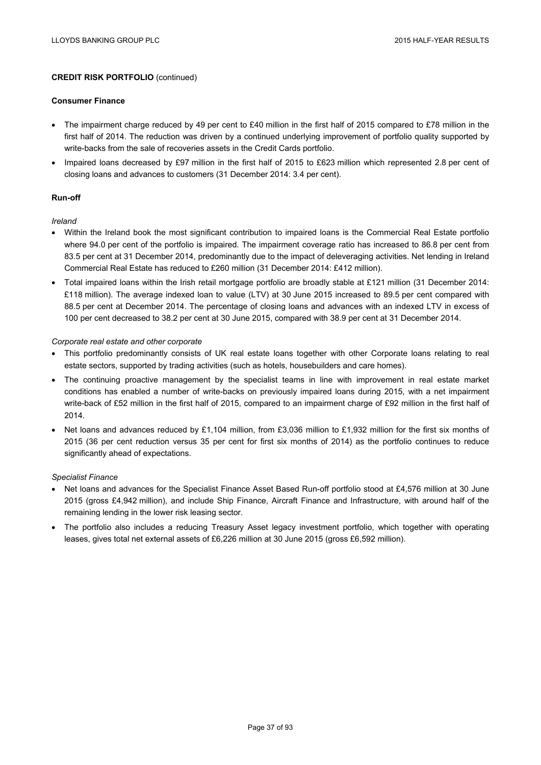**CREDIT RISK PORTFOLIO** (continued)

**Consumer Finance**

- The impairment charge reduced by 49 per cent to £40 million in the first half of 2015 compared to £78 million in the first half of 2014. The reduction was driven by a continued underlying improvement of portfolio quality supported by write-backs from the sale of recoveries assets in the Credit Cards portfolio.
- Impaired loans decreased by £97 million in the first half of 2015 to £623 million which represented 2.8 per cent of closing loans and advances to customers (31 December 2014: 3.4 per cent).

**Run-off**

*Ireland*

- Within the Ireland book the most significant contribution to impaired loans is the Commercial Real Estate portfolio where 94.0 per cent of the portfolio is impaired. The impairment coverage ratio has increased to 86.8 per cent from 83.5 per cent at 31 December 2014, predominantly due to the impact of deleveraging activities. Net lending in Ireland Commercial Real Estate has reduced to £260 million (31 December 2014: £412 million).
- Total impaired loans within the Irish retail mortgage portfolio are broadly stable at £121 million (31 December 2014: £118 million). The average indexed loan to value (LTV) at 30 June 2015 increased to 89.5 per cent compared with 88.5 per cent at December 2014. The percentage of closing loans and advances with an indexed LTV in excess of 100 per cent decreased to 38.2 per cent at 30 June 2015, compared with 38.9 per cent at 31 December 2014.

*Corporate real estate and other corporate*

- This portfolio predominantly consists of UK real estate loans together with other Corporate loans relating to real estate sectors, supported by trading activities (such as hotels, housebuilders and care homes).
- The continuing proactive management by the specialist teams in line with improvement in real estate market conditions has enabled a number of write-backs on previously impaired loans during 2015, with a net impairment write-back of £52 million in the first half of 2015, compared to an impairment charge of £92 million in the first half of 2014.
- Net loans and advances reduced by £1,104 million, from £3,036 million to £1,932 million for the first six months of 2015 (36 per cent reduction versus 35 per cent for first six months of 2014) as the portfolio continues to reduce significantly ahead of expectations.

*Specialist Finance*

- Net loans and advances for the Specialist Finance Asset Based Run-off portfolio stood at £4,576 million at 30 June 2015 (gross £4,942 million), and include Ship Finance, Aircraft Finance and Infrastructure, with around half of the remaining lending in the lower risk leasing sector.
- The portfolio also includes a reducing Treasury Asset legacy investment portfolio, which together with operating leases, gives total net external assets of £6,226 million at 30 June 2015 (gross £6,592 million).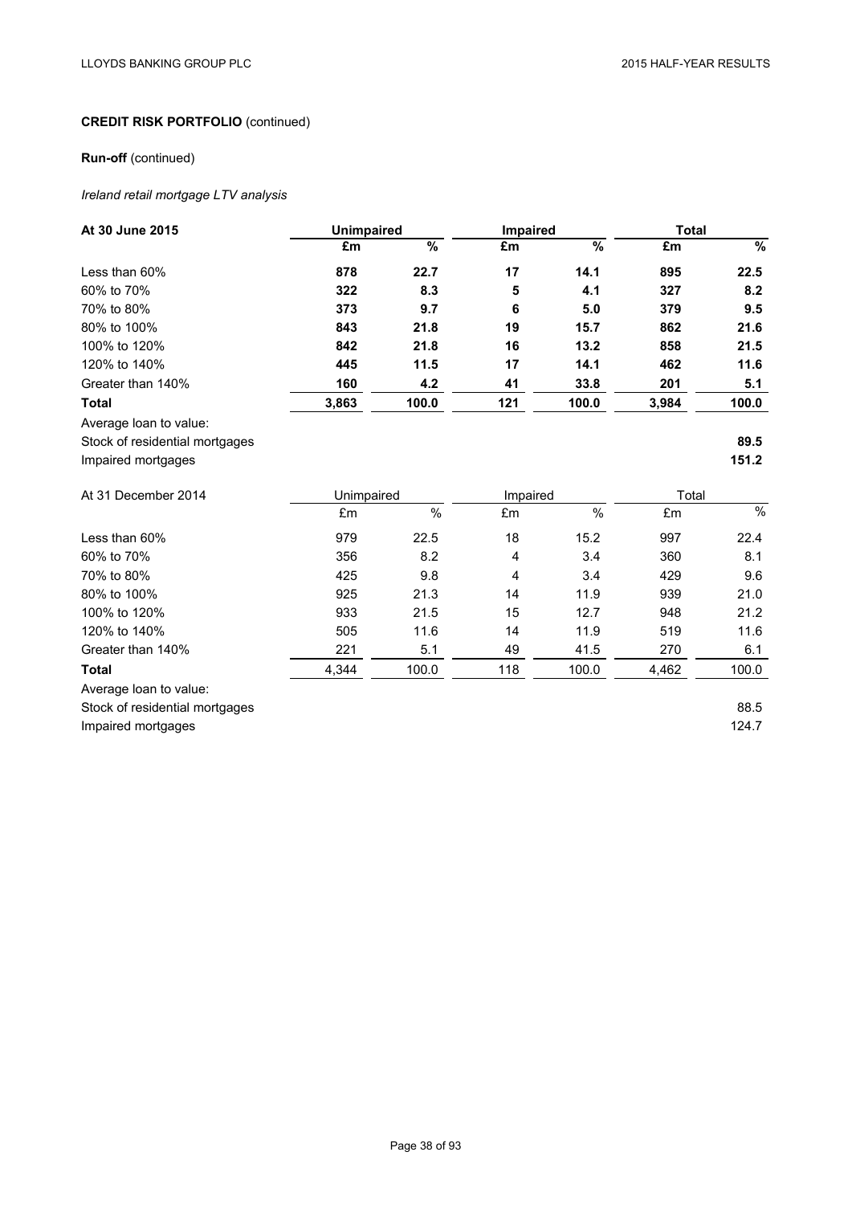**CREDIT RISK PORTFOLIO** (continued)

**Run-off** (continued)

*Ireland retail mortgage LTV analysis*

| **At 30 June 2015** | **Unimpaired** | | **Impaired** | | **Total** | |
|---|---|---|---|---|---|---|
| | **£m** | **%** | **£m** | **%** | **£m** | **%** |
| Less than 60% | **878** | **22.7** | **17** | **14.1** | **895** | **22.5** |
| 60% to 70% | **322** | **8.3** | **5** | **4.1** | **327** | **8.2** |
| 70% to 80% | **373** | **9.7** | **6** | **5.0** | **379** | **9.5** |
| 80% to 100% | **843** | **21.8** | **19** | **15.7** | **862** | **21.6** |
| 100% to 120% | **842** | **21.8** | **16** | **13.2** | **858** | **21.5** |
| 120% to 140% | **445** | **11.5** | **17** | **14.1** | **462** | **11.6** |
| Greater than 140% | **160** | **4.2** | **41** | **33.8** | **201** | **5.1** |
| **Total** | **3,863** | **100.0** | **121** | **100.0** | **3,984** | **100.0** |
| Average loan to value: | | | | | | |
| Stock of residential mortgages | | | | | | **89.5** |
| Impaired mortgages | | | | | | **151.2** |

| At 31 December 2014 | Unimpaired | | Impaired | | Total | |
|---|---|---|---|---|---|---|
| | £m | % | £m | % | £m | % |
| Less than 60% | 979 | 22.5 | 18 | 15.2 | 997 | 22.4 |
| 60% to 70% | 356 | 8.2 | 4 | 3.4 | 360 | 8.1 |
| 70% to 80% | 425 | 9.8 | 4 | 3.4 | 429 | 9.6 |
| 80% to 100% | 925 | 21.3 | 14 | 11.9 | 939 | 21.0 |
| 100% to 120% | 933 | 21.5 | 15 | 12.7 | 948 | 21.2 |
| 120% to 140% | 505 | 11.6 | 14 | 11.9 | 519 | 11.6 |
| Greater than 140% | 221 | 5.1 | 49 | 41.5 | 270 | 6.1 |
| **Total** | 4,344 | 100.0 | 118 | 100.0 | 4,462 | 100.0 |
| Average loan to value: | | | | | | |
| Stock of residential mortgages | | | | | | 88.5 |
| Impaired mortgages | | | | | | 124.7 |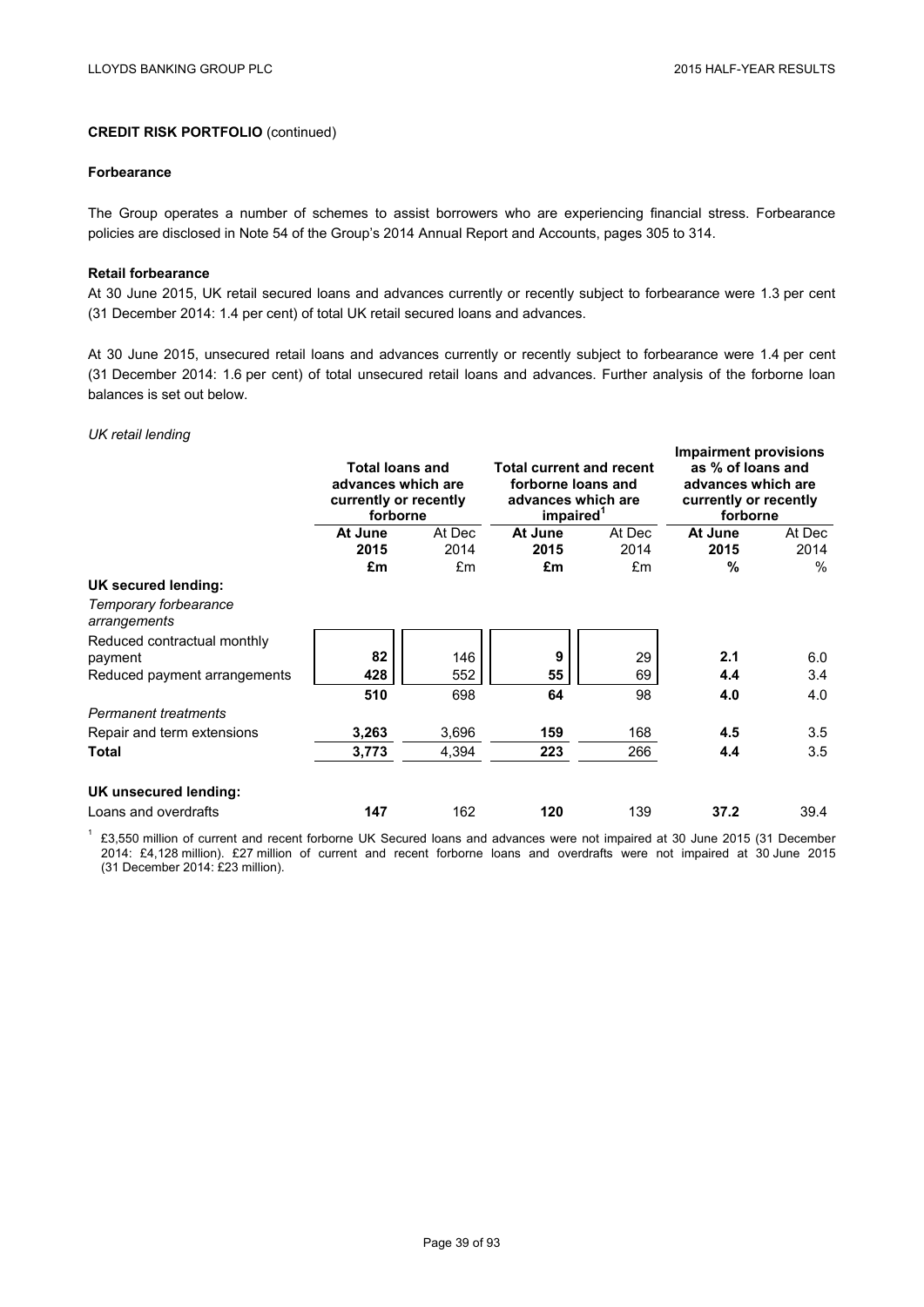**CREDIT RISK PORTFOLIO** (continued)

**Forbearance**

The Group operates a number of schemes to assist borrowers who are experiencing financial stress. Forbearance policies are disclosed in Note 54 of the Group's 2014 Annual Report and Accounts, pages 305 to 314.

**Retail forbearance**

At 30 June 2015, UK retail secured loans and advances currently or recently subject to forbearance were 1.3 per cent (31 December 2014: 1.4 per cent) of total UK retail secured loans and advances.

At 30 June 2015, unsecured retail loans and advances currently or recently subject to forbearance were 1.4 per cent (31 December 2014: 1.6 per cent) of total unsecured retail loans and advances. Further analysis of the forborne loan balances is set out below.

*UK retail lending*

| | Total loans and advances which are currently or recently forborne | | Total current and recent forborne loans and advances which are impaired[1] | | Impairment provisions as % of loans and advances which are currently or recently forborne | |
|---|---|---|---|---|---|---|
| | **At June 2015** | At Dec 2014 | **At June 2015** | At Dec 2014 | **At June 2015** | At Dec 2014 |
| | **£m** | £m | **£m** | £m | **%** | % |
| **UK secured lending:** | | | | | | |
| *Temporary forbearance arrangements* | | | | | | |
| Reduced contractual monthly payment | **82** | 146 | **9** | 29 | **2.1** | 6.0 |
| Reduced payment arrangements | **428** | 552 | **55** | 69 | **4.4** | 3.4 |
| | **510** | 698 | **64** | 98 | **4.0** | 4.0 |
| *Permanent treatments* | | | | | | |
| Repair and term extensions | **3,263** | 3,696 | **159** | 168 | **4.5** | 3.5 |
| **Total** | **3,773** | 4,394 | **223** | 266 | **4.4** | 3.5 |
| **UK unsecured lending:** | | | | | | |
| Loans and overdrafts | **147** | 162 | **120** | 139 | **37.2** | 39.4 |

[1] £3,550 million of current and recent forborne UK Secured loans and advances were not impaired at 30 June 2015 (31 December 2014: £4,128 million). £27 million of current and recent forborne loans and overdrafts were not impaired at 30 June 2015 (31 December 2014: £23 million).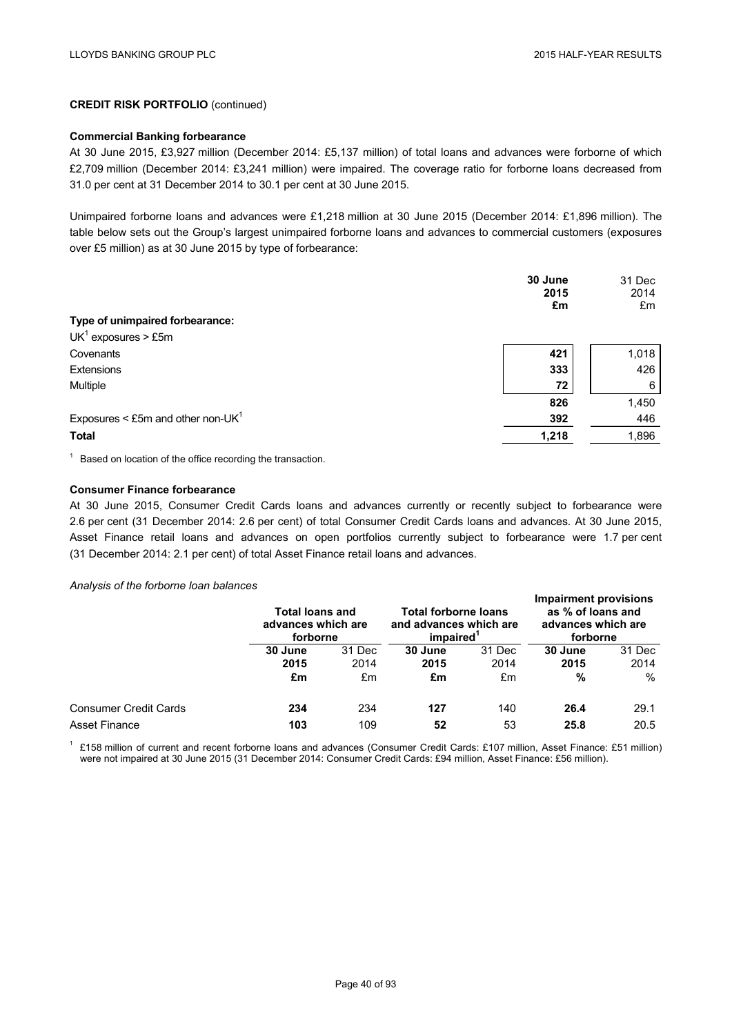## CREDIT RISK PORTFOLIO (continued)

### Commercial Banking forbearance

At 30 June 2015, £3,927 million (December 2014: £5,137 million) of total loans and advances were forborne of which £2,709 million (December 2014: £3,241 million) were impaired. The coverage ratio for forborne loans decreased from 31.0 per cent at 31 December 2014 to 30.1 per cent at 30 June 2015.

Unimpaired forborne loans and advances were £1,218 million at 30 June 2015 (December 2014: £1,896 million). The table below sets out the Group's largest unimpaired forborne loans and advances to commercial customers (exposures over £5 million) as at 30 June 2015 by type of forbearance:

| | **30 June 2015 £m** | 31 Dec 2014 £m |
|---|---|---|
| **Type of unimpaired forbearance:** | | |
| UK[1] exposures > £5m | | |
| Covenants | **421** | 1,018 |
| Extensions | **333** | 426 |
| Multiple | **72** | 6 |
| | **826** | 1,450 |
| Exposures < £5m and other non-UK[1] | **392** | 446 |
| **Total** | **1,218** | 1,896 |

[1] Based on location of the office recording the transaction.

### Consumer Finance forbearance

At 30 June 2015, Consumer Credit Cards loans and advances currently or recently subject to forbearance were 2.6 per cent (31 December 2014: 2.6 per cent) of total Consumer Credit Cards loans and advances. At 30 June 2015, Asset Finance retail loans and advances on open portfolios currently subject to forbearance were 1.7 per cent (31 December 2014: 2.1 per cent) of total Asset Finance retail loans and advances.

*Analysis of the forborne loan balances*

| | **Total loans and advances which are forborne** | | **Total forborne loans and advances which are impaired[1]** | | **Impairment provisions as % of loans and advances which are forborne** | |
|---|---|---|---|---|---|---|
| | **30 June 2015 £m** | 31 Dec 2014 £m | **30 June 2015 £m** | 31 Dec 2014 £m | **30 June 2015 %** | 31 Dec 2014 % |
| Consumer Credit Cards | **234** | 234 | **127** | 140 | **26.4** | 29.1 |
| Asset Finance | **103** | 109 | **52** | 53 | **25.8** | 20.5 |

[1] £158 million of current and recent forborne loans and advances (Consumer Credit Cards: £107 million, Asset Finance: £51 million) were not impaired at 30 June 2015 (31 December 2014: Consumer Credit Cards: £94 million, Asset Finance: £56 million).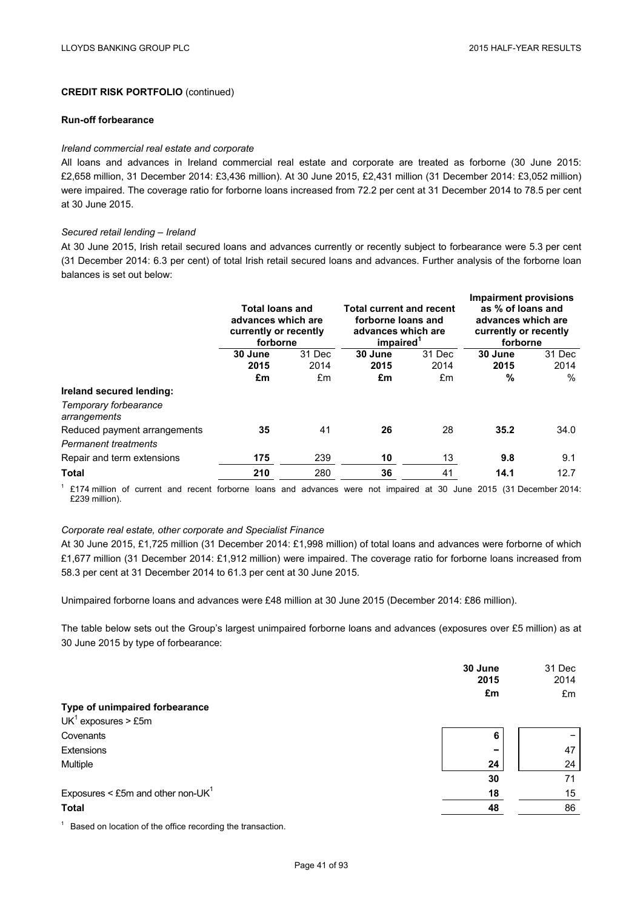**CREDIT RISK PORTFOLIO** (continued)

**Run-off forbearance**

*Ireland commercial real estate and corporate*

All loans and advances in Ireland commercial real estate and corporate are treated as forborne (30 June 2015: £2,658 million, 31 December 2014: £3,436 million). At 30 June 2015, £2,431 million (31 December 2014: £3,052 million) were impaired. The coverage ratio for forborne loans increased from 72.2 per cent at 31 December 2014 to 78.5 per cent at 30 June 2015.

*Secured retail lending – Ireland*

At 30 June 2015, Irish retail secured loans and advances currently or recently subject to forbearance were 5.3 per cent (31 December 2014: 6.3 per cent) of total Irish retail secured loans and advances. Further analysis of the forborne loan balances is set out below:

| | Total loans and advances which are currently or recently forborne | | Total current and recent forborne loans and advances which are impaired[1] | | Impairment provisions as % of loans and advances which are currently or recently forborne | |
|---|---|---|---|---|---|---|
| | **30 June 2015** | 31 Dec 2014 | **30 June 2015** | 31 Dec 2014 | **30 June 2015** | 31 Dec 2014 |
| | **£m** | £m | **£m** | £m | **%** | % |
| **Ireland secured lending:** | | | | | | |
| *Temporary forbearance arrangements* | | | | | | |
| Reduced payment arrangements | **35** | 41 | **26** | 28 | **35.2** | 34.0 |
| *Permanent treatments* | | | | | | |
| Repair and term extensions | **175** | 239 | **10** | 13 | **9.8** | 9.1 |
| **Total** | **210** | 280 | **36** | 41 | **14.1** | 12.7 |

[1] £174 million of current and recent forborne loans and advances were not impaired at 30 June 2015 (31 December 2014: £239 million).

*Corporate real estate, other corporate and Specialist Finance*

At 30 June 2015, £1,725 million (31 December 2014: £1,998 million) of total loans and advances were forborne of which £1,677 million (31 December 2014: £1,912 million) were impaired. The coverage ratio for forborne loans increased from 58.3 per cent at 31 December 2014 to 61.3 per cent at 30 June 2015.

Unimpaired forborne loans and advances were £48 million at 30 June 2015 (December 2014: £86 million).

The table below sets out the Group's largest unimpaired forborne loans and advances (exposures over £5 million) as at 30 June 2015 by type of forbearance:

| | **30 June 2015** | 31 Dec 2014 |
|---|---|---|
| | **£m** | £m |
| **Type of unimpaired forbearance** | | |
| UK[1] exposures > £5m | | |
| Covenants | **6** | – |
| Extensions | **–** | 47 |
| Multiple | **24** | 24 |
| | **30** | 71 |
| Exposures < £5m and other non-UK[1] | **18** | 15 |
| **Total** | **48** | 86 |

[1] Based on location of the office recording the transaction.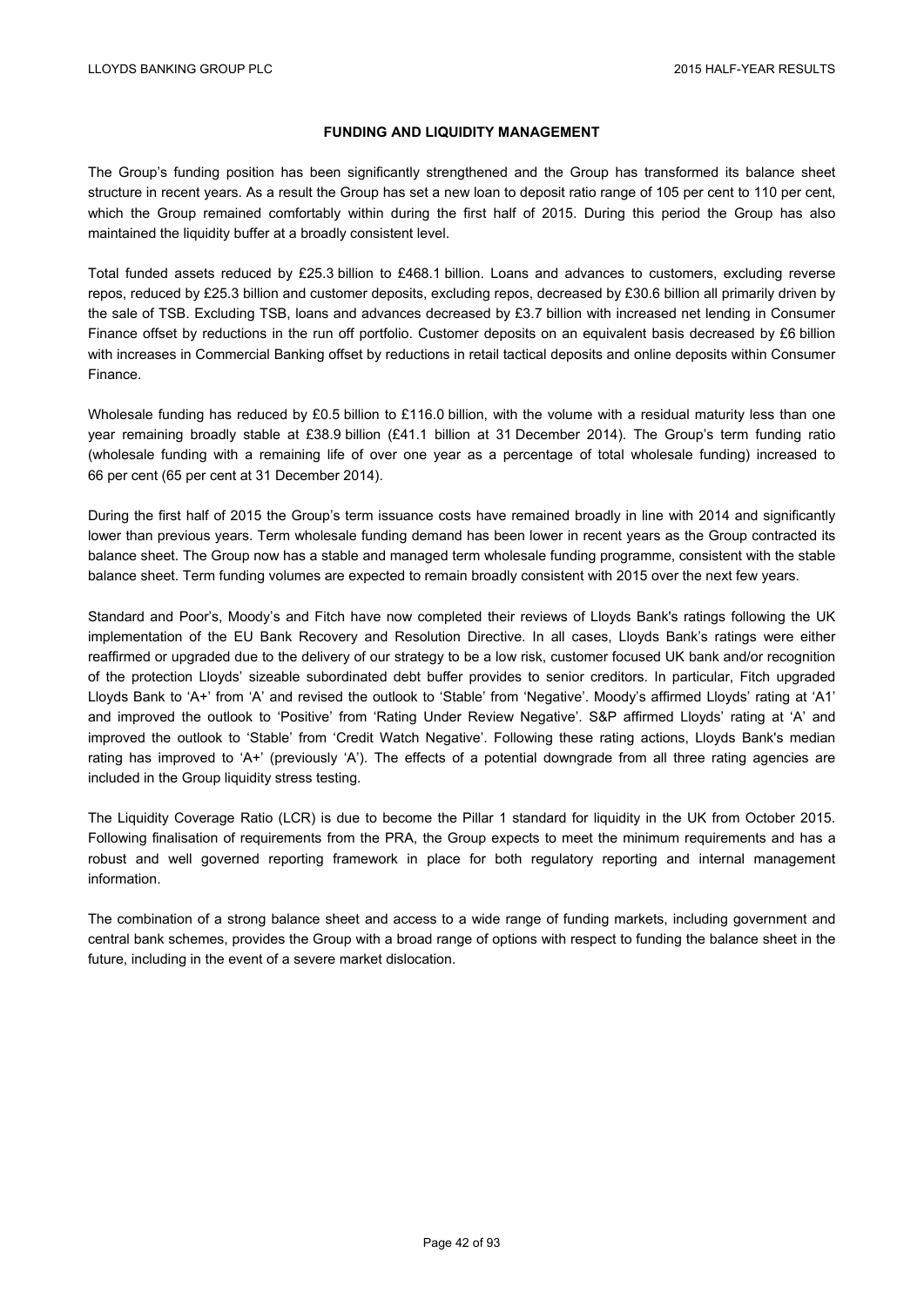## FUNDING AND LIQUIDITY MANAGEMENT

The Group's funding position has been significantly strengthened and the Group has transformed its balance sheet structure in recent years. As a result the Group has set a new loan to deposit ratio range of 105 per cent to 110 per cent, which the Group remained comfortably within during the first half of 2015. During this period the Group has also maintained the liquidity buffer at a broadly consistent level.

Total funded assets reduced by £25.3 billion to £468.1 billion. Loans and advances to customers, excluding reverse repos, reduced by £25.3 billion and customer deposits, excluding repos, decreased by £30.6 billion all primarily driven by the sale of TSB. Excluding TSB, loans and advances decreased by £3.7 billion with increased net lending in Consumer Finance offset by reductions in the run off portfolio. Customer deposits on an equivalent basis decreased by £6 billion with increases in Commercial Banking offset by reductions in retail tactical deposits and online deposits within Consumer Finance.

Wholesale funding has reduced by £0.5 billion to £116.0 billion, with the volume with a residual maturity less than one year remaining broadly stable at £38.9 billion (£41.1 billion at 31 December 2014). The Group's term funding ratio (wholesale funding with a remaining life of over one year as a percentage of total wholesale funding) increased to 66 per cent (65 per cent at 31 December 2014).

During the first half of 2015 the Group's term issuance costs have remained broadly in line with 2014 and significantly lower than previous years. Term wholesale funding demand has been lower in recent years as the Group contracted its balance sheet. The Group now has a stable and managed term wholesale funding programme, consistent with the stable balance sheet. Term funding volumes are expected to remain broadly consistent with 2015 over the next few years.

Standard and Poor's, Moody's and Fitch have now completed their reviews of Lloyds Bank's ratings following the UK implementation of the EU Bank Recovery and Resolution Directive. In all cases, Lloyds Bank's ratings were either reaffirmed or upgraded due to the delivery of our strategy to be a low risk, customer focused UK bank and/or recognition of the protection Lloyds' sizeable subordinated debt buffer provides to senior creditors. In particular, Fitch upgraded Lloyds Bank to 'A+' from 'A' and revised the outlook to 'Stable' from 'Negative'. Moody's affirmed Lloyds' rating at 'A1' and improved the outlook to 'Positive' from 'Rating Under Review Negative'. S&P affirmed Lloyds' rating at 'A' and improved the outlook to 'Stable' from 'Credit Watch Negative'. Following these rating actions, Lloyds Bank's median rating has improved to 'A+' (previously 'A'). The effects of a potential downgrade from all three rating agencies are included in the Group liquidity stress testing.

The Liquidity Coverage Ratio (LCR) is due to become the Pillar 1 standard for liquidity in the UK from October 2015. Following finalisation of requirements from the PRA, the Group expects to meet the minimum requirements and has a robust and well governed reporting framework in place for both regulatory reporting and internal management information.

The combination of a strong balance sheet and access to a wide range of funding markets, including government and central bank schemes, provides the Group with a broad range of options with respect to funding the balance sheet in the future, including in the event of a severe market dislocation.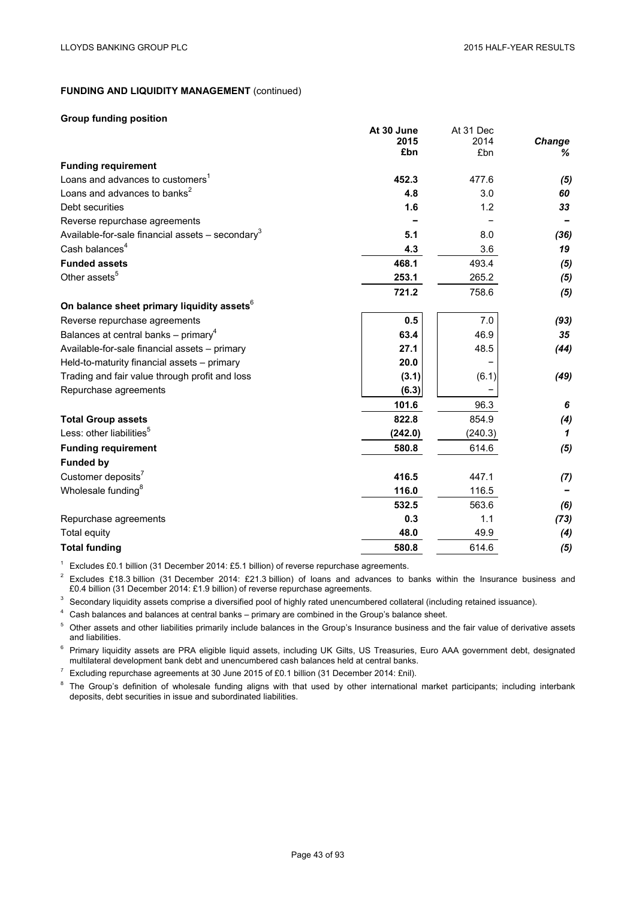## FUNDING AND LIQUIDITY MANAGEMENT (continued)

### Group funding position

| | At 30 June 2015 £bn | At 31 Dec 2014 £bn | *Change %* |
|---|---|---|---|
| **Funding requirement** | | | |
| Loans and advances to customers[1] | **452.3** | 477.6 | ***(5)*** |
| Loans and advances to banks[2] | **4.8** | 3.0 | ***60*** |
| Debt securities | **1.6** | 1.2 | ***33*** |
| Reverse repurchase agreements | **–** | – | ***–*** |
| Available-for-sale financial assets – secondary[3] | **5.1** | 8.0 | ***(36)*** |
| Cash balances[4] | **4.3** | 3.6 | ***19*** |
| **Funded assets** | **468.1** | 493.4 | ***(5)*** |
| Other assets[5] | **253.1** | 265.2 | ***(5)*** |
| | **721.2** | 758.6 | ***(5)*** |
| **On balance sheet primary liquidity assets[6]** | | | |
| Reverse repurchase agreements | **0.5** | 7.0 | ***(93)*** |
| Balances at central banks – primary[4] | **63.4** | 46.9 | ***35*** |
| Available-for-sale financial assets – primary | **27.1** | 48.5 | ***(44)*** |
| Held-to-maturity financial assets – primary | **20.0** | – | |
| Trading and fair value through profit and loss | **(3.1)** | (6.1) | ***(49)*** |
| Repurchase agreements | **(6.3)** | – | |
| | **101.6** | 96.3 | ***6*** |
| **Total Group assets** | **822.8** | 854.9 | ***(4)*** |
| Less: other liabilities[5] | **(242.0)** | (240.3) | ***1*** |
| **Funding requirement** | **580.8** | 614.6 | ***(5)*** |
| **Funded by** | | | |
| Customer deposits[7] | **416.5** | 447.1 | ***(7)*** |
| Wholesale funding[8] | **116.0** | 116.5 | ***–*** |
| | **532.5** | 563.6 | ***(6)*** |
| Repurchase agreements | **0.3** | 1.1 | ***(73)*** |
| Total equity | **48.0** | 49.9 | ***(4)*** |
| **Total funding** | **580.8** | 614.6 | ***(5)*** |

[1] Excludes £0.1 billion (31 December 2014: £5.1 billion) of reverse repurchase agreements.

[2] Excludes £18.3 billion (31 December 2014: £21.3 billion) of loans and advances to banks within the Insurance business and £0.4 billion (31 December 2014: £1.9 billion) of reverse repurchase agreements.

[3] Secondary liquidity assets comprise a diversified pool of highly rated unencumbered collateral (including retained issuance).

[4] Cash balances and balances at central banks – primary are combined in the Group's balance sheet.

[5] Other assets and other liabilities primarily include balances in the Group's Insurance business and the fair value of derivative assets and liabilities.

[6] Primary liquidity assets are PRA eligible liquid assets, including UK Gilts, US Treasuries, Euro AAA government debt, designated multilateral development bank debt and unencumbered cash balances held at central banks.

[7] Excluding repurchase agreements at 30 June 2015 of £0.1 billion (31 December 2014: £nil).

[8] The Group's definition of wholesale funding aligns with that used by other international market participants; including interbank deposits, debt securities in issue and subordinated liabilities.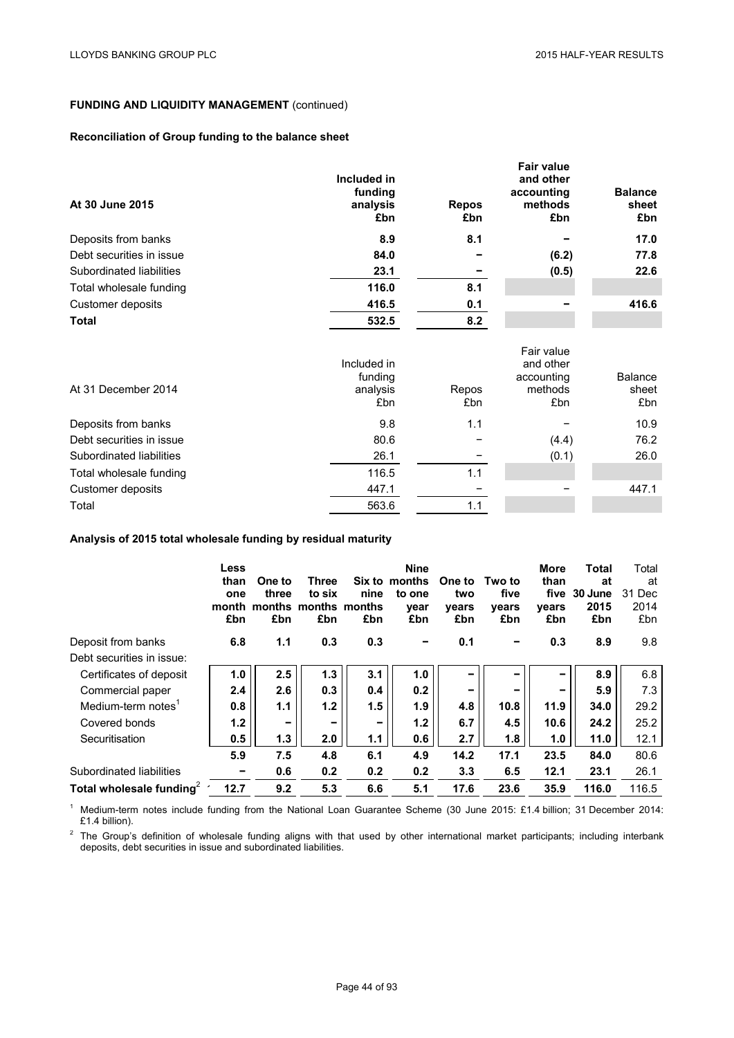**FUNDING AND LIQUIDITY MANAGEMENT** (continued)

**Reconciliation of Group funding to the balance sheet**

| **At 30 June 2015** | **Included in funding analysis £bn** | **Repos £bn** | **Fair value and other accounting methods £bn** | **Balance sheet £bn** |
|---|---|---|---|---|
| Deposits from banks | **8.9** | **8.1** | **–** | **17.0** |
| Debt securities in issue | **84.0** | **–** | **(6.2)** | **77.8** |
| Subordinated liabilities | **23.1** | **–** | **(0.5)** | **22.6** |
| Total wholesale funding | **116.0** | **8.1** | | |
| Customer deposits | **416.5** | **0.1** | **–** | **416.6** |
| **Total** | **532.5** | **8.2** | | |

| At 31 December 2014 | Included in funding analysis £bn | Repos £bn | Fair value and other accounting methods £bn | Balance sheet £bn |
|---|---|---|---|---|
| Deposits from banks | 9.8 | 1.1 | – | 10.9 |
| Debt securities in issue | 80.6 | – | (4.4) | 76.2 |
| Subordinated liabilities | 26.1 | – | (0.1) | 26.0 |
| Total wholesale funding | 116.5 | 1.1 | | |
| Customer deposits | 447.1 | – | – | 447.1 |
| Total | 563.6 | 1.1 | | |

**Analysis of 2015 total wholesale funding by residual maturity**

| | **Less than one month £bn** | **One to three months £bn** | **Three to six months £bn** | **Six to nine months £bn** | **Nine months to one year £bn** | **One to two years £bn** | **Two to five years £bn** | **More than five years £bn** | **Total at 30 June 2015 £bn** | Total at 31 Dec 2014 £bn |
|---|---|---|---|---|---|---|---|---|---|---|
| Deposit from banks | **6.8** | **1.1** | **0.3** | **0.3** | **–** | **0.1** | **–** | **0.3** | **8.9** | 9.8 |
| Debt securities in issue: | | | | | | | | | | |
| Certificates of deposit | **1.0** | **2.5** | **1.3** | **3.1** | **1.0** | **–** | **–** | **–** | **8.9** | 6.8 |
| Commercial paper | **2.4** | **2.6** | **0.3** | **0.4** | **0.2** | **–** | **–** | **–** | **5.9** | 7.3 |
| Medium-term notes[1] | **0.8** | **1.1** | **1.2** | **1.5** | **1.9** | **4.8** | **10.8** | **11.9** | **34.0** | 29.2 |
| Covered bonds | **1.2** | **–** | **–** | **–** | **1.2** | **6.7** | **4.5** | **10.6** | **24.2** | 25.2 |
| Securitisation | **0.5** | **1.3** | **2.0** | **1.1** | **0.6** | **2.7** | **1.8** | **1.0** | **11.0** | 12.1 |
| | **5.9** | **7.5** | **4.8** | **6.1** | **4.9** | **14.2** | **17.1** | **23.5** | **84.0** | 80.6 |
| Subordinated liabilities | **–** | **0.6** | **0.2** | **0.2** | **0.2** | **3.3** | **6.5** | **12.1** | **23.1** | 26.1 |
| **Total wholesale funding[2]** | **12.7** | **9.2** | **5.3** | **6.6** | **5.1** | **17.6** | **23.6** | **35.9** | **116.0** | 116.5 |

[1] Medium-term notes include funding from the National Loan Guarantee Scheme (30 June 2015: £1.4 billion; 31 December 2014: £1.4 billion).

[2] The Group's definition of wholesale funding aligns with that used by other international market participants; including interbank deposits, debt securities in issue and subordinated liabilities.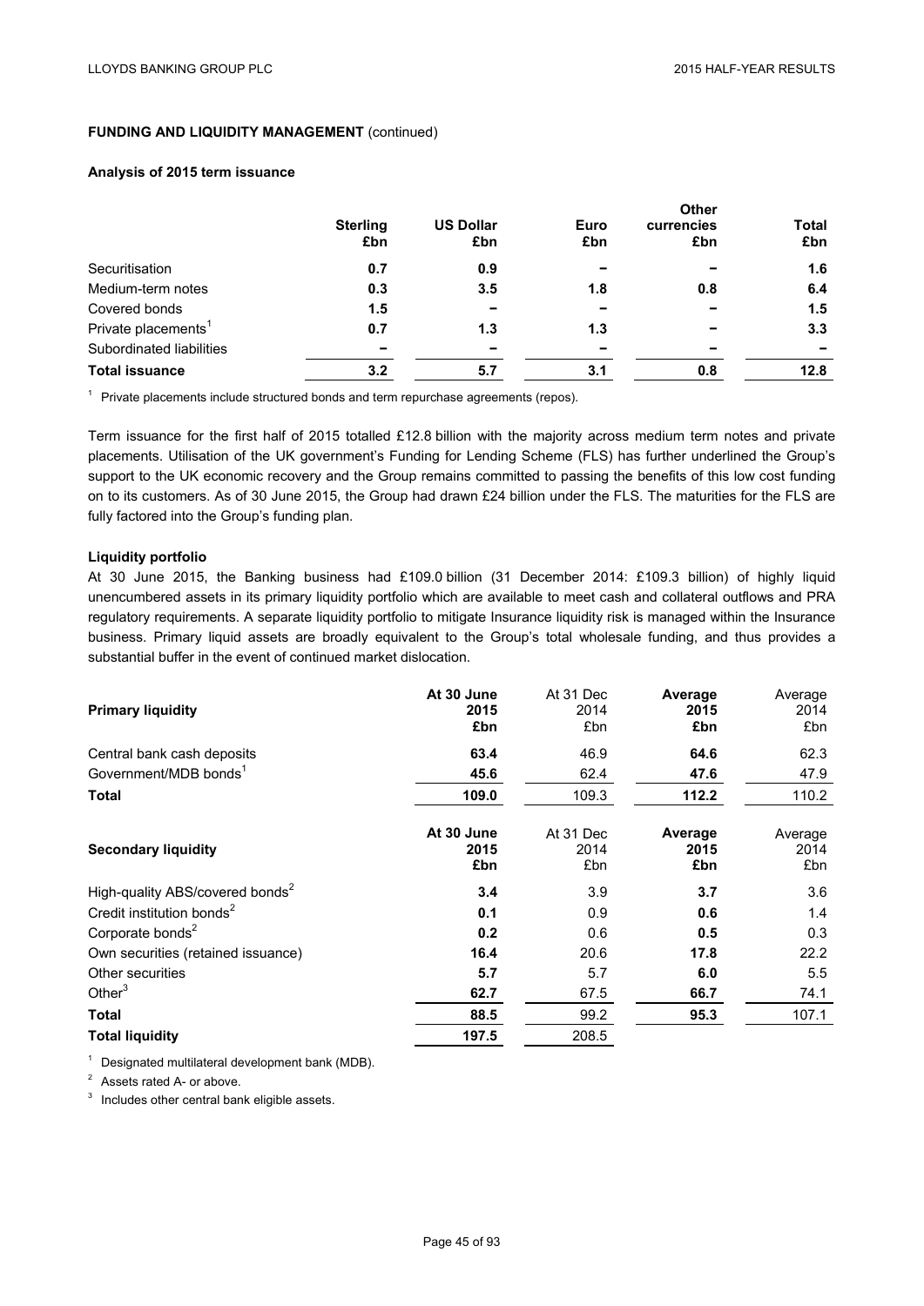**FUNDING AND LIQUIDITY MANAGEMENT** (continued)

**Analysis of 2015 term issuance**

| | Sterling £bn | US Dollar £bn | Euro £bn | Other currencies £bn | Total £bn |
|---|---|---|---|---|---|
| Securitisation | **0.7** | **0.9** | **–** | **–** | **1.6** |
| Medium-term notes | **0.3** | **3.5** | **1.8** | **0.8** | **6.4** |
| Covered bonds | **1.5** | **–** | **–** | **–** | **1.5** |
| Private placements[1] | **0.7** | **1.3** | **1.3** | **–** | **3.3** |
| Subordinated liabilities | **–** | **–** | **–** | **–** | **–** |
| **Total issuance** | **3.2** | **5.7** | **3.1** | **0.8** | **12.8** |

[1] Private placements include structured bonds and term repurchase agreements (repos).

Term issuance for the first half of 2015 totalled £12.8 billion with the majority across medium term notes and private placements. Utilisation of the UK government's Funding for Lending Scheme (FLS) has further underlined the Group's support to the UK economic recovery and the Group remains committed to passing the benefits of this low cost funding on to its customers. As of 30 June 2015, the Group had drawn £24 billion under the FLS. The maturities for the FLS are fully factored into the Group's funding plan.

**Liquidity portfolio**

At 30 June 2015, the Banking business had £109.0 billion (31 December 2014: £109.3 billion) of highly liquid unencumbered assets in its primary liquidity portfolio which are available to meet cash and collateral outflows and PRA regulatory requirements. A separate liquidity portfolio to mitigate Insurance liquidity risk is managed within the Insurance business. Primary liquid assets are broadly equivalent to the Group's total wholesale funding, and thus provides a substantial buffer in the event of continued market dislocation.

| **Primary liquidity** | **At 30 June 2015 £bn** | At 31 Dec 2014 £bn | **Average 2015 £bn** | Average 2014 £bn |
|---|---|---|---|---|
| Central bank cash deposits | **63.4** | 46.9 | **64.6** | 62.3 |
| Government/MDB bonds[1] | **45.6** | 62.4 | **47.6** | 47.9 |
| **Total** | **109.0** | 109.3 | **112.2** | 110.2 |

| **Secondary liquidity** | **At 30 June 2015 £bn** | At 31 Dec 2014 £bn | **Average 2015 £bn** | Average 2014 £bn |
|---|---|---|---|---|
| High-quality ABS/covered bonds[2] | **3.4** | 3.9 | **3.7** | 3.6 |
| Credit institution bonds[2] | **0.1** | 0.9 | **0.6** | 1.4 |
| Corporate bonds[2] | **0.2** | 0.6 | **0.5** | 0.3 |
| Own securities (retained issuance) | **16.4** | 20.6 | **17.8** | 22.2 |
| Other securities | **5.7** | 5.7 | **6.0** | 5.5 |
| Other[3] | **62.7** | 67.5 | **66.7** | 74.1 |
| **Total** | **88.5** | 99.2 | **95.3** | 107.1 |
| **Total liquidity** | **197.5** | 208.5 | | |

[1] Designated multilateral development bank (MDB).

[2] Assets rated A- or above.

[3] Includes other central bank eligible assets.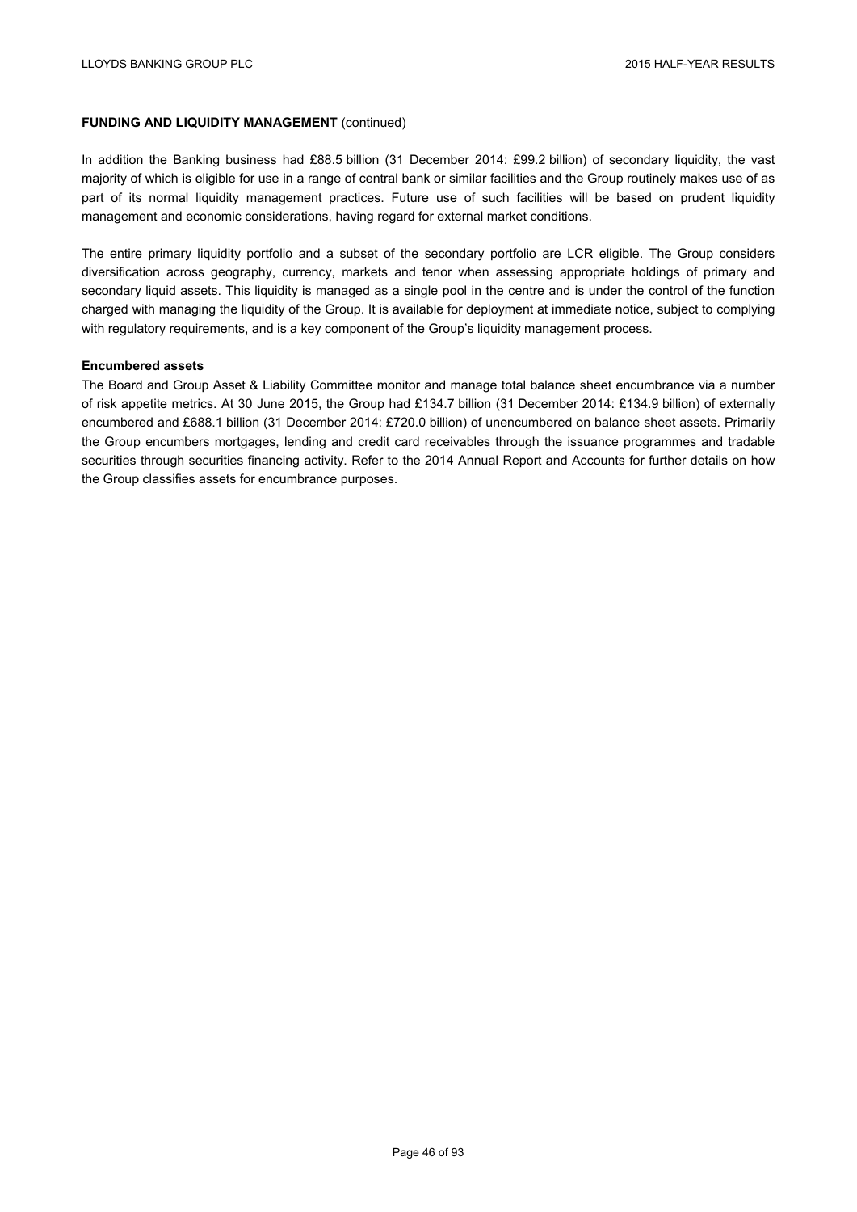**FUNDING AND LIQUIDITY MANAGEMENT** (continued)

In addition the Banking business had £88.5 billion (31 December 2014: £99.2 billion) of secondary liquidity, the vast majority of which is eligible for use in a range of central bank or similar facilities and the Group routinely makes use of as part of its normal liquidity management practices. Future use of such facilities will be based on prudent liquidity management and economic considerations, having regard for external market conditions.

The entire primary liquidity portfolio and a subset of the secondary portfolio are LCR eligible. The Group considers diversification across geography, currency, markets and tenor when assessing appropriate holdings of primary and secondary liquid assets. This liquidity is managed as a single pool in the centre and is under the control of the function charged with managing the liquidity of the Group. It is available for deployment at immediate notice, subject to complying with regulatory requirements, and is a key component of the Group's liquidity management process.

**Encumbered assets**

The Board and Group Asset & Liability Committee monitor and manage total balance sheet encumbrance via a number of risk appetite metrics. At 30 June 2015, the Group had £134.7 billion (31 December 2014: £134.9 billion) of externally encumbered and £688.1 billion (31 December 2014: £720.0 billion) of unencumbered on balance sheet assets. Primarily the Group encumbers mortgages, lending and credit card receivables through the issuance programmes and tradable securities through securities financing activity. Refer to the 2014 Annual Report and Accounts for further details on how the Group classifies assets for encumbrance purposes.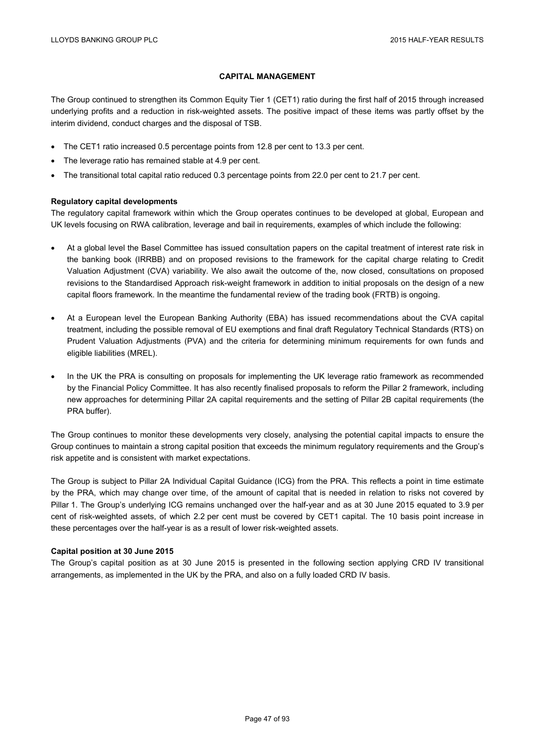## CAPITAL MANAGEMENT

The Group continued to strengthen its Common Equity Tier 1 (CET1) ratio during the first half of 2015 through increased underlying profits and a reduction in risk-weighted assets. The positive impact of these items was partly offset by the interim dividend, conduct charges and the disposal of TSB.

- The CET1 ratio increased 0.5 percentage points from 12.8 per cent to 13.3 per cent.
- The leverage ratio has remained stable at 4.9 per cent.
- The transitional total capital ratio reduced 0.3 percentage points from 22.0 per cent to 21.7 per cent.

**Regulatory capital developments**

The regulatory capital framework within which the Group operates continues to be developed at global, European and UK levels focusing on RWA calibration, leverage and bail in requirements, examples of which include the following:

- At a global level the Basel Committee has issued consultation papers on the capital treatment of interest rate risk in the banking book (IRRBB) and on proposed revisions to the framework for the capital charge relating to Credit Valuation Adjustment (CVA) variability. We also await the outcome of the, now closed, consultations on proposed revisions to the Standardised Approach risk-weight framework in addition to initial proposals on the design of a new capital floors framework. In the meantime the fundamental review of the trading book (FRTB) is ongoing.

- At a European level the European Banking Authority (EBA) has issued recommendations about the CVA capital treatment, including the possible removal of EU exemptions and final draft Regulatory Technical Standards (RTS) on Prudent Valuation Adjustments (PVA) and the criteria for determining minimum requirements for own funds and eligible liabilities (MREL).

- In the UK the PRA is consulting on proposals for implementing the UK leverage ratio framework as recommended by the Financial Policy Committee. It has also recently finalised proposals to reform the Pillar 2 framework, including new approaches for determining Pillar 2A capital requirements and the setting of Pillar 2B capital requirements (the PRA buffer).

The Group continues to monitor these developments very closely, analysing the potential capital impacts to ensure the Group continues to maintain a strong capital position that exceeds the minimum regulatory requirements and the Group's risk appetite and is consistent with market expectations.

The Group is subject to Pillar 2A Individual Capital Guidance (ICG) from the PRA. This reflects a point in time estimate by the PRA, which may change over time, of the amount of capital that is needed in relation to risks not covered by Pillar 1. The Group's underlying ICG remains unchanged over the half-year and as at 30 June 2015 equated to 3.9 per cent of risk-weighted assets, of which 2.2 per cent must be covered by CET1 capital. The 10 basis point increase in these percentages over the half-year is as a result of lower risk-weighted assets.

**Capital position at 30 June 2015**

The Group's capital position as at 30 June 2015 is presented in the following section applying CRD IV transitional arrangements, as implemented in the UK by the PRA, and also on a fully loaded CRD IV basis.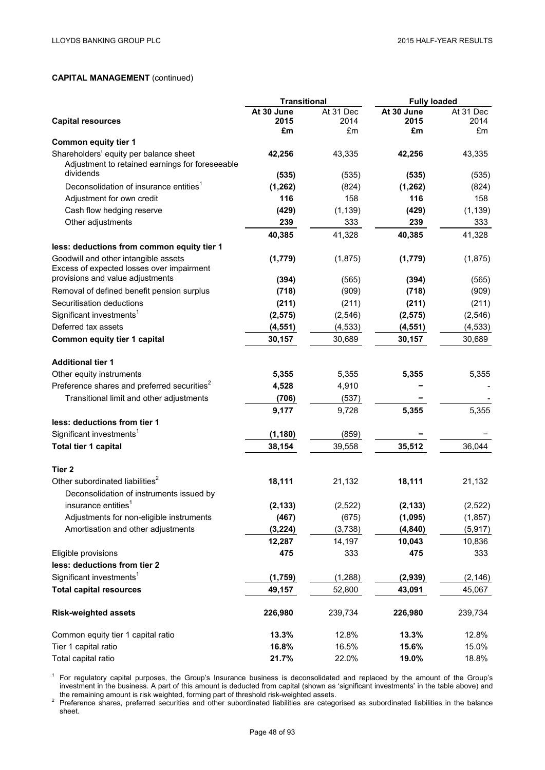## CAPITAL MANAGEMENT (continued)

| Capital resources | Transitional | | Fully loaded | |
|---|---|---|---|---|
| | **At 30 June 2015 £m** | At 31 Dec 2014 £m | **At 30 June 2015 £m** | At 31 Dec 2014 £m |
| **Common equity tier 1** | | | | |
| Shareholders' equity per balance sheet | **42,256** | 43,335 | **42,256** | 43,335 |
| Adjustment to retained earnings for foreseeable dividends | **(535)** | (535) | **(535)** | (535) |
| Deconsolidation of insurance entities[1] | **(1,262)** | (824) | **(1,262)** | (824) |
| Adjustment for own credit | **116** | 158 | **116** | 158 |
| Cash flow hedging reserve | **(429)** | (1,139) | **(429)** | (1,139) |
| Other adjustments | **239** | 333 | **239** | 333 |
| | **40,385** | 41,328 | **40,385** | 41,328 |
| **less: deductions from common equity tier 1** | | | | |
| Goodwill and other intangible assets | **(1,779)** | (1,875) | **(1,779)** | (1,875) |
| Excess of expected losses over impairment provisions and value adjustments | **(394)** | (565) | **(394)** | (565) |
| Removal of defined benefit pension surplus | **(718)** | (909) | **(718)** | (909) |
| Securitisation deductions | **(211)** | (211) | **(211)** | (211) |
| Significant investments[1] | **(2,575)** | (2,546) | **(2,575)** | (2,546) |
| Deferred tax assets | **(4,551)** | (4,533) | **(4,551)** | (4,533) |
| **Common equity tier 1 capital** | **30,157** | 30,689 | **30,157** | 30,689 |
| | | | | |
| **Additional tier 1** | | | | |
| Other equity instruments | **5,355** | 5,355 | **5,355** | 5,355 |
| Preference shares and preferred securities[2] | **4,528** | 4,910 | **–** | - |
| Transitional limit and other adjustments | **(706)** | (537) | **–** | - |
| | **9,177** | 9,728 | **5,355** | 5,355 |
| **less: deductions from tier 1** | | | | |
| Significant investments[1] | **(1,180)** | (859) | **–** | – |
| **Total tier 1 capital** | **38,154** | 39,558 | **35,512** | 36,044 |
| | | | | |
| **Tier 2** | | | | |
| Other subordinated liabilities[2] | **18,111** | 21,132 | **18,111** | 21,132 |
| Deconsolidation of instruments issued by insurance entities[1] | **(2,133)** | (2,522) | **(2,133)** | (2,522) |
| Adjustments for non-eligible instruments | **(467)** | (675) | **(1,095)** | (1,857) |
| Amortisation and other adjustments | **(3,224)** | (3,738) | **(4,840)** | (5,917) |
| | **12,287** | 14,197 | **10,043** | 10,836 |
| Eligible provisions | **475** | 333 | **475** | 333 |
| **less: deductions from tier 2** | | | | |
| Significant investments[1] | **(1,759)** | (1,288) | **(2,939)** | (2,146) |
| **Total capital resources** | **49,157** | 52,800 | **43,091** | 45,067 |
| | | | | |
| **Risk-weighted assets** | **226,980** | 239,734 | **226,980** | 239,734 |
| | | | | |
| Common equity tier 1 capital ratio | **13.3%** | 12.8% | **13.3%** | 12.8% |
| Tier 1 capital ratio | **16.8%** | 16.5% | **15.6%** | 15.0% |
| Total capital ratio | **21.7%** | 22.0% | **19.0%** | 18.8% |

[1] For regulatory capital purposes, the Group's Insurance business is deconsolidated and replaced by the amount of the Group's investment in the business. A part of this amount is deducted from capital (shown as 'significant investments' in the table above) and the remaining amount is risk weighted, forming part of threshold risk-weighted assets.

[2] Preference shares, preferred securities and other subordinated liabilities are categorised as subordinated liabilities in the balance sheet.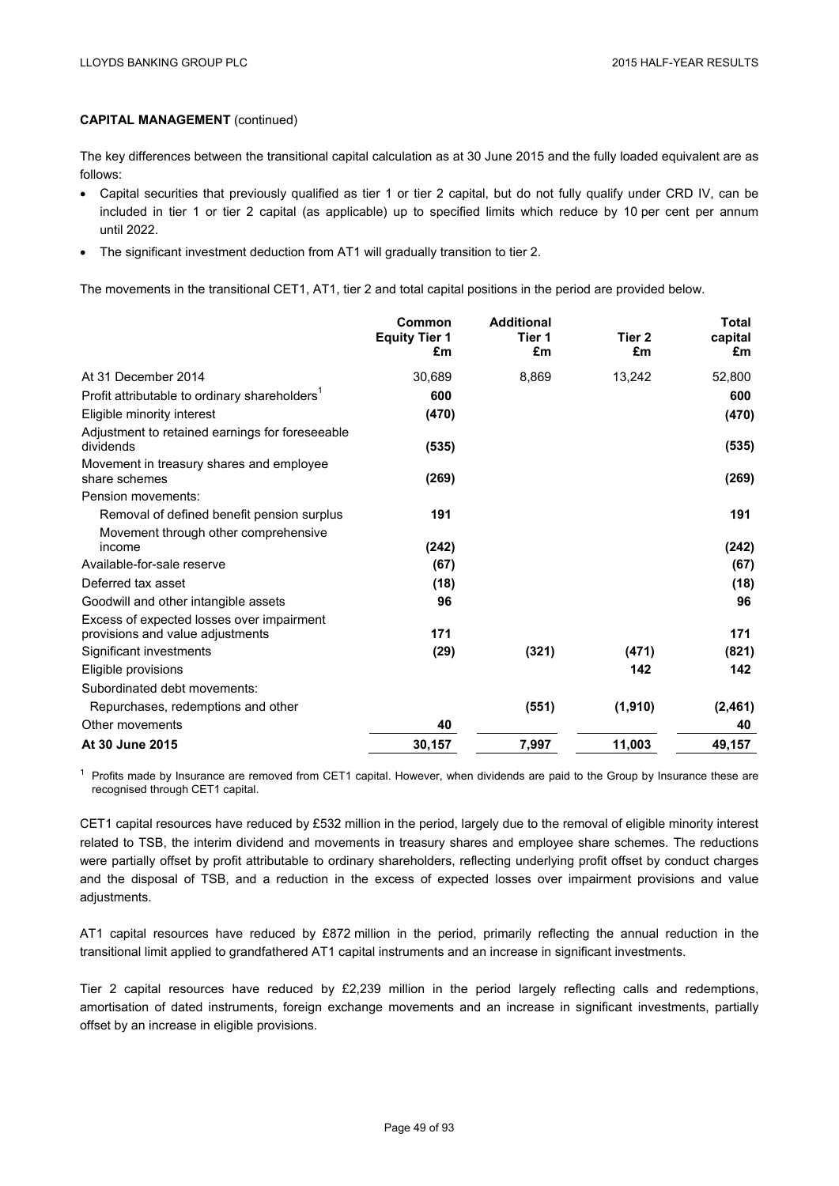**CAPITAL MANAGEMENT** (continued)

The key differences between the transitional capital calculation as at 30 June 2015 and the fully loaded equivalent are as follows:

- Capital securities that previously qualified as tier 1 or tier 2 capital, but do not fully qualify under CRD IV, can be included in tier 1 or tier 2 capital (as applicable) up to specified limits which reduce by 10 per cent per annum until 2022.
- The significant investment deduction from AT1 will gradually transition to tier 2.

The movements in the transitional CET1, AT1, tier 2 and total capital positions in the period are provided below.

| | Common Equity Tier 1 £m | Additional Tier 1 £m | Tier 2 £m | Total capital £m |
|---|---|---|---|---|
| At 31 December 2014 | 30,689 | 8,869 | 13,242 | 52,800 |
| Profit attributable to ordinary shareholders[1] | **600** | | | **600** |
| Eligible minority interest | **(470)** | | | **(470)** |
| Adjustment to retained earnings for foreseeable dividends | **(535)** | | | **(535)** |
| Movement in treasury shares and employee share schemes | **(269)** | | | **(269)** |
| Pension movements: | | | | |
| Removal of defined benefit pension surplus | **191** | | | **191** |
| Movement through other comprehensive income | **(242)** | | | **(242)** |
| Available-for-sale reserve | **(67)** | | | **(67)** |
| Deferred tax asset | **(18)** | | | **(18)** |
| Goodwill and other intangible assets | **96** | | | **96** |
| Excess of expected losses over impairment provisions and value adjustments | **171** | | | **171** |
| Significant investments | **(29)** | **(321)** | **(471)** | **(821)** |
| Eligible provisions | | | **142** | **142** |
| Subordinated debt movements: | | | | |
| Repurchases, redemptions and other | | **(551)** | **(1,910)** | **(2,461)** |
| Other movements | **40** | | | **40** |
| **At 30 June 2015** | **30,157** | **7,997** | **11,003** | **49,157** |

[1] Profits made by Insurance are removed from CET1 capital. However, when dividends are paid to the Group by Insurance these are recognised through CET1 capital.

CET1 capital resources have reduced by £532 million in the period, largely due to the removal of eligible minority interest related to TSB, the interim dividend and movements in treasury shares and employee share schemes. The reductions were partially offset by profit attributable to ordinary shareholders, reflecting underlying profit offset by conduct charges and the disposal of TSB, and a reduction in the excess of expected losses over impairment provisions and value adjustments.

AT1 capital resources have reduced by £872 million in the period, primarily reflecting the annual reduction in the transitional limit applied to grandfathered AT1 capital instruments and an increase in significant investments.

Tier 2 capital resources have reduced by £2,239 million in the period largely reflecting calls and redemptions, amortisation of dated instruments, foreign exchange movements and an increase in significant investments, partially offset by an increase in eligible provisions.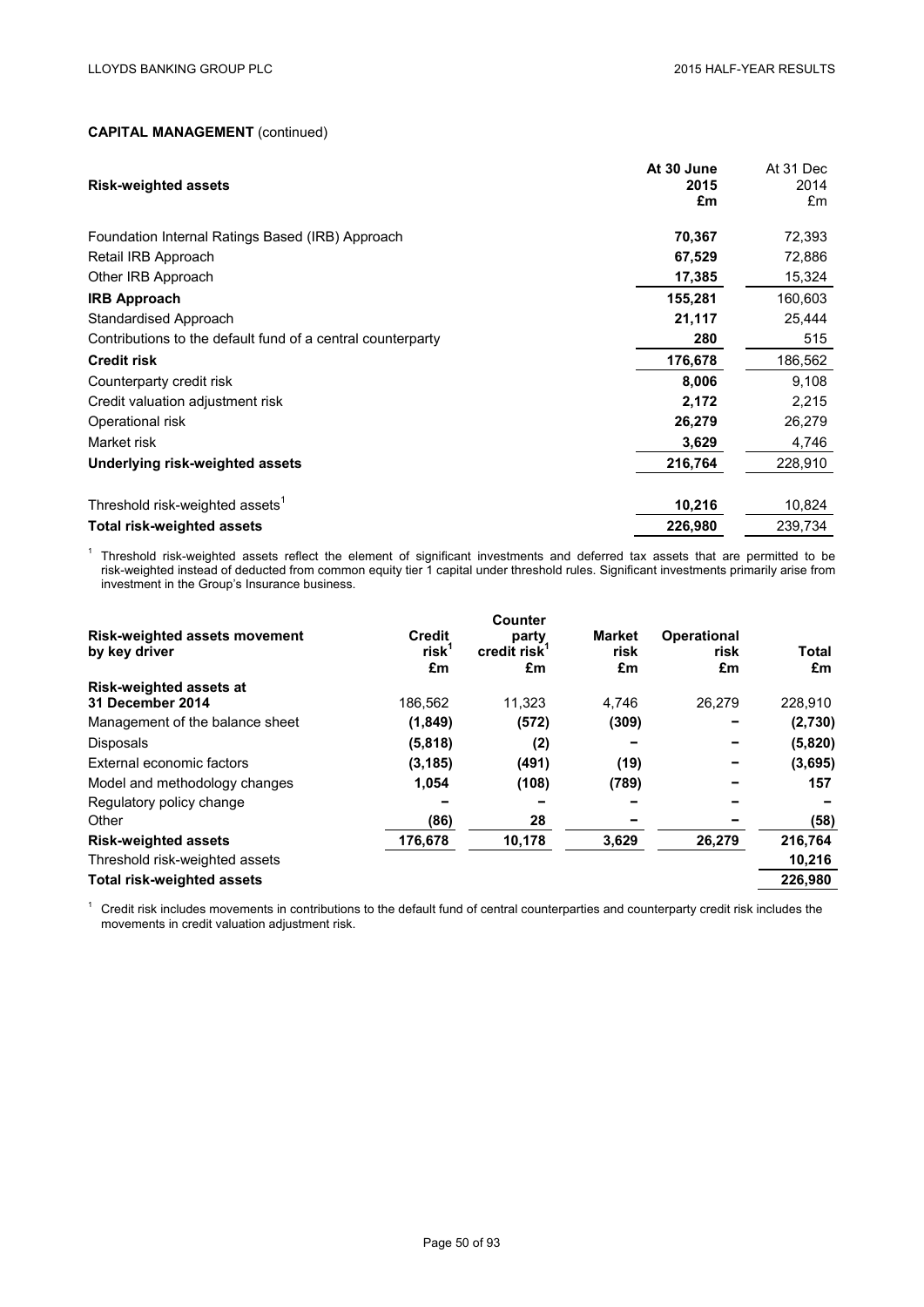## CAPITAL MANAGEMENT (continued)

| Risk-weighted assets | At 30 June 2015 £m | At 31 Dec 2014 £m |
|---|---|---|
| Foundation Internal Ratings Based (IRB) Approach | **70,367** | 72,393 |
| Retail IRB Approach | **67,529** | 72,886 |
| Other IRB Approach | **17,385** | 15,324 |
| **IRB Approach** | **155,281** | 160,603 |
| Standardised Approach | **21,117** | 25,444 |
| Contributions to the default fund of a central counterparty | **280** | 515 |
| **Credit risk** | **176,678** | 186,562 |
| Counterparty credit risk | **8,006** | 9,108 |
| Credit valuation adjustment risk | **2,172** | 2,215 |
| Operational risk | **26,279** | 26,279 |
| Market risk | **3,629** | 4,746 |
| **Underlying risk-weighted assets** | **216,764** | 228,910 |
| | | |
| Threshold risk-weighted assets[1] | **10,216** | 10,824 |
| **Total risk-weighted assets** | **226,980** | 239,734 |

[1] Threshold risk-weighted assets reflect the element of significant investments and deferred tax assets that are permitted to be risk-weighted instead of deducted from common equity tier 1 capital under threshold rules. Significant investments primarily arise from investment in the Group's Insurance business.

| Risk-weighted assets movement by key driver | Credit risk[1] £m | Counter party credit risk[1] £m | Market risk £m | Operational risk £m | Total £m |
|---|---|---|---|---|---|
| **Risk-weighted assets at 31 December 2014** | 186,562 | 11,323 | 4,746 | 26,279 | 228,910 |
| Management of the balance sheet | **(1,849)** | **(572)** | **(309)** | **–** | **(2,730)** |
| Disposals | **(5,818)** | **(2)** | **–** | **–** | **(5,820)** |
| External economic factors | **(3,185)** | **(491)** | **(19)** | **–** | **(3,695)** |
| Model and methodology changes | **1,054** | **(108)** | **(789)** | **–** | **157** |
| Regulatory policy change | **–** | **–** | **–** | **–** | **–** |
| Other | **(86)** | **28** | **–** | **–** | **(58)** |
| **Risk-weighted assets** | **176,678** | **10,178** | **3,629** | **26,279** | **216,764** |
| Threshold risk-weighted assets | | | | | **10,216** |
| **Total risk-weighted assets** | | | | | **226,980** |

[1] Credit risk includes movements in contributions to the default fund of central counterparties and counterparty credit risk includes the movements in credit valuation adjustment risk.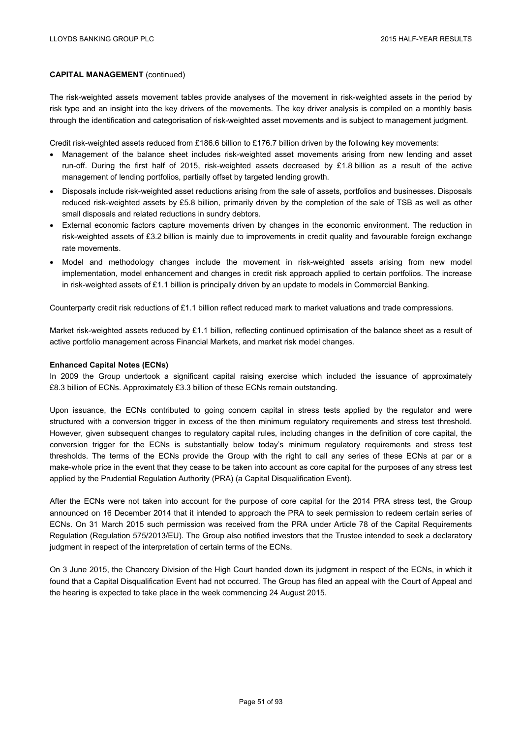**CAPITAL MANAGEMENT** (continued)

The risk-weighted assets movement tables provide analyses of the movement in risk-weighted assets in the period by risk type and an insight into the key drivers of the movements. The key driver analysis is compiled on a monthly basis through the identification and categorisation of risk-weighted asset movements and is subject to management judgment.

Credit risk-weighted assets reduced from £186.6 billion to £176.7 billion driven by the following key movements:

- Management of the balance sheet includes risk-weighted asset movements arising from new lending and asset run-off. During the first half of 2015, risk-weighted assets decreased by £1.8 billion as a result of the active management of lending portfolios, partially offset by targeted lending growth.
- Disposals include risk-weighted asset reductions arising from the sale of assets, portfolios and businesses. Disposals reduced risk-weighted assets by £5.8 billion, primarily driven by the completion of the sale of TSB as well as other small disposals and related reductions in sundry debtors.
- External economic factors capture movements driven by changes in the economic environment. The reduction in risk-weighted assets of £3.2 billion is mainly due to improvements in credit quality and favourable foreign exchange rate movements.
- Model and methodology changes include the movement in risk-weighted assets arising from new model implementation, model enhancement and changes in credit risk approach applied to certain portfolios. The increase in risk-weighted assets of £1.1 billion is principally driven by an update to models in Commercial Banking.

Counterparty credit risk reductions of £1.1 billion reflect reduced mark to market valuations and trade compressions.

Market risk-weighted assets reduced by £1.1 billion, reflecting continued optimisation of the balance sheet as a result of active portfolio management across Financial Markets, and market risk model changes.

**Enhanced Capital Notes (ECNs)**

In 2009 the Group undertook a significant capital raising exercise which included the issuance of approximately £8.3 billion of ECNs. Approximately £3.3 billion of these ECNs remain outstanding.

Upon issuance, the ECNs contributed to going concern capital in stress tests applied by the regulator and were structured with a conversion trigger in excess of the then minimum regulatory requirements and stress test threshold. However, given subsequent changes to regulatory capital rules, including changes in the definition of core capital, the conversion trigger for the ECNs is substantially below today's minimum regulatory requirements and stress test thresholds. The terms of the ECNs provide the Group with the right to call any series of these ECNs at par or a make-whole price in the event that they cease to be taken into account as core capital for the purposes of any stress test applied by the Prudential Regulation Authority (PRA) (a Capital Disqualification Event).

After the ECNs were not taken into account for the purpose of core capital for the 2014 PRA stress test, the Group announced on 16 December 2014 that it intended to approach the PRA to seek permission to redeem certain series of ECNs. On 31 March 2015 such permission was received from the PRA under Article 78 of the Capital Requirements Regulation (Regulation 575/2013/EU). The Group also notified investors that the Trustee intended to seek a declaratory judgment in respect of the interpretation of certain terms of the ECNs.

On 3 June 2015, the Chancery Division of the High Court handed down its judgment in respect of the ECNs, in which it found that a Capital Disqualification Event had not occurred. The Group has filed an appeal with the Court of Appeal and the hearing is expected to take place in the week commencing 24 August 2015.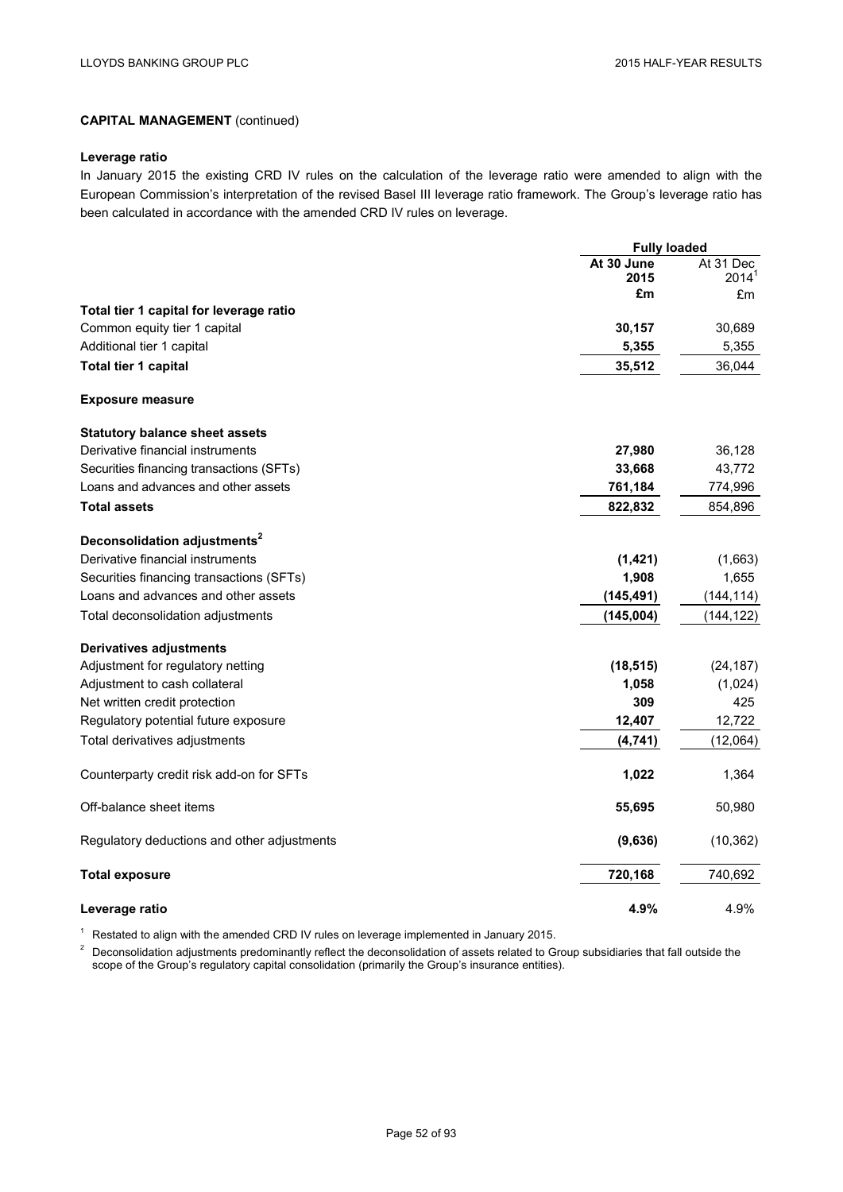## CAPITAL MANAGEMENT (continued)

### Leverage ratio

In January 2015 the existing CRD IV rules on the calculation of the leverage ratio were amended to align with the European Commission's interpretation of the revised Basel III leverage ratio framework. The Group's leverage ratio has been calculated in accordance with the amended CRD IV rules on leverage.

| | Fully loaded | |
|---|---|---|
| | **At 30 June 2015 £m** | At 31 Dec 2014[1] £m |
| **Total tier 1 capital for leverage ratio** | | |
| Common equity tier 1 capital | **30,157** | 30,689 |
| Additional tier 1 capital | **5,355** | 5,355 |
| **Total tier 1 capital** | **35,512** | 36,044 |
| **Exposure measure** | | |
| **Statutory balance sheet assets** | | |
| Derivative financial instruments | **27,980** | 36,128 |
| Securities financing transactions (SFTs) | **33,668** | 43,772 |
| Loans and advances and other assets | **761,184** | 774,996 |
| **Total assets** | **822,832** | 854,896 |
| **Deconsolidation adjustments[2]** | | |
| Derivative financial instruments | **(1,421)** | (1,663) |
| Securities financing transactions (SFTs) | **1,908** | 1,655 |
| Loans and advances and other assets | **(145,491)** | (144,114) |
| Total deconsolidation adjustments | **(145,004)** | (144,122) |
| **Derivatives adjustments** | | |
| Adjustment for regulatory netting | **(18,515)** | (24,187) |
| Adjustment to cash collateral | **1,058** | (1,024) |
| Net written credit protection | **309** | 425 |
| Regulatory potential future exposure | **12,407** | 12,722 |
| Total derivatives adjustments | **(4,741)** | (12,064) |
| Counterparty credit risk add-on for SFTs | **1,022** | 1,364 |
| Off-balance sheet items | **55,695** | 50,980 |
| Regulatory deductions and other adjustments | **(9,636)** | (10,362) |
| **Total exposure** | **720,168** | 740,692 |
| **Leverage ratio** | **4.9%** | 4.9% |

[1] Restated to align with the amended CRD IV rules on leverage implemented in January 2015.

[2] Deconsolidation adjustments predominantly reflect the deconsolidation of assets related to Group subsidiaries that fall outside the scope of the Group's regulatory capital consolidation (primarily the Group's insurance entities).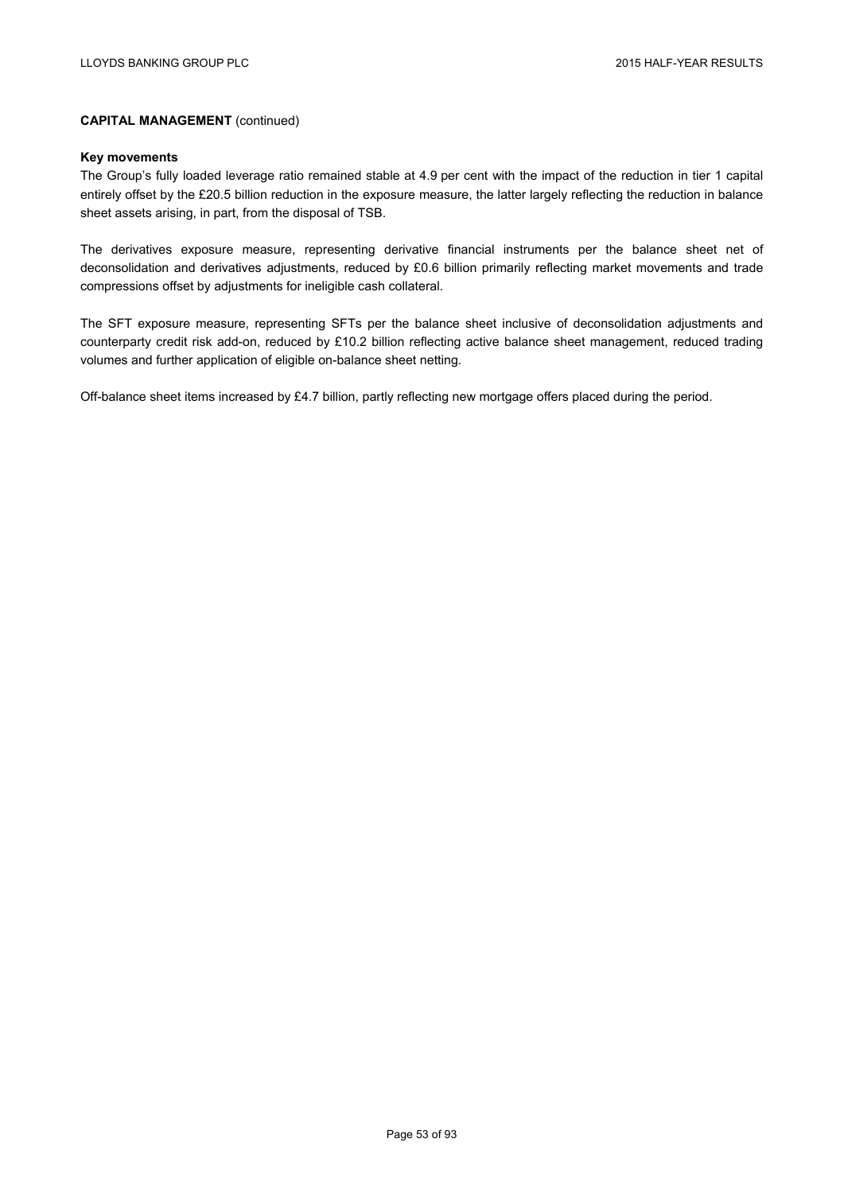**CAPITAL MANAGEMENT** (continued)

**Key movements**

The Group's fully loaded leverage ratio remained stable at 4.9 per cent with the impact of the reduction in tier 1 capital entirely offset by the £20.5 billion reduction in the exposure measure, the latter largely reflecting the reduction in balance sheet assets arising, in part, from the disposal of TSB.

The derivatives exposure measure, representing derivative financial instruments per the balance sheet net of deconsolidation and derivatives adjustments, reduced by £0.6 billion primarily reflecting market movements and trade compressions offset by adjustments for ineligible cash collateral.

The SFT exposure measure, representing SFTs per the balance sheet inclusive of deconsolidation adjustments and counterparty credit risk add-on, reduced by £10.2 billion reflecting active balance sheet management, reduced trading volumes and further application of eligible on-balance sheet netting.

Off-balance sheet items increased by £4.7 billion, partly reflecting new mortgage offers placed during the period.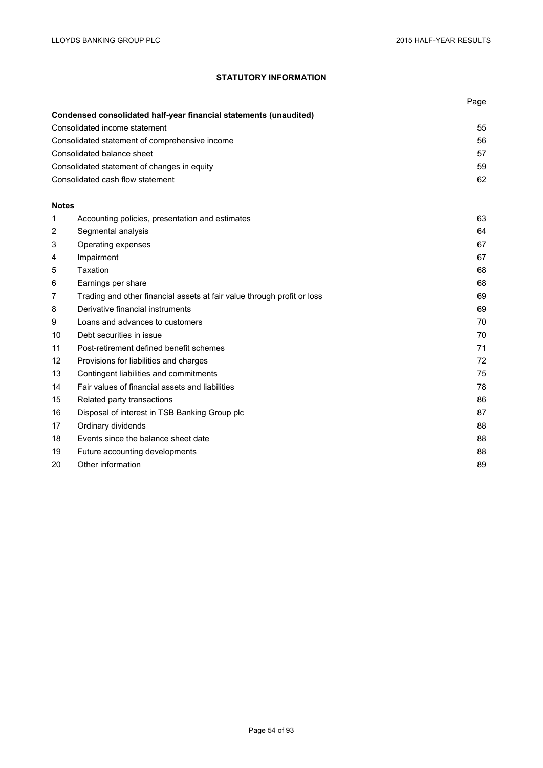## STATUTORY INFORMATION

| | | Page |
|---|---|---|
| **Condensed consolidated half-year financial statements (unaudited)** | | |
| Consolidated income statement | | 55 |
| Consolidated statement of comprehensive income | | 56 |
| Consolidated balance sheet | | 57 |
| Consolidated statement of changes in equity | | 59 |
| Consolidated cash flow statement | | 62 |
| | | |
| **Notes** | | |
| 1 | Accounting policies, presentation and estimates | 63 |
| 2 | Segmental analysis | 64 |
| 3 | Operating expenses | 67 |
| 4 | Impairment | 67 |
| 5 | Taxation | 68 |
| 6 | Earnings per share | 68 |
| 7 | Trading and other financial assets at fair value through profit or loss | 69 |
| 8 | Derivative financial instruments | 69 |
| 9 | Loans and advances to customers | 70 |
| 10 | Debt securities in issue | 70 |
| 11 | Post-retirement defined benefit schemes | 71 |
| 12 | Provisions for liabilities and charges | 72 |
| 13 | Contingent liabilities and commitments | 75 |
| 14 | Fair values of financial assets and liabilities | 78 |
| 15 | Related party transactions | 86 |
| 16 | Disposal of interest in TSB Banking Group plc | 87 |
| 17 | Ordinary dividends | 88 |
| 18 | Events since the balance sheet date | 88 |
| 19 | Future accounting developments | 88 |
| 20 | Other information | 89 |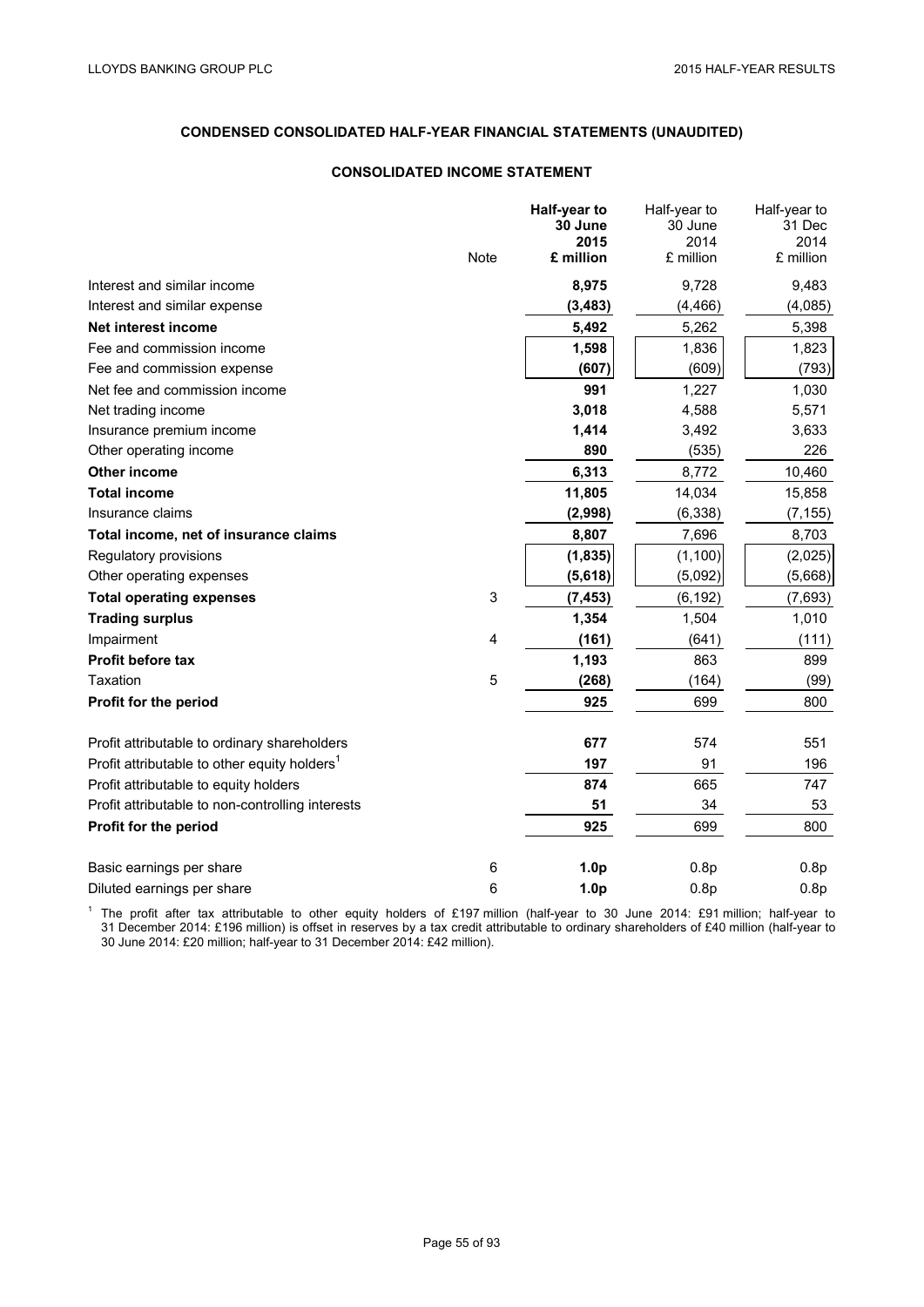## CONDENSED CONSOLIDATED HALF-YEAR FINANCIAL STATEMENTS (UNAUDITED)

### CONSOLIDATED INCOME STATEMENT

| | Note | **Half-year to 30 June 2015 £ million** | Half-year to 30 June 2014 £ million | Half-year to 31 Dec 2014 £ million |
|---|---|---|---|---|
| Interest and similar income | | **8,975** | 9,728 | 9,483 |
| Interest and similar expense | | **(3,483)** | (4,466) | (4,085) |
| **Net interest income** | | **5,492** | 5,262 | 5,398 |
| Fee and commission income | | **1,598** | 1,836 | 1,823 |
| Fee and commission expense | | **(607)** | (609) | (793) |
| Net fee and commission income | | **991** | 1,227 | 1,030 |
| Net trading income | | **3,018** | 4,588 | 5,571 |
| Insurance premium income | | **1,414** | 3,492 | 3,633 |
| Other operating income | | **890** | (535) | 226 |
| **Other income** | | **6,313** | 8,772 | 10,460 |
| **Total income** | | **11,805** | 14,034 | 15,858 |
| Insurance claims | | **(2,998)** | (6,338) | (7,155) |
| **Total income, net of insurance claims** | | **8,807** | 7,696 | 8,703 |
| Regulatory provisions | | **(1,835)** | (1,100) | (2,025) |
| Other operating expenses | | **(5,618)** | (5,092) | (5,668) |
| **Total operating expenses** | 3 | **(7,453)** | (6,192) | (7,693) |
| **Trading surplus** | | **1,354** | 1,504 | 1,010 |
| Impairment | 4 | **(161)** | (641) | (111) |
| **Profit before tax** | | **1,193** | 863 | 899 |
| Taxation | 5 | **(268)** | (164) | (99) |
| **Profit for the period** | | **925** | 699 | 800 |
| | | | | |
| Profit attributable to ordinary shareholders | | **677** | 574 | 551 |
| Profit attributable to other equity holders[1] | | **197** | 91 | 196 |
| Profit attributable to equity holders | | **874** | 665 | 747 |
| Profit attributable to non-controlling interests | | **51** | 34 | 53 |
| **Profit for the period** | | **925** | 699 | 800 |
| | | | | |
| Basic earnings per share | 6 | **1.0p** | 0.8p | 0.8p |
| Diluted earnings per share | 6 | **1.0p** | 0.8p | 0.8p |

[1] The profit after tax attributable to other equity holders of £197 million (half-year to 30 June 2014: £91 million; half-year to 31 December 2014: £196 million) is offset in reserves by a tax credit attributable to ordinary shareholders of £40 million (half-year to 30 June 2014: £20 million; half-year to 31 December 2014: £42 million).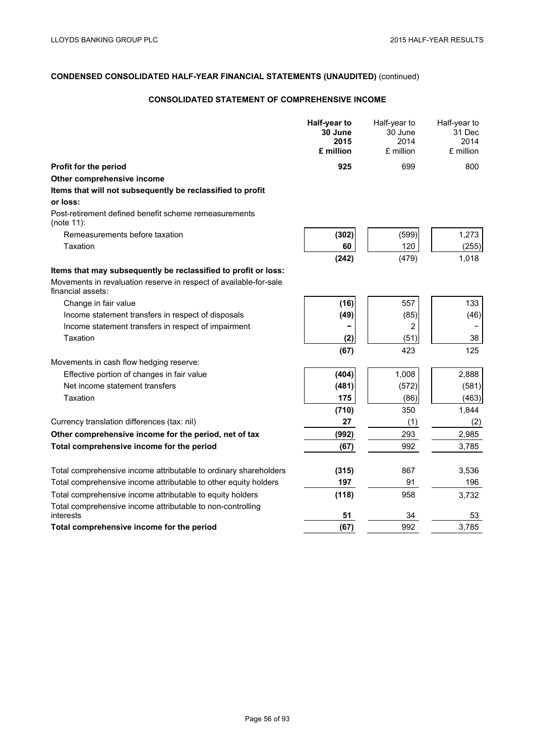## CONDENSED CONSOLIDATED HALF-YEAR FINANCIAL STATEMENTS (UNAUDITED) (continued)

### CONSOLIDATED STATEMENT OF COMPREHENSIVE INCOME

| | **Half-year to 30 June 2015 £ million** | Half-year to 30 June 2014 £ million | Half-year to 31 Dec 2014 £ million |
|---|---|---|---|
| **Profit for the period** | **925** | 699 | 800 |
| **Other comprehensive income** | | | |
| **Items that will not subsequently be reclassified to profit or loss:** | | | |
| Post-retirement defined benefit scheme remeasurements (note 11): | | | |
| Remeasurements before taxation | **(302)** | (599) | 1,273 |
| Taxation | **60** | 120 | (255) |
| | **(242)** | (479) | 1,018 |
| **Items that may subsequently be reclassified to profit or loss:** | | | |
| Movements in revaluation reserve in respect of available-for-sale financial assets: | | | |
| Change in fair value | **(16)** | 557 | 133 |
| Income statement transfers in respect of disposals | **(49)** | (85) | (46) |
| Income statement transfers in respect of impairment | **–** | 2 | – |
| Taxation | **(2)** | (51) | 38 |
| | **(67)** | 423 | 125 |
| Movements in cash flow hedging reserve: | | | |
| Effective portion of changes in fair value | **(404)** | 1,008 | 2,888 |
| Net income statement transfers | **(481)** | (572) | (581) |
| Taxation | **175** | (86) | (463) |
| | **(710)** | 350 | 1,844 |
| Currency translation differences (tax: nil) | **27** | (1) | (2) |
| **Other comprehensive income for the period, net of tax** | **(992)** | 293 | 2,985 |
| **Total comprehensive income for the period** | **(67)** | 992 | 3,785 |
| | | | |
| Total comprehensive income attributable to ordinary shareholders | **(315)** | 867 | 3,536 |
| Total comprehensive income attributable to other equity holders | **197** | 91 | 196 |
| Total comprehensive income attributable to equity holders | **(118)** | 958 | 3,732 |
| Total comprehensive income attributable to non-controlling interests | **51** | 34 | 53 |
| **Total comprehensive income for the period** | **(67)** | 992 | 3,785 |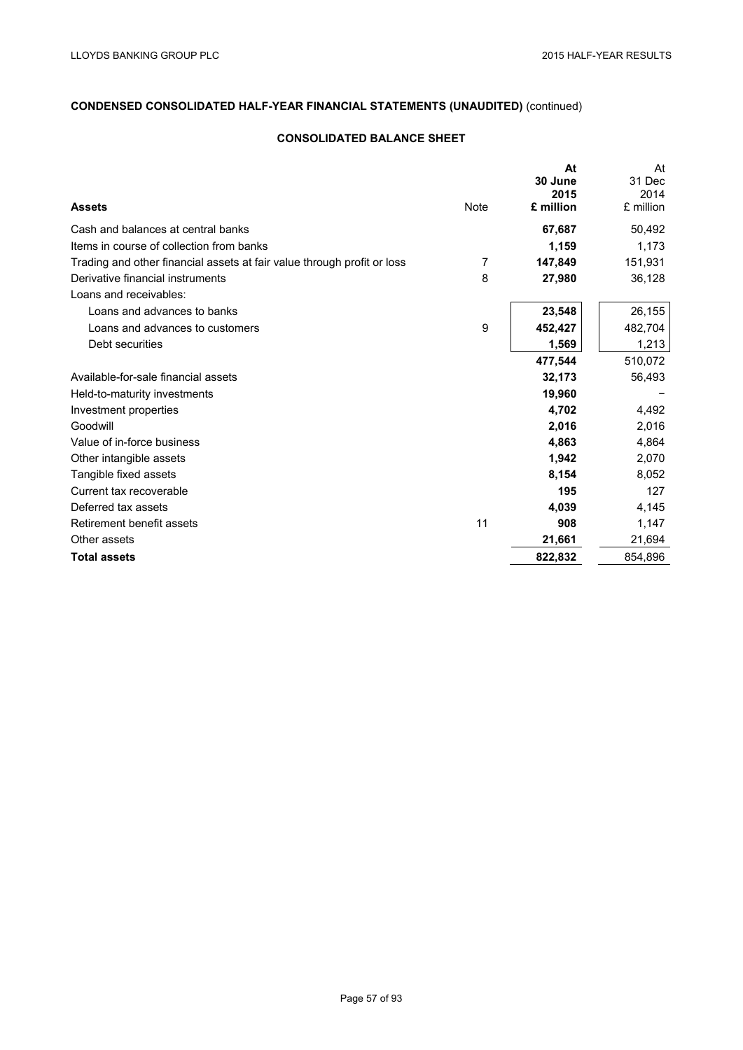## CONDENSED CONSOLIDATED HALF-YEAR FINANCIAL STATEMENTS (UNAUDITED) (continued)

### CONSOLIDATED BALANCE SHEET

| Assets | Note | **At 30 June 2015 £ million** | At 31 Dec 2014 £ million |
|---|---|---|---|
| Cash and balances at central banks | | **67,687** | 50,492 |
| Items in course of collection from banks | | **1,159** | 1,173 |
| Trading and other financial assets at fair value through profit or loss | 7 | **147,849** | 151,931 |
| Derivative financial instruments | 8 | **27,980** | 36,128 |
| Loans and receivables: | | | |
| Loans and advances to banks | | **23,548** | 26,155 |
| Loans and advances to customers | 9 | **452,427** | 482,704 |
| Debt securities | | **1,569** | 1,213 |
| | | **477,544** | 510,072 |
| Available-for-sale financial assets | | **32,173** | 56,493 |
| Held-to-maturity investments | | **19,960** | – |
| Investment properties | | **4,702** | 4,492 |
| Goodwill | | **2,016** | 2,016 |
| Value of in-force business | | **4,863** | 4,864 |
| Other intangible assets | | **1,942** | 2,070 |
| Tangible fixed assets | | **8,154** | 8,052 |
| Current tax recoverable | | **195** | 127 |
| Deferred tax assets | | **4,039** | 4,145 |
| Retirement benefit assets | 11 | **908** | 1,147 |
| Other assets | | **21,661** | 21,694 |
| **Total assets** | | **822,832** | 854,896 |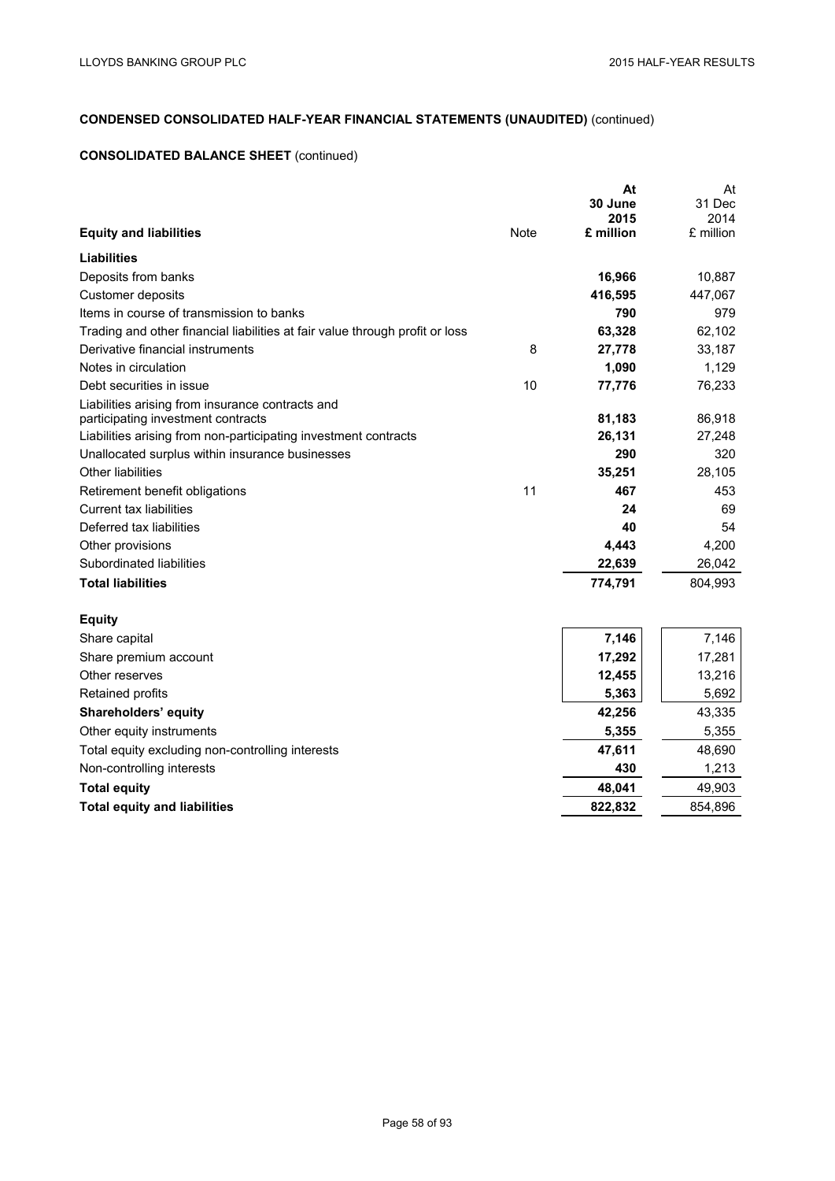## CONDENSED CONSOLIDATED HALF-YEAR FINANCIAL STATEMENTS (UNAUDITED) (continued)

### CONSOLIDATED BALANCE SHEET (continued)

| Equity and liabilities | Note | At 30 June 2015 £ million | At 31 Dec 2014 £ million |
|---|---|---|---|
| **Liabilities** | | | |
| Deposits from banks | | **16,966** | 10,887 |
| Customer deposits | | **416,595** | 447,067 |
| Items in course of transmission to banks | | **790** | 979 |
| Trading and other financial liabilities at fair value through profit or loss | | **63,328** | 62,102 |
| Derivative financial instruments | 8 | **27,778** | 33,187 |
| Notes in circulation | | **1,090** | 1,129 |
| Debt securities in issue | 10 | **77,776** | 76,233 |
| Liabilities arising from insurance contracts and participating investment contracts | | **81,183** | 86,918 |
| Liabilities arising from non-participating investment contracts | | **26,131** | 27,248 |
| Unallocated surplus within insurance businesses | | **290** | 320 |
| Other liabilities | | **35,251** | 28,105 |
| Retirement benefit obligations | 11 | **467** | 453 |
| Current tax liabilities | | **24** | 69 |
| Deferred tax liabilities | | **40** | 54 |
| Other provisions | | **4,443** | 4,200 |
| Subordinated liabilities | | **22,639** | 26,042 |
| **Total liabilities** | | **774,791** | 804,993 |
| **Equity** | | | |
| Share capital | | **7,146** | 7,146 |
| Share premium account | | **17,292** | 17,281 |
| Other reserves | | **12,455** | 13,216 |
| Retained profits | | **5,363** | 5,692 |
| **Shareholders' equity** | | **42,256** | 43,335 |
| Other equity instruments | | **5,355** | 5,355 |
| Total equity excluding non-controlling interests | | **47,611** | 48,690 |
| Non-controlling interests | | **430** | 1,213 |
| **Total equity** | | **48,041** | 49,903 |
| **Total equity and liabilities** | | **822,832** | 854,896 |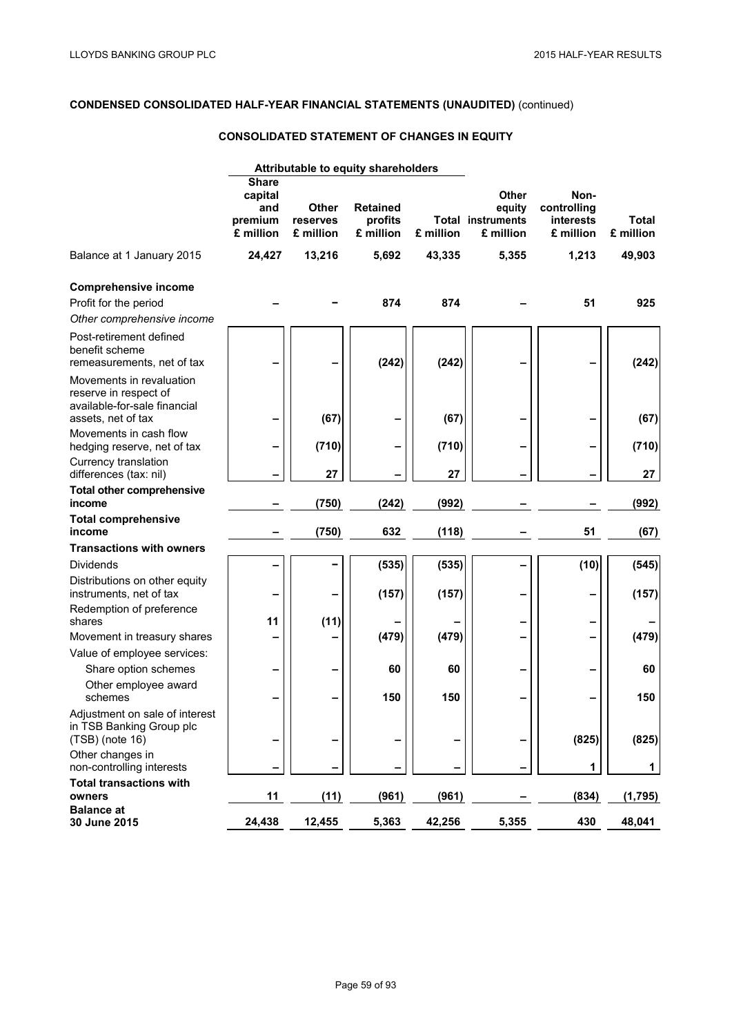## CONDENSED CONSOLIDATED HALF-YEAR FINANCIAL STATEMENTS (UNAUDITED) (continued)

### CONSOLIDATED STATEMENT OF CHANGES IN EQUITY

| | Attributable to equity shareholders | | | | | | |
|---|---|---|---|---|---|---|---|
| | Share capital and premium £ million | Other reserves £ million | Retained profits £ million | Total £ million | Other equity instruments £ million | Non-controlling interests £ million | Total £ million |
| Balance at 1 January 2015 | 24,427 | 13,216 | 5,692 | 43,335 | 5,355 | 1,213 | 49,903 |
| **Comprehensive income** | | | | | | | |
| Profit for the period | – | – | 874 | 874 | – | 51 | 925 |
| *Other comprehensive income* | | | | | | | |
| Post-retirement defined benefit scheme remeasurements, net of tax | – | – | (242) | (242) | – | – | (242) |
| Movements in revaluation reserve in respect of available-for-sale financial assets, net of tax | – | (67) | – | (67) | – | – | (67) |
| Movements in cash flow hedging reserve, net of tax | – | (710) | – | (710) | – | – | (710) |
| Currency translation differences (tax: nil) | – | 27 | – | 27 | – | – | 27 |
| **Total other comprehensive income** | – | (750) | (242) | (992) | – | – | (992) |
| **Total comprehensive income** | – | (750) | 632 | (118) | – | 51 | (67) |
| **Transactions with owners** | | | | | | | |
| Dividends | – | – | (535) | (535) | – | (10) | (545) |
| Distributions on other equity instruments, net of tax | – | – | (157) | (157) | – | – | (157) |
| Redemption of preference shares | 11 | (11) | – | – | – | – | – |
| Movement in treasury shares | – | – | (479) | (479) | – | – | (479) |
| Value of employee services: | | | | | | | |
| Share option schemes | – | – | 60 | 60 | – | – | 60 |
| Other employee award schemes | – | – | 150 | 150 | – | – | 150 |
| Adjustment on sale of interest in TSB Banking Group plc (TSB) (note 16) | – | – | – | – | – | (825) | (825) |
| Other changes in non-controlling interests | – | – | – | – | – | 1 | 1 |
| **Total transactions with owners** | 11 | (11) | (961) | (961) | – | (834) | (1,795) |
| **Balance at 30 June 2015** | 24,438 | 12,455 | 5,363 | 42,256 | 5,355 | 430 | 48,041 |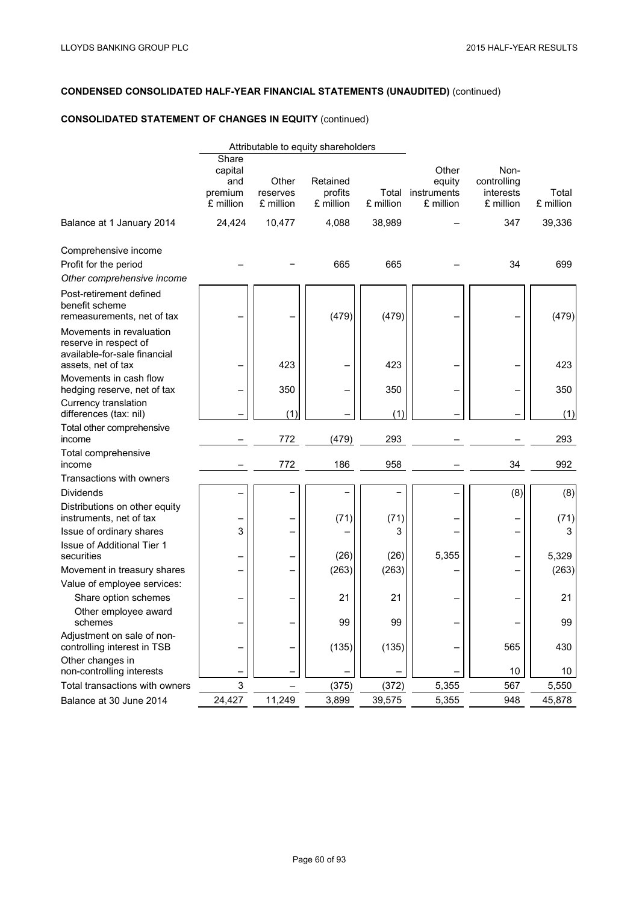**CONDENSED CONSOLIDATED HALF-YEAR FINANCIAL STATEMENTS (UNAUDITED)** (continued)

**CONSOLIDATED STATEMENT OF CHANGES IN EQUITY** (continued)

| | Attributable to equity shareholders | | | | | | |
|---|---|---|---|---|---|---|---|
| | Share capital and premium £ million | Other reserves £ million | Retained profits £ million | Total £ million | Other equity instruments £ million | Non-controlling interests £ million | Total £ million |
| Balance at 1 January 2014 | 24,424 | 10,477 | 4,088 | 38,989 | – | 347 | 39,336 |
| Comprehensive income | | | | | | | |
| Profit for the period | – | – | 665 | 665 | – | 34 | 699 |
| *Other comprehensive income* | | | | | | | |
| Post-retirement defined benefit scheme remeasurements, net of tax | – | – | (479) | (479) | – | – | (479) |
| Movements in revaluation reserve in respect of available-for-sale financial assets, net of tax | – | 423 | – | 423 | – | – | 423 |
| Movements in cash flow hedging reserve, net of tax | – | 350 | – | 350 | – | – | 350 |
| Currency translation differences (tax: nil) | – | (1) | – | (1) | – | – | (1) |
| Total other comprehensive income | – | 772 | (479) | 293 | – | – | 293 |
| Total comprehensive income | – | 772 | 186 | 958 | – | 34 | 992 |
| Transactions with owners | | | | | | | |
| Dividends | – | – | – | – | – | (8) | (8) |
| Distributions on other equity instruments, net of tax | – | – | (71) | (71) | – | – | (71) |
| Issue of ordinary shares | 3 | – | – | 3 | – | – | 3 |
| Issue of Additional Tier 1 securities | – | – | (26) | (26) | 5,355 | – | 5,329 |
| Movement in treasury shares | – | – | (263) | (263) | – | – | (263) |
| Value of employee services: | | | | | | | |
| Share option schemes | – | – | 21 | 21 | – | – | 21 |
| Other employee award schemes | – | – | 99 | 99 | – | – | 99 |
| Adjustment on sale of non-controlling interest in TSB | – | – | (135) | (135) | – | 565 | 430 |
| Other changes in non-controlling interests | – | – | – | – | – | 10 | 10 |
| Total transactions with owners | 3 | – | (375) | (372) | 5,355 | 567 | 5,550 |
| Balance at 30 June 2014 | 24,427 | 11,249 | 3,899 | 39,575 | 5,355 | 948 | 45,878 |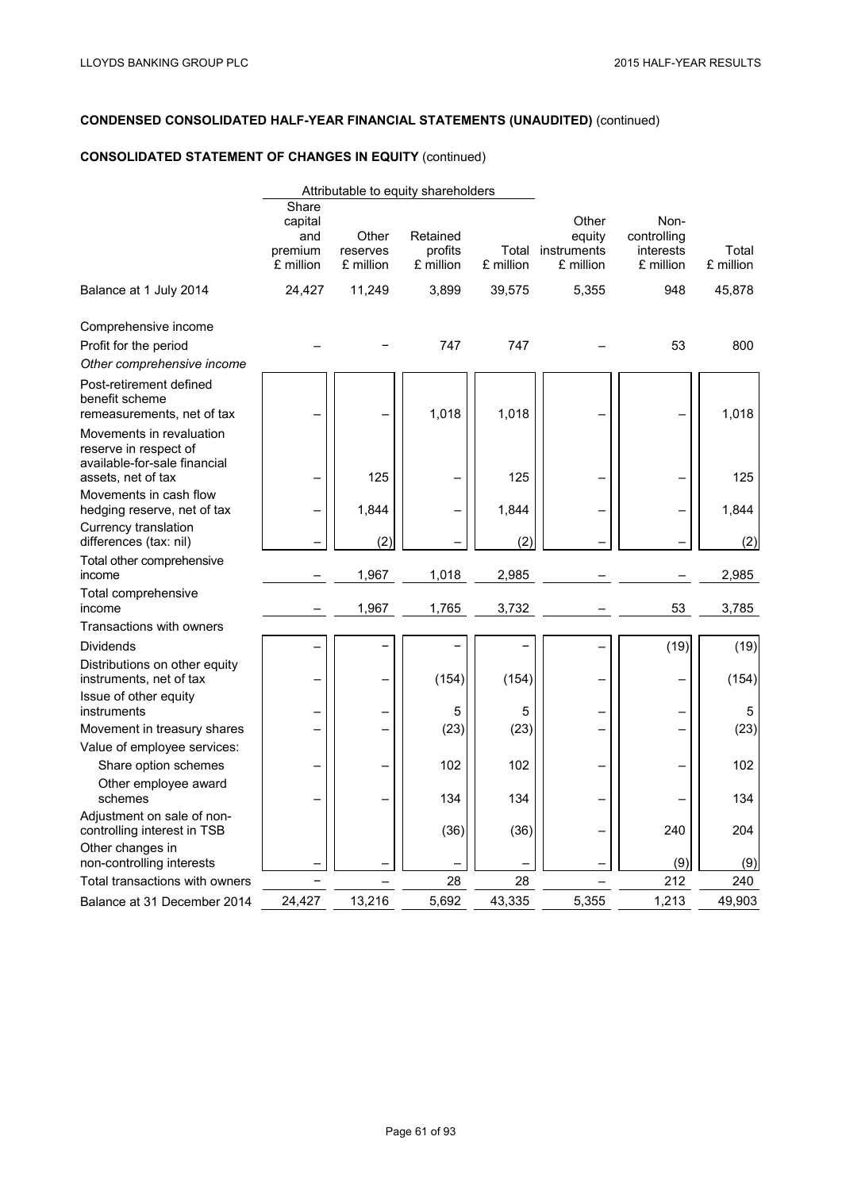## CONDENSED CONSOLIDATED HALF-YEAR FINANCIAL STATEMENTS (UNAUDITED) (continued)

## CONSOLIDATED STATEMENT OF CHANGES IN EQUITY (continued)

| | Attributable to equity shareholders | | | | | | |
|---|---|---|---|---|---|---|---|
| | Share capital and premium £ million | Other reserves £ million | Retained profits £ million | Total £ million | Other equity instruments £ million | Non-controlling interests £ million | Total £ million |
| Balance at 1 July 2014 | 24,427 | 11,249 | 3,899 | 39,575 | 5,355 | 948 | 45,878 |
| Comprehensive income | | | | | | | |
| Profit for the period | – | – | 747 | 747 | – | 53 | 800 |
| *Other comprehensive income* | | | | | | | |
| Post-retirement defined benefit scheme remeasurements, net of tax | – | – | 1,018 | 1,018 | – | – | 1,018 |
| Movements in revaluation reserve in respect of available-for-sale financial assets, net of tax | – | 125 | – | 125 | – | – | 125 |
| Movements in cash flow hedging reserve, net of tax | – | 1,844 | – | 1,844 | – | – | 1,844 |
| Currency translation differences (tax: nil) | – | (2) | – | (2) | – | – | (2) |
| Total other comprehensive income | – | 1,967 | 1,018 | 2,985 | – | – | 2,985 |
| Total comprehensive income | – | 1,967 | 1,765 | 3,732 | – | 53 | 3,785 |
| Transactions with owners | | | | | | | |
| Dividends | – | – | – | – | – | (19) | (19) |
| Distributions on other equity instruments, net of tax | – | – | (154) | (154) | – | – | (154) |
| Issue of other equity instruments | – | – | 5 | 5 | – | – | 5 |
| Movement in treasury shares | – | – | (23) | (23) | – | – | (23) |
| Value of employee services: | | | | | | | |
| Share option schemes | – | – | 102 | 102 | – | – | 102 |
| Other employee award schemes | – | – | 134 | 134 | – | – | 134 |
| Adjustment on sale of non-controlling interest in TSB | | | (36) | (36) | – | 240 | 204 |
| Other changes in non-controlling interests | – | – | – | – | – | (9) | (9) |
| Total transactions with owners | – | – | 28 | 28 | – | 212 | 240 |
| Balance at 31 December 2014 | 24,427 | 13,216 | 5,692 | 43,335 | 5,355 | 1,213 | 49,903 |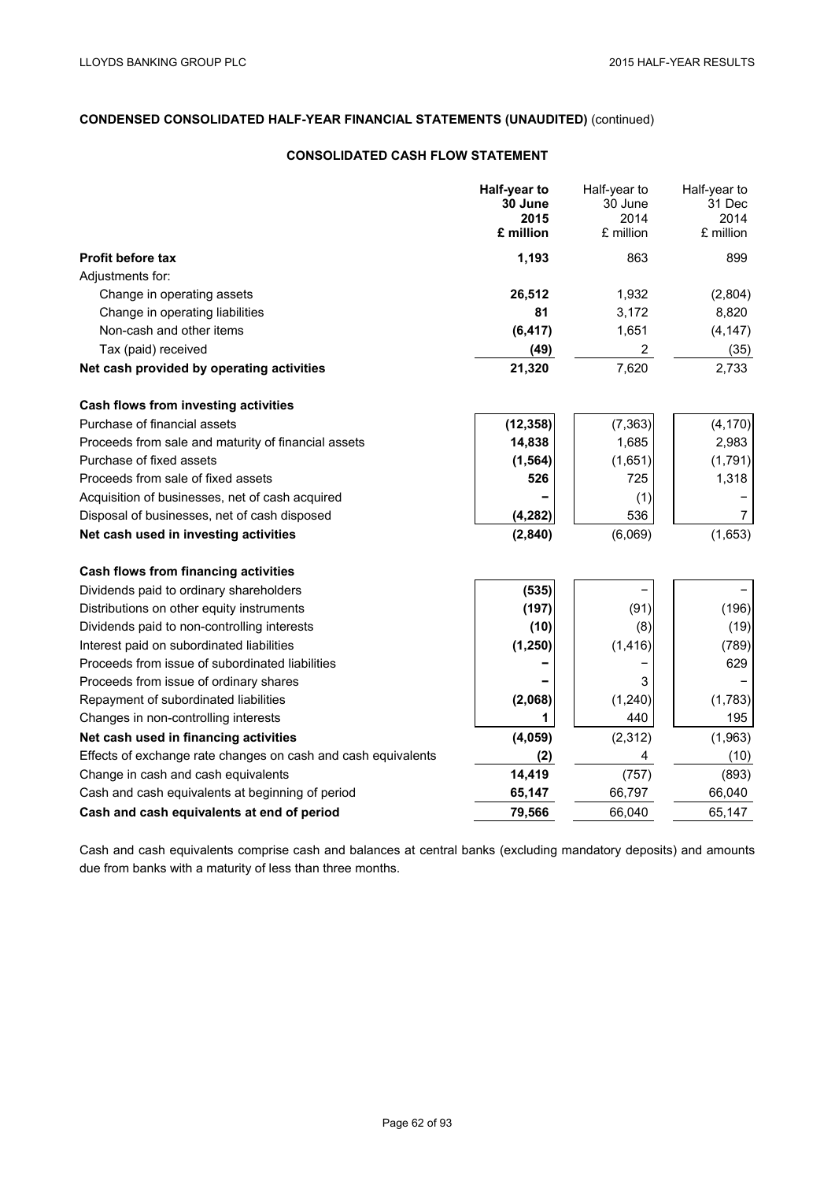## CONDENSED CONSOLIDATED HALF-YEAR FINANCIAL STATEMENTS (UNAUDITED) (continued)

### CONSOLIDATED CASH FLOW STATEMENT

| | **Half-year to 30 June 2015 £ million** | Half-year to 30 June 2014 £ million | Half-year to 31 Dec 2014 £ million |
|---|---|---|---|
| **Profit before tax** | **1,193** | 863 | 899 |
| Adjustments for: | | | |
| Change in operating assets | **26,512** | 1,932 | (2,804) |
| Change in operating liabilities | **81** | 3,172 | 8,820 |
| Non-cash and other items | **(6,417)** | 1,651 | (4,147) |
| Tax (paid) received | **(49)** | 2 | (35) |
| **Net cash provided by operating activities** | **21,320** | 7,620 | 2,733 |
| **Cash flows from investing activities** | | | |
| Purchase of financial assets | **(12,358)** | (7,363) | (4,170) |
| Proceeds from sale and maturity of financial assets | **14,838** | 1,685 | 2,983 |
| Purchase of fixed assets | **(1,564)** | (1,651) | (1,791) |
| Proceeds from sale of fixed assets | **526** | 725 | 1,318 |
| Acquisition of businesses, net of cash acquired | **–** | (1) | – |
| Disposal of businesses, net of cash disposed | **(4,282)** | 536 | 7 |
| **Net cash used in investing activities** | **(2,840)** | (6,069) | (1,653) |
| **Cash flows from financing activities** | | | |
| Dividends paid to ordinary shareholders | **(535)** | – | – |
| Distributions on other equity instruments | **(197)** | (91) | (196) |
| Dividends paid to non-controlling interests | **(10)** | (8) | (19) |
| Interest paid on subordinated liabilities | **(1,250)** | (1,416) | (789) |
| Proceeds from issue of subordinated liabilities | **–** | – | 629 |
| Proceeds from issue of ordinary shares | **–** | 3 | – |
| Repayment of subordinated liabilities | **(2,068)** | (1,240) | (1,783) |
| Changes in non-controlling interests | **1** | 440 | 195 |
| **Net cash used in financing activities** | **(4,059)** | (2,312) | (1,963) |
| Effects of exchange rate changes on cash and cash equivalents | **(2)** | 4 | (10) |
| Change in cash and cash equivalents | **14,419** | (757) | (893) |
| Cash and cash equivalents at beginning of period | **65,147** | 66,797 | 66,040 |
| **Cash and cash equivalents at end of period** | **79,566** | 66,040 | 65,147 |

Cash and cash equivalents comprise cash and balances at central banks (excluding mandatory deposits) and amounts due from banks with a maturity of less than three months.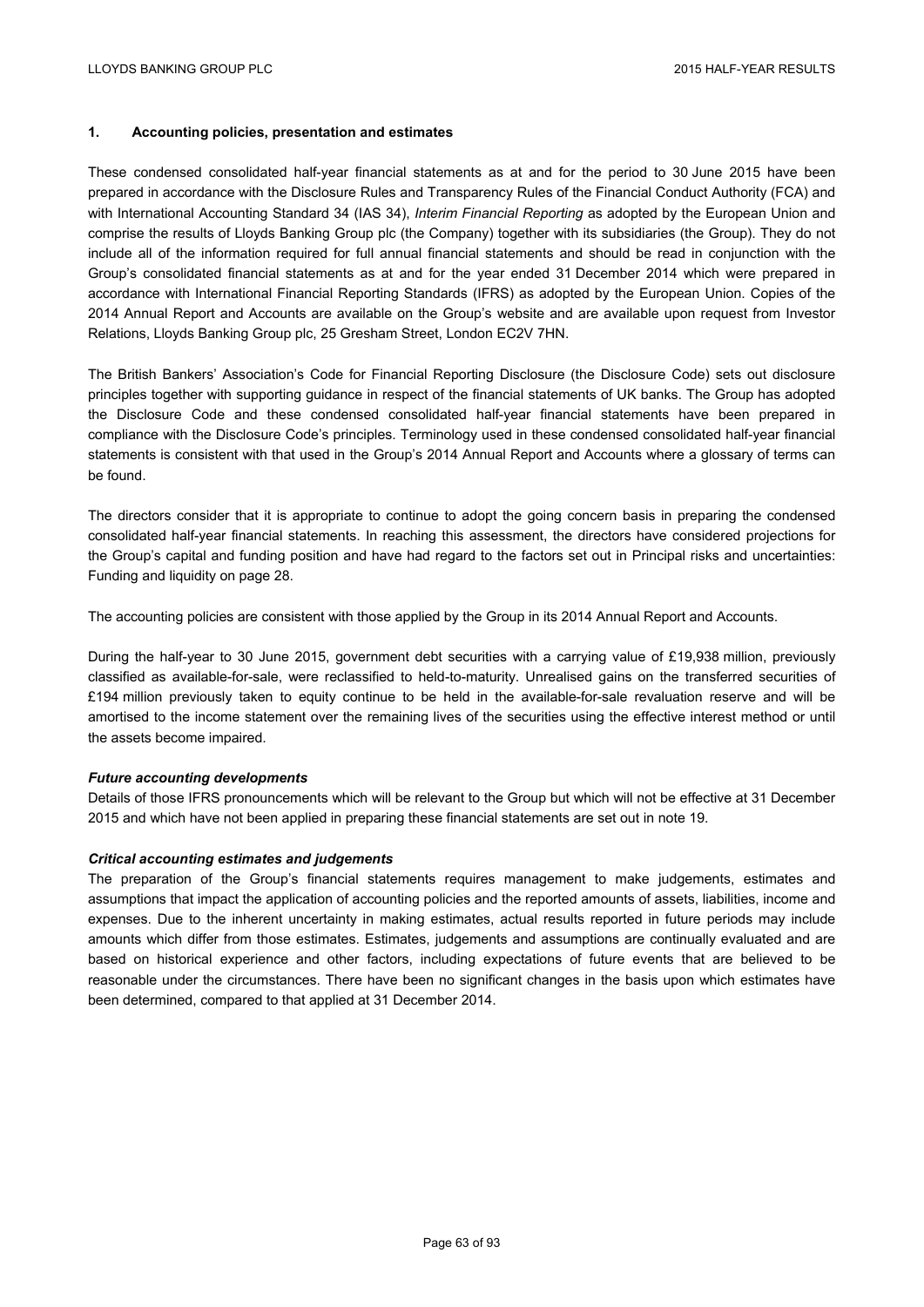## 1. Accounting policies, presentation and estimates

These condensed consolidated half-year financial statements as at and for the period to 30 June 2015 have been prepared in accordance with the Disclosure Rules and Transparency Rules of the Financial Conduct Authority (FCA) and with International Accounting Standard 34 (IAS 34), *Interim Financial Reporting* as adopted by the European Union and comprise the results of Lloyds Banking Group plc (the Company) together with its subsidiaries (the Group). They do not include all of the information required for full annual financial statements and should be read in conjunction with the Group's consolidated financial statements as at and for the year ended 31 December 2014 which were prepared in accordance with International Financial Reporting Standards (IFRS) as adopted by the European Union. Copies of the 2014 Annual Report and Accounts are available on the Group's website and are available upon request from Investor Relations, Lloyds Banking Group plc, 25 Gresham Street, London EC2V 7HN.

The British Bankers' Association's Code for Financial Reporting Disclosure (the Disclosure Code) sets out disclosure principles together with supporting guidance in respect of the financial statements of UK banks. The Group has adopted the Disclosure Code and these condensed consolidated half-year financial statements have been prepared in compliance with the Disclosure Code's principles. Terminology used in these condensed consolidated half-year financial statements is consistent with that used in the Group's 2014 Annual Report and Accounts where a glossary of terms can be found.

The directors consider that it is appropriate to continue to adopt the going concern basis in preparing the condensed consolidated half-year financial statements. In reaching this assessment, the directors have considered projections for the Group's capital and funding position and have had regard to the factors set out in Principal risks and uncertainties: Funding and liquidity on page 28.

The accounting policies are consistent with those applied by the Group in its 2014 Annual Report and Accounts.

During the half-year to 30 June 2015, government debt securities with a carrying value of £19,938 million, previously classified as available-for-sale, were reclassified to held-to-maturity. Unrealised gains on the transferred securities of £194 million previously taken to equity continue to be held in the available-for-sale revaluation reserve and will be amortised to the income statement over the remaining lives of the securities using the effective interest method or until the assets become impaired.

### *Future accounting developments*

Details of those IFRS pronouncements which will be relevant to the Group but which will not be effective at 31 December 2015 and which have not been applied in preparing these financial statements are set out in note 19.

### *Critical accounting estimates and judgements*

The preparation of the Group's financial statements requires management to make judgements, estimates and assumptions that impact the application of accounting policies and the reported amounts of assets, liabilities, income and expenses. Due to the inherent uncertainty in making estimates, actual results reported in future periods may include amounts which differ from those estimates. Estimates, judgements and assumptions are continually evaluated and are based on historical experience and other factors, including expectations of future events that are believed to be reasonable under the circumstances. There have been no significant changes in the basis upon which estimates have been determined, compared to that applied at 31 December 2014.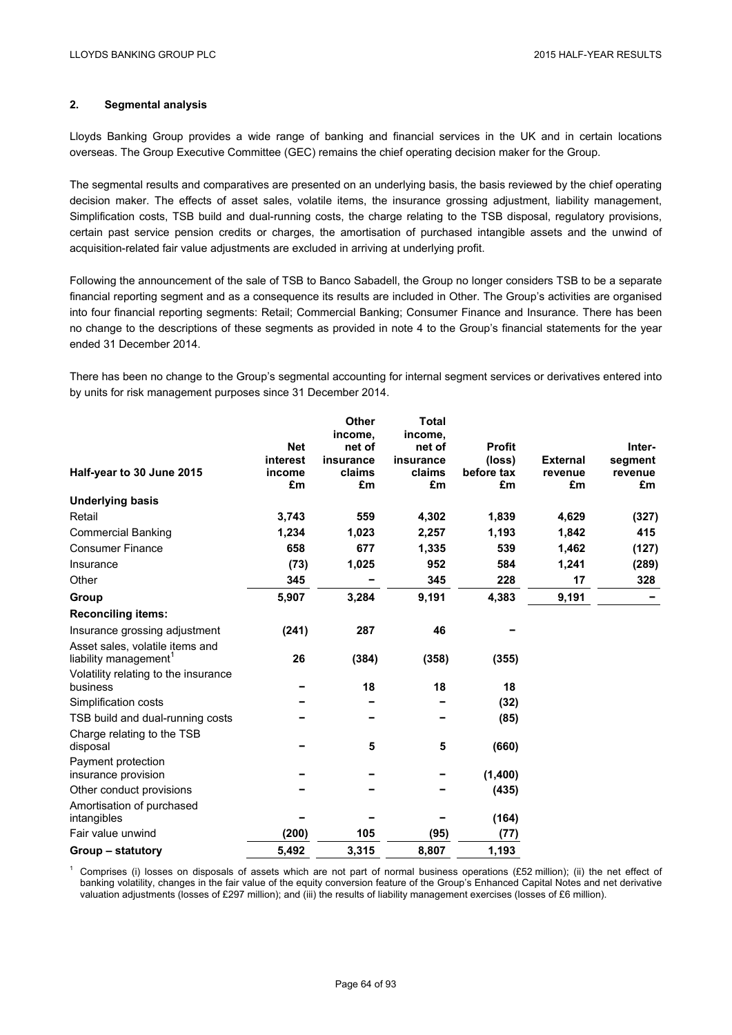## 2. Segmental analysis

Lloyds Banking Group provides a wide range of banking and financial services in the UK and in certain locations overseas. The Group Executive Committee (GEC) remains the chief operating decision maker for the Group.

The segmental results and comparatives are presented on an underlying basis, the basis reviewed by the chief operating decision maker. The effects of asset sales, volatile items, the insurance grossing adjustment, liability management, Simplification costs, TSB build and dual-running costs, the charge relating to the TSB disposal, regulatory provisions, certain past service pension credits or charges, the amortisation of purchased intangible assets and the unwind of acquisition-related fair value adjustments are excluded in arriving at underlying profit.

Following the announcement of the sale of TSB to Banco Sabadell, the Group no longer considers TSB to be a separate financial reporting segment and as a consequence its results are included in Other. The Group's activities are organised into four financial reporting segments: Retail; Commercial Banking; Consumer Finance and Insurance. There has been no change to the descriptions of these segments as provided in note 4 to the Group's financial statements for the year ended 31 December 2014.

There has been no change to the Group's segmental accounting for internal segment services or derivatives entered into by units for risk management purposes since 31 December 2014.

| Half-year to 30 June 2015 | Net interest income £m | Other income, net of insurance claims £m | Total income, net of insurance claims £m | Profit (loss) before tax £m | External revenue £m | Inter-segment revenue £m |
|---|---|---|---|---|---|---|
| **Underlying basis** | | | | | | |
| Retail | **3,743** | **559** | **4,302** | **1,839** | **4,629** | **(327)** |
| Commercial Banking | **1,234** | **1,023** | **2,257** | **1,193** | **1,842** | **415** |
| Consumer Finance | **658** | **677** | **1,335** | **539** | **1,462** | **(127)** |
| Insurance | **(73)** | **1,025** | **952** | **584** | **1,241** | **(289)** |
| Other | **345** | **–** | **345** | **228** | **17** | **328** |
| **Group** | **5,907** | **3,284** | **9,191** | **4,383** | **9,191** | **–** |
| **Reconciling items:** | | | | | | |
| Insurance grossing adjustment | **(241)** | **287** | **46** | **–** | | |
| Asset sales, volatile items and liability management[1] | **26** | **(384)** | **(358)** | **(355)** | | |
| Volatility relating to the insurance business | **–** | **18** | **18** | **18** | | |
| Simplification costs | **–** | **–** | **–** | **(32)** | | |
| TSB build and dual-running costs | **–** | **–** | **–** | **(85)** | | |
| Charge relating to the TSB disposal | **–** | **5** | **5** | **(660)** | | |
| Payment protection insurance provision | **–** | **–** | **–** | **(1,400)** | | |
| Other conduct provisions | **–** | **–** | **–** | **(435)** | | |
| Amortisation of purchased intangibles | **–** | **–** | **–** | **(164)** | | |
| Fair value unwind | **(200)** | **105** | **(95)** | **(77)** | | |
| **Group – statutory** | **5,492** | **3,315** | **8,807** | **1,193** | | |

[1] Comprises (i) losses on disposals of assets which are not part of normal business operations (£52 million); (ii) the net effect of banking volatility, changes in the fair value of the equity conversion feature of the Group's Enhanced Capital Notes and net derivative valuation adjustments (losses of £297 million); and (iii) the results of liability management exercises (losses of £6 million).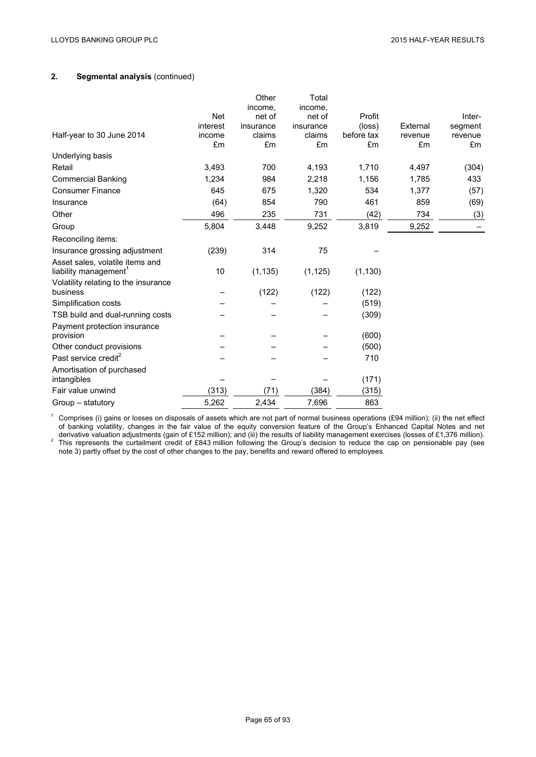## 2. Segmental analysis (continued)

| Half-year to 30 June 2014 | Net interest income £m | Other income, net of insurance claims £m | Total income, net of insurance claims £m | Profit (loss) before tax £m | External revenue £m | Inter-segment revenue £m |
|---|---|---|---|---|---|---|
| Underlying basis | | | | | | |
| Retail | 3,493 | 700 | 4,193 | 1,710 | 4,497 | (304) |
| Commercial Banking | 1,234 | 984 | 2,218 | 1,156 | 1,785 | 433 |
| Consumer Finance | 645 | 675 | 1,320 | 534 | 1,377 | (57) |
| Insurance | (64) | 854 | 790 | 461 | 859 | (69) |
| Other | 496 | 235 | 731 | (42) | 734 | (3) |
| Group | 5,804 | 3,448 | 9,252 | 3,819 | 9,252 | – |
| Reconciling items: | | | | | | |
| Insurance grossing adjustment | (239) | 314 | 75 | – | | |
| Asset sales, volatile items and liability management[1] | 10 | (1,135) | (1,125) | (1,130) | | |
| Volatility relating to the insurance business | – | (122) | (122) | (122) | | |
| Simplification costs | – | – | – | (519) | | |
| TSB build and dual-running costs | – | – | – | (309) | | |
| Payment protection insurance provision | – | – | – | (600) | | |
| Other conduct provisions | – | – | – | (500) | | |
| Past service credit[2] | – | – | – | 710 | | |
| Amortisation of purchased intangibles | – | – | – | (171) | | |
| Fair value unwind | (313) | (71) | (384) | (315) | | |
| Group – statutory | 5,262 | 2,434 | 7,696 | 863 | | |

[1] Comprises (i) gains or losses on disposals of assets which are not part of normal business operations (£94 million); (ii) the net effect of banking volatility, changes in the fair value of the equity conversion feature of the Group's Enhanced Capital Notes and net derivative valuation adjustments (gain of £152 million); and (iii) the results of liability management exercises (losses of £1,376 million).

[2] This represents the curtailment credit of £843 million following the Group's decision to reduce the cap on pensionable pay (see note 3) partly offset by the cost of other changes to the pay, benefits and reward offered to employees.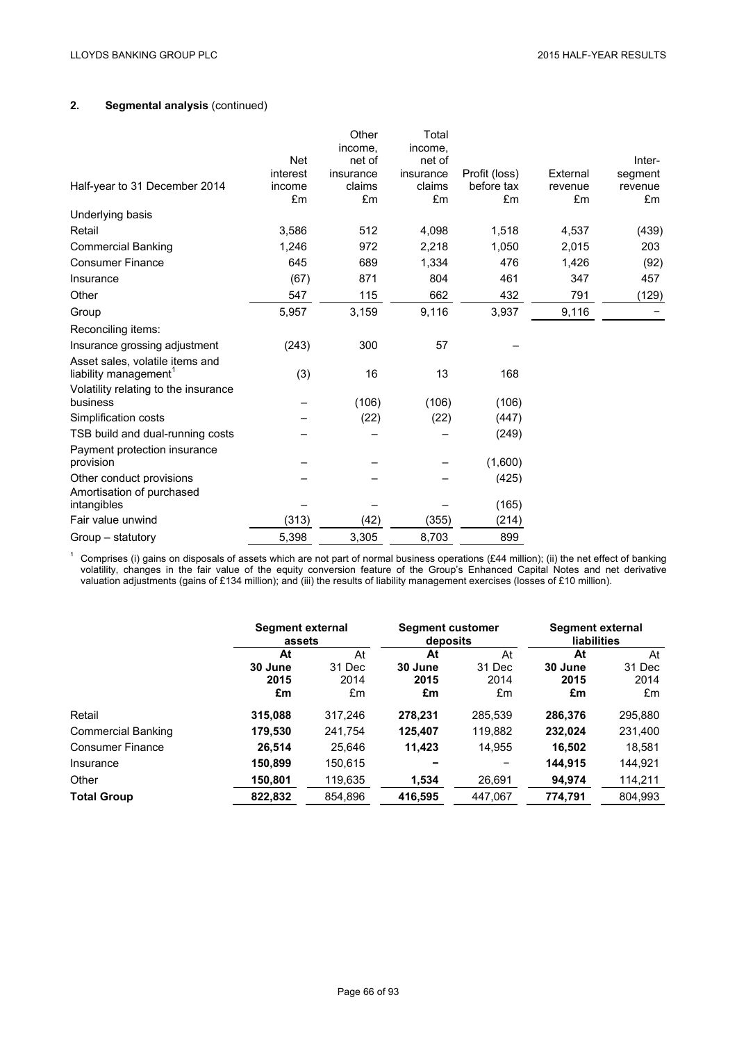## 2. Segmental analysis (continued)

| Half-year to 31 December 2014 | Net interest income £m | Other income, net of insurance claims £m | Total income, net of insurance claims £m | Profit (loss) before tax £m | External revenue £m | Inter-segment revenue £m |
|---|---|---|---|---|---|---|
| Underlying basis | | | | | | |
| Retail | 3,586 | 512 | 4,098 | 1,518 | 4,537 | (439) |
| Commercial Banking | 1,246 | 972 | 2,218 | 1,050 | 2,015 | 203 |
| Consumer Finance | 645 | 689 | 1,334 | 476 | 1,426 | (92) |
| Insurance | (67) | 871 | 804 | 461 | 347 | 457 |
| Other | 547 | 115 | 662 | 432 | 791 | (129) |
| Group | 5,957 | 3,159 | 9,116 | 3,937 | 9,116 | – |
| Reconciling items: | | | | | | |
| Insurance grossing adjustment | (243) | 300 | 57 | – | | |
| Asset sales, volatile items and liability management[1] | (3) | 16 | 13 | 168 | | |
| Volatility relating to the insurance business | – | (106) | (106) | (106) | | |
| Simplification costs | – | (22) | (22) | (447) | | |
| TSB build and dual-running costs | – | – | – | (249) | | |
| Payment protection insurance provision | – | – | – | (1,600) | | |
| Other conduct provisions | – | – | – | (425) | | |
| Amortisation of purchased intangibles | – | – | – | (165) | | |
| Fair value unwind | (313) | (42) | (355) | (214) | | |
| Group – statutory | 5,398 | 3,305 | 8,703 | 899 | | |

[1] Comprises (i) gains on disposals of assets which are not part of normal business operations (£44 million); (ii) the net effect of banking volatility, changes in the fair value of the equity conversion feature of the Group's Enhanced Capital Notes and net derivative valuation adjustments (gains of £134 million); and (iii) the results of liability management exercises (losses of £10 million).

| | Segment external assets | | Segment customer deposits | | Segment external liabilities | |
|---|---|---|---|---|---|---|
| | **At 30 June 2015 £m** | At 31 Dec 2014 £m | **At 30 June 2015 £m** | At 31 Dec 2014 £m | **At 30 June 2015 £m** | At 31 Dec 2014 £m |
| Retail | **315,088** | 317,246 | **278,231** | 285,539 | **286,376** | 295,880 |
| Commercial Banking | **179,530** | 241,754 | **125,407** | 119,882 | **232,024** | 231,400 |
| Consumer Finance | **26,514** | 25,646 | **11,423** | 14,955 | **16,502** | 18,581 |
| Insurance | **150,899** | 150,615 | **–** | – | **144,915** | 144,921 |
| Other | **150,801** | 119,635 | **1,534** | 26,691 | **94,974** | 114,211 |
| **Total Group** | **822,832** | 854,896 | **416,595** | 447,067 | **774,791** | 804,993 |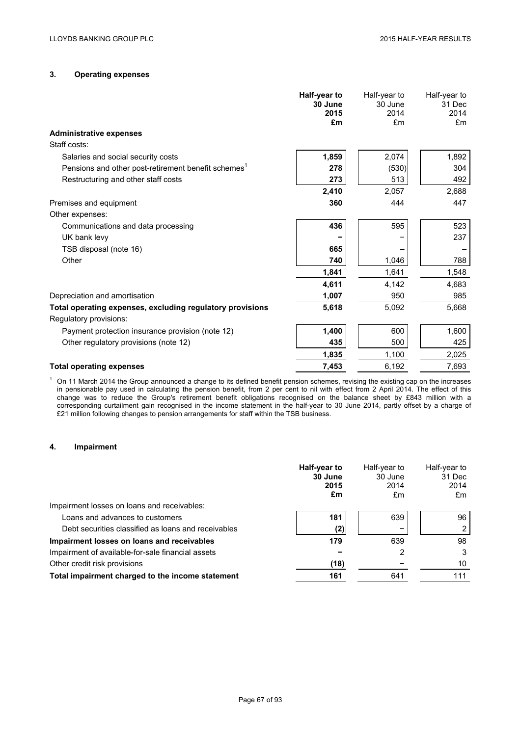## 3. Operating expenses

| | Half-year to 30 June 2015 £m | Half-year to 30 June 2014 £m | Half-year to 31 Dec 2014 £m |
|---|---|---|---|
| **Administrative expenses** | | | |
| Staff costs: | | | |
| Salaries and social security costs | **1,859** | 2,074 | 1,892 |
| Pensions and other post-retirement benefit schemes[1] | **278** | (530) | 304 |
| Restructuring and other staff costs | **273** | 513 | 492 |
| | **2,410** | 2,057 | 2,688 |
| Premises and equipment | **360** | 444 | 447 |
| Other expenses: | | | |
| Communications and data processing | **436** | 595 | 523 |
| UK bank levy | **–** | – | 237 |
| TSB disposal (note 16) | **665** | – | – |
| Other | **740** | 1,046 | 788 |
| | **1,841** | 1,641 | 1,548 |
| | **4,611** | 4,142 | 4,683 |
| Depreciation and amortisation | **1,007** | 950 | 985 |
| **Total operating expenses, excluding regulatory provisions** | **5,618** | 5,092 | 5,668 |
| Regulatory provisions: | | | |
| Payment protection insurance provision (note 12) | **1,400** | 600 | 1,600 |
| Other regulatory provisions (note 12) | **435** | 500 | 425 |
| | **1,835** | 1,100 | 2,025 |
| **Total operating expenses** | **7,453** | 6,192 | 7,693 |

[1] On 11 March 2014 the Group announced a change to its defined benefit pension schemes, revising the existing cap on the increases in pensionable pay used in calculating the pension benefit, from 2 per cent to nil with effect from 2 April 2014. The effect of this change was to reduce the Group's retirement benefit obligations recognised on the balance sheet by £843 million with a corresponding curtailment gain recognised in the income statement in the half-year to 30 June 2014, partly offset by a charge of £21 million following changes to pension arrangements for staff within the TSB business.

## 4. Impairment

| | Half-year to 30 June 2015 £m | Half-year to 30 June 2014 £m | Half-year to 31 Dec 2014 £m |
|---|---|---|---|
| Impairment losses on loans and receivables: | | | |
| Loans and advances to customers | **181** | 639 | 96 |
| Debt securities classified as loans and receivables | **(2)** | – | 2 |
| **Impairment losses on loans and receivables** | **179** | 639 | 98 |
| Impairment of available-for-sale financial assets | **–** | 2 | 3 |
| Other credit risk provisions | **(18)** | – | 10 |
| **Total impairment charged to the income statement** | **161** | 641 | 111 |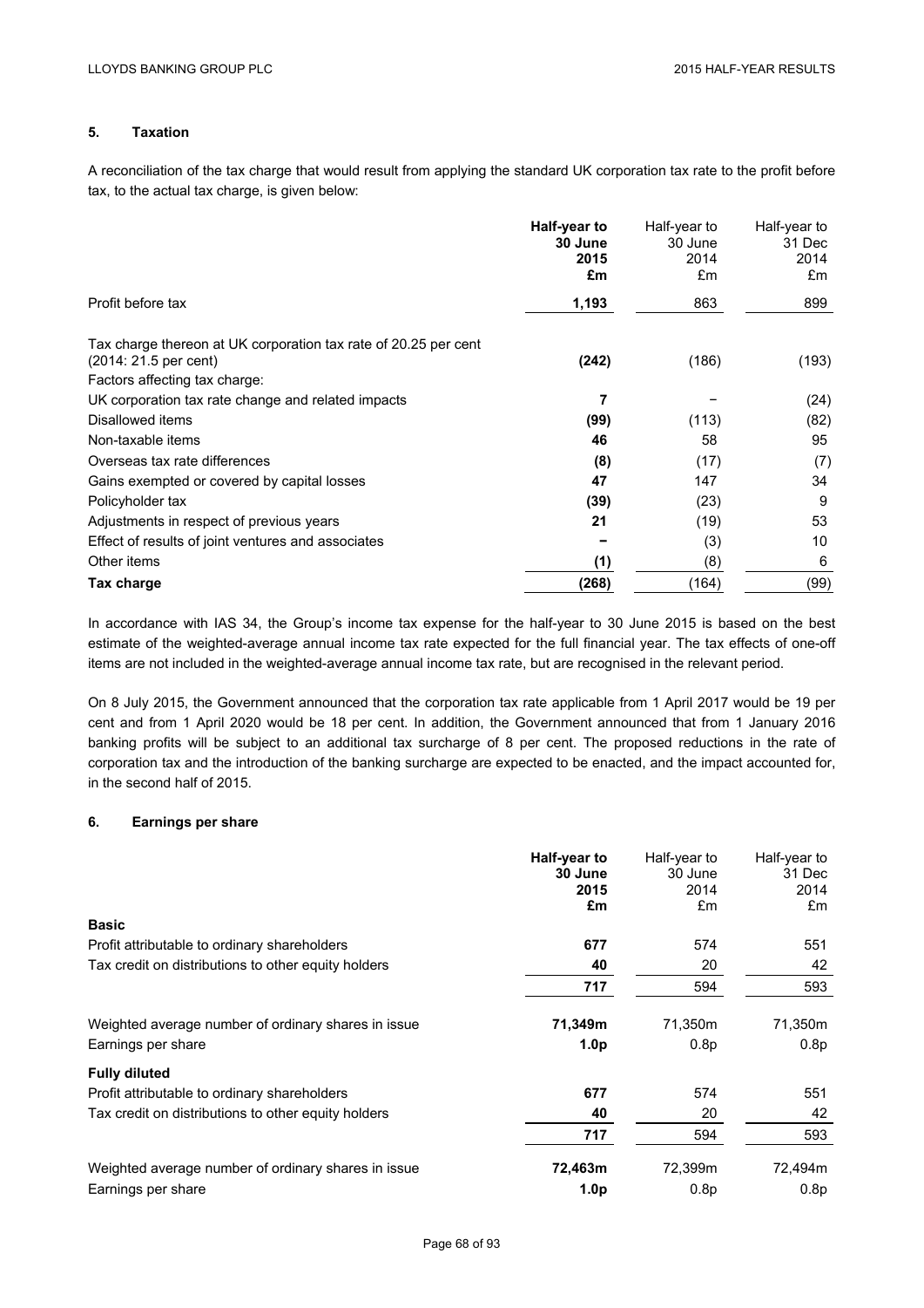## 5. Taxation

A reconciliation of the tax charge that would result from applying the standard UK corporation tax rate to the profit before tax, to the actual tax charge, is given below:

| | **Half-year to 30 June 2015 £m** | Half-year to 30 June 2014 £m | Half-year to 31 Dec 2014 £m |
|---|---|---|---|
| Profit before tax | **1,193** | 863 | 899 |
| Tax charge thereon at UK corporation tax rate of 20.25 per cent (2014: 21.5 per cent) | **(242)** | (186) | (193) |
| Factors affecting tax charge: | | | |
| UK corporation tax rate change and related impacts | **7** | – | (24) |
| Disallowed items | **(99)** | (113) | (82) |
| Non-taxable items | **46** | 58 | 95 |
| Overseas tax rate differences | **(8)** | (17) | (7) |
| Gains exempted or covered by capital losses | **47** | 147 | 34 |
| Policyholder tax | **(39)** | (23) | 9 |
| Adjustments in respect of previous years | **21** | (19) | 53 |
| Effect of results of joint ventures and associates | **–** | (3) | 10 |
| Other items | **(1)** | (8) | 6 |
| **Tax charge** | **(268)** | (164) | (99) |

In accordance with IAS 34, the Group's income tax expense for the half-year to 30 June 2015 is based on the best estimate of the weighted-average annual income tax rate expected for the full financial year. The tax effects of one-off items are not included in the weighted-average annual income tax rate, but are recognised in the relevant period.

On 8 July 2015, the Government announced that the corporation tax rate applicable from 1 April 2017 would be 19 per cent and from 1 April 2020 would be 18 per cent. In addition, the Government announced that from 1 January 2016 banking profits will be subject to an additional tax surcharge of 8 per cent. The proposed reductions in the rate of corporation tax and the introduction of the banking surcharge are expected to be enacted, and the impact accounted for, in the second half of 2015.

## 6. Earnings per share

| | **Half-year to 30 June 2015 £m** | Half-year to 30 June 2014 £m | Half-year to 31 Dec 2014 £m |
|---|---|---|---|
| **Basic** | | | |
| Profit attributable to ordinary shareholders | **677** | 574 | 551 |
| Tax credit on distributions to other equity holders | **40** | 20 | 42 |
| | **717** | 594 | 593 |
| Weighted average number of ordinary shares in issue | **71,349m** | 71,350m | 71,350m |
| Earnings per share | **1.0p** | 0.8p | 0.8p |
| **Fully diluted** | | | |
| Profit attributable to ordinary shareholders | **677** | 574 | 551 |
| Tax credit on distributions to other equity holders | **40** | 20 | 42 |
| | **717** | 594 | 593 |
| Weighted average number of ordinary shares in issue | **72,463m** | 72,399m | 72,494m |
| Earnings per share | **1.0p** | 0.8p | 0.8p |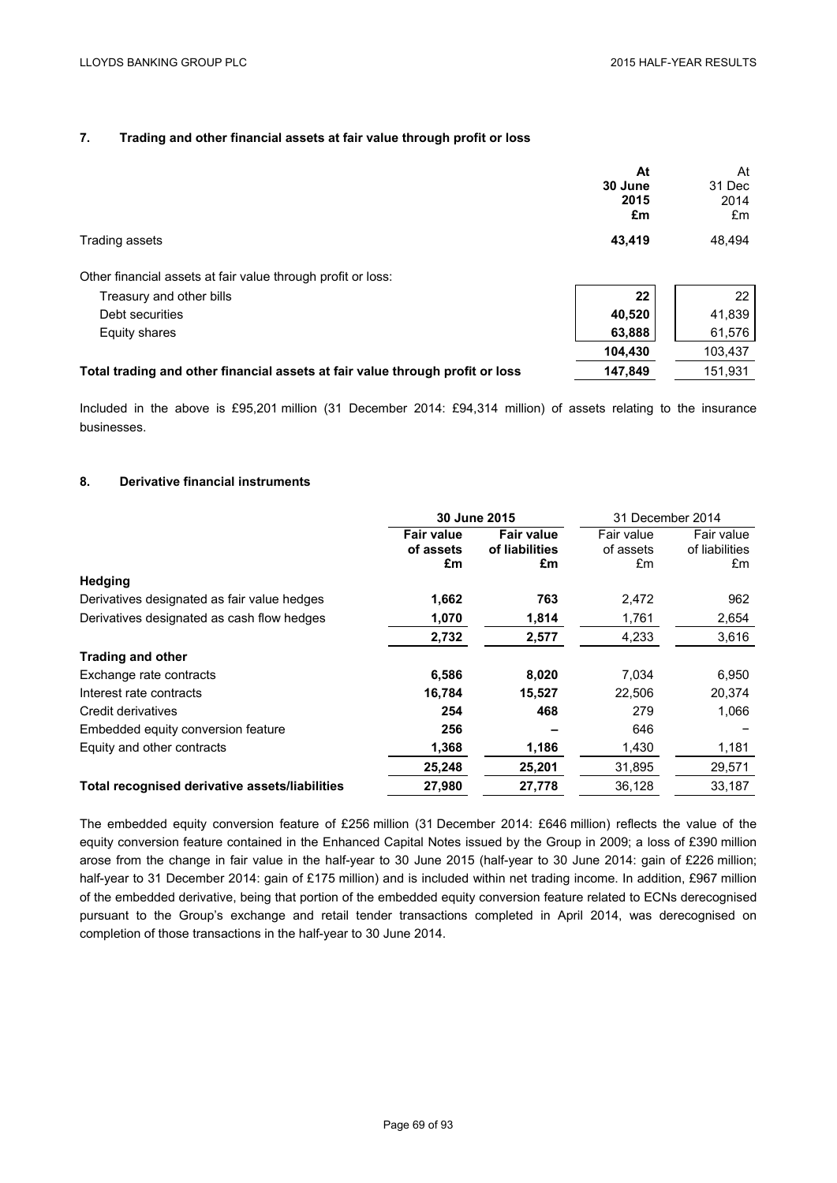## 7. Trading and other financial assets at fair value through profit or loss

| | At 30 June 2015 £m | At 31 Dec 2014 £m |
|---|---|---|
| Trading assets | **43,419** | 48,494 |
| Other financial assets at fair value through profit or loss: | | |
| Treasury and other bills | **22** | 22 |
| Debt securities | **40,520** | 41,839 |
| Equity shares | **63,888** | 61,576 |
| | **104,430** | 103,437 |
| **Total trading and other financial assets at fair value through profit or loss** | **147,849** | 151,931 |

Included in the above is £95,201 million (31 December 2014: £94,314 million) of assets relating to the insurance businesses.

## 8. Derivative financial instruments

| | **30 June 2015** | | 31 December 2014 | |
|---|---|---|---|---|
| | **Fair value of assets £m** | **Fair value of liabilities £m** | Fair value of assets £m | Fair value of liabilities £m |
| **Hedging** | | | | |
| Derivatives designated as fair value hedges | **1,662** | **763** | 2,472 | 962 |
| Derivatives designated as cash flow hedges | **1,070** | **1,814** | 1,761 | 2,654 |
| | **2,732** | **2,577** | 4,233 | 3,616 |
| **Trading and other** | | | | |
| Exchange rate contracts | **6,586** | **8,020** | 7,034 | 6,950 |
| Interest rate contracts | **16,784** | **15,527** | 22,506 | 20,374 |
| Credit derivatives | **254** | **468** | 279 | 1,066 |
| Embedded equity conversion feature | **256** | **–** | 646 | – |
| Equity and other contracts | **1,368** | **1,186** | 1,430 | 1,181 |
| | **25,248** | **25,201** | 31,895 | 29,571 |
| **Total recognised derivative assets/liabilities** | **27,980** | **27,778** | 36,128 | 33,187 |

The embedded equity conversion feature of £256 million (31 December 2014: £646 million) reflects the value of the equity conversion feature contained in the Enhanced Capital Notes issued by the Group in 2009; a loss of £390 million arose from the change in fair value in the half-year to 30 June 2015 (half-year to 30 June 2014: gain of £226 million; half-year to 31 December 2014: gain of £175 million) and is included within net trading income. In addition, £967 million of the embedded derivative, being that portion of the embedded equity conversion feature related to ECNs derecognised pursuant to the Group's exchange and retail tender transactions completed in April 2014, was derecognised on completion of those transactions in the half-year to 30 June 2014.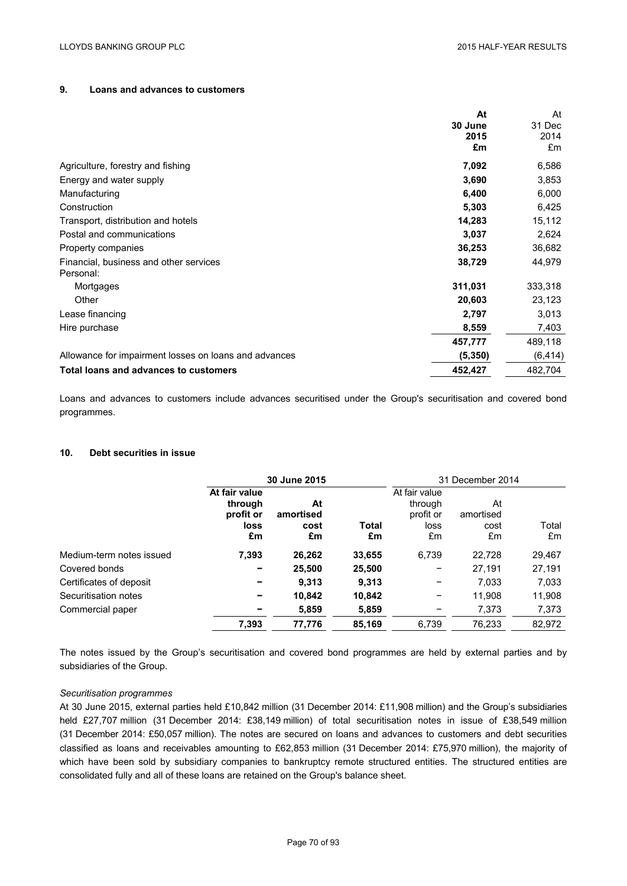## 9. Loans and advances to customers

| | **At 30 June 2015 £m** | At 31 Dec 2014 £m |
|---|---|---|
| Agriculture, forestry and fishing | **7,092** | 6,586 |
| Energy and water supply | **3,690** | 3,853 |
| Manufacturing | **6,400** | 6,000 |
| Construction | **5,303** | 6,425 |
| Transport, distribution and hotels | **14,283** | 15,112 |
| Postal and communications | **3,037** | 2,624 |
| Property companies | **36,253** | 36,682 |
| Financial, business and other services | **38,729** | 44,979 |
| Personal: | | |
| Mortgages | **311,031** | 333,318 |
| Other | **20,603** | 23,123 |
| Lease financing | **2,797** | 3,013 |
| Hire purchase | **8,559** | 7,403 |
| | **457,777** | 489,118 |
| Allowance for impairment losses on loans and advances | **(5,350)** | (6,414) |
| **Total loans and advances to customers** | **452,427** | 482,704 |

Loans and advances to customers include advances securitised under the Group's securitisation and covered bond programmes.

## 10. Debt securities in issue

| | **30 June 2015** | | | 31 December 2014 | | |
|---|---|---|---|---|---|---|
| | **At fair value through profit or loss £m** | **At amortised cost £m** | **Total £m** | At fair value through profit or loss £m | At amortised cost £m | Total £m |
| Medium-term notes issued | **7,393** | **26,262** | **33,655** | 6,739 | 22,728 | 29,467 |
| Covered bonds | **–** | **25,500** | **25,500** | – | 27,191 | 27,191 |
| Certificates of deposit | **–** | **9,313** | **9,313** | – | 7,033 | 7,033 |
| Securitisation notes | **–** | **10,842** | **10,842** | – | 11,908 | 11,908 |
| Commercial paper | **–** | **5,859** | **5,859** | – | 7,373 | 7,373 |
| | **7,393** | **77,776** | **85,169** | 6,739 | 76,233 | 82,972 |

The notes issued by the Group's securitisation and covered bond programmes are held by external parties and by subsidiaries of the Group.

*Securitisation programmes*

At 30 June 2015, external parties held £10,842 million (31 December 2014: £11,908 million) and the Group's subsidiaries held £27,707 million (31 December 2014: £38,149 million) of total securitisation notes in issue of £38,549 million (31 December 2014: £50,057 million). The notes are secured on loans and advances to customers and debt securities classified as loans and receivables amounting to £62,853 million (31 December 2014: £75,970 million), the majority of which have been sold by subsidiary companies to bankruptcy remote structured entities. The structured entities are consolidated fully and all of these loans are retained on the Group's balance sheet.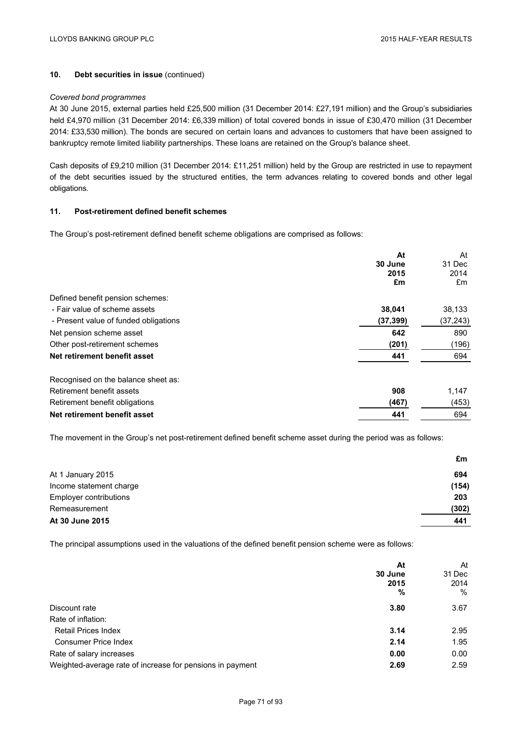### 10. Debt securities in issue (continued)

*Covered bond programmes*

At 30 June 2015, external parties held £25,500 million (31 December 2014: £27,191 million) and the Group's subsidiaries held £4,970 million (31 December 2014: £6,339 million) of total covered bonds in issue of £30,470 million (31 December 2014: £33,530 million). The bonds are secured on certain loans and advances to customers that have been assigned to bankruptcy remote limited liability partnerships. These loans are retained on the Group's balance sheet.

Cash deposits of £9,210 million (31 December 2014: £11,251 million) held by the Group are restricted in use to repayment of the debt securities issued by the structured entities, the term advances relating to covered bonds and other legal obligations.

### 11. Post-retirement defined benefit schemes

The Group's post-retirement defined benefit scheme obligations are comprised as follows:

| | **At 30 June 2015 £m** | At 31 Dec 2014 £m |
|---|---|---|
| Defined benefit pension schemes: | | |
| - Fair value of scheme assets | **38,041** | 38,133 |
| - Present value of funded obligations | **(37,399)** | (37,243) |
| Net pension scheme asset | **642** | 890 |
| Other post-retirement schemes | **(201)** | (196) |
| **Net retirement benefit asset** | **441** | 694 |
| | | |
| Recognised on the balance sheet as: | | |
| Retirement benefit assets | **908** | 1,147 |
| Retirement benefit obligations | **(467)** | (453) |
| **Net retirement benefit asset** | **441** | 694 |

The movement in the Group's net post-retirement defined benefit scheme asset during the period was as follows:

| | **£m** |
|---|---|
| At 1 January 2015 | **694** |
| Income statement charge | **(154)** |
| Employer contributions | **203** |
| Remeasurement | **(302)** |
| **At 30 June 2015** | **441** |

The principal assumptions used in the valuations of the defined benefit pension scheme were as follows:

| | **At 30 June 2015 %** | At 31 Dec 2014 % |
|---|---|---|
| Discount rate | **3.80** | 3.67 |
| Rate of inflation: | | |
| Retail Prices Index | **3.14** | 2.95 |
| Consumer Price Index | **2.14** | 1.95 |
| Rate of salary increases | **0.00** | 0.00 |
| Weighted-average rate of increase for pensions in payment | **2.69** | 2.59 |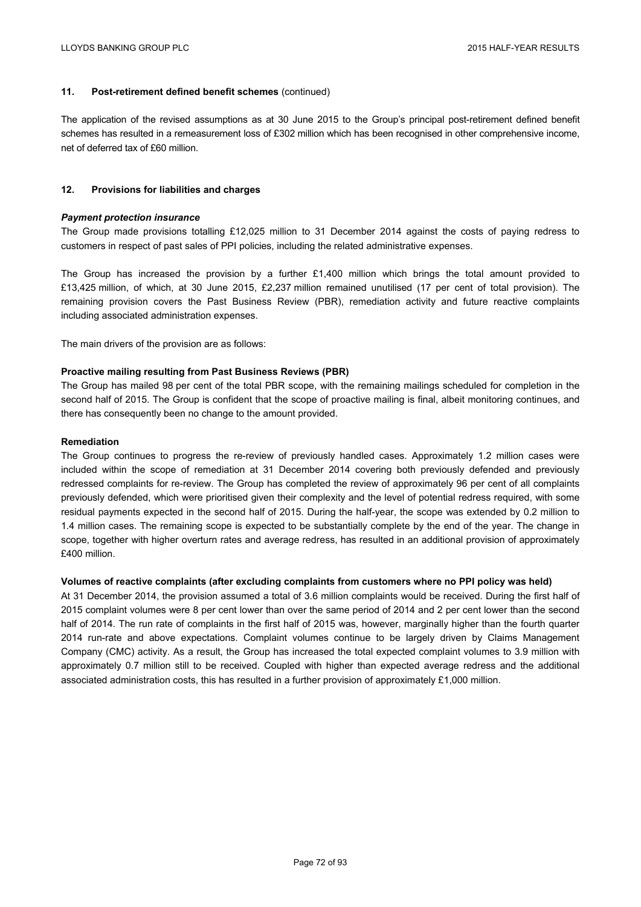## 11. Post-retirement defined benefit schemes (continued)

The application of the revised assumptions as at 30 June 2015 to the Group's principal post-retirement defined benefit schemes has resulted in a remeasurement loss of £302 million which has been recognised in other comprehensive income, net of deferred tax of £60 million.

## 12. Provisions for liabilities and charges

### *Payment protection insurance*

The Group made provisions totalling £12,025 million to 31 December 2014 against the costs of paying redress to customers in respect of past sales of PPI policies, including the related administrative expenses.

The Group has increased the provision by a further £1,400 million which brings the total amount provided to £13,425 million, of which, at 30 June 2015, £2,237 million remained unutilised (17 per cent of total provision). The remaining provision covers the Past Business Review (PBR), remediation activity and future reactive complaints including associated administration expenses.

The main drivers of the provision are as follows:

**Proactive mailing resulting from Past Business Reviews (PBR)**

The Group has mailed 98 per cent of the total PBR scope, with the remaining mailings scheduled for completion in the second half of 2015. The Group is confident that the scope of proactive mailing is final, albeit monitoring continues, and there has consequently been no change to the amount provided.

**Remediation**

The Group continues to progress the re-review of previously handled cases. Approximately 1.2 million cases were included within the scope of remediation at 31 December 2014 covering both previously defended and previously redressed complaints for re-review. The Group has completed the review of approximately 96 per cent of all complaints previously defended, which were prioritised given their complexity and the level of potential redress required, with some residual payments expected in the second half of 2015. During the half-year, the scope was extended by 0.2 million to 1.4 million cases. The remaining scope is expected to be substantially complete by the end of the year. The change in scope, together with higher overturn rates and average redress, has resulted in an additional provision of approximately £400 million.

**Volumes of reactive complaints (after excluding complaints from customers where no PPI policy was held)**

At 31 December 2014, the provision assumed a total of 3.6 million complaints would be received. During the first half of 2015 complaint volumes were 8 per cent lower than over the same period of 2014 and 2 per cent lower than the second half of 2014. The run rate of complaints in the first half of 2015 was, however, marginally higher than the fourth quarter 2014 run-rate and above expectations. Complaint volumes continue to be largely driven by Claims Management Company (CMC) activity. As a result, the Group has increased the total expected complaint volumes to 3.9 million with approximately 0.7 million still to be received. Coupled with higher than expected average redress and the additional associated administration costs, this has resulted in a further provision of approximately £1,000 million.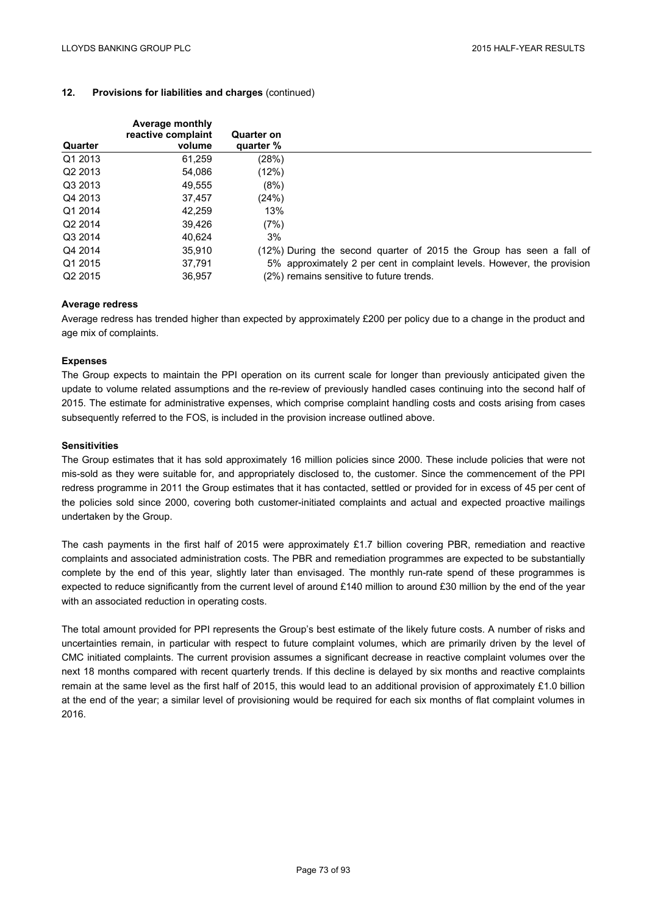## 12. Provisions for liabilities and charges (continued)

| Quarter | Average monthly reactive complaint volume | Quarter on quarter % |
|---|---|---|
| Q1 2013 | 61,259 | (28%) |
| Q2 2013 | 54,086 | (12%) |
| Q3 2013 | 49,555 | (8%) |
| Q4 2013 | 37,457 | (24%) |
| Q1 2014 | 42,259 | 13% |
| Q2 2014 | 39,426 | (7%) |
| Q3 2014 | 40,624 | 3% |
| Q4 2014 | 35,910 | (12%) |
| Q1 2015 | 37,791 | 5% |
| Q2 2015 | 36,957 | (2%) |

During the second quarter of 2015 the Group has seen a fall of approximately 2 per cent in complaint levels. However, the provision remains sensitive to future trends.

### Average redress

Average redress has trended higher than expected by approximately £200 per policy due to a change in the product and age mix of complaints.

### Expenses

The Group expects to maintain the PPI operation on its current scale for longer than previously anticipated given the update to volume related assumptions and the re-review of previously handled cases continuing into the second half of 2015. The estimate for administrative expenses, which comprise complaint handling costs and costs arising from cases subsequently referred to the FOS, is included in the provision increase outlined above.

### Sensitivities

The Group estimates that it has sold approximately 16 million policies since 2000. These include policies that were not mis-sold as they were suitable for, and appropriately disclosed to, the customer. Since the commencement of the PPI redress programme in 2011 the Group estimates that it has contacted, settled or provided for in excess of 45 per cent of the policies sold since 2000, covering both customer-initiated complaints and actual and expected proactive mailings undertaken by the Group.

The cash payments in the first half of 2015 were approximately £1.7 billion covering PBR, remediation and reactive complaints and associated administration costs. The PBR and remediation programmes are expected to be substantially complete by the end of this year, slightly later than envisaged. The monthly run-rate spend of these programmes is expected to reduce significantly from the current level of around £140 million to around £30 million by the end of the year with an associated reduction in operating costs.

The total amount provided for PPI represents the Group's best estimate of the likely future costs. A number of risks and uncertainties remain, in particular with respect to future complaint volumes, which are primarily driven by the level of CMC initiated complaints. The current provision assumes a significant decrease in reactive complaint volumes over the next 18 months compared with recent quarterly trends. If this decline is delayed by six months and reactive complaints remain at the same level as the first half of 2015, this would lead to an additional provision of approximately £1.0 billion at the end of the year; a similar level of provisioning would be required for each six months of flat complaint volumes in 2016.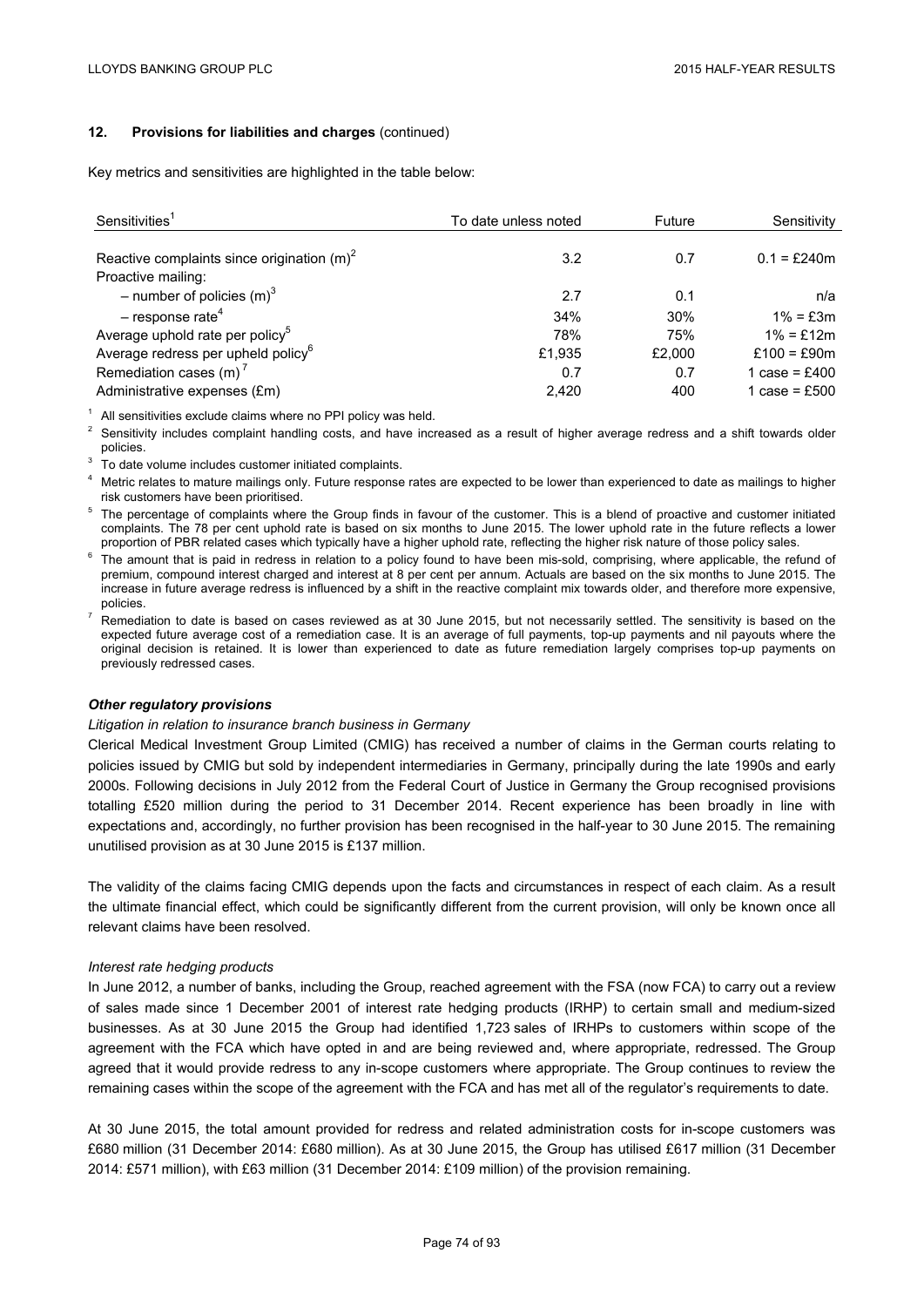### 12. Provisions for liabilities and charges (continued)

Key metrics and sensitivities are highlighted in the table below:

| Sensitivities[1] | To date unless noted | Future | Sensitivity |
|---|---|---|---|
| Reactive complaints since origination (m)[2] | 3.2 | 0.7 | 0.1 = £240m |
| Proactive mailing: | | | |
| – number of policies (m)[3] | 2.7 | 0.1 | n/a |
| – response rate[4] | 34% | 30% | 1% = £3m |
| Average uphold rate per policy[5] | 78% | 75% | 1% = £12m |
| Average redress per upheld policy[6] | £1,935 | £2,000 | £100 = £90m |
| Remediation cases (m)[7] | 0.7 | 0.7 | 1 case = £400 |
| Administrative expenses (£m) | 2,420 | 400 | 1 case = £500 |

[1] All sensitivities exclude claims where no PPI policy was held.

[2] Sensitivity includes complaint handling costs, and have increased as a result of higher average redress and a shift towards older policies.

[3] To date volume includes customer initiated complaints.

[4] Metric relates to mature mailings only. Future response rates are expected to be lower than experienced to date as mailings to higher risk customers have been prioritised.

[5] The percentage of complaints where the Group finds in favour of the customer. This is a blend of proactive and customer initiated complaints. The 78 per cent uphold rate is based on six months to June 2015. The lower uphold rate in the future reflects a lower proportion of PBR related cases which typically have a higher uphold rate, reflecting the higher risk nature of those policy sales.

[6] The amount that is paid in redress in relation to a policy found to have been mis-sold, comprising, where applicable, the refund of premium, compound interest charged and interest at 8 per cent per annum. Actuals are based on the six months to June 2015. The increase in future average redress is influenced by a shift in the reactive complaint mix towards older, and therefore more expensive, policies.

[7] Remediation to date is based on cases reviewed as at 30 June 2015, but not necessarily settled. The sensitivity is based on the expected future average cost of a remediation case. It is an average of full payments, top-up payments and nil payouts where the original decision is retained. It is lower than experienced to date as future remediation largely comprises top-up payments on previously redressed cases.

***Other regulatory provisions***

*Litigation in relation to insurance branch business in Germany*

Clerical Medical Investment Group Limited (CMIG) has received a number of claims in the German courts relating to policies issued by CMIG but sold by independent intermediaries in Germany, principally during the late 1990s and early 2000s. Following decisions in July 2012 from the Federal Court of Justice in Germany the Group recognised provisions totalling £520 million during the period to 31 December 2014. Recent experience has been broadly in line with expectations and, accordingly, no further provision has been recognised in the half-year to 30 June 2015. The remaining unutilised provision as at 30 June 2015 is £137 million.

The validity of the claims facing CMIG depends upon the facts and circumstances in respect of each claim. As a result the ultimate financial effect, which could be significantly different from the current provision, will only be known once all relevant claims have been resolved.

*Interest rate hedging products*

In June 2012, a number of banks, including the Group, reached agreement with the FSA (now FCA) to carry out a review of sales made since 1 December 2001 of interest rate hedging products (IRHP) to certain small and medium-sized businesses. As at 30 June 2015 the Group had identified 1,723 sales of IRHPs to customers within scope of the agreement with the FCA which have opted in and are being reviewed and, where appropriate, redressed. The Group agreed that it would provide redress to any in-scope customers where appropriate. The Group continues to review the remaining cases within the scope of the agreement with the FCA and has met all of the regulator's requirements to date.

At 30 June 2015, the total amount provided for redress and related administration costs for in-scope customers was £680 million (31 December 2014: £680 million). As at 30 June 2015, the Group has utilised £617 million (31 December 2014: £571 million), with £63 million (31 December 2014: £109 million) of the provision remaining.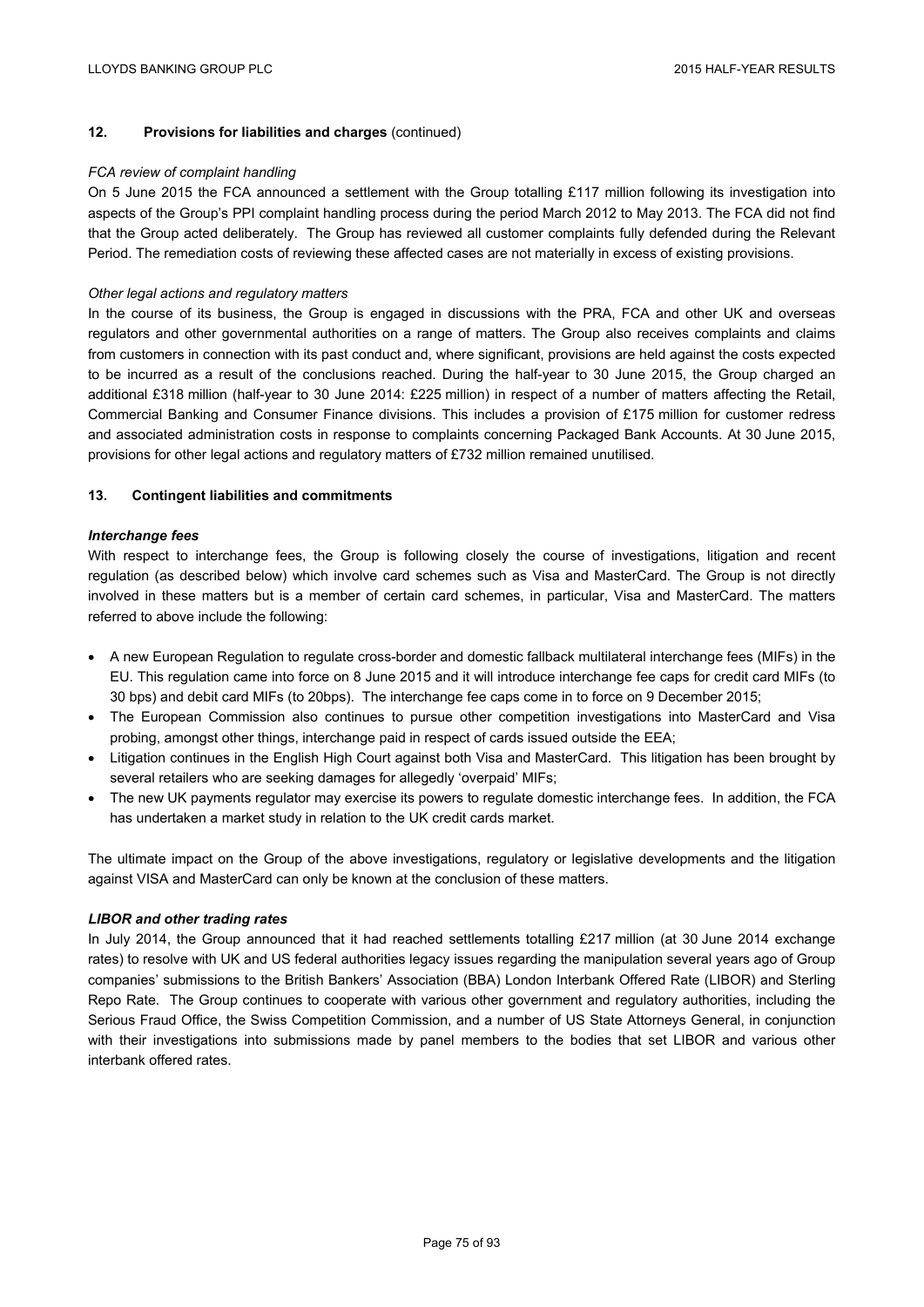## 12. Provisions for liabilities and charges (continued)

*FCA review of complaint handling*

On 5 June 2015 the FCA announced a settlement with the Group totalling £117 million following its investigation into aspects of the Group's PPI complaint handling process during the period March 2012 to May 2013. The FCA did not find that the Group acted deliberately. The Group has reviewed all customer complaints fully defended during the Relevant Period. The remediation costs of reviewing these affected cases are not materially in excess of existing provisions.

*Other legal actions and regulatory matters*

In the course of its business, the Group is engaged in discussions with the PRA, FCA and other UK and overseas regulators and other governmental authorities on a range of matters. The Group also receives complaints and claims from customers in connection with its past conduct and, where significant, provisions are held against the costs expected to be incurred as a result of the conclusions reached. During the half-year to 30 June 2015, the Group charged an additional £318 million (half-year to 30 June 2014: £225 million) in respect of a number of matters affecting the Retail, Commercial Banking and Consumer Finance divisions. This includes a provision of £175 million for customer redress and associated administration costs in response to complaints concerning Packaged Bank Accounts. At 30 June 2015, provisions for other legal actions and regulatory matters of £732 million remained unutilised.

## 13. Contingent liabilities and commitments

***Interchange fees***

With respect to interchange fees, the Group is following closely the course of investigations, litigation and recent regulation (as described below) which involve card schemes such as Visa and MasterCard. The Group is not directly involved in these matters but is a member of certain card schemes, in particular, Visa and MasterCard. The matters referred to above include the following:

- A new European Regulation to regulate cross-border and domestic fallback multilateral interchange fees (MIFs) in the EU. This regulation came into force on 8 June 2015 and it will introduce interchange fee caps for credit card MIFs (to 30 bps) and debit card MIFs (to 20bps). The interchange fee caps come in to force on 9 December 2015;
- The European Commission also continues to pursue other competition investigations into MasterCard and Visa probing, amongst other things, interchange paid in respect of cards issued outside the EEA;
- Litigation continues in the English High Court against both Visa and MasterCard. This litigation has been brought by several retailers who are seeking damages for allegedly 'overpaid' MIFs;
- The new UK payments regulator may exercise its powers to regulate domestic interchange fees. In addition, the FCA has undertaken a market study in relation to the UK credit cards market.

The ultimate impact on the Group of the above investigations, regulatory or legislative developments and the litigation against VISA and MasterCard can only be known at the conclusion of these matters.

***LIBOR and other trading rates***

In July 2014, the Group announced that it had reached settlements totalling £217 million (at 30 June 2014 exchange rates) to resolve with UK and US federal authorities legacy issues regarding the manipulation several years ago of Group companies' submissions to the British Bankers' Association (BBA) London Interbank Offered Rate (LIBOR) and Sterling Repo Rate. The Group continues to cooperate with various other government and regulatory authorities, including the Serious Fraud Office, the Swiss Competition Commission, and a number of US State Attorneys General, in conjunction with their investigations into submissions made by panel members to the bodies that set LIBOR and various other interbank offered rates.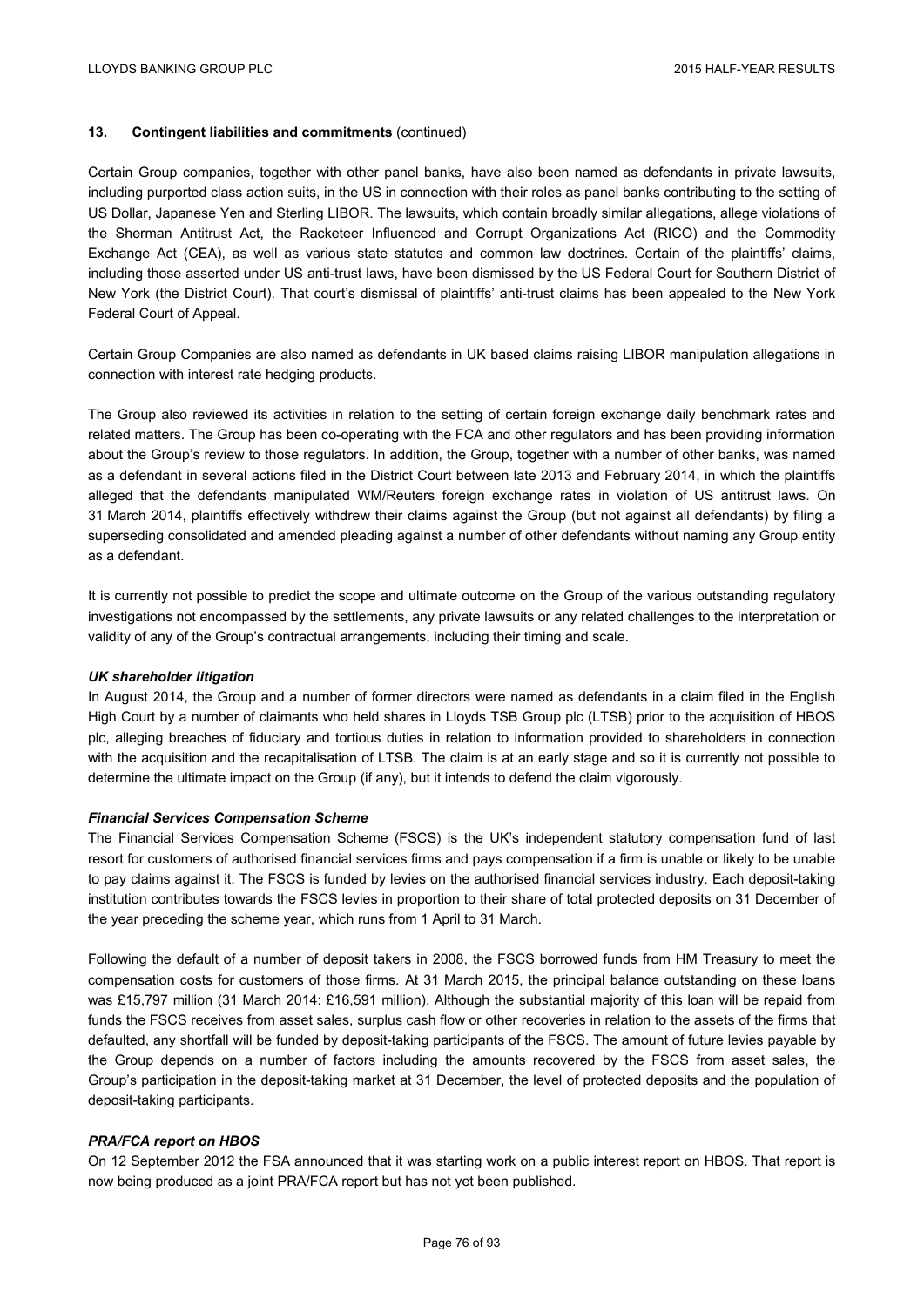**13. Contingent liabilities and commitments** (continued)

Certain Group companies, together with other panel banks, have also been named as defendants in private lawsuits, including purported class action suits, in the US in connection with their roles as panel banks contributing to the setting of US Dollar, Japanese Yen and Sterling LIBOR. The lawsuits, which contain broadly similar allegations, allege violations of the Sherman Antitrust Act, the Racketeer Influenced and Corrupt Organizations Act (RICO) and the Commodity Exchange Act (CEA), as well as various state statutes and common law doctrines. Certain of the plaintiffs' claims, including those asserted under US anti-trust laws, have been dismissed by the US Federal Court for Southern District of New York (the District Court). That court's dismissal of plaintiffs' anti-trust claims has been appealed to the New York Federal Court of Appeal.

Certain Group Companies are also named as defendants in UK based claims raising LIBOR manipulation allegations in connection with interest rate hedging products.

The Group also reviewed its activities in relation to the setting of certain foreign exchange daily benchmark rates and related matters. The Group has been co-operating with the FCA and other regulators and has been providing information about the Group's review to those regulators. In addition, the Group, together with a number of other banks, was named as a defendant in several actions filed in the District Court between late 2013 and February 2014, in which the plaintiffs alleged that the defendants manipulated WM/Reuters foreign exchange rates in violation of US antitrust laws. On 31 March 2014, plaintiffs effectively withdrew their claims against the Group (but not against all defendants) by filing a superseding consolidated and amended pleading against a number of other defendants without naming any Group entity as a defendant.

It is currently not possible to predict the scope and ultimate outcome on the Group of the various outstanding regulatory investigations not encompassed by the settlements, any private lawsuits or any related challenges to the interpretation or validity of any of the Group's contractual arrangements, including their timing and scale.

***UK shareholder litigation***

In August 2014, the Group and a number of former directors were named as defendants in a claim filed in the English High Court by a number of claimants who held shares in Lloyds TSB Group plc (LTSB) prior to the acquisition of HBOS plc, alleging breaches of fiduciary and tortious duties in relation to information provided to shareholders in connection with the acquisition and the recapitalisation of LTSB. The claim is at an early stage and so it is currently not possible to determine the ultimate impact on the Group (if any), but it intends to defend the claim vigorously.

***Financial Services Compensation Scheme***

The Financial Services Compensation Scheme (FSCS) is the UK's independent statutory compensation fund of last resort for customers of authorised financial services firms and pays compensation if a firm is unable or likely to be unable to pay claims against it. The FSCS is funded by levies on the authorised financial services industry. Each deposit-taking institution contributes towards the FSCS levies in proportion to their share of total protected deposits on 31 December of the year preceding the scheme year, which runs from 1 April to 31 March.

Following the default of a number of deposit takers in 2008, the FSCS borrowed funds from HM Treasury to meet the compensation costs for customers of those firms. At 31 March 2015, the principal balance outstanding on these loans was £15,797 million (31 March 2014: £16,591 million). Although the substantial majority of this loan will be repaid from funds the FSCS receives from asset sales, surplus cash flow or other recoveries in relation to the assets of the firms that defaulted, any shortfall will be funded by deposit-taking participants of the FSCS. The amount of future levies payable by the Group depends on a number of factors including the amounts recovered by the FSCS from asset sales, the Group's participation in the deposit-taking market at 31 December, the level of protected deposits and the population of deposit-taking participants.

***PRA/FCA report on HBOS***

On 12 September 2012 the FSA announced that it was starting work on a public interest report on HBOS. That report is now being produced as a joint PRA/FCA report but has not yet been published.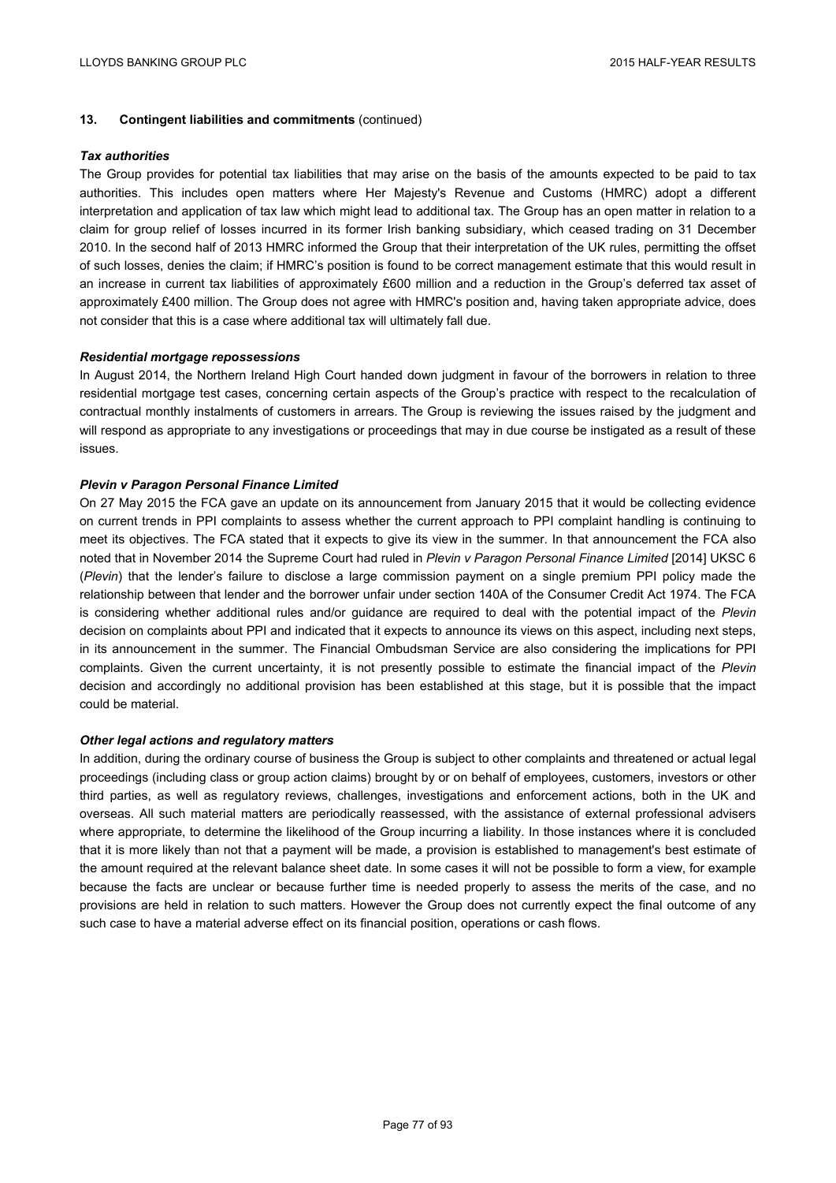### 13. Contingent liabilities and commitments (continued)

***Tax authorities***

The Group provides for potential tax liabilities that may arise on the basis of the amounts expected to be paid to tax authorities. This includes open matters where Her Majesty's Revenue and Customs (HMRC) adopt a different interpretation and application of tax law which might lead to additional tax. The Group has an open matter in relation to a claim for group relief of losses incurred in its former Irish banking subsidiary, which ceased trading on 31 December 2010. In the second half of 2013 HMRC informed the Group that their interpretation of the UK rules, permitting the offset of such losses, denies the claim; if HMRC's position is found to be correct management estimate that this would result in an increase in current tax liabilities of approximately £600 million and a reduction in the Group's deferred tax asset of approximately £400 million. The Group does not agree with HMRC's position and, having taken appropriate advice, does not consider that this is a case where additional tax will ultimately fall due.

***Residential mortgage repossessions***

In August 2014, the Northern Ireland High Court handed down judgment in favour of the borrowers in relation to three residential mortgage test cases, concerning certain aspects of the Group's practice with respect to the recalculation of contractual monthly instalments of customers in arrears. The Group is reviewing the issues raised by the judgment and will respond as appropriate to any investigations or proceedings that may in due course be instigated as a result of these issues.

***Plevin v Paragon Personal Finance Limited***

On 27 May 2015 the FCA gave an update on its announcement from January 2015 that it would be collecting evidence on current trends in PPI complaints to assess whether the current approach to PPI complaint handling is continuing to meet its objectives. The FCA stated that it expects to give its view in the summer. In that announcement the FCA also noted that in November 2014 the Supreme Court had ruled in *Plevin v Paragon Personal Finance Limited* [2014] UKSC 6 (*Plevin*) that the lender's failure to disclose a large commission payment on a single premium PPI policy made the relationship between that lender and the borrower unfair under section 140A of the Consumer Credit Act 1974. The FCA is considering whether additional rules and/or guidance are required to deal with the potential impact of the *Plevin* decision on complaints about PPI and indicated that it expects to announce its views on this aspect, including next steps, in its announcement in the summer. The Financial Ombudsman Service are also considering the implications for PPI complaints. Given the current uncertainty, it is not presently possible to estimate the financial impact of the *Plevin* decision and accordingly no additional provision has been established at this stage, but it is possible that the impact could be material.

***Other legal actions and regulatory matters***

In addition, during the ordinary course of business the Group is subject to other complaints and threatened or actual legal proceedings (including class or group action claims) brought by or on behalf of employees, customers, investors or other third parties, as well as regulatory reviews, challenges, investigations and enforcement actions, both in the UK and overseas. All such material matters are periodically reassessed, with the assistance of external professional advisers where appropriate, to determine the likelihood of the Group incurring a liability. In those instances where it is concluded that it is more likely than not that a payment will be made, a provision is established to management's best estimate of the amount required at the relevant balance sheet date. In some cases it will not be possible to form a view, for example because the facts are unclear or because further time is needed properly to assess the merits of the case, and no provisions are held in relation to such matters. However the Group does not currently expect the final outcome of any such case to have a material adverse effect on its financial position, operations or cash flows.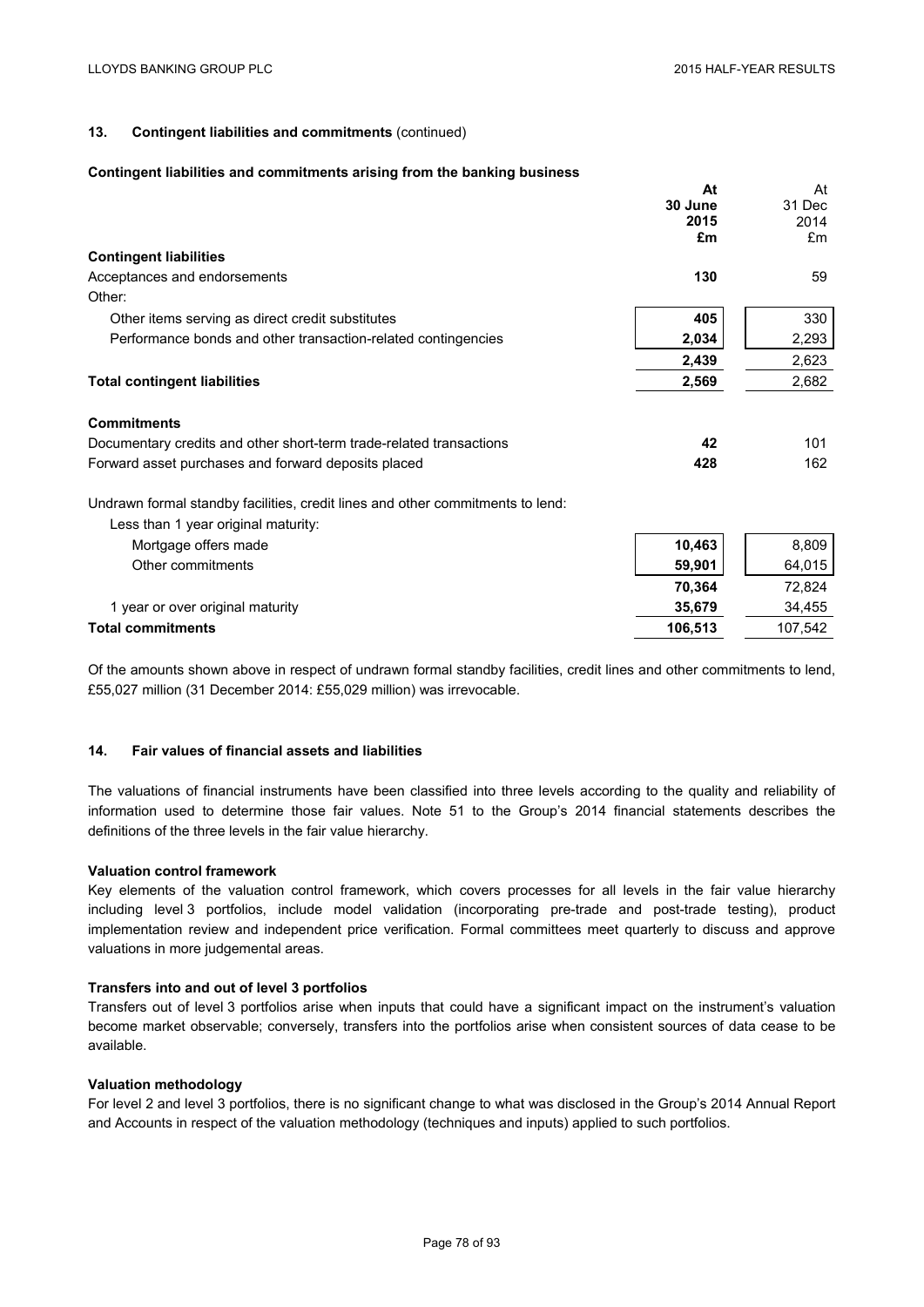## 13. Contingent liabilities and commitments (continued)

### Contingent liabilities and commitments arising from the banking business

| | At 30 June 2015 £m | At 31 Dec 2014 £m |
|---|---|---|
| **Contingent liabilities** | | |
| Acceptances and endorsements | **130** | 59 |
| Other: | | |
| Other items serving as direct credit substitutes | **405** | 330 |
| Performance bonds and other transaction-related contingencies | **2,034** | 2,293 |
| | **2,439** | 2,623 |
| **Total contingent liabilities** | **2,569** | 2,682 |
| | | |
| **Commitments** | | |
| Documentary credits and other short-term trade-related transactions | **42** | 101 |
| Forward asset purchases and forward deposits placed | **428** | 162 |
| | | |
| Undrawn formal standby facilities, credit lines and other commitments to lend: | | |
| Less than 1 year original maturity: | | |
| Mortgage offers made | **10,463** | 8,809 |
| Other commitments | **59,901** | 64,015 |
| | **70,364** | 72,824 |
| 1 year or over original maturity | **35,679** | 34,455 |
| **Total commitments** | **106,513** | 107,542 |

Of the amounts shown above in respect of undrawn formal standby facilities, credit lines and other commitments to lend, £55,027 million (31 December 2014: £55,029 million) was irrevocable.

## 14. Fair values of financial assets and liabilities

The valuations of financial instruments have been classified into three levels according to the quality and reliability of information used to determine those fair values. Note 51 to the Group's 2014 financial statements describes the definitions of the three levels in the fair value hierarchy.

**Valuation control framework**

Key elements of the valuation control framework, which covers processes for all levels in the fair value hierarchy including level 3 portfolios, include model validation (incorporating pre-trade and post-trade testing), product implementation review and independent price verification. Formal committees meet quarterly to discuss and approve valuations in more judgemental areas.

**Transfers into and out of level 3 portfolios**

Transfers out of level 3 portfolios arise when inputs that could have a significant impact on the instrument's valuation become market observable; conversely, transfers into the portfolios arise when consistent sources of data cease to be available.

**Valuation methodology**

For level 2 and level 3 portfolios, there is no significant change to what was disclosed in the Group's 2014 Annual Report and Accounts in respect of the valuation methodology (techniques and inputs) applied to such portfolios.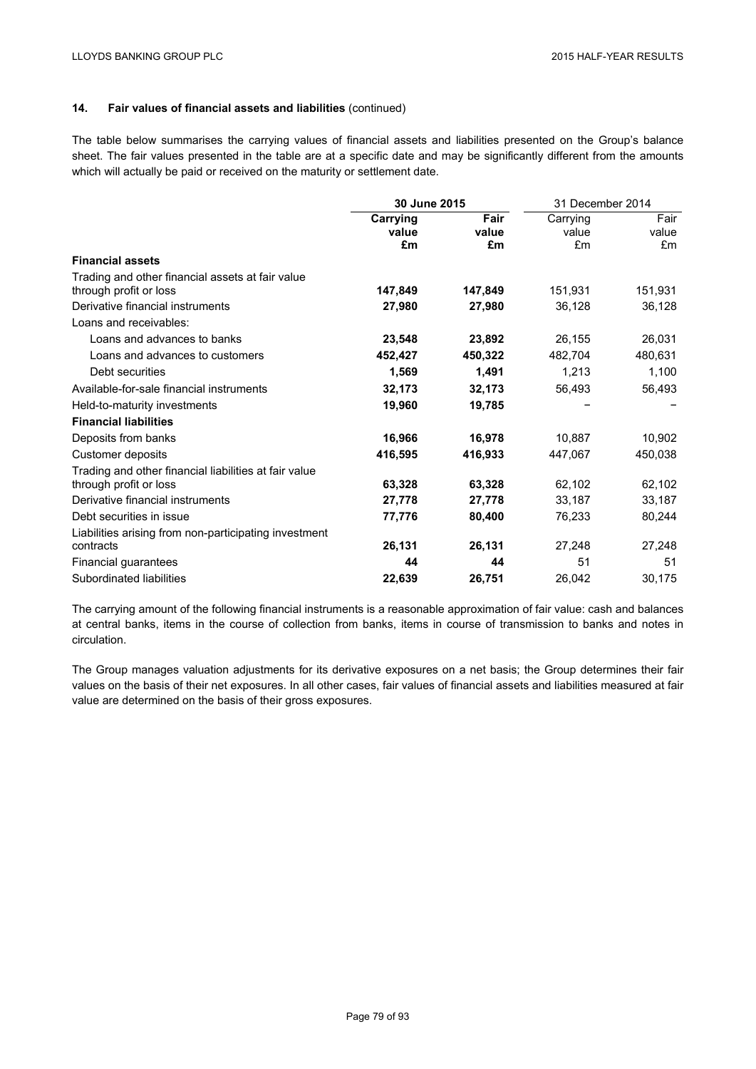### 14. Fair values of financial assets and liabilities (continued)

The table below summarises the carrying values of financial assets and liabilities presented on the Group's balance sheet. The fair values presented in the table are at a specific date and may be significantly different from the amounts which will actually be paid or received on the maturity or settlement date.

| | 30 June 2015 | | 31 December 2014 | |
|---|---|---|---|---|
| | **Carrying value £m** | **Fair value £m** | Carrying value £m | Fair value £m |
| **Financial assets** | | | | |
| Trading and other financial assets at fair value through profit or loss | **147,849** | **147,849** | 151,931 | 151,931 |
| Derivative financial instruments | **27,980** | **27,980** | 36,128 | 36,128 |
| Loans and receivables: | | | | |
| Loans and advances to banks | **23,548** | **23,892** | 26,155 | 26,031 |
| Loans and advances to customers | **452,427** | **450,322** | 482,704 | 480,631 |
| Debt securities | **1,569** | **1,491** | 1,213 | 1,100 |
| Available-for-sale financial instruments | **32,173** | **32,173** | 56,493 | 56,493 |
| Held-to-maturity investments | **19,960** | **19,785** | – | – |
| **Financial liabilities** | | | | |
| Deposits from banks | **16,966** | **16,978** | 10,887 | 10,902 |
| Customer deposits | **416,595** | **416,933** | 447,067 | 450,038 |
| Trading and other financial liabilities at fair value through profit or loss | **63,328** | **63,328** | 62,102 | 62,102 |
| Derivative financial instruments | **27,778** | **27,778** | 33,187 | 33,187 |
| Debt securities in issue | **77,776** | **80,400** | 76,233 | 80,244 |
| Liabilities arising from non-participating investment contracts | **26,131** | **26,131** | 27,248 | 27,248 |
| Financial guarantees | **44** | **44** | 51 | 51 |
| Subordinated liabilities | **22,639** | **26,751** | 26,042 | 30,175 |

The carrying amount of the following financial instruments is a reasonable approximation of fair value: cash and balances at central banks, items in the course of collection from banks, items in course of transmission to banks and notes in circulation.

The Group manages valuation adjustments for its derivative exposures on a net basis; the Group determines their fair values on the basis of their net exposures. In all other cases, fair values of financial assets and liabilities measured at fair value are determined on the basis of their gross exposures.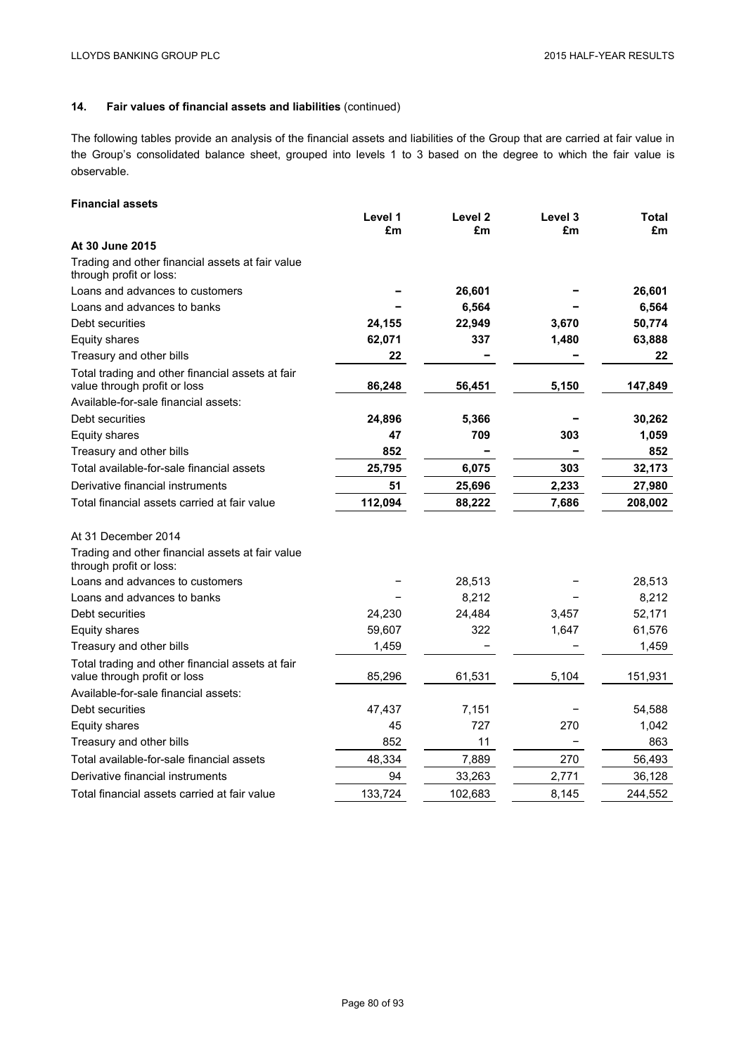## 14. Fair values of financial assets and liabilities (continued)

The following tables provide an analysis of the financial assets and liabilities of the Group that are carried at fair value in the Group's consolidated balance sheet, grouped into levels 1 to 3 based on the degree to which the fair value is observable.

**Financial assets**

| | Level 1 £m | Level 2 £m | Level 3 £m | Total £m |
|---|---|---|---|---|
| **At 30 June 2015** | | | | |
| Trading and other financial assets at fair value through profit or loss: | | | | |
| Loans and advances to customers | **–** | **26,601** | **–** | **26,601** |
| Loans and advances to banks | **–** | **6,564** | **–** | **6,564** |
| Debt securities | **24,155** | **22,949** | **3,670** | **50,774** |
| Equity shares | **62,071** | **337** | **1,480** | **63,888** |
| Treasury and other bills | **22** | **–** | **–** | **22** |
| Total trading and other financial assets at fair value through profit or loss | **86,248** | **56,451** | **5,150** | **147,849** |
| Available-for-sale financial assets: | | | | |
| Debt securities | **24,896** | **5,366** | **–** | **30,262** |
| Equity shares | **47** | **709** | **303** | **1,059** |
| Treasury and other bills | **852** | **–** | **–** | **852** |
| Total available-for-sale financial assets | **25,795** | **6,075** | **303** | **32,173** |
| Derivative financial instruments | **51** | **25,696** | **2,233** | **27,980** |
| Total financial assets carried at fair value | **112,094** | **88,222** | **7,686** | **208,002** |
| | | | | |
| At 31 December 2014 | | | | |
| Trading and other financial assets at fair value through profit or loss: | | | | |
| Loans and advances to customers | – | 28,513 | – | 28,513 |
| Loans and advances to banks | – | 8,212 | – | 8,212 |
| Debt securities | 24,230 | 24,484 | 3,457 | 52,171 |
| Equity shares | 59,607 | 322 | 1,647 | 61,576 |
| Treasury and other bills | 1,459 | – | – | 1,459 |
| Total trading and other financial assets at fair value through profit or loss | 85,296 | 61,531 | 5,104 | 151,931 |
| Available-for-sale financial assets: | | | | |
| Debt securities | 47,437 | 7,151 | – | 54,588 |
| Equity shares | 45 | 727 | 270 | 1,042 |
| Treasury and other bills | 852 | 11 | – | 863 |
| Total available-for-sale financial assets | 48,334 | 7,889 | 270 | 56,493 |
| Derivative financial instruments | 94 | 33,263 | 2,771 | 36,128 |
| Total financial assets carried at fair value | 133,724 | 102,683 | 8,145 | 244,552 |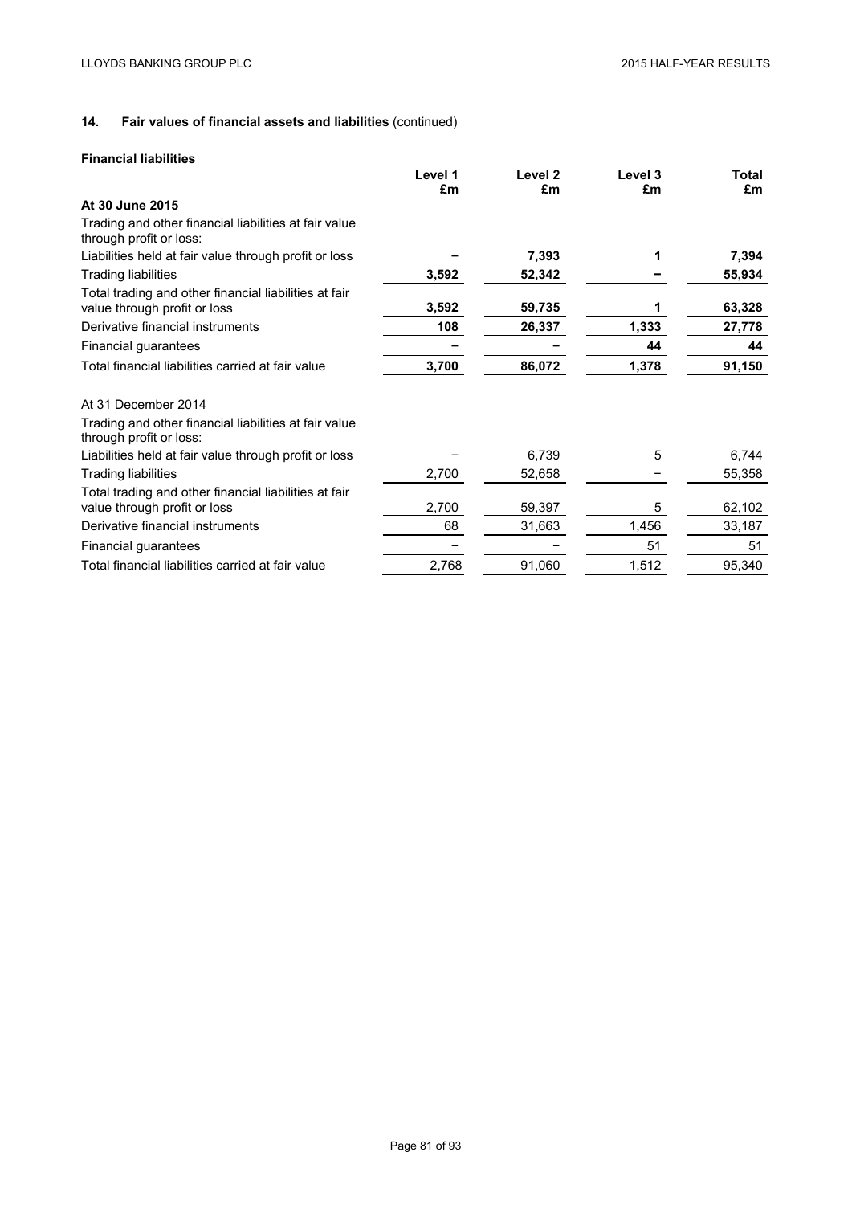## 14. Fair values of financial assets and liabilities (continued)

**Financial liabilities**

| | Level 1 £m | Level 2 £m | Level 3 £m | Total £m |
|---|---|---|---|---|
| **At 30 June 2015** | | | | |
| Trading and other financial liabilities at fair value through profit or loss: | | | | |
| Liabilities held at fair value through profit or loss | **–** | **7,393** | **1** | **7,394** |
| Trading liabilities | **3,592** | **52,342** | **–** | **55,934** |
| Total trading and other financial liabilities at fair value through profit or loss | **3,592** | **59,735** | **1** | **63,328** |
| Derivative financial instruments | **108** | **26,337** | **1,333** | **27,778** |
| Financial guarantees | **–** | **–** | **44** | **44** |
| Total financial liabilities carried at fair value | **3,700** | **86,072** | **1,378** | **91,150** |
| At 31 December 2014 | | | | |
| Trading and other financial liabilities at fair value through profit or loss: | | | | |
| Liabilities held at fair value through profit or loss | – | 6,739 | 5 | 6,744 |
| Trading liabilities | 2,700 | 52,658 | – | 55,358 |
| Total trading and other financial liabilities at fair value through profit or loss | 2,700 | 59,397 | 5 | 62,102 |
| Derivative financial instruments | 68 | 31,663 | 1,456 | 33,187 |
| Financial guarantees | – | – | 51 | 51 |
| Total financial liabilities carried at fair value | 2,768 | 91,060 | 1,512 | 95,340 |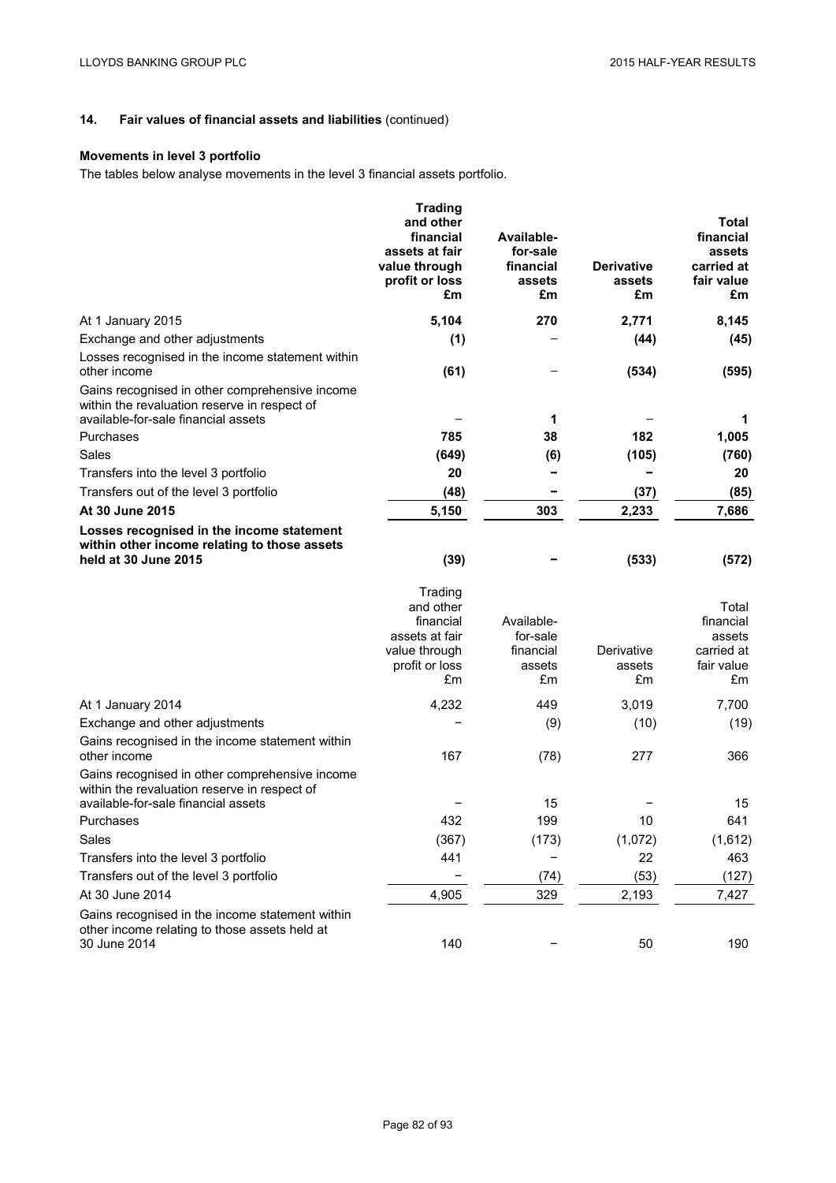## 14. Fair values of financial assets and liabilities (continued)

### Movements in level 3 portfolio

The tables below analyse movements in the level 3 financial assets portfolio.

| | **Trading and other financial assets at fair value through profit or loss £m** | **Available-for-sale financial assets £m** | **Derivative assets £m** | **Total financial assets carried at fair value £m** |
|---|---|---|---|---|
| At 1 January 2015 | **5,104** | **270** | **2,771** | **8,145** |
| Exchange and other adjustments | **(1)** | – | **(44)** | **(45)** |
| Losses recognised in the income statement within other income | **(61)** | – | **(534)** | **(595)** |
| Gains recognised in other comprehensive income within the revaluation reserve in respect of available-for-sale financial assets | – | **1** | – | **1** |
| Purchases | **785** | **38** | **182** | **1,005** |
| Sales | **(649)** | **(6)** | **(105)** | **(760)** |
| Transfers into the level 3 portfolio | **20** | **–** | **–** | **20** |
| Transfers out of the level 3 portfolio | **(48)** | **–** | **(37)** | **(85)** |
| **At 30 June 2015** | **5,150** | **303** | **2,233** | **7,686** |
| **Losses recognised in the income statement within other income relating to those assets held at 30 June 2015** | **(39)** | **–** | **(533)** | **(572)** |

| | Trading and other financial assets at fair value through profit or loss £m | Available-for-sale financial assets £m | Derivative assets £m | Total financial assets carried at fair value £m |
|---|---|---|---|---|
| At 1 January 2014 | 4,232 | 449 | 3,019 | 7,700 |
| Exchange and other adjustments | – | (9) | (10) | (19) |
| Gains recognised in the income statement within other income | 167 | (78) | 277 | 366 |
| Gains recognised in other comprehensive income within the revaluation reserve in respect of available-for-sale financial assets | – | 15 | – | 15 |
| Purchases | 432 | 199 | 10 | 641 |
| Sales | (367) | (173) | (1,072) | (1,612) |
| Transfers into the level 3 portfolio | 441 | – | 22 | 463 |
| Transfers out of the level 3 portfolio | – | (74) | (53) | (127) |
| At 30 June 2014 | 4,905 | 329 | 2,193 | 7,427 |
| Gains recognised in the income statement within other income relating to those assets held at 30 June 2014 | 140 | – | 50 | 190 |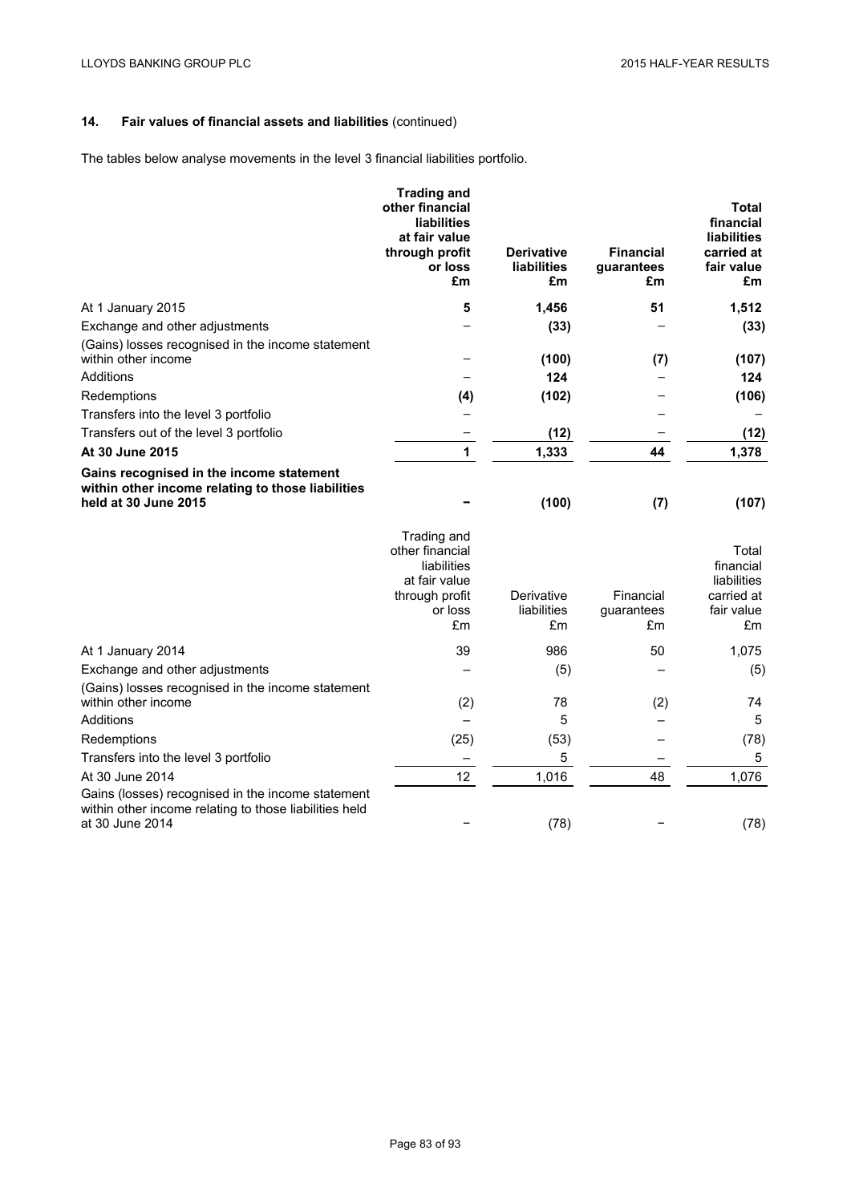## 14. Fair values of financial assets and liabilities (continued)

The tables below analyse movements in the level 3 financial liabilities portfolio.

| | **Trading and other financial liabilities at fair value through profit or loss £m** | **Derivative liabilities £m** | **Financial guarantees £m** | **Total financial liabilities carried at fair value £m** |
|---|---|---|---|---|
| At 1 January 2015 | **5** | **1,456** | **51** | **1,512** |
| Exchange and other adjustments | – | **(33)** | – | **(33)** |
| (Gains) losses recognised in the income statement within other income | – | **(100)** | **(7)** | **(107)** |
| Additions | – | **124** | – | **124** |
| Redemptions | **(4)** | **(102)** | – | **(106)** |
| Transfers into the level 3 portfolio | – | | – | – |
| Transfers out of the level 3 portfolio | – | **(12)** | – | **(12)** |
| **At 30 June 2015** | **1** | **1,333** | **44** | **1,378** |
| **Gains recognised in the income statement within other income relating to those liabilities held at 30 June 2015** | **–** | **(100)** | **(7)** | **(107)** |

| | Trading and other financial liabilities at fair value through profit or loss £m | Derivative liabilities £m | Financial guarantees £m | Total financial liabilities carried at fair value £m |
|---|---|---|---|---|
| At 1 January 2014 | 39 | 986 | 50 | 1,075 |
| Exchange and other adjustments | – | (5) | – | (5) |
| (Gains) losses recognised in the income statement within other income | (2) | 78 | (2) | 74 |
| Additions | – | 5 | – | 5 |
| Redemptions | (25) | (53) | – | (78) |
| Transfers into the level 3 portfolio | – | 5 | – | 5 |
| At 30 June 2014 | 12 | 1,016 | 48 | 1,076 |
| Gains (losses) recognised in the income statement within other income relating to those liabilities held at 30 June 2014 | – | (78) | – | (78) |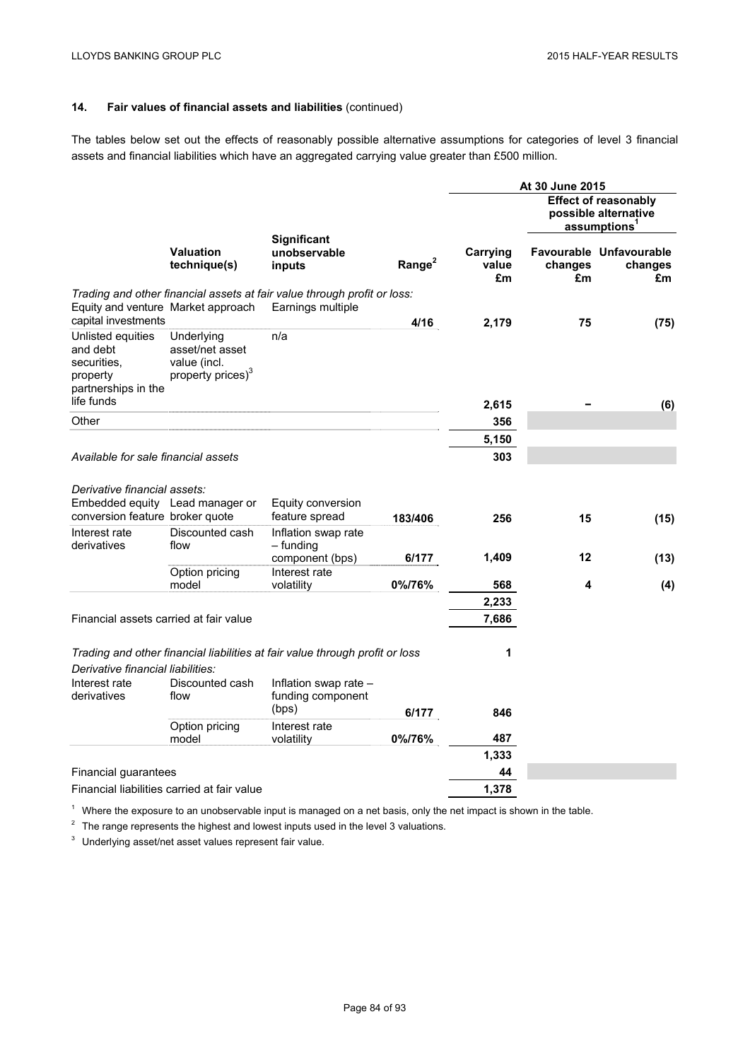## 14. Fair values of financial assets and liabilities (continued)

The tables below set out the effects of reasonably possible alternative assumptions for categories of level 3 financial assets and financial liabilities which have an aggregated carrying value greater than £500 million.

| | | | | At 30 June 2015 | | |
|---|---|---|---|---|---|---|
| | | | | | Effect of reasonably possible alternative assumptions[1] | |
| | Valuation technique(s) | Significant unobservable inputs | Range[2] | Carrying value £m | Favourable changes £m | Unfavourable changes £m |
| *Trading and other financial assets at fair value through profit or loss:* | | | | | | |
| Equity and venture capital investments | Market approach | Earnings multiple | 4/16 | 2,179 | 75 | (75) |
| Unlisted equities and debt securities, property partnerships in the life funds | Underlying asset/net asset value (incl. property prices)[3] | n/a | | 2,615 | – | (6) |
| Other | | | | 356 | | |
| | | | | 5,150 | | |
| *Available for sale financial assets* | | | | 303 | | |
| *Derivative financial assets:* | | | | | | |
| Embedded equity conversion feature | Lead manager or broker quote | Equity conversion feature spread | 183/406 | 256 | 15 | (15) |
| Interest rate derivatives | Discounted cash flow | Inflation swap rate – funding component (bps) | 6/177 | 1,409 | 12 | (13) |
| | Option pricing model | Interest rate volatility | 0%/76% | 568 | 4 | (4) |
| | | | | 2,233 | | |
| Financial assets carried at fair value | | | | 7,686 | | |
| *Trading and other financial liabilities at fair value through profit or loss* | | | | 1 | | |
| *Derivative financial liabilities:* | | | | | | |
| Interest rate derivatives | Discounted cash flow | Inflation swap rate – funding component (bps) | 6/177 | 846 | | |
| | Option pricing model | Interest rate volatility | 0%/76% | 487 | | |
| | | | | 1,333 | | |
| Financial guarantees | | | | 44 | | |
| Financial liabilities carried at fair value | | | | 1,378 | | |

[1] Where the exposure to an unobservable input is managed on a net basis, only the net impact is shown in the table.

[2] The range represents the highest and lowest inputs used in the level 3 valuations.

[3] Underlying asset/net asset values represent fair value.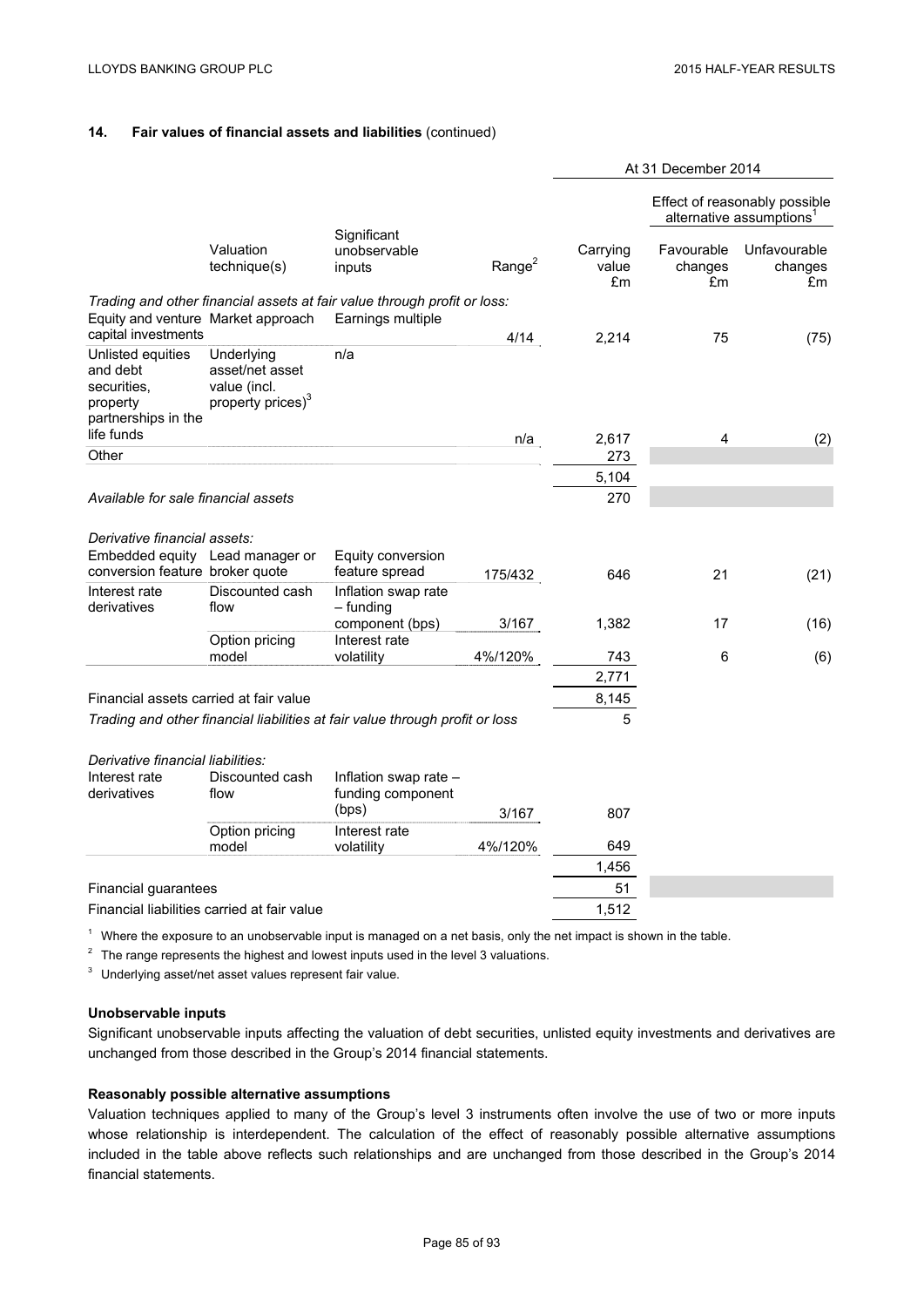## 14. Fair values of financial assets and liabilities (continued)

| | | | | At 31 December 2014 | | |
|---|---|---|---|---|---|---|
| | | | | | Effect of reasonably possible alternative assumptions[1] | |
| | Valuation technique(s) | Significant unobservable inputs | Range[2] | Carrying value £m | Favourable changes £m | Unfavourable changes £m |
| *Trading and other financial assets at fair value through profit or loss:* | | | | | | |
| Equity and venture capital investments | Market approach | Earnings multiple | 4/14 | 2,214 | 75 | (75) |
| Unlisted equities and debt securities, property partnerships in the life funds | Underlying asset/net asset value (incl. property prices)[3] | n/a | n/a | 2,617 | 4 | (2) |
| Other | | | | 273 | | |
| | | | | 5,104 | | |
| *Available for sale financial assets* | | | | 270 | | |
| *Derivative financial assets:* | | | | | | |
| Embedded equity conversion feature | Lead manager or broker quote | Equity conversion feature spread | 175/432 | 646 | 21 | (21) |
| Interest rate derivatives | Discounted cash flow | Inflation swap rate – funding component (bps) | 3/167 | 1,382 | 17 | (16) |
| | Option pricing model | Interest rate volatility | 4%/120% | 743 | 6 | (6) |
| | | | | 2,771 | | |
| Financial assets carried at fair value | | | | 8,145 | | |
| *Trading and other financial liabilities at fair value through profit or loss* | | | | 5 | | |
| *Derivative financial liabilities:* | | | | | | |
| Interest rate derivatives | Discounted cash flow | Inflation swap rate – funding component (bps) | 3/167 | 807 | | |
| | Option pricing model | Interest rate volatility | 4%/120% | 649 | | |
| | | | | 1,456 | | |
| Financial guarantees | | | | 51 | | |
| Financial liabilities carried at fair value | | | | 1,512 | | |

[1] Where the exposure to an unobservable input is managed on a net basis, only the net impact is shown in the table.

[2] The range represents the highest and lowest inputs used in the level 3 valuations.

[3] Underlying asset/net asset values represent fair value.

**Unobservable inputs**

Significant unobservable inputs affecting the valuation of debt securities, unlisted equity investments and derivatives are unchanged from those described in the Group's 2014 financial statements.

**Reasonably possible alternative assumptions**

Valuation techniques applied to many of the Group's level 3 instruments often involve the use of two or more inputs whose relationship is interdependent. The calculation of the effect of reasonably possible alternative assumptions included in the table above reflects such relationships and are unchanged from those described in the Group's 2014 financial statements.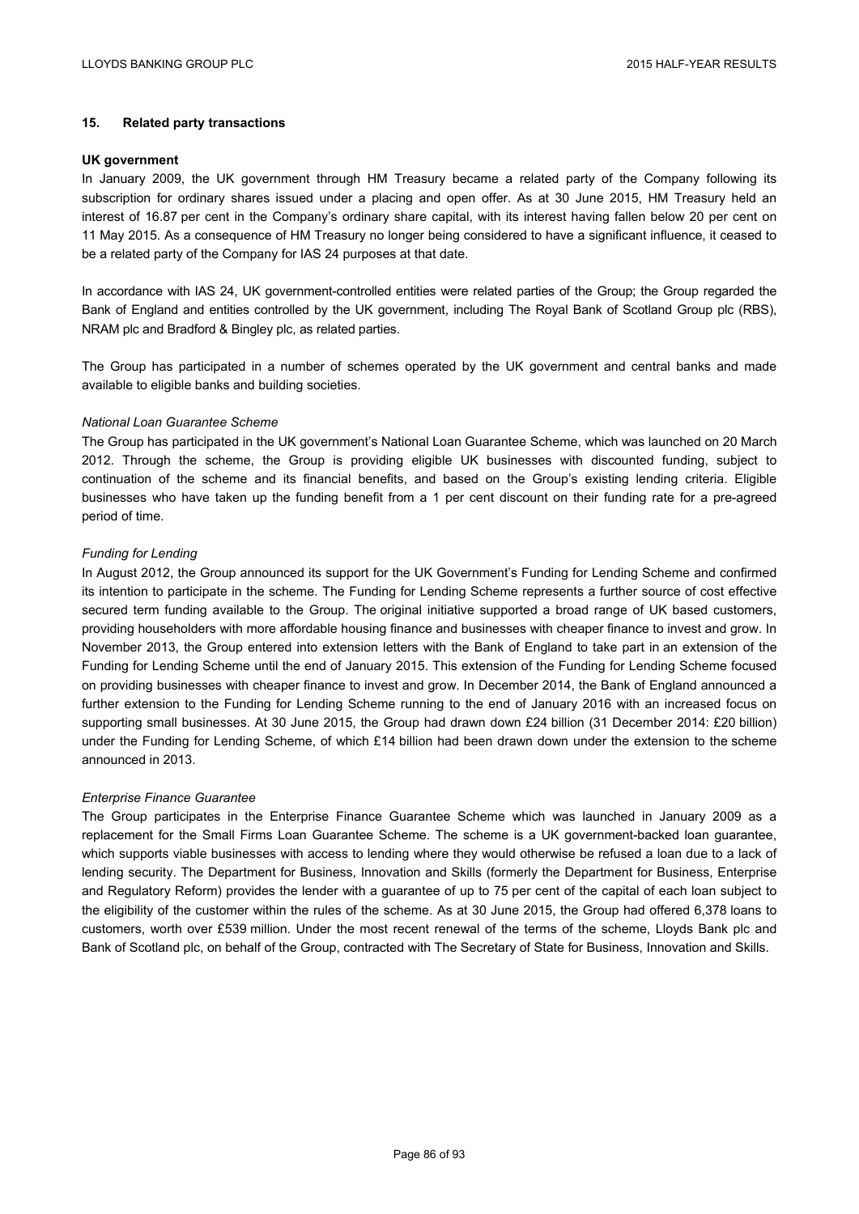## 15. Related party transactions

**UK government**

In January 2009, the UK government through HM Treasury became a related party of the Company following its subscription for ordinary shares issued under a placing and open offer. As at 30 June 2015, HM Treasury held an interest of 16.87 per cent in the Company's ordinary share capital, with its interest having fallen below 20 per cent on 11 May 2015. As a consequence of HM Treasury no longer being considered to have a significant influence, it ceased to be a related party of the Company for IAS 24 purposes at that date.

In accordance with IAS 24, UK government-controlled entities were related parties of the Group; the Group regarded the Bank of England and entities controlled by the UK government, including The Royal Bank of Scotland Group plc (RBS), NRAM plc and Bradford & Bingley plc, as related parties.

The Group has participated in a number of schemes operated by the UK government and central banks and made available to eligible banks and building societies.

*National Loan Guarantee Scheme*

The Group has participated in the UK government's National Loan Guarantee Scheme, which was launched on 20 March 2012. Through the scheme, the Group is providing eligible UK businesses with discounted funding, subject to continuation of the scheme and its financial benefits, and based on the Group's existing lending criteria. Eligible businesses who have taken up the funding benefit from a 1 per cent discount on their funding rate for a pre-agreed period of time.

*Funding for Lending*

In August 2012, the Group announced its support for the UK Government's Funding for Lending Scheme and confirmed its intention to participate in the scheme. The Funding for Lending Scheme represents a further source of cost effective secured term funding available to the Group. The original initiative supported a broad range of UK based customers, providing householders with more affordable housing finance and businesses with cheaper finance to invest and grow. In November 2013, the Group entered into extension letters with the Bank of England to take part in an extension of the Funding for Lending Scheme until the end of January 2015. This extension of the Funding for Lending Scheme focused on providing businesses with cheaper finance to invest and grow. In December 2014, the Bank of England announced a further extension to the Funding for Lending Scheme running to the end of January 2016 with an increased focus on supporting small businesses. At 30 June 2015, the Group had drawn down £24 billion (31 December 2014: £20 billion) under the Funding for Lending Scheme, of which £14 billion had been drawn down under the extension to the scheme announced in 2013.

*Enterprise Finance Guarantee*

The Group participates in the Enterprise Finance Guarantee Scheme which was launched in January 2009 as a replacement for the Small Firms Loan Guarantee Scheme. The scheme is a UK government-backed loan guarantee, which supports viable businesses with access to lending where they would otherwise be refused a loan due to a lack of lending security. The Department for Business, Innovation and Skills (formerly the Department for Business, Enterprise and Regulatory Reform) provides the lender with a guarantee of up to 75 per cent of the capital of each loan subject to the eligibility of the customer within the rules of the scheme. As at 30 June 2015, the Group had offered 6,378 loans to customers, worth over £539 million. Under the most recent renewal of the terms of the scheme, Lloyds Bank plc and Bank of Scotland plc, on behalf of the Group, contracted with The Secretary of State for Business, Innovation and Skills.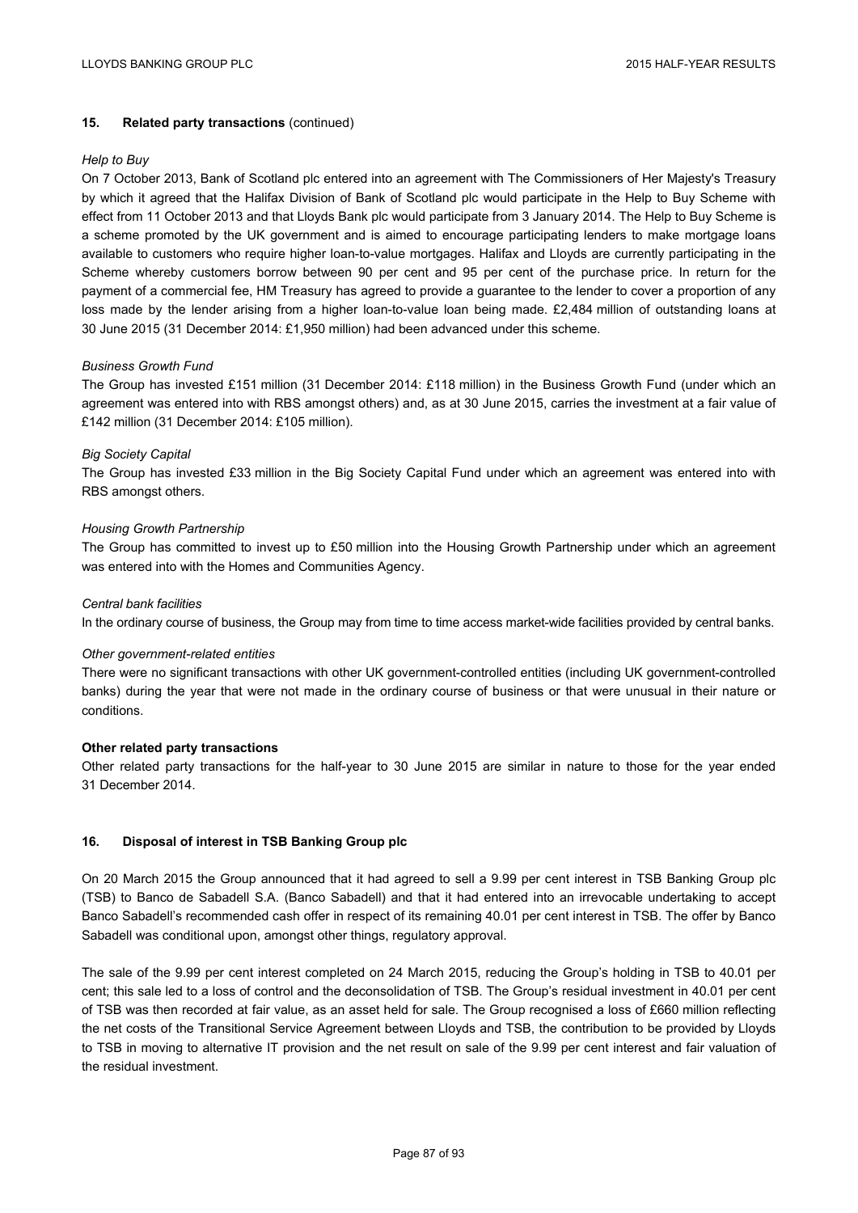## 15. Related party transactions (continued)

*Help to Buy*

On 7 October 2013, Bank of Scotland plc entered into an agreement with The Commissioners of Her Majesty's Treasury by which it agreed that the Halifax Division of Bank of Scotland plc would participate in the Help to Buy Scheme with effect from 11 October 2013 and that Lloyds Bank plc would participate from 3 January 2014. The Help to Buy Scheme is a scheme promoted by the UK government and is aimed to encourage participating lenders to make mortgage loans available to customers who require higher loan-to-value mortgages. Halifax and Lloyds are currently participating in the Scheme whereby customers borrow between 90 per cent and 95 per cent of the purchase price. In return for the payment of a commercial fee, HM Treasury has agreed to provide a guarantee to the lender to cover a proportion of any loss made by the lender arising from a higher loan-to-value loan being made. £2,484 million of outstanding loans at 30 June 2015 (31 December 2014: £1,950 million) had been advanced under this scheme.

*Business Growth Fund*

The Group has invested £151 million (31 December 2014: £118 million) in the Business Growth Fund (under which an agreement was entered into with RBS amongst others) and, as at 30 June 2015, carries the investment at a fair value of £142 million (31 December 2014: £105 million).

*Big Society Capital*

The Group has invested £33 million in the Big Society Capital Fund under which an agreement was entered into with RBS amongst others.

*Housing Growth Partnership*

The Group has committed to invest up to £50 million into the Housing Growth Partnership under which an agreement was entered into with the Homes and Communities Agency.

*Central bank facilities*

In the ordinary course of business, the Group may from time to time access market-wide facilities provided by central banks.

*Other government-related entities*

There were no significant transactions with other UK government-controlled entities (including UK government-controlled banks) during the year that were not made in the ordinary course of business or that were unusual in their nature or conditions.

**Other related party transactions**

Other related party transactions for the half-year to 30 June 2015 are similar in nature to those for the year ended 31 December 2014.

## 16. Disposal of interest in TSB Banking Group plc

On 20 March 2015 the Group announced that it had agreed to sell a 9.99 per cent interest in TSB Banking Group plc (TSB) to Banco de Sabadell S.A. (Banco Sabadell) and that it had entered into an irrevocable undertaking to accept Banco Sabadell's recommended cash offer in respect of its remaining 40.01 per cent interest in TSB. The offer by Banco Sabadell was conditional upon, amongst other things, regulatory approval.

The sale of the 9.99 per cent interest completed on 24 March 2015, reducing the Group's holding in TSB to 40.01 per cent; this sale led to a loss of control and the deconsolidation of TSB. The Group's residual investment in 40.01 per cent of TSB was then recorded at fair value, as an asset held for sale. The Group recognised a loss of £660 million reflecting the net costs of the Transitional Service Agreement between Lloyds and TSB, the contribution to be provided by Lloyds to TSB in moving to alternative IT provision and the net result on sale of the 9.99 per cent interest and fair valuation of the residual investment.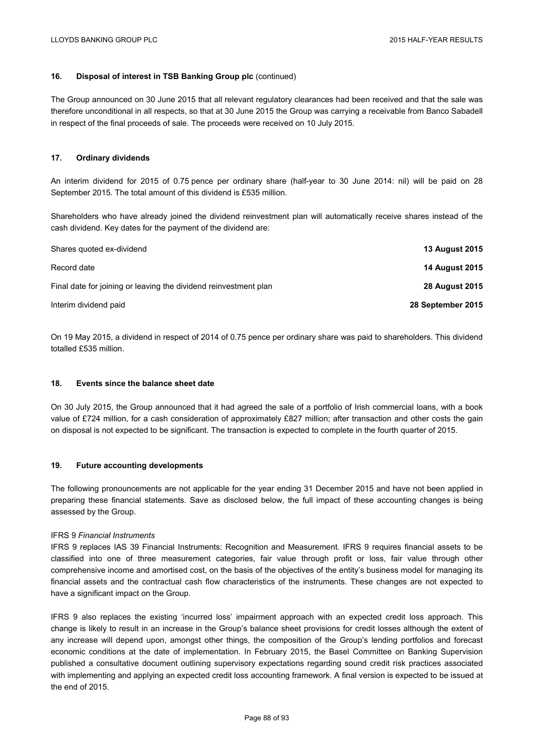## 16. Disposal of interest in TSB Banking Group plc (continued)

The Group announced on 30 June 2015 that all relevant regulatory clearances had been received and that the sale was therefore unconditional in all respects, so that at 30 June 2015 the Group was carrying a receivable from Banco Sabadell in respect of the final proceeds of sale. The proceeds were received on 10 July 2015.

## 17. Ordinary dividends

An interim dividend for 2015 of 0.75 pence per ordinary share (half-year to 30 June 2014: nil) will be paid on 28 September 2015. The total amount of this dividend is £535 million.

Shareholders who have already joined the dividend reinvestment plan will automatically receive shares instead of the cash dividend. Key dates for the payment of the dividend are:

| | |
|---|---|
| Shares quoted ex-dividend | **13 August 2015** |
| Record date | **14 August 2015** |
| Final date for joining or leaving the dividend reinvestment plan | **28 August 2015** |
| Interim dividend paid | **28 September 2015** |

On 19 May 2015, a dividend in respect of 2014 of 0.75 pence per ordinary share was paid to shareholders. This dividend totalled £535 million.

## 18. Events since the balance sheet date

On 30 July 2015, the Group announced that it had agreed the sale of a portfolio of Irish commercial loans, with a book value of £724 million, for a cash consideration of approximately £827 million; after transaction and other costs the gain on disposal is not expected to be significant. The transaction is expected to complete in the fourth quarter of 2015.

## 19. Future accounting developments

The following pronouncements are not applicable for the year ending 31 December 2015 and have not been applied in preparing these financial statements. Save as disclosed below, the full impact of these accounting changes is being assessed by the Group.

IFRS 9 *Financial Instruments*

IFRS 9 replaces IAS 39 Financial Instruments: Recognition and Measurement. IFRS 9 requires financial assets to be classified into one of three measurement categories, fair value through profit or loss, fair value through other comprehensive income and amortised cost, on the basis of the objectives of the entity's business model for managing its financial assets and the contractual cash flow characteristics of the instruments. These changes are not expected to have a significant impact on the Group.

IFRS 9 also replaces the existing 'incurred loss' impairment approach with an expected credit loss approach. This change is likely to result in an increase in the Group's balance sheet provisions for credit losses although the extent of any increase will depend upon, amongst other things, the composition of the Group's lending portfolios and forecast economic conditions at the date of implementation. In February 2015, the Basel Committee on Banking Supervision published a consultative document outlining supervisory expectations regarding sound credit risk practices associated with implementing and applying an expected credit loss accounting framework. A final version is expected to be issued at the end of 2015.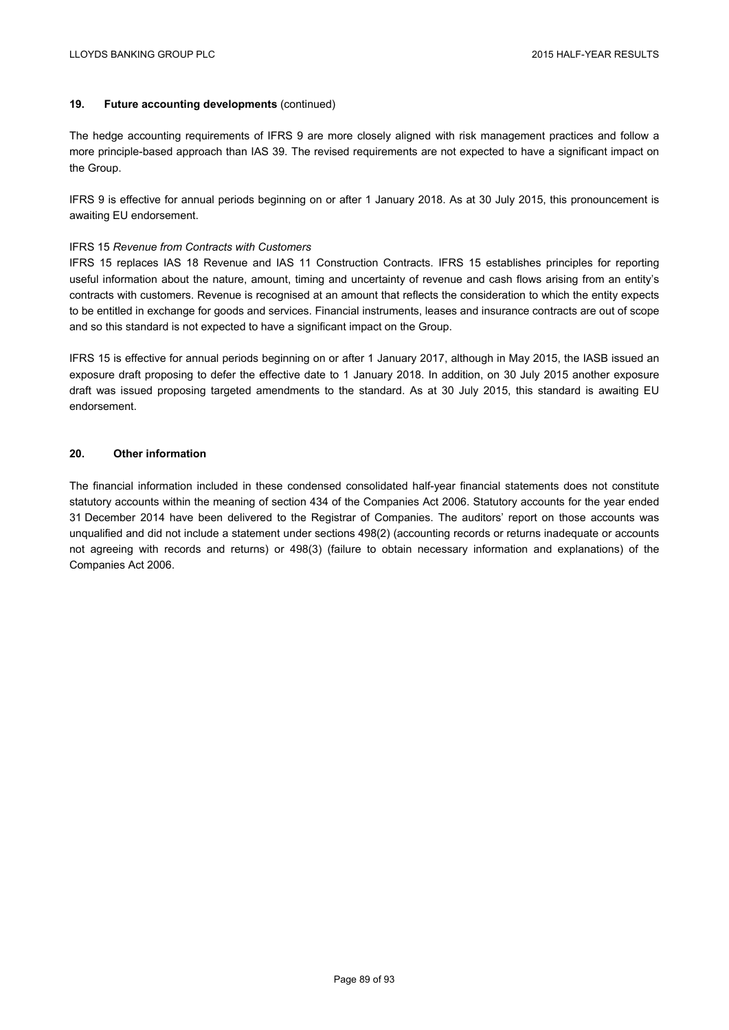## 19. Future accounting developments (continued)

The hedge accounting requirements of IFRS 9 are more closely aligned with risk management practices and follow a more principle-based approach than IAS 39. The revised requirements are not expected to have a significant impact on the Group.

IFRS 9 is effective for annual periods beginning on or after 1 January 2018. As at 30 July 2015, this pronouncement is awaiting EU endorsement.

IFRS 15 *Revenue from Contracts with Customers*

IFRS 15 replaces IAS 18 Revenue and IAS 11 Construction Contracts. IFRS 15 establishes principles for reporting useful information about the nature, amount, timing and uncertainty of revenue and cash flows arising from an entity's contracts with customers. Revenue is recognised at an amount that reflects the consideration to which the entity expects to be entitled in exchange for goods and services. Financial instruments, leases and insurance contracts are out of scope and so this standard is not expected to have a significant impact on the Group.

IFRS 15 is effective for annual periods beginning on or after 1 January 2017, although in May 2015, the IASB issued an exposure draft proposing to defer the effective date to 1 January 2018. In addition, on 30 July 2015 another exposure draft was issued proposing targeted amendments to the standard. As at 30 July 2015, this standard is awaiting EU endorsement.

## 20. Other information

The financial information included in these condensed consolidated half-year financial statements does not constitute statutory accounts within the meaning of section 434 of the Companies Act 2006. Statutory accounts for the year ended 31 December 2014 have been delivered to the Registrar of Companies. The auditors' report on those accounts was unqualified and did not include a statement under sections 498(2) (accounting records or returns inadequate or accounts not agreeing with records and returns) or 498(3) (failure to obtain necessary information and explanations) of the Companies Act 2006.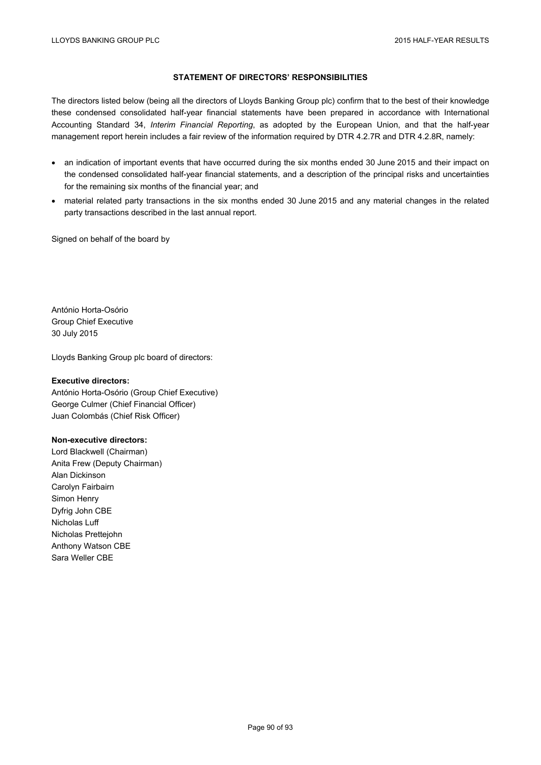## STATEMENT OF DIRECTORS' RESPONSIBILITIES

The directors listed below (being all the directors of Lloyds Banking Group plc) confirm that to the best of their knowledge these condensed consolidated half-year financial statements have been prepared in accordance with International Accounting Standard 34, *Interim Financial Reporting*, as adopted by the European Union, and that the half-year management report herein includes a fair review of the information required by DTR 4.2.7R and DTR 4.2.8R, namely:

- an indication of important events that have occurred during the six months ended 30 June 2015 and their impact on the condensed consolidated half-year financial statements, and a description of the principal risks and uncertainties for the remaining six months of the financial year; and
- material related party transactions in the six months ended 30 June 2015 and any material changes in the related party transactions described in the last annual report.

Signed on behalf of the board by

António Horta-Osório
Group Chief Executive
30 July 2015

Lloyds Banking Group plc board of directors:

**Executive directors:**
António Horta-Osório (Group Chief Executive)
George Culmer (Chief Financial Officer)
Juan Colombás (Chief Risk Officer)

**Non-executive directors:**
Lord Blackwell (Chairman)
Anita Frew (Deputy Chairman)
Alan Dickinson
Carolyn Fairbairn
Simon Henry
Dyfrig John CBE
Nicholas Luff
Nicholas Prettejohn
Anthony Watson CBE
Sara Weller CBE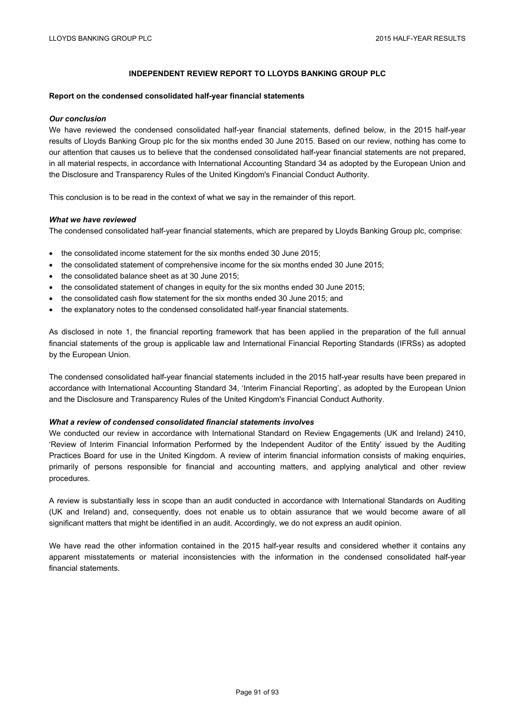## INDEPENDENT REVIEW REPORT TO LLOYDS BANKING GROUP PLC

**Report on the condensed consolidated half-year financial statements**

***Our conclusion***

We have reviewed the condensed consolidated half-year financial statements, defined below, in the 2015 half-year results of Lloyds Banking Group plc for the six months ended 30 June 2015. Based on our review, nothing has come to our attention that causes us to believe that the condensed consolidated half-year financial statements are not prepared, in all material respects, in accordance with International Accounting Standard 34 as adopted by the European Union and the Disclosure and Transparency Rules of the United Kingdom's Financial Conduct Authority.

This conclusion is to be read in the context of what we say in the remainder of this report.

***What we have reviewed***

The condensed consolidated half-year financial statements, which are prepared by Lloyds Banking Group plc, comprise:

- the consolidated income statement for the six months ended 30 June 2015;
- the consolidated statement of comprehensive income for the six months ended 30 June 2015;
- the consolidated balance sheet as at 30 June 2015;
- the consolidated statement of changes in equity for the six months ended 30 June 2015;
- the consolidated cash flow statement for the six months ended 30 June 2015; and
- the explanatory notes to the condensed consolidated half-year financial statements.

As disclosed in note 1, the financial reporting framework that has been applied in the preparation of the full annual financial statements of the group is applicable law and International Financial Reporting Standards (IFRSs) as adopted by the European Union.

The condensed consolidated half-year financial statements included in the 2015 half-year results have been prepared in accordance with International Accounting Standard 34, 'Interim Financial Reporting', as adopted by the European Union and the Disclosure and Transparency Rules of the United Kingdom's Financial Conduct Authority.

***What a review of condensed consolidated financial statements involves***

We conducted our review in accordance with International Standard on Review Engagements (UK and Ireland) 2410, 'Review of Interim Financial Information Performed by the Independent Auditor of the Entity' issued by the Auditing Practices Board for use in the United Kingdom. A review of interim financial information consists of making enquiries, primarily of persons responsible for financial and accounting matters, and applying analytical and other review procedures.

A review is substantially less in scope than an audit conducted in accordance with International Standards on Auditing (UK and Ireland) and, consequently, does not enable us to obtain assurance that we would become aware of all significant matters that might be identified in an audit. Accordingly, we do not express an audit opinion.

We have read the other information contained in the 2015 half-year results and considered whether it contains any apparent misstatements or material inconsistencies with the information in the condensed consolidated half-year financial statements.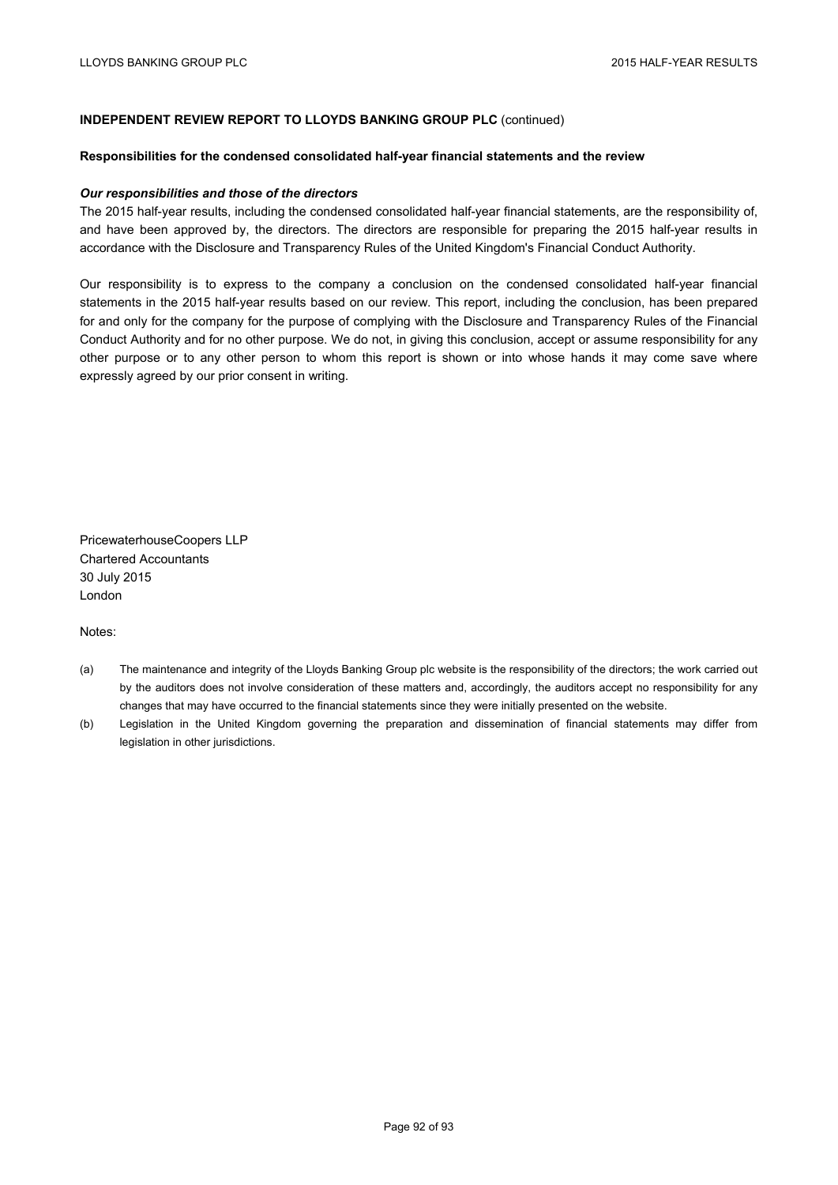**INDEPENDENT REVIEW REPORT TO LLOYDS BANKING GROUP PLC** (continued)

**Responsibilities for the condensed consolidated half-year financial statements and the review**

***Our responsibilities and those of the directors***

The 2015 half-year results, including the condensed consolidated half-year financial statements, are the responsibility of, and have been approved by, the directors. The directors are responsible for preparing the 2015 half-year results in accordance with the Disclosure and Transparency Rules of the United Kingdom's Financial Conduct Authority.

Our responsibility is to express to the company a conclusion on the condensed consolidated half-year financial statements in the 2015 half-year results based on our review. This report, including the conclusion, has been prepared for and only for the company for the purpose of complying with the Disclosure and Transparency Rules of the Financial Conduct Authority and for no other purpose. We do not, in giving this conclusion, accept or assume responsibility for any other purpose or to any other person to whom this report is shown or into whose hands it may come save where expressly agreed by our prior consent in writing.

PricewaterhouseCoopers LLP
Chartered Accountants
30 July 2015
London

Notes:

(a) The maintenance and integrity of the Lloyds Banking Group plc website is the responsibility of the directors; the work carried out by the auditors does not involve consideration of these matters and, accordingly, the auditors accept no responsibility for any changes that may have occurred to the financial statements since they were initially presented on the website.

(b) Legislation in the United Kingdom governing the preparation and dissemination of financial statements may differ from legislation in other jurisdictions.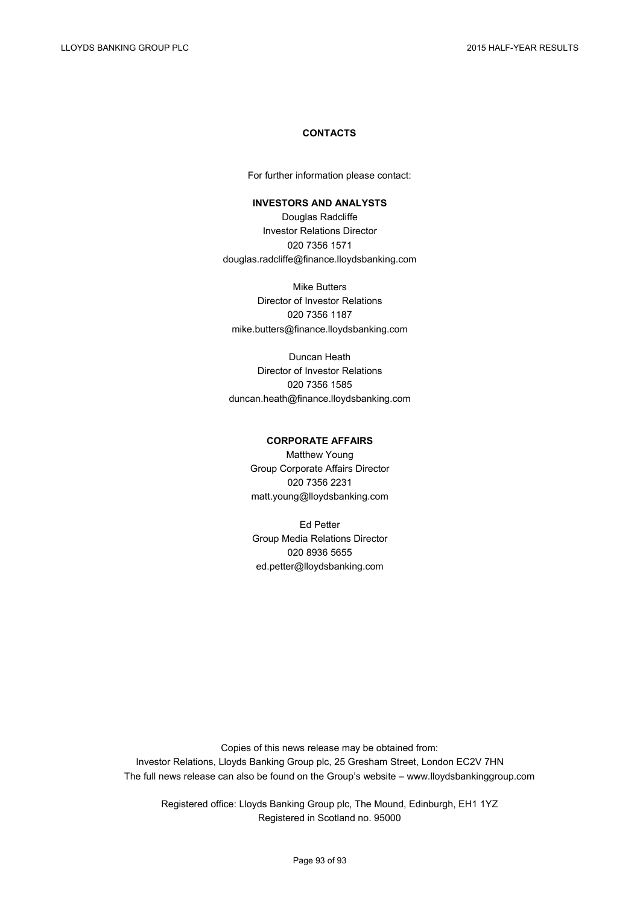## CONTACTS

For further information please contact:

**INVESTORS AND ANALYSTS**

Douglas Radcliffe
Investor Relations Director
020 7356 1571
douglas.radcliffe@finance.lloydsbanking.com

Mike Butters
Director of Investor Relations
020 7356 1187
mike.butters@finance.lloydsbanking.com

Duncan Heath
Director of Investor Relations
020 7356 1585
duncan.heath@finance.lloydsbanking.com

**CORPORATE AFFAIRS**

Matthew Young
Group Corporate Affairs Director
020 7356 2231
matt.young@lloydsbanking.com

Ed Petter
Group Media Relations Director
020 8936 5655
ed.petter@lloydsbanking.com

Copies of this news release may be obtained from:
Investor Relations, Lloyds Banking Group plc, 25 Gresham Street, London EC2V 7HN
The full news release can also be found on the Group's website – www.lloydsbankinggroup.com

Registered office: Lloyds Banking Group plc, The Mound, Edinburgh, EH1 1YZ
Registered in Scotland no. 95000